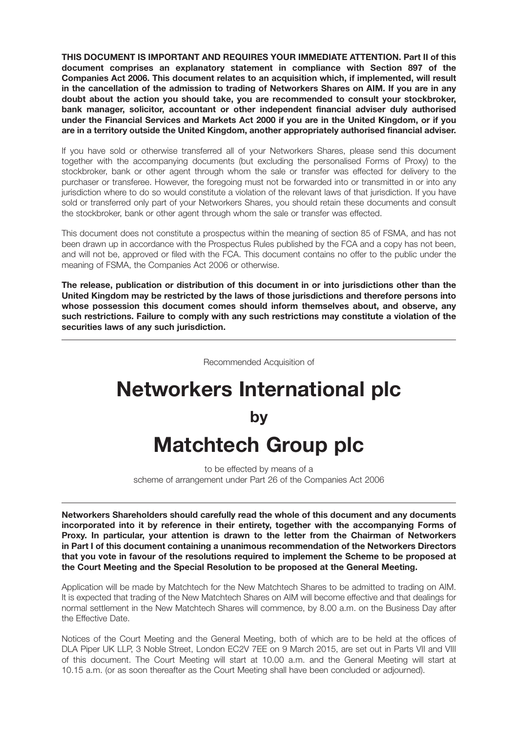**THIS DOCUMENT IS IMPORTANT AND REQUIRES YOUR IMMEDIATE ATTENTION. Part II of this document comprises an explanatory statement in compliance with Section 897 of the Companies Act 2006. This document relates to an acquisition which, if implemented, will result in the cancellation of the admission to trading of Networkers Shares on AIM. If you are in any doubt about the action you should take, you are recommended to consult your stockbroker, bank manager, solicitor, accountant or other independent financial adviser duly authorised under the Financial Services and Markets Act 2000 if you are in the United Kingdom, or if you are in a territory outside the United Kingdom, another appropriately authorised financial adviser.**

If you have sold or otherwise transferred all of your Networkers Shares, please send this document together with the accompanying documents (but excluding the personalised Forms of Proxy) to the stockbroker, bank or other agent through whom the sale or transfer was effected for delivery to the purchaser or transferee. However, the foregoing must not be forwarded into or transmitted in or into any jurisdiction where to do so would constitute a violation of the relevant laws of that jurisdiction. If you have sold or transferred only part of your Networkers Shares, you should retain these documents and consult the stockbroker, bank or other agent through whom the sale or transfer was effected.

This document does not constitute a prospectus within the meaning of section 85 of FSMA, and has not been drawn up in accordance with the Prospectus Rules published by the FCA and a copy has not been, and will not be, approved or filed with the FCA. This document contains no offer to the public under the meaning of FSMA, the Companies Act 2006 or otherwise.

**The release, publication or distribution of this document in or into jurisdictions other than the United Kingdom may be restricted by the laws of those jurisdictions and therefore persons into whose possession this document comes should inform themselves about, and observe, any such restrictions. Failure to comply with any such restrictions may constitute a violation of the securities laws of any such jurisdiction.**

---

Recommended Acquisition of

# Networkers International plc

## by

# Matchtech Group plc

to be effected by means of a
scheme of arrangement under Part 26 of the Companies Act 2006

---

**Networkers Shareholders should carefully read the whole of this document and any documents incorporated into it by reference in their entirety, together with the accompanying Forms of Proxy. In particular, your attention is drawn to the letter from the Chairman of Networkers in Part I of this document containing a unanimous recommendation of the Networkers Directors that you vote in favour of the resolutions required to implement the Scheme to be proposed at the Court Meeting and the Special Resolution to be proposed at the General Meeting.**

Application will be made by Matchtech for the New Matchtech Shares to be admitted to trading on AIM. It is expected that trading of the New Matchtech Shares on AIM will become effective and that dealings for normal settlement in the New Matchtech Shares will commence, by 8.00 a.m. on the Business Day after the Effective Date.

Notices of the Court Meeting and the General Meeting, both of which are to be held at the offices of DLA Piper UK LLP, 3 Noble Street, London EC2V 7EE on 9 March 2015, are set out in Parts VII and VIII of this document. The Court Meeting will start at 10.00 a.m. and the General Meeting will start at 10.15 a.m. (or as soon thereafter as the Court Meeting shall have been concluded or adjourned).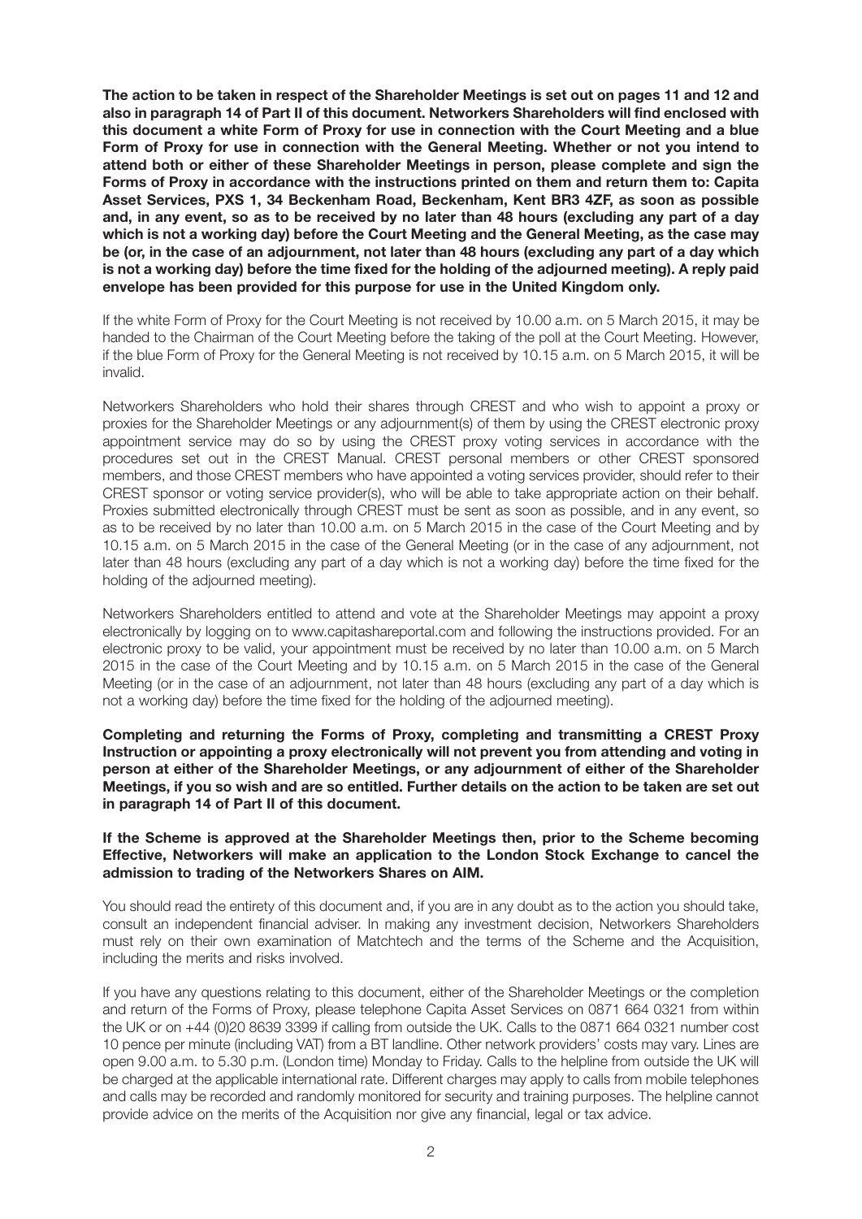**The action to be taken in respect of the Shareholder Meetings is set out on pages 11 and 12 and also in paragraph 14 of Part II of this document. Networkers Shareholders will find enclosed with this document a white Form of Proxy for use in connection with the Court Meeting and a blue Form of Proxy for use in connection with the General Meeting. Whether or not you intend to attend both or either of these Shareholder Meetings in person, please complete and sign the Forms of Proxy in accordance with the instructions printed on them and return them to: Capita Asset Services, PXS 1, 34 Beckenham Road, Beckenham, Kent BR3 4ZF, as soon as possible and, in any event, so as to be received by no later than 48 hours (excluding any part of a day which is not a working day) before the Court Meeting and the General Meeting, as the case may be (or, in the case of an adjournment, not later than 48 hours (excluding any part of a day which is not a working day) before the time fixed for the holding of the adjourned meeting). A reply paid envelope has been provided for this purpose for use in the United Kingdom only.**

If the white Form of Proxy for the Court Meeting is not received by 10.00 a.m. on 5 March 2015, it may be handed to the Chairman of the Court Meeting before the taking of the poll at the Court Meeting. However, if the blue Form of Proxy for the General Meeting is not received by 10.15 a.m. on 5 March 2015, it will be invalid.

Networkers Shareholders who hold their shares through CREST and who wish to appoint a proxy or proxies for the Shareholder Meetings or any adjournment(s) of them by using the CREST electronic proxy appointment service may do so by using the CREST proxy voting services in accordance with the procedures set out in the CREST Manual. CREST personal members or other CREST sponsored members, and those CREST members who have appointed a voting services provider, should refer to their CREST sponsor or voting service provider(s), who will be able to take appropriate action on their behalf. Proxies submitted electronically through CREST must be sent as soon as possible, and in any event, so as to be received by no later than 10.00 a.m. on 5 March 2015 in the case of the Court Meeting and by 10.15 a.m. on 5 March 2015 in the case of the General Meeting (or in the case of any adjournment, not later than 48 hours (excluding any part of a day which is not a working day) before the time fixed for the holding of the adjourned meeting).

Networkers Shareholders entitled to attend and vote at the Shareholder Meetings may appoint a proxy electronically by logging on to www.capitashareportal.com and following the instructions provided. For an electronic proxy to be valid, your appointment must be received by no later than 10.00 a.m. on 5 March 2015 in the case of the Court Meeting and by 10.15 a.m. on 5 March 2015 in the case of the General Meeting (or in the case of an adjournment, not later than 48 hours (excluding any part of a day which is not a working day) before the time fixed for the holding of the adjourned meeting).

**Completing and returning the Forms of Proxy, completing and transmitting a CREST Proxy Instruction or appointing a proxy electronically will not prevent you from attending and voting in person at either of the Shareholder Meetings, or any adjournment of either of the Shareholder Meetings, if you so wish and are so entitled. Further details on the action to be taken are set out in paragraph 14 of Part II of this document.**

**If the Scheme is approved at the Shareholder Meetings then, prior to the Scheme becoming Effective, Networkers will make an application to the London Stock Exchange to cancel the admission to trading of the Networkers Shares on AIM.**

You should read the entirety of this document and, if you are in any doubt as to the action you should take, consult an independent financial adviser. In making any investment decision, Networkers Shareholders must rely on their own examination of Matchtech and the terms of the Scheme and the Acquisition, including the merits and risks involved.

If you have any questions relating to this document, either of the Shareholder Meetings or the completion and return of the Forms of Proxy, please telephone Capita Asset Services on 0871 664 0321 from within the UK or on +44 (0)20 8639 3399 if calling from outside the UK. Calls to the 0871 664 0321 number cost 10 pence per minute (including VAT) from a BT landline. Other network providers' costs may vary. Lines are open 9.00 a.m. to 5.30 p.m. (London time) Monday to Friday. Calls to the helpline from outside the UK will be charged at the applicable international rate. Different charges may apply to calls from mobile telephones and calls may be recorded and randomly monitored for security and training purposes. The helpline cannot provide advice on the merits of the Acquisition nor give any financial, legal or tax advice.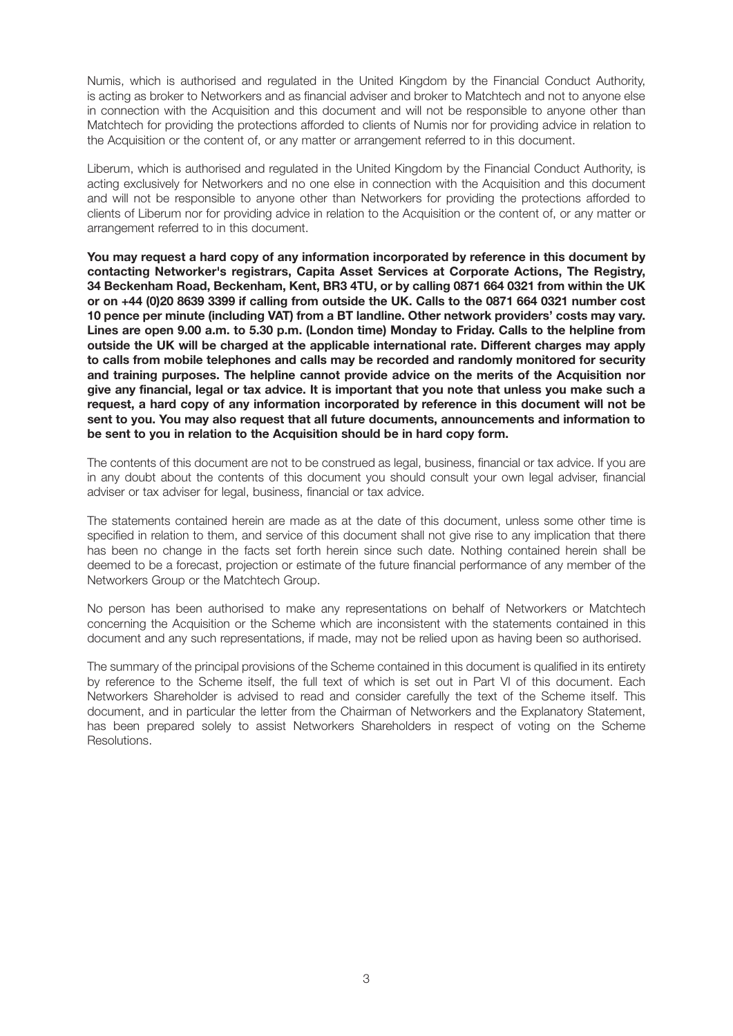Numis, which is authorised and regulated in the United Kingdom by the Financial Conduct Authority, is acting as broker to Networkers and as financial adviser and broker to Matchtech and not to anyone else in connection with the Acquisition and this document and will not be responsible to anyone other than Matchtech for providing the protections afforded to clients of Numis nor for providing advice in relation to the Acquisition or the content of, or any matter or arrangement referred to in this document.

Liberum, which is authorised and regulated in the United Kingdom by the Financial Conduct Authority, is acting exclusively for Networkers and no one else in connection with the Acquisition and this document and will not be responsible to anyone other than Networkers for providing the protections afforded to clients of Liberum nor for providing advice in relation to the Acquisition or the content of, or any matter or arrangement referred to in this document.

**You may request a hard copy of any information incorporated by reference in this document by contacting Networker's registrars, Capita Asset Services at Corporate Actions, The Registry, 34 Beckenham Road, Beckenham, Kent, BR3 4TU, or by calling 0871 664 0321 from within the UK or on +44 (0)20 8639 3399 if calling from outside the UK. Calls to the 0871 664 0321 number cost 10 pence per minute (including VAT) from a BT landline. Other network providers' costs may vary. Lines are open 9.00 a.m. to 5.30 p.m. (London time) Monday to Friday. Calls to the helpline from outside the UK will be charged at the applicable international rate. Different charges may apply to calls from mobile telephones and calls may be recorded and randomly monitored for security and training purposes. The helpline cannot provide advice on the merits of the Acquisition nor give any financial, legal or tax advice. It is important that you note that unless you make such a request, a hard copy of any information incorporated by reference in this document will not be sent to you. You may also request that all future documents, announcements and information to be sent to you in relation to the Acquisition should be in hard copy form.**

The contents of this document are not to be construed as legal, business, financial or tax advice. If you are in any doubt about the contents of this document you should consult your own legal adviser, financial adviser or tax adviser for legal, business, financial or tax advice.

The statements contained herein are made as at the date of this document, unless some other time is specified in relation to them, and service of this document shall not give rise to any implication that there has been no change in the facts set forth herein since such date. Nothing contained herein shall be deemed to be a forecast, projection or estimate of the future financial performance of any member of the Networkers Group or the Matchtech Group.

No person has been authorised to make any representations on behalf of Networkers or Matchtech concerning the Acquisition or the Scheme which are inconsistent with the statements contained in this document and any such representations, if made, may not be relied upon as having been so authorised.

The summary of the principal provisions of the Scheme contained in this document is qualified in its entirety by reference to the Scheme itself, the full text of which is set out in Part VI of this document. Each Networkers Shareholder is advised to read and consider carefully the text of the Scheme itself. This document, and in particular the letter from the Chairman of Networkers and the Explanatory Statement, has been prepared solely to assist Networkers Shareholders in respect of voting on the Scheme Resolutions.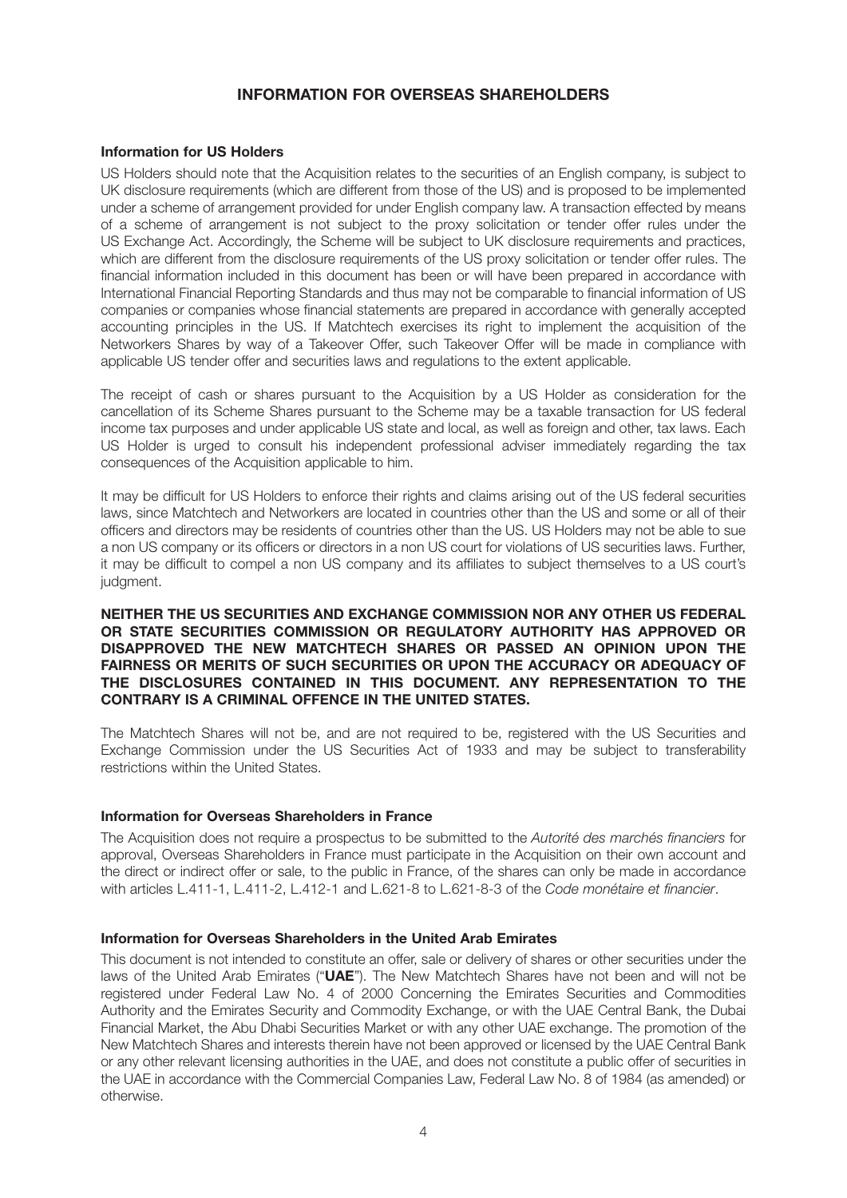# INFORMATION FOR OVERSEAS SHAREHOLDERS

### Information for US Holders

US Holders should note that the Acquisition relates to the securities of an English company, is subject to UK disclosure requirements (which are different from those of the US) and is proposed to be implemented under a scheme of arrangement provided for under English company law. A transaction effected by means of a scheme of arrangement is not subject to the proxy solicitation or tender offer rules under the US Exchange Act. Accordingly, the Scheme will be subject to UK disclosure requirements and practices, which are different from the disclosure requirements of the US proxy solicitation or tender offer rules. The financial information included in this document has been or will have been prepared in accordance with International Financial Reporting Standards and thus may not be comparable to financial information of US companies or companies whose financial statements are prepared in accordance with generally accepted accounting principles in the US. If Matchtech exercises its right to implement the acquisition of the Networkers Shares by way of a Takeover Offer, such Takeover Offer will be made in compliance with applicable US tender offer and securities laws and regulations to the extent applicable.

The receipt of cash or shares pursuant to the Acquisition by a US Holder as consideration for the cancellation of its Scheme Shares pursuant to the Scheme may be a taxable transaction for US federal income tax purposes and under applicable US state and local, as well as foreign and other, tax laws. Each US Holder is urged to consult his independent professional adviser immediately regarding the tax consequences of the Acquisition applicable to him.

It may be difficult for US Holders to enforce their rights and claims arising out of the US federal securities laws, since Matchtech and Networkers are located in countries other than the US and some or all of their officers and directors may be residents of countries other than the US. US Holders may not be able to sue a non US company or its officers or directors in a non US court for violations of US securities laws. Further, it may be difficult to compel a non US company and its affiliates to subject themselves to a US court's judgment.

**NEITHER THE US SECURITIES AND EXCHANGE COMMISSION NOR ANY OTHER US FEDERAL OR STATE SECURITIES COMMISSION OR REGULATORY AUTHORITY HAS APPROVED OR DISAPPROVED THE NEW MATCHTECH SHARES OR PASSED AN OPINION UPON THE FAIRNESS OR MERITS OF SUCH SECURITIES OR UPON THE ACCURACY OR ADEQUACY OF THE DISCLOSURES CONTAINED IN THIS DOCUMENT. ANY REPRESENTATION TO THE CONTRARY IS A CRIMINAL OFFENCE IN THE UNITED STATES.**

The Matchtech Shares will not be, and are not required to be, registered with the US Securities and Exchange Commission under the US Securities Act of 1933 and may be subject to transferability restrictions within the United States.

### Information for Overseas Shareholders in France

The Acquisition does not require a prospectus to be submitted to the *Autorité des marchés financiers* for approval, Overseas Shareholders in France must participate in the Acquisition on their own account and the direct or indirect offer or sale, to the public in France, of the shares can only be made in accordance with articles L.411-1, L.411-2, L.412-1 and L.621-8 to L.621-8-3 of the *Code monétaire et financier*.

### Information for Overseas Shareholders in the United Arab Emirates

This document is not intended to constitute an offer, sale or delivery of shares or other securities under the laws of the United Arab Emirates ("**UAE**"). The New Matchtech Shares have not been and will not be registered under Federal Law No. 4 of 2000 Concerning the Emirates Securities and Commodities Authority and the Emirates Security and Commodity Exchange, or with the UAE Central Bank, the Dubai Financial Market, the Abu Dhabi Securities Market or with any other UAE exchange. The promotion of the New Matchtech Shares and interests therein have not been approved or licensed by the UAE Central Bank or any other relevant licensing authorities in the UAE, and does not constitute a public offer of securities in the UAE in accordance with the Commercial Companies Law, Federal Law No. 8 of 1984 (as amended) or otherwise.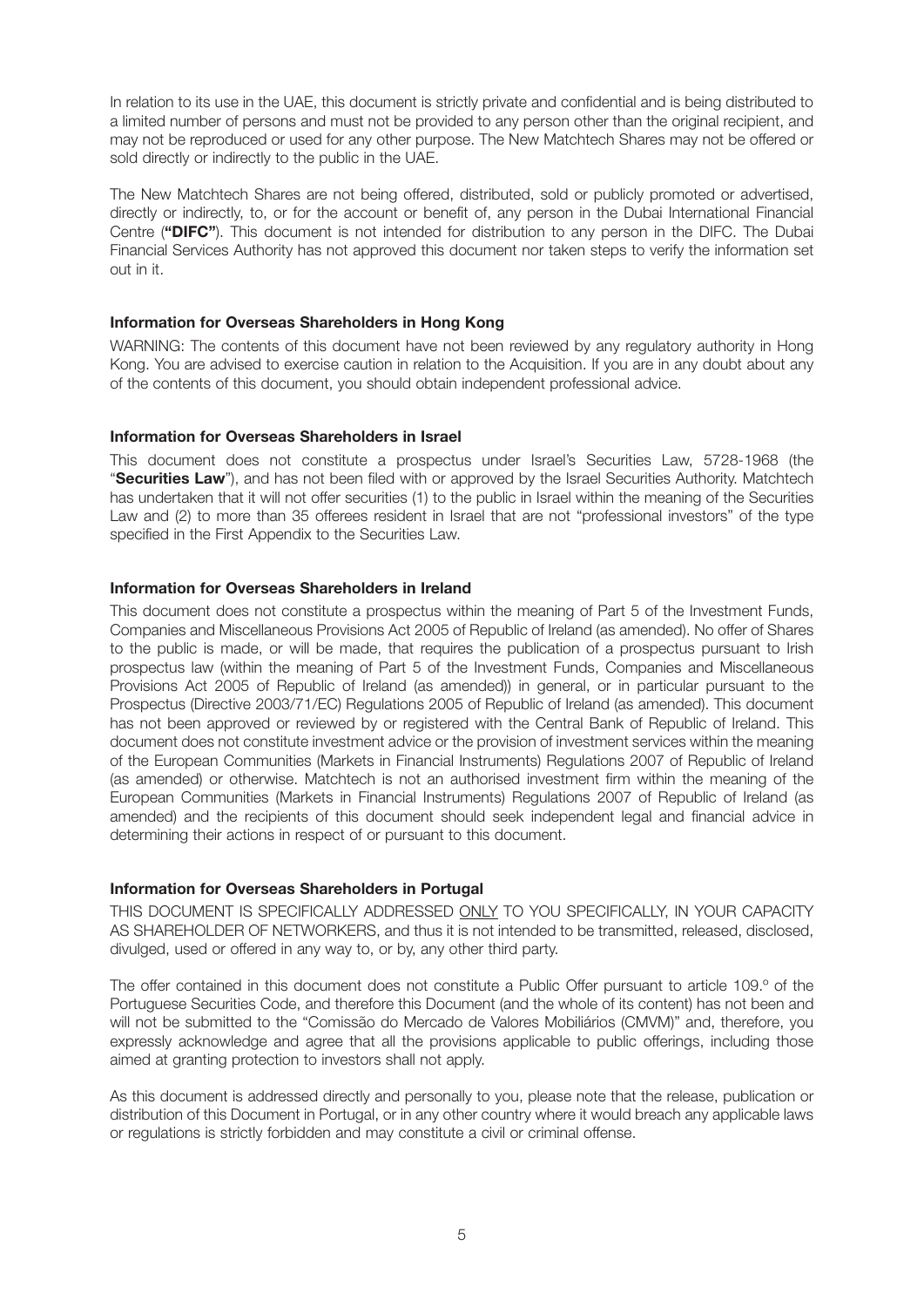In relation to its use in the UAE, this document is strictly private and confidential and is being distributed to a limited number of persons and must not be provided to any person other than the original recipient, and may not be reproduced or used for any other purpose. The New Matchtech Shares may not be offered or sold directly or indirectly to the public in the UAE.

The New Matchtech Shares are not being offered, distributed, sold or publicly promoted or advertised, directly or indirectly, to, or for the account or benefit of, any person in the Dubai International Financial Centre (**"DIFC"**). This document is not intended for distribution to any person in the DIFC. The Dubai Financial Services Authority has not approved this document nor taken steps to verify the information set out in it.

**Information for Overseas Shareholders in Hong Kong**

WARNING: The contents of this document have not been reviewed by any regulatory authority in Hong Kong. You are advised to exercise caution in relation to the Acquisition. If you are in any doubt about any of the contents of this document, you should obtain independent professional advice.

**Information for Overseas Shareholders in Israel**

This document does not constitute a prospectus under Israel's Securities Law, 5728-1968 (the "**Securities Law**"), and has not been filed with or approved by the Israel Securities Authority. Matchtech has undertaken that it will not offer securities (1) to the public in Israel within the meaning of the Securities Law and (2) to more than 35 offerees resident in Israel that are not "professional investors" of the type specified in the First Appendix to the Securities Law.

**Information for Overseas Shareholders in Ireland**

This document does not constitute a prospectus within the meaning of Part 5 of the Investment Funds, Companies and Miscellaneous Provisions Act 2005 of Republic of Ireland (as amended). No offer of Shares to the public is made, or will be made, that requires the publication of a prospectus pursuant to Irish prospectus law (within the meaning of Part 5 of the Investment Funds, Companies and Miscellaneous Provisions Act 2005 of Republic of Ireland (as amended)) in general, or in particular pursuant to the Prospectus (Directive 2003/71/EC) Regulations 2005 of Republic of Ireland (as amended). This document has not been approved or reviewed by or registered with the Central Bank of Republic of Ireland. This document does not constitute investment advice or the provision of investment services within the meaning of the European Communities (Markets in Financial Instruments) Regulations 2007 of Republic of Ireland (as amended) or otherwise. Matchtech is not an authorised investment firm within the meaning of the European Communities (Markets in Financial Instruments) Regulations 2007 of Republic of Ireland (as amended) and the recipients of this document should seek independent legal and financial advice in determining their actions in respect of or pursuant to this document.

**Information for Overseas Shareholders in Portugal**

THIS DOCUMENT IS SPECIFICALLY ADDRESSED ONLY TO YOU SPECIFICALLY, IN YOUR CAPACITY AS SHAREHOLDER OF NETWORKERS, and thus it is not intended to be transmitted, released, disclosed, divulged, used or offered in any way to, or by, any other third party.

The offer contained in this document does not constitute a Public Offer pursuant to article 109.º of the Portuguese Securities Code, and therefore this Document (and the whole of its content) has not been and will not be submitted to the "Comissão do Mercado de Valores Mobiliários (CMVM)" and, therefore, you expressly acknowledge and agree that all the provisions applicable to public offerings, including those aimed at granting protection to investors shall not apply.

As this document is addressed directly and personally to you, please note that the release, publication or distribution of this Document in Portugal, or in any other country where it would breach any applicable laws or regulations is strictly forbidden and may constitute a civil or criminal offense.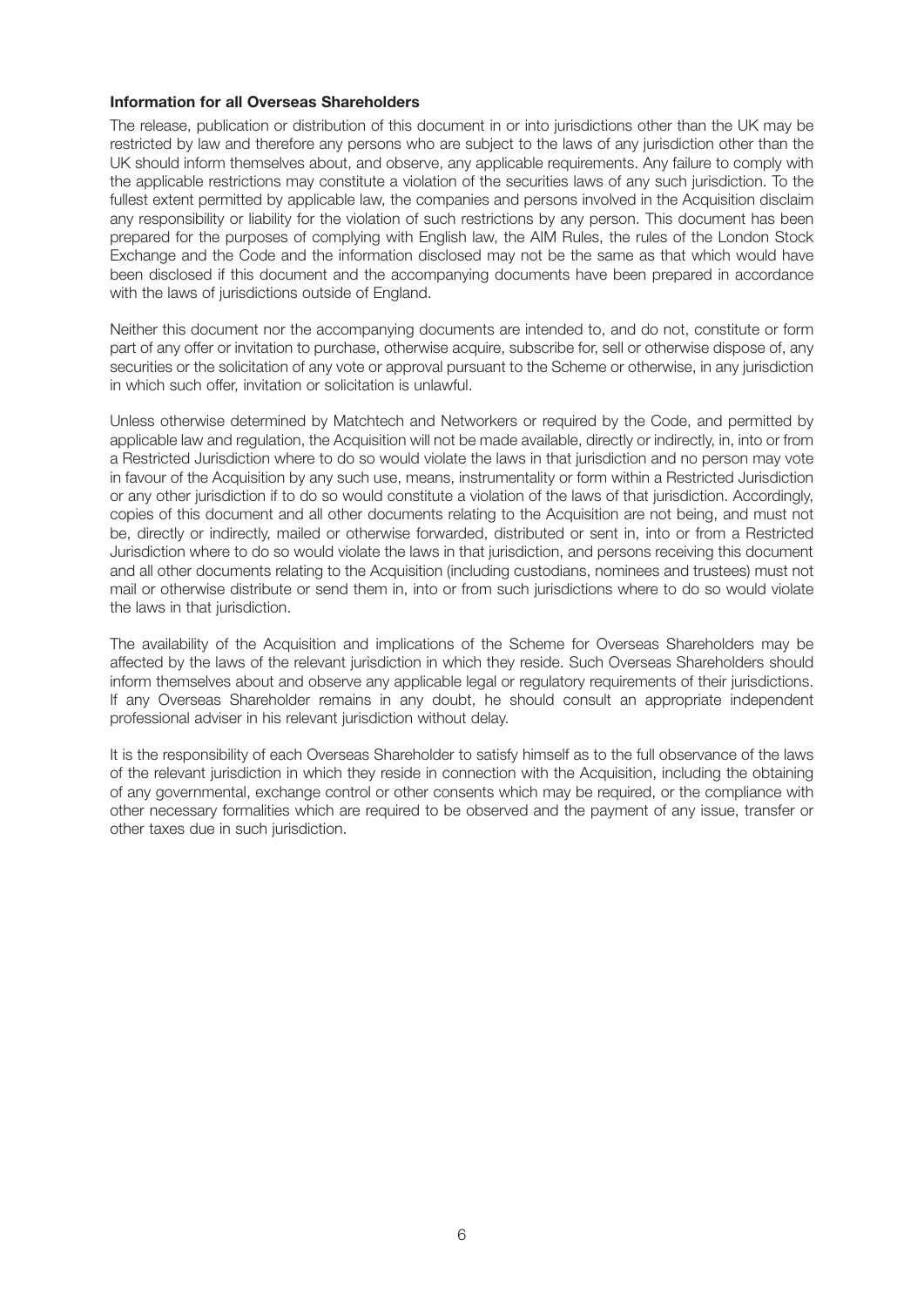**Information for all Overseas Shareholders**

The release, publication or distribution of this document in or into jurisdictions other than the UK may be restricted by law and therefore any persons who are subject to the laws of any jurisdiction other than the UK should inform themselves about, and observe, any applicable requirements. Any failure to comply with the applicable restrictions may constitute a violation of the securities laws of any such jurisdiction. To the fullest extent permitted by applicable law, the companies and persons involved in the Acquisition disclaim any responsibility or liability for the violation of such restrictions by any person. This document has been prepared for the purposes of complying with English law, the AIM Rules, the rules of the London Stock Exchange and the Code and the information disclosed may not be the same as that which would have been disclosed if this document and the accompanying documents have been prepared in accordance with the laws of jurisdictions outside of England.

Neither this document nor the accompanying documents are intended to, and do not, constitute or form part of any offer or invitation to purchase, otherwise acquire, subscribe for, sell or otherwise dispose of, any securities or the solicitation of any vote or approval pursuant to the Scheme or otherwise, in any jurisdiction in which such offer, invitation or solicitation is unlawful.

Unless otherwise determined by Matchtech and Networkers or required by the Code, and permitted by applicable law and regulation, the Acquisition will not be made available, directly or indirectly, in, into or from a Restricted Jurisdiction where to do so would violate the laws in that jurisdiction and no person may vote in favour of the Acquisition by any such use, means, instrumentality or form within a Restricted Jurisdiction or any other jurisdiction if to do so would constitute a violation of the laws of that jurisdiction. Accordingly, copies of this document and all other documents relating to the Acquisition are not being, and must not be, directly or indirectly, mailed or otherwise forwarded, distributed or sent in, into or from a Restricted Jurisdiction where to do so would violate the laws in that jurisdiction, and persons receiving this document and all other documents relating to the Acquisition (including custodians, nominees and trustees) must not mail or otherwise distribute or send them in, into or from such jurisdictions where to do so would violate the laws in that jurisdiction.

The availability of the Acquisition and implications of the Scheme for Overseas Shareholders may be affected by the laws of the relevant jurisdiction in which they reside. Such Overseas Shareholders should inform themselves about and observe any applicable legal or regulatory requirements of their jurisdictions. If any Overseas Shareholder remains in any doubt, he should consult an appropriate independent professional adviser in his relevant jurisdiction without delay.

It is the responsibility of each Overseas Shareholder to satisfy himself as to the full observance of the laws of the relevant jurisdiction in which they reside in connection with the Acquisition, including the obtaining of any governmental, exchange control or other consents which may be required, or the compliance with other necessary formalities which are required to be observed and the payment of any issue, transfer or other taxes due in such jurisdiction.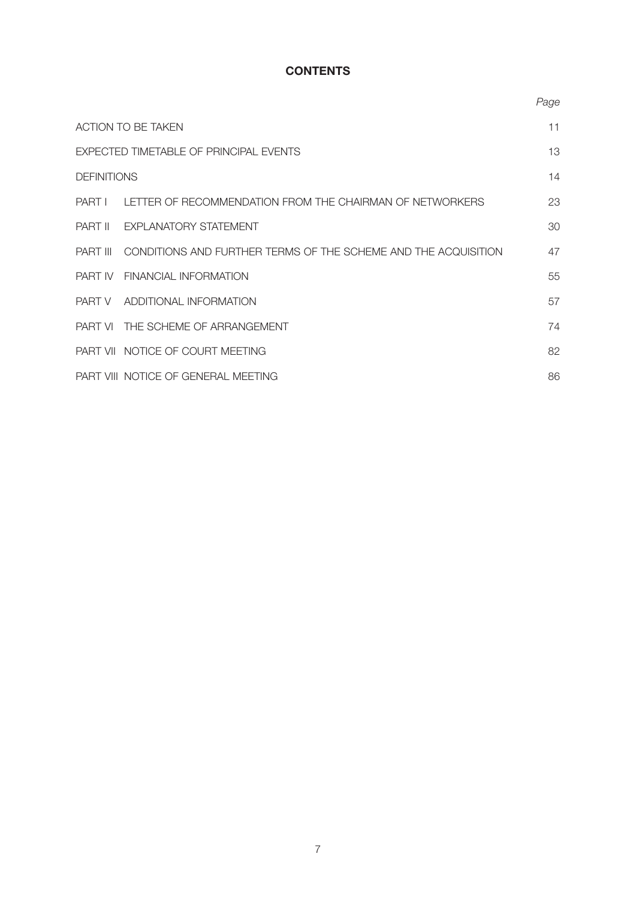# CONTENTS

| | | Page |
|---|---|---|
| ACTION TO BE TAKEN | | 11 |
| EXPECTED TIMETABLE OF PRINCIPAL EVENTS | | 13 |
| DEFINITIONS | | 14 |
| PART I | LETTER OF RECOMMENDATION FROM THE CHAIRMAN OF NETWORKERS | 23 |
| PART II | EXPLANATORY STATEMENT | 30 |
| PART III | CONDITIONS AND FURTHER TERMS OF THE SCHEME AND THE ACQUISITION | 47 |
| PART IV | FINANCIAL INFORMATION | 55 |
| PART V | ADDITIONAL INFORMATION | 57 |
| PART VI | THE SCHEME OF ARRANGEMENT | 74 |
| PART VII | NOTICE OF COURT MEETING | 82 |
| PART VIII | NOTICE OF GENERAL MEETING | 86 |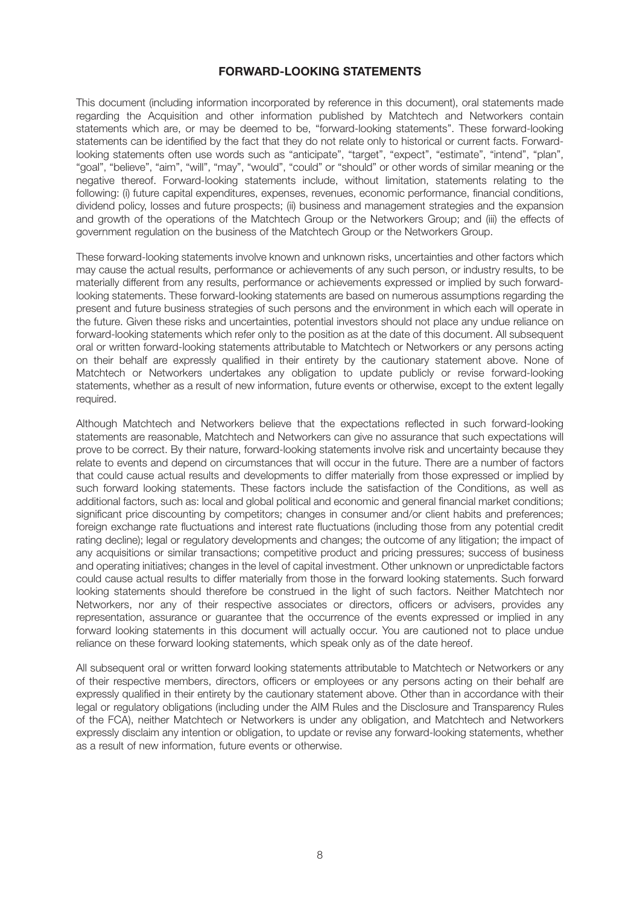## FORWARD-LOOKING STATEMENTS

This document (including information incorporated by reference in this document), oral statements made regarding the Acquisition and other information published by Matchtech and Networkers contain statements which are, or may be deemed to be, "forward-looking statements". These forward-looking statements can be identified by the fact that they do not relate only to historical or current facts. Forward-looking statements often use words such as "anticipate", "target", "expect", "estimate", "intend", "plan", "goal", "believe", "aim", "will", "may", "would", "could" or "should" or other words of similar meaning or the negative thereof. Forward-looking statements include, without limitation, statements relating to the following: (i) future capital expenditures, expenses, revenues, economic performance, financial conditions, dividend policy, losses and future prospects; (ii) business and management strategies and the expansion and growth of the operations of the Matchtech Group or the Networkers Group; and (iii) the effects of government regulation on the business of the Matchtech Group or the Networkers Group.

These forward-looking statements involve known and unknown risks, uncertainties and other factors which may cause the actual results, performance or achievements of any such person, or industry results, to be materially different from any results, performance or achievements expressed or implied by such forward-looking statements. These forward-looking statements are based on numerous assumptions regarding the present and future business strategies of such persons and the environment in which each will operate in the future. Given these risks and uncertainties, potential investors should not place any undue reliance on forward-looking statements which refer only to the position as at the date of this document. All subsequent oral or written forward-looking statements attributable to Matchtech or Networkers or any persons acting on their behalf are expressly qualified in their entirety by the cautionary statement above. None of Matchtech or Networkers undertakes any obligation to update publicly or revise forward-looking statements, whether as a result of new information, future events or otherwise, except to the extent legally required.

Although Matchtech and Networkers believe that the expectations reflected in such forward-looking statements are reasonable, Matchtech and Networkers can give no assurance that such expectations will prove to be correct. By their nature, forward-looking statements involve risk and uncertainty because they relate to events and depend on circumstances that will occur in the future. There are a number of factors that could cause actual results and developments to differ materially from those expressed or implied by such forward looking statements. These factors include the satisfaction of the Conditions, as well as additional factors, such as: local and global political and economic and general financial market conditions; significant price discounting by competitors; changes in consumer and/or client habits and preferences; foreign exchange rate fluctuations and interest rate fluctuations (including those from any potential credit rating decline); legal or regulatory developments and changes; the outcome of any litigation; the impact of any acquisitions or similar transactions; competitive product and pricing pressures; success of business and operating initiatives; changes in the level of capital investment. Other unknown or unpredictable factors could cause actual results to differ materially from those in the forward looking statements. Such forward looking statements should therefore be construed in the light of such factors. Neither Matchtech nor Networkers, nor any of their respective associates or directors, officers or advisers, provides any representation, assurance or guarantee that the occurrence of the events expressed or implied in any forward looking statements in this document will actually occur. You are cautioned not to place undue reliance on these forward looking statements, which speak only as of the date hereof.

All subsequent oral or written forward looking statements attributable to Matchtech or Networkers or any of their respective members, directors, officers or employees or any persons acting on their behalf are expressly qualified in their entirety by the cautionary statement above. Other than in accordance with their legal or regulatory obligations (including under the AIM Rules and the Disclosure and Transparency Rules of the FCA), neither Matchtech or Networkers is under any obligation, and Matchtech and Networkers expressly disclaim any intention or obligation, to update or revise any forward-looking statements, whether as a result of new information, future events or otherwise.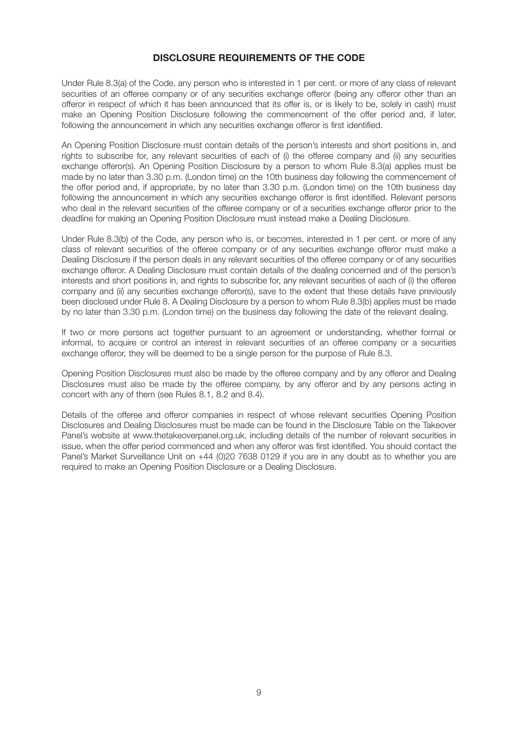## DISCLOSURE REQUIREMENTS OF THE CODE

Under Rule 8.3(a) of the Code, any person who is interested in 1 per cent. or more of any class of relevant securities of an offeree company or of any securities exchange offeror (being any offeror other than an offeror in respect of which it has been announced that its offer is, or is likely to be, solely in cash) must make an Opening Position Disclosure following the commencement of the offer period and, if later, following the announcement in which any securities exchange offeror is first identified.

An Opening Position Disclosure must contain details of the person's interests and short positions in, and rights to subscribe for, any relevant securities of each of (i) the offeree company and (ii) any securities exchange offeror(s). An Opening Position Disclosure by a person to whom Rule 8.3(a) applies must be made by no later than 3.30 p.m. (London time) on the 10th business day following the commencement of the offer period and, if appropriate, by no later than 3.30 p.m. (London time) on the 10th business day following the announcement in which any securities exchange offeror is first identified. Relevant persons who deal in the relevant securities of the offeree company or of a securities exchange offeror prior to the deadline for making an Opening Position Disclosure must instead make a Dealing Disclosure.

Under Rule 8.3(b) of the Code, any person who is, or becomes, interested in 1 per cent. or more of any class of relevant securities of the offeree company or of any securities exchange offeror must make a Dealing Disclosure if the person deals in any relevant securities of the offeree company or of any securities exchange offeror. A Dealing Disclosure must contain details of the dealing concerned and of the person's interests and short positions in, and rights to subscribe for, any relevant securities of each of (i) the offeree company and (ii) any securities exchange offeror(s), save to the extent that these details have previously been disclosed under Rule 8. A Dealing Disclosure by a person to whom Rule 8.3(b) applies must be made by no later than 3.30 p.m. (London time) on the business day following the date of the relevant dealing.

If two or more persons act together pursuant to an agreement or understanding, whether formal or informal, to acquire or control an interest in relevant securities of an offeree company or a securities exchange offeror, they will be deemed to be a single person for the purpose of Rule 8.3.

Opening Position Disclosures must also be made by the offeree company and by any offeror and Dealing Disclosures must also be made by the offeree company, by any offeror and by any persons acting in concert with any of them (see Rules 8.1, 8.2 and 8.4).

Details of the offeree and offeror companies in respect of whose relevant securities Opening Position Disclosures and Dealing Disclosures must be made can be found in the Disclosure Table on the Takeover Panel's website at www.thetakeoverpanel.org.uk, including details of the number of relevant securities in issue, when the offer period commenced and when any offeror was first identified. You should contact the Panel's Market Surveillance Unit on +44 (0)20 7638 0129 if you are in any doubt as to whether you are required to make an Opening Position Disclosure or a Dealing Disclosure.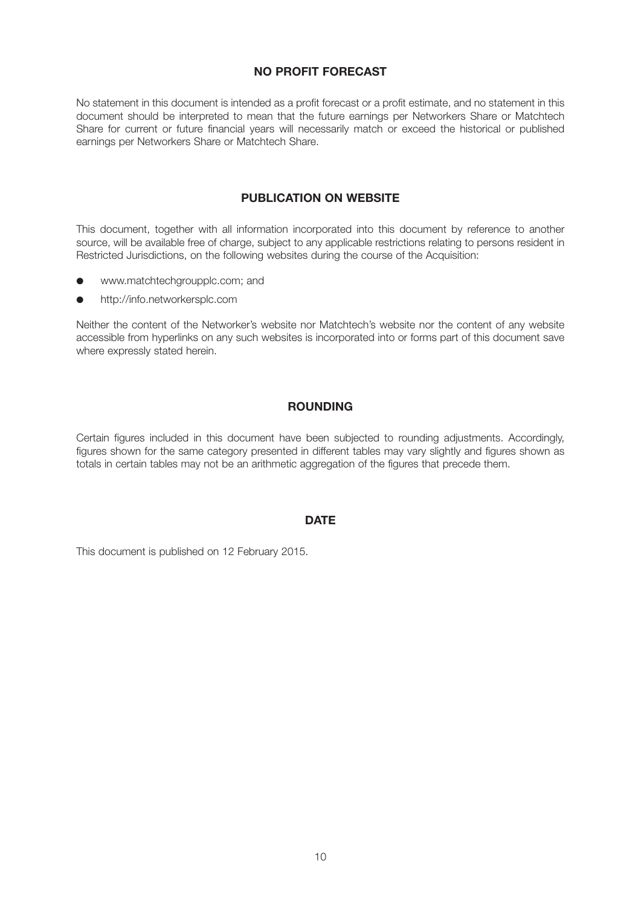## NO PROFIT FORECAST

No statement in this document is intended as a profit forecast or a profit estimate, and no statement in this document should be interpreted to mean that the future earnings per Networkers Share or Matchtech Share for current or future financial years will necessarily match or exceed the historical or published earnings per Networkers Share or Matchtech Share.

## PUBLICATION ON WEBSITE

This document, together with all information incorporated into this document by reference to another source, will be available free of charge, subject to any applicable restrictions relating to persons resident in Restricted Jurisdictions, on the following websites during the course of the Acquisition:

- www.matchtechgroupplc.com; and
- http://info.networkersplc.com

Neither the content of the Networker's website nor Matchtech's website nor the content of any website accessible from hyperlinks on any such websites is incorporated into or forms part of this document save where expressly stated herein.

## ROUNDING

Certain figures included in this document have been subjected to rounding adjustments. Accordingly, figures shown for the same category presented in different tables may vary slightly and figures shown as totals in certain tables may not be an arithmetic aggregation of the figures that precede them.

## DATE

This document is published on 12 February 2015.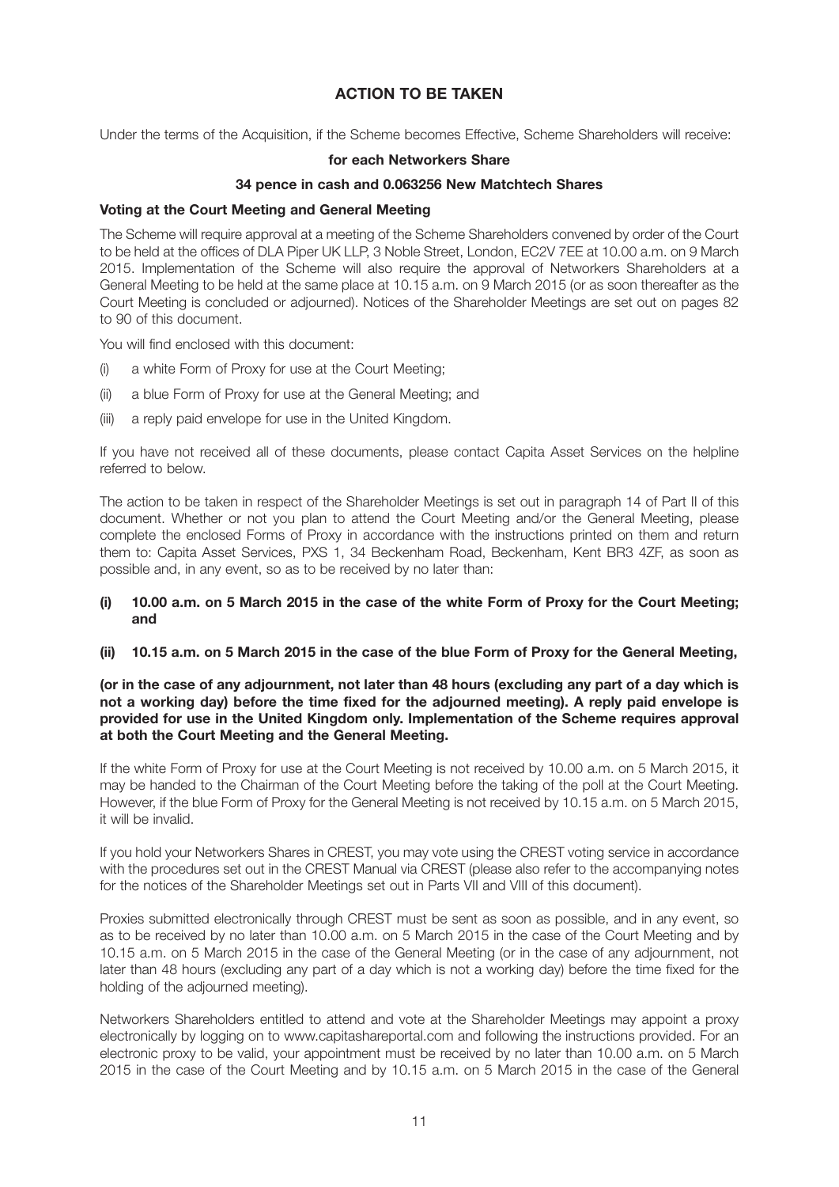## ACTION TO BE TAKEN

Under the terms of the Acquisition, if the Scheme becomes Effective, Scheme Shareholders will receive:

**for each Networkers Share**

**34 pence in cash and 0.063256 New Matchtech Shares**

### Voting at the Court Meeting and General Meeting

The Scheme will require approval at a meeting of the Scheme Shareholders convened by order of the Court to be held at the offices of DLA Piper UK LLP, 3 Noble Street, London, EC2V 7EE at 10.00 a.m. on 9 March 2015. Implementation of the Scheme will also require the approval of Networkers Shareholders at a General Meeting to be held at the same place at 10.15 a.m. on 9 March 2015 (or as soon thereafter as the Court Meeting is concluded or adjourned). Notices of the Shareholder Meetings are set out on pages 82 to 90 of this document.

You will find enclosed with this document:

(i) a white Form of Proxy for use at the Court Meeting;

(ii) a blue Form of Proxy for use at the General Meeting; and

(iii) a reply paid envelope for use in the United Kingdom.

If you have not received all of these documents, please contact Capita Asset Services on the helpline referred to below.

The action to be taken in respect of the Shareholder Meetings is set out in paragraph 14 of Part II of this document. Whether or not you plan to attend the Court Meeting and/or the General Meeting, please complete the enclosed Forms of Proxy in accordance with the instructions printed on them and return them to: Capita Asset Services, PXS 1, 34 Beckenham Road, Beckenham, Kent BR3 4ZF, as soon as possible and, in any event, so as to be received by no later than:

**(i) 10.00 a.m. on 5 March 2015 in the case of the white Form of Proxy for the Court Meeting; and**

**(ii) 10.15 a.m. on 5 March 2015 in the case of the blue Form of Proxy for the General Meeting,**

**(or in the case of any adjournment, not later than 48 hours (excluding any part of a day which is not a working day) before the time fixed for the adjourned meeting). A reply paid envelope is provided for use in the United Kingdom only. Implementation of the Scheme requires approval at both the Court Meeting and the General Meeting.**

If the white Form of Proxy for use at the Court Meeting is not received by 10.00 a.m. on 5 March 2015, it may be handed to the Chairman of the Court Meeting before the taking of the poll at the Court Meeting. However, if the blue Form of Proxy for the General Meeting is not received by 10.15 a.m. on 5 March 2015, it will be invalid.

If you hold your Networkers Shares in CREST, you may vote using the CREST voting service in accordance with the procedures set out in the CREST Manual via CREST (please also refer to the accompanying notes for the notices of the Shareholder Meetings set out in Parts VII and VIII of this document).

Proxies submitted electronically through CREST must be sent as soon as possible, and in any event, so as to be received by no later than 10.00 a.m. on 5 March 2015 in the case of the Court Meeting and by 10.15 a.m. on 5 March 2015 in the case of the General Meeting (or in the case of any adjournment, not later than 48 hours (excluding any part of a day which is not a working day) before the time fixed for the holding of the adjourned meeting).

Networkers Shareholders entitled to attend and vote at the Shareholder Meetings may appoint a proxy electronically by logging on to www.capitashareportal.com and following the instructions provided. For an electronic proxy to be valid, your appointment must be received by no later than 10.00 a.m. on 5 March 2015 in the case of the Court Meeting and by 10.15 a.m. on 5 March 2015 in the case of the General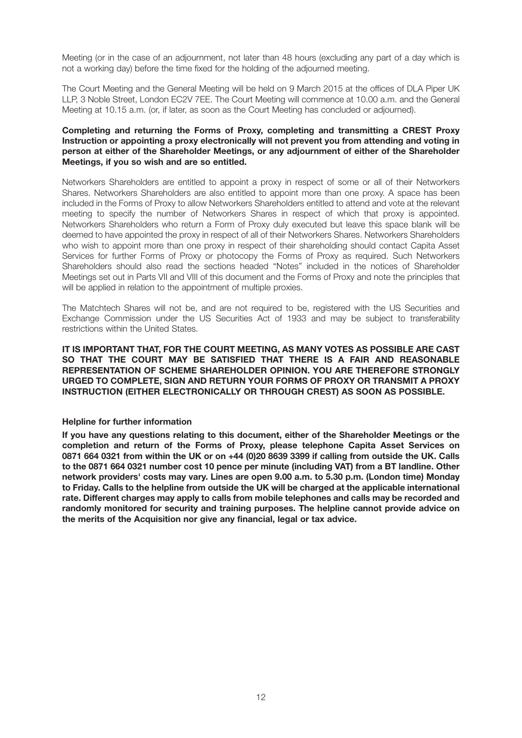Meeting (or in the case of an adjournment, not later than 48 hours (excluding any part of a day which is not a working day) before the time fixed for the holding of the adjourned meeting.

The Court Meeting and the General Meeting will be held on 9 March 2015 at the offices of DLA Piper UK LLP, 3 Noble Street, London EC2V 7EE. The Court Meeting will commence at 10.00 a.m. and the General Meeting at 10.15 a.m. (or, if later, as soon as the Court Meeting has concluded or adjourned).

**Completing and returning the Forms of Proxy, completing and transmitting a CREST Proxy Instruction or appointing a proxy electronically will not prevent you from attending and voting in person at either of the Shareholder Meetings, or any adjournment of either of the Shareholder Meetings, if you so wish and are so entitled.**

Networkers Shareholders are entitled to appoint a proxy in respect of some or all of their Networkers Shares. Networkers Shareholders are also entitled to appoint more than one proxy. A space has been included in the Forms of Proxy to allow Networkers Shareholders entitled to attend and vote at the relevant meeting to specify the number of Networkers Shares in respect of which that proxy is appointed. Networkers Shareholders who return a Form of Proxy duly executed but leave this space blank will be deemed to have appointed the proxy in respect of all of their Networkers Shares. Networkers Shareholders who wish to appoint more than one proxy in respect of their shareholding should contact Capita Asset Services for further Forms of Proxy or photocopy the Forms of Proxy as required. Such Networkers Shareholders should also read the sections headed "Notes" included in the notices of Shareholder Meetings set out in Parts VII and VIII of this document and the Forms of Proxy and note the principles that will be applied in relation to the appointment of multiple proxies.

The Matchtech Shares will not be, and are not required to be, registered with the US Securities and Exchange Commission under the US Securities Act of 1933 and may be subject to transferability restrictions within the United States.

**IT IS IMPORTANT THAT, FOR THE COURT MEETING, AS MANY VOTES AS POSSIBLE ARE CAST SO THAT THE COURT MAY BE SATISFIED THAT THERE IS A FAIR AND REASONABLE REPRESENTATION OF SCHEME SHAREHOLDER OPINION. YOU ARE THEREFORE STRONGLY URGED TO COMPLETE, SIGN AND RETURN YOUR FORMS OF PROXY OR TRANSMIT A PROXY INSTRUCTION (EITHER ELECTRONICALLY OR THROUGH CREST) AS SOON AS POSSIBLE.**

**Helpline for further information**

**If you have any questions relating to this document, either of the Shareholder Meetings or the completion and return of the Forms of Proxy, please telephone Capita Asset Services on 0871 664 0321 from within the UK or on +44 (0)20 8639 3399 if calling from outside the UK. Calls to the 0871 664 0321 number cost 10 pence per minute (including VAT) from a BT landline. Other network providers' costs may vary. Lines are open 9.00 a.m. to 5.30 p.m. (London time) Monday to Friday. Calls to the helpline from outside the UK will be charged at the applicable international rate. Different charges may apply to calls from mobile telephones and calls may be recorded and randomly monitored for security and training purposes. The helpline cannot provide advice on the merits of the Acquisition nor give any financial, legal or tax advice.**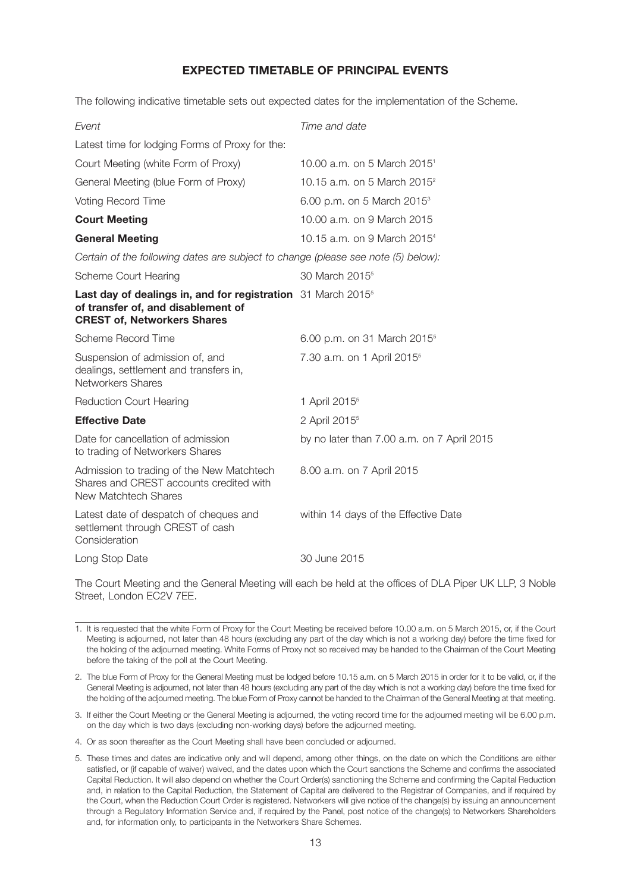## EXPECTED TIMETABLE OF PRINCIPAL EVENTS

The following indicative timetable sets out expected dates for the implementation of the Scheme.

| *Event* | *Time and date* |
|---|---|
| Latest time for lodging Forms of Proxy for the: | |
| Court Meeting (white Form of Proxy) | 10.00 a.m. on 5 March 2015[1] |
| General Meeting (blue Form of Proxy) | 10.15 a.m. on 5 March 2015[2] |
| Voting Record Time | 6.00 p.m. on 5 March 2015[3] |
| **Court Meeting** | 10.00 a.m. on 9 March 2015 |
| **General Meeting** | 10.15 a.m. on 9 March 2015[4] |
| *Certain of the following dates are subject to change (please see note (5) below):* | |
| Scheme Court Hearing | 30 March 2015[5] |
| **Last day of dealings in, and for registration of transfer of, and disablement of CREST of, Networkers Shares** | 31 March 2015[5] |
| Scheme Record Time | 6.00 p.m. on 31 March 2015[5] |
| Suspension of admission of, and dealings, settlement and transfers in, Networkers Shares | 7.30 a.m. on 1 April 2015[5] |
| Reduction Court Hearing | 1 April 2015[5] |
| **Effective Date** | 2 April 2015[5] |
| Date for cancellation of admission to trading of Networkers Shares | by no later than 7.00 a.m. on 7 April 2015 |
| Admission to trading of the New Matchtech Shares and CREST accounts credited with New Matchtech Shares | 8.00 a.m. on 7 April 2015 |
| Latest date of despatch of cheques and settlement through CREST of cash Consideration | within 14 days of the Effective Date |
| Long Stop Date | 30 June 2015 |

The Court Meeting and the General Meeting will each be held at the offices of DLA Piper UK LLP, 3 Noble Street, London EC2V 7EE.

---

1. It is requested that the white Form of Proxy for the Court Meeting be received before 10.00 a.m. on 5 March 2015, or, if the Court Meeting is adjourned, not later than 48 hours (excluding any part of the day which is not a working day) before the time fixed for the holding of the adjourned meeting. White Forms of Proxy not so received may be handed to the Chairman of the Court Meeting before the taking of the poll at the Court Meeting.
2. The blue Form of Proxy for the General Meeting must be lodged before 10.15 a.m. on 5 March 2015 in order for it to be valid, or, if the General Meeting is adjourned, not later than 48 hours (excluding any part of the day which is not a working day) before the time fixed for the holding of the adjourned meeting. The blue Form of Proxy cannot be handed to the Chairman of the General Meeting at that meeting.
3. If either the Court Meeting or the General Meeting is adjourned, the voting record time for the adjourned meeting will be 6.00 p.m. on the day which is two days (excluding non-working days) before the adjourned meeting.
4. Or as soon thereafter as the Court Meeting shall have been concluded or adjourned.
5. These times and dates are indicative only and will depend, among other things, on the date on which the Conditions are either satisfied, or (if capable of waiver) waived, and the dates upon which the Court sanctions the Scheme and confirms the associated Capital Reduction. It will also depend on whether the Court Order(s) sanctioning the Scheme and confirming the Capital Reduction and, in relation to the Capital Reduction, the Statement of Capital are delivered to the Registrar of Companies, and if required by the Court, when the Reduction Court Order is registered. Networkers will give notice of the change(s) by issuing an announcement through a Regulatory Information Service and, if required by the Panel, post notice of the change(s) to Networkers Shareholders and, for information only, to participants in the Networkers Share Schemes.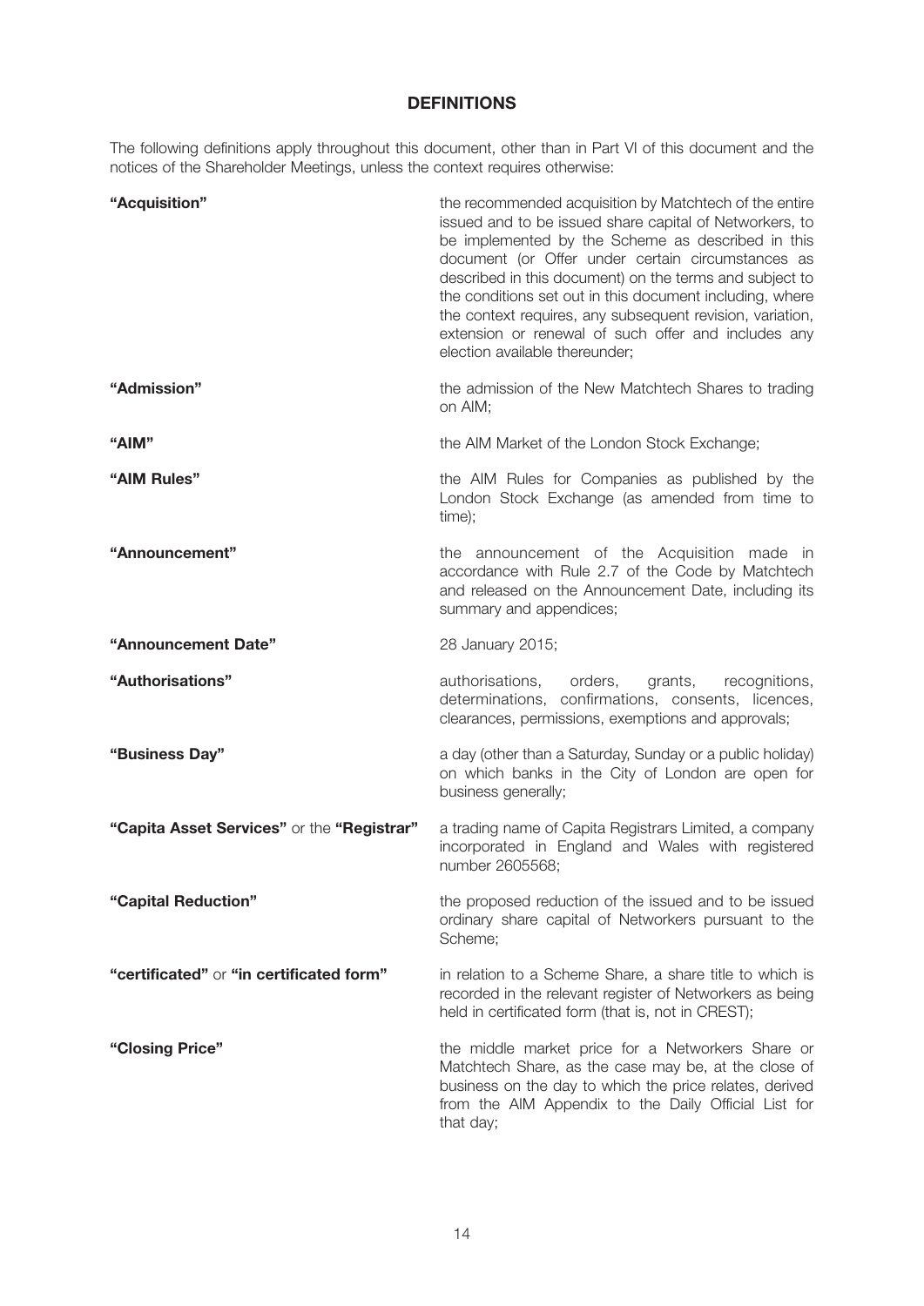## DEFINITIONS

The following definitions apply throughout this document, other than in Part VI of this document and the notices of the Shareholder Meetings, unless the context requires otherwise:

| | |
|---|---|
| **"Acquisition"** | the recommended acquisition by Matchtech of the entire issued and to be issued share capital of Networkers, to be implemented by the Scheme as described in this document (or Offer under certain circumstances as described in this document) on the terms and subject to the conditions set out in this document including, where the context requires, any subsequent revision, variation, extension or renewal of such offer and includes any election available thereunder; |
| **"Admission"** | the admission of the New Matchtech Shares to trading on AIM; |
| **"AIM"** | the AIM Market of the London Stock Exchange; |
| **"AIM Rules"** | the AIM Rules for Companies as published by the London Stock Exchange (as amended from time to time); |
| **"Announcement"** | the announcement of the Acquisition made in accordance with Rule 2.7 of the Code by Matchtech and released on the Announcement Date, including its summary and appendices; |
| **"Announcement Date"** | 28 January 2015; |
| **"Authorisations"** | authorisations, orders, grants, recognitions, determinations, confirmations, consents, licences, clearances, permissions, exemptions and approvals; |
| **"Business Day"** | a day (other than a Saturday, Sunday or a public holiday) on which banks in the City of London are open for business generally; |
| **"Capita Asset Services"** or the **"Registrar"** | a trading name of Capita Registrars Limited, a company incorporated in England and Wales with registered number 2605568; |
| **"Capital Reduction"** | the proposed reduction of the issued and to be issued ordinary share capital of Networkers pursuant to the Scheme; |
| **"certificated"** or **"in certificated form"** | in relation to a Scheme Share, a share title to which is recorded in the relevant register of Networkers as being held in certificated form (that is, not in CREST); |
| **"Closing Price"** | the middle market price for a Networkers Share or Matchtech Share, as the case may be, at the close of business on the day to which the price relates, derived from the AIM Appendix to the Daily Official List for that day; |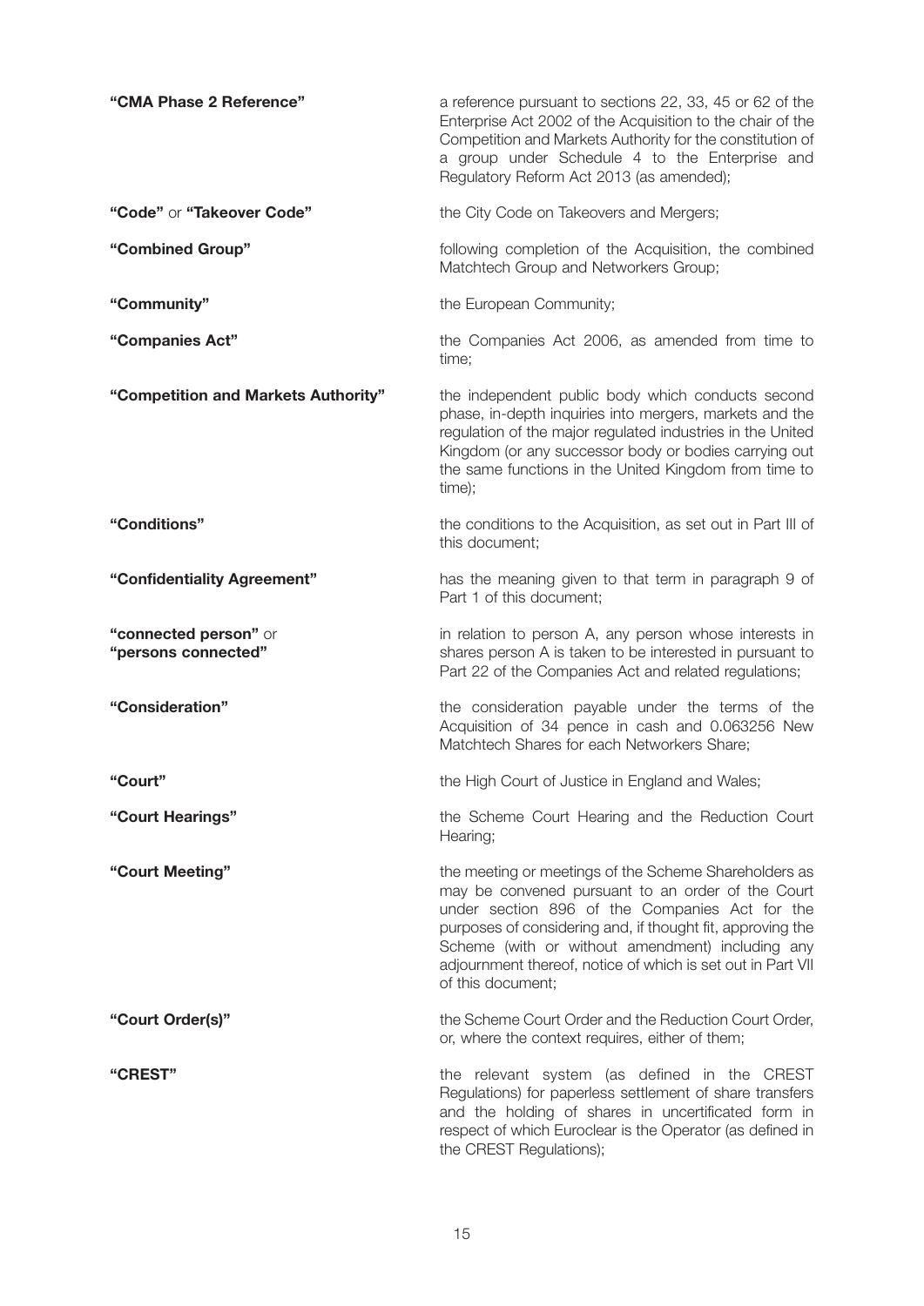| | |
|---|---|
| **"CMA Phase 2 Reference"** | a reference pursuant to sections 22, 33, 45 or 62 of the Enterprise Act 2002 of the Acquisition to the chair of the Competition and Markets Authority for the constitution of a group under Schedule 4 to the Enterprise and Regulatory Reform Act 2013 (as amended); |
| **"Code"** or **"Takeover Code"** | the City Code on Takeovers and Mergers; |
| **"Combined Group"** | following completion of the Acquisition, the combined Matchtech Group and Networkers Group; |
| **"Community"** | the European Community; |
| **"Companies Act"** | the Companies Act 2006, as amended from time to time; |
| **"Competition and Markets Authority"** | the independent public body which conducts second phase, in-depth inquiries into mergers, markets and the regulation of the major regulated industries in the United Kingdom (or any successor body or bodies carrying out the same functions in the United Kingdom from time to time); |
| **"Conditions"** | the conditions to the Acquisition, as set out in Part III of this document; |
| **"Confidentiality Agreement"** | has the meaning given to that term in paragraph 9 of Part 1 of this document; |
| **"connected person"** or **"persons connected"** | in relation to person A, any person whose interests in shares person A is taken to be interested in pursuant to Part 22 of the Companies Act and related regulations; |
| **"Consideration"** | the consideration payable under the terms of the Acquisition of 34 pence in cash and 0.063256 New Matchtech Shares for each Networkers Share; |
| **"Court"** | the High Court of Justice in England and Wales; |
| **"Court Hearings"** | the Scheme Court Hearing and the Reduction Court Hearing; |
| **"Court Meeting"** | the meeting or meetings of the Scheme Shareholders as may be convened pursuant to an order of the Court under section 896 of the Companies Act for the purposes of considering and, if thought fit, approving the Scheme (with or without amendment) including any adjournment thereof, notice of which is set out in Part VII of this document; |
| **"Court Order(s)"** | the Scheme Court Order and the Reduction Court Order, or, where the context requires, either of them; |
| **"CREST"** | the relevant system (as defined in the CREST Regulations) for paperless settlement of share transfers and the holding of shares in uncertificated form in respect of which Euroclear is the Operator (as defined in the CREST Regulations); |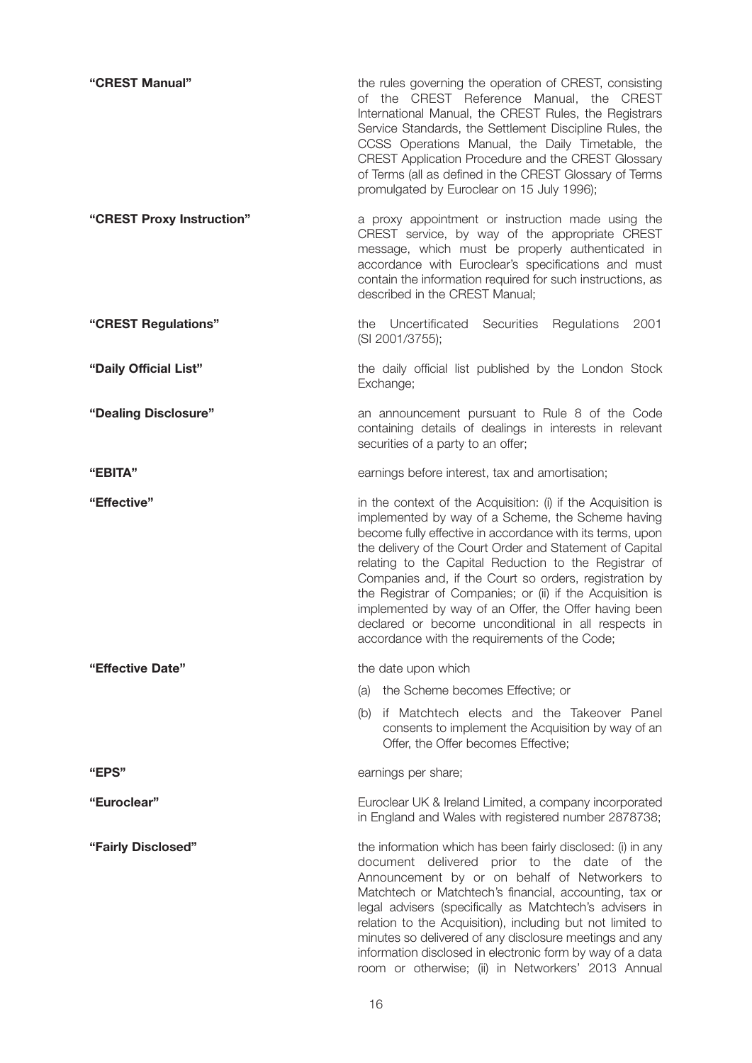**"CREST Manual"**

the rules governing the operation of CREST, consisting of the CREST Reference Manual, the CREST International Manual, the CREST Rules, the Registrars Service Standards, the Settlement Discipline Rules, the CCSS Operations Manual, the Daily Timetable, the CREST Application Procedure and the CREST Glossary of Terms (all as defined in the CREST Glossary of Terms promulgated by Euroclear on 15 July 1996);

**"CREST Proxy Instruction"**

a proxy appointment or instruction made using the CREST service, by way of the appropriate CREST message, which must be properly authenticated in accordance with Euroclear's specifications and must contain the information required for such instructions, as described in the CREST Manual;

**"CREST Regulations"**

the Uncertificated Securities Regulations 2001 (SI 2001/3755);

**"Daily Official List"**

the daily official list published by the London Stock Exchange;

**"Dealing Disclosure"**

an announcement pursuant to Rule 8 of the Code containing details of dealings in interests in relevant securities of a party to an offer;

**"EBITA"**

earnings before interest, tax and amortisation;

**"Effective"**

in the context of the Acquisition: (i) if the Acquisition is implemented by way of a Scheme, the Scheme having become fully effective in accordance with its terms, upon the delivery of the Court Order and Statement of Capital relating to the Capital Reduction to the Registrar of Companies and, if the Court so orders, registration by the Registrar of Companies; or (ii) if the Acquisition is implemented by way of an Offer, the Offer having been declared or become unconditional in all respects in accordance with the requirements of the Code;

**"Effective Date"**

the date upon which

(a) the Scheme becomes Effective; or

(b) if Matchtech elects and the Takeover Panel consents to implement the Acquisition by way of an Offer, the Offer becomes Effective;

**"EPS"**

earnings per share;

**"Euroclear"**

Euroclear UK & Ireland Limited, a company incorporated in England and Wales with registered number 2878738;

**"Fairly Disclosed"**

the information which has been fairly disclosed: (i) in any document delivered prior to the date of the Announcement by or on behalf of Networkers to Matchtech or Matchtech's financial, accounting, tax or legal advisers (specifically as Matchtech's advisers in relation to the Acquisition), including but not limited to minutes so delivered of any disclosure meetings and any information disclosed in electronic form by way of a data room or otherwise; (ii) in Networkers' 2013 Annual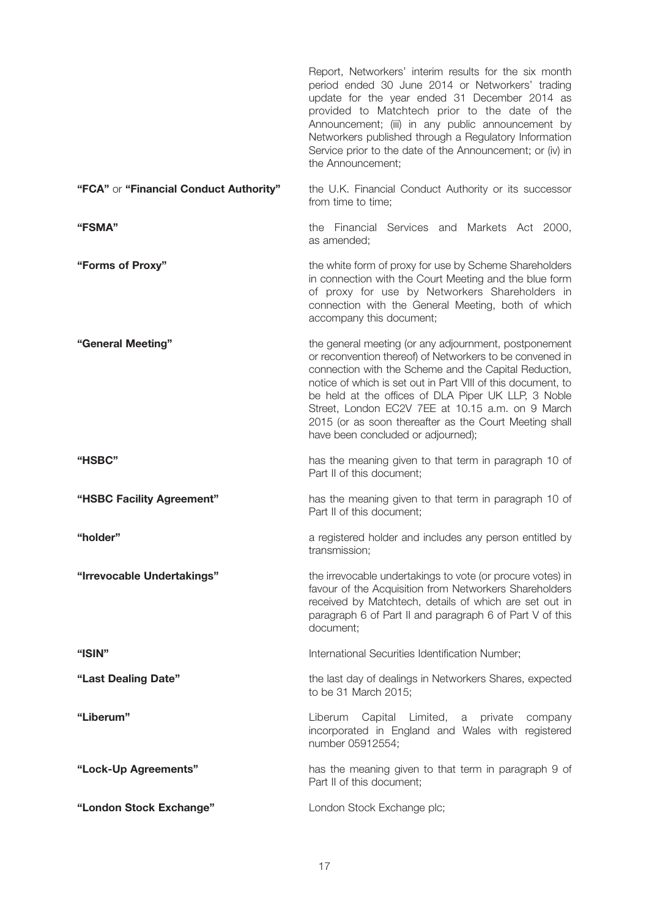Report, Networkers' interim results for the six month period ended 30 June 2014 or Networkers' trading update for the year ended 31 December 2014 as provided to Matchtech prior to the date of the Announcement; (iii) in any public announcement by Networkers published through a Regulatory Information Service prior to the date of the Announcement; or (iv) in the Announcement;

| | |
|---|---|
| **"FCA"** or **"Financial Conduct Authority"** | the U.K. Financial Conduct Authority or its successor from time to time; |
| **"FSMA"** | the Financial Services and Markets Act 2000, as amended; |
| **"Forms of Proxy"** | the white form of proxy for use by Scheme Shareholders in connection with the Court Meeting and the blue form of proxy for use by Networkers Shareholders in connection with the General Meeting, both of which accompany this document; |
| **"General Meeting"** | the general meeting (or any adjournment, postponement or reconvention thereof) of Networkers to be convened in connection with the Scheme and the Capital Reduction, notice of which is set out in Part VIII of this document, to be held at the offices of DLA Piper UK LLP, 3 Noble Street, London EC2V 7EE at 10.15 a.m. on 9 March 2015 (or as soon thereafter as the Court Meeting shall have been concluded or adjourned); |
| **"HSBC"** | has the meaning given to that term in paragraph 10 of Part II of this document; |
| **"HSBC Facility Agreement"** | has the meaning given to that term in paragraph 10 of Part II of this document; |
| **"holder"** | a registered holder and includes any person entitled by transmission; |
| **"Irrevocable Undertakings"** | the irrevocable undertakings to vote (or procure votes) in favour of the Acquisition from Networkers Shareholders received by Matchtech, details of which are set out in paragraph 6 of Part II and paragraph 6 of Part V of this document; |
| **"ISIN"** | International Securities Identification Number; |
| **"Last Dealing Date"** | the last day of dealings in Networkers Shares, expected to be 31 March 2015; |
| **"Liberum"** | Liberum Capital Limited, a private company incorporated in England and Wales with registered number 05912554; |
| **"Lock-Up Agreements"** | has the meaning given to that term in paragraph 9 of Part II of this document; |
| **"London Stock Exchange"** | London Stock Exchange plc; |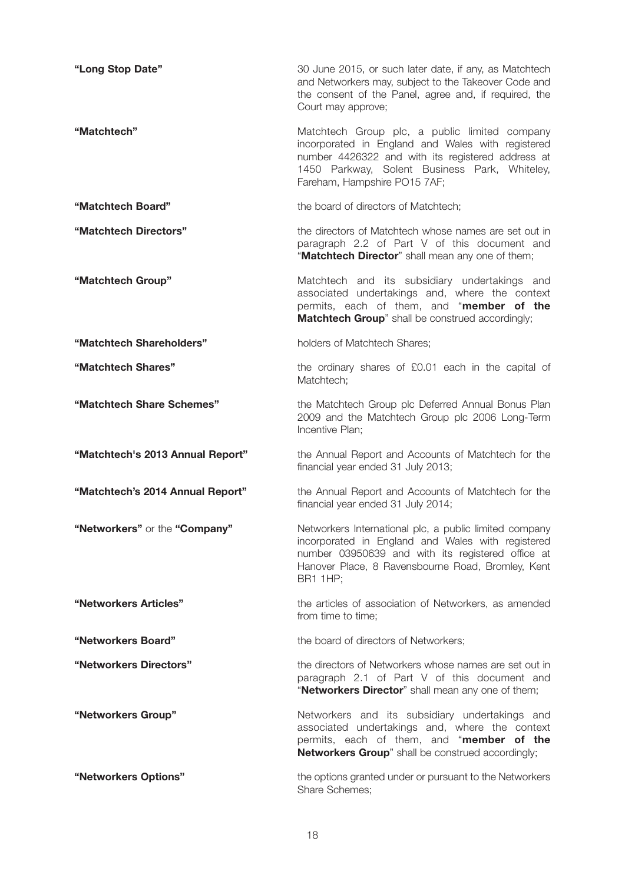| | |
|---|---|
| **"Long Stop Date"** | 30 June 2015, or such later date, if any, as Matchtech and Networkers may, subject to the Takeover Code and the consent of the Panel, agree and, if required, the Court may approve; |
| **"Matchtech"** | Matchtech Group plc, a public limited company incorporated in England and Wales with registered number 4426322 and with its registered address at 1450 Parkway, Solent Business Park, Whiteley, Fareham, Hampshire PO15 7AF; |
| **"Matchtech Board"** | the board of directors of Matchtech; |
| **"Matchtech Directors"** | the directors of Matchtech whose names are set out in paragraph 2.2 of Part V of this document and "**Matchtech Director**" shall mean any one of them; |
| **"Matchtech Group"** | Matchtech and its subsidiary undertakings and associated undertakings and, where the context permits, each of them, and "**member of the Matchtech Group**" shall be construed accordingly; |
| **"Matchtech Shareholders"** | holders of Matchtech Shares; |
| **"Matchtech Shares"** | the ordinary shares of £0.01 each in the capital of Matchtech; |
| **"Matchtech Share Schemes"** | the Matchtech Group plc Deferred Annual Bonus Plan 2009 and the Matchtech Group plc 2006 Long-Term Incentive Plan; |
| **"Matchtech's 2013 Annual Report"** | the Annual Report and Accounts of Matchtech for the financial year ended 31 July 2013; |
| **"Matchtech's 2014 Annual Report"** | the Annual Report and Accounts of Matchtech for the financial year ended 31 July 2014; |
| **"Networkers"** or the **"Company"** | Networkers International plc, a public limited company incorporated in England and Wales with registered number 03950639 and with its registered office at Hanover Place, 8 Ravensbourne Road, Bromley, Kent BR1 1HP; |
| **"Networkers Articles"** | the articles of association of Networkers, as amended from time to time; |
| **"Networkers Board"** | the board of directors of Networkers; |
| **"Networkers Directors"** | the directors of Networkers whose names are set out in paragraph 2.1 of Part V of this document and "**Networkers Director**" shall mean any one of them; |
| **"Networkers Group"** | Networkers and its subsidiary undertakings and associated undertakings and, where the context permits, each of them, and "**member of the Networkers Group**" shall be construed accordingly; |
| **"Networkers Options"** | the options granted under or pursuant to the Networkers Share Schemes; |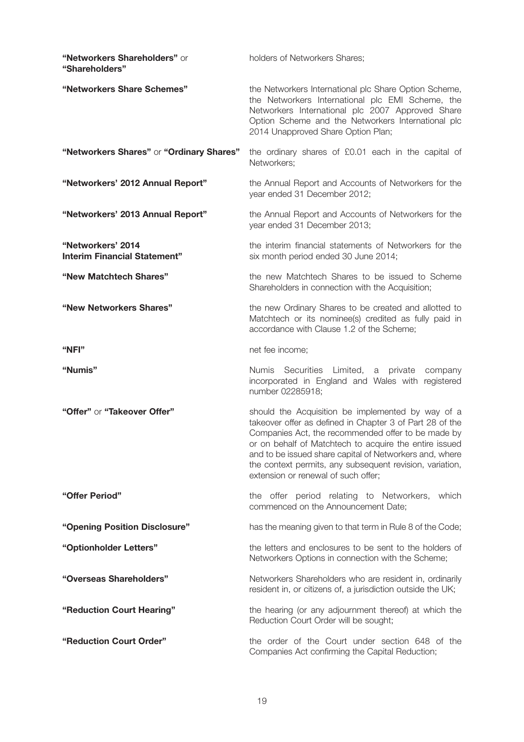**"Networkers Shareholders"** or **"Shareholders"** holders of Networkers Shares;

**"Networkers Share Schemes"** the Networkers International plc Share Option Scheme, the Networkers International plc EMI Scheme, the Networkers International plc 2007 Approved Share Option Scheme and the Networkers International plc 2014 Unapproved Share Option Plan;

**"Networkers Shares"** or **"Ordinary Shares"** the ordinary shares of £0.01 each in the capital of Networkers;

**"Networkers' 2012 Annual Report"** the Annual Report and Accounts of Networkers for the year ended 31 December 2012;

**"Networkers' 2013 Annual Report"** the Annual Report and Accounts of Networkers for the year ended 31 December 2013;

**"Networkers' 2014 Interim Financial Statement"** the interim financial statements of Networkers for the six month period ended 30 June 2014;

**"New Matchtech Shares"** the new Matchtech Shares to be issued to Scheme Shareholders in connection with the Acquisition;

**"New Networkers Shares"** the new Ordinary Shares to be created and allotted to Matchtech or its nominee(s) credited as fully paid in accordance with Clause 1.2 of the Scheme;

**"NFI"** net fee income;

**"Numis"** Numis Securities Limited, a private company incorporated in England and Wales with registered number 02285918;

**"Offer"** or **"Takeover Offer"** should the Acquisition be implemented by way of a takeover offer as defined in Chapter 3 of Part 28 of the Companies Act, the recommended offer to be made by or on behalf of Matchtech to acquire the entire issued and to be issued share capital of Networkers and, where the context permits, any subsequent revision, variation, extension or renewal of such offer;

**"Offer Period"** the offer period relating to Networkers, which commenced on the Announcement Date;

**"Opening Position Disclosure"** has the meaning given to that term in Rule 8 of the Code;

**"Optionholder Letters"** the letters and enclosures to be sent to the holders of Networkers Options in connection with the Scheme;

**"Overseas Shareholders"** Networkers Shareholders who are resident in, ordinarily resident in, or citizens of, a jurisdiction outside the UK;

**"Reduction Court Hearing"** the hearing (or any adjournment thereof) at which the Reduction Court Order will be sought;

**"Reduction Court Order"** the order of the Court under section 648 of the Companies Act confirming the Capital Reduction;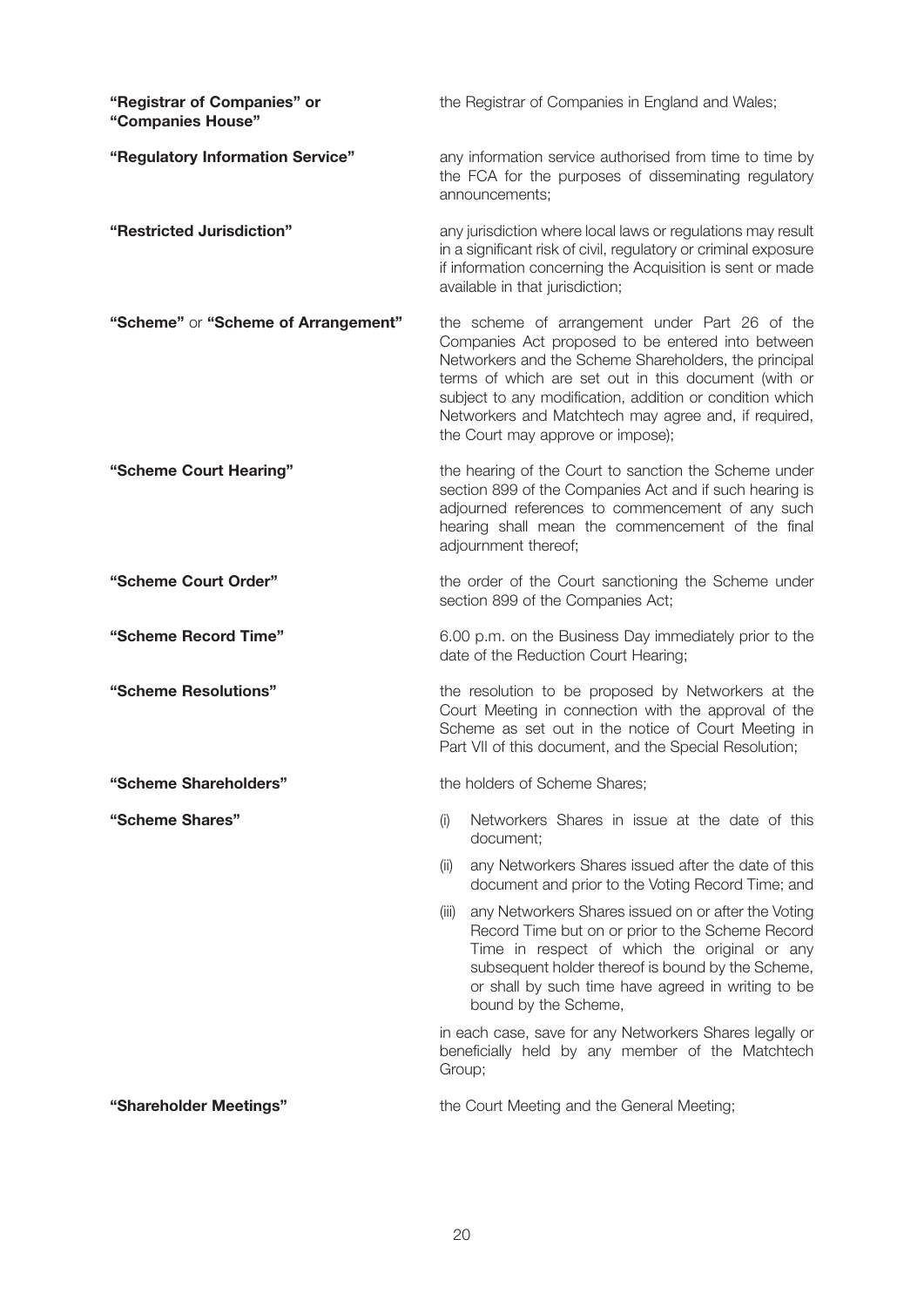| | |
|---|---|
| **"Registrar of Companies" or "Companies House"** | the Registrar of Companies in England and Wales; |
| **"Regulatory Information Service"** | any information service authorised from time to time by the FCA for the purposes of disseminating regulatory announcements; |
| **"Restricted Jurisdiction"** | any jurisdiction where local laws or regulations may result in a significant risk of civil, regulatory or criminal exposure if information concerning the Acquisition is sent or made available in that jurisdiction; |
| **"Scheme"** or **"Scheme of Arrangement"** | the scheme of arrangement under Part 26 of the Companies Act proposed to be entered into between Networkers and the Scheme Shareholders, the principal terms of which are set out in this document (with or subject to any modification, addition or condition which Networkers and Matchtech may agree and, if required, the Court may approve or impose); |
| **"Scheme Court Hearing"** | the hearing of the Court to sanction the Scheme under section 899 of the Companies Act and if such hearing is adjourned references to commencement of any such hearing shall mean the commencement of the final adjournment thereof; |
| **"Scheme Court Order"** | the order of the Court sanctioning the Scheme under section 899 of the Companies Act; |
| **"Scheme Record Time"** | 6.00 p.m. on the Business Day immediately prior to the date of the Reduction Court Hearing; |
| **"Scheme Resolutions"** | the resolution to be proposed by Networkers at the Court Meeting in connection with the approval of the Scheme as set out in the notice of Court Meeting in Part VII of this document, and the Special Resolution; |
| **"Scheme Shareholders"** | the holders of Scheme Shares; |
| **"Scheme Shares"** | (i) Networkers Shares in issue at the date of this document;<br>(ii) any Networkers Shares issued after the date of this document and prior to the Voting Record Time; and<br>(iii) any Networkers Shares issued on or after the Voting Record Time but on or prior to the Scheme Record Time in respect of which the original or any subsequent holder thereof is bound by the Scheme, or shall by such time have agreed in writing to be bound by the Scheme,<br>in each case, save for any Networkers Shares legally or beneficially held by any member of the Matchtech Group; |
| **"Shareholder Meetings"** | the Court Meeting and the General Meeting; |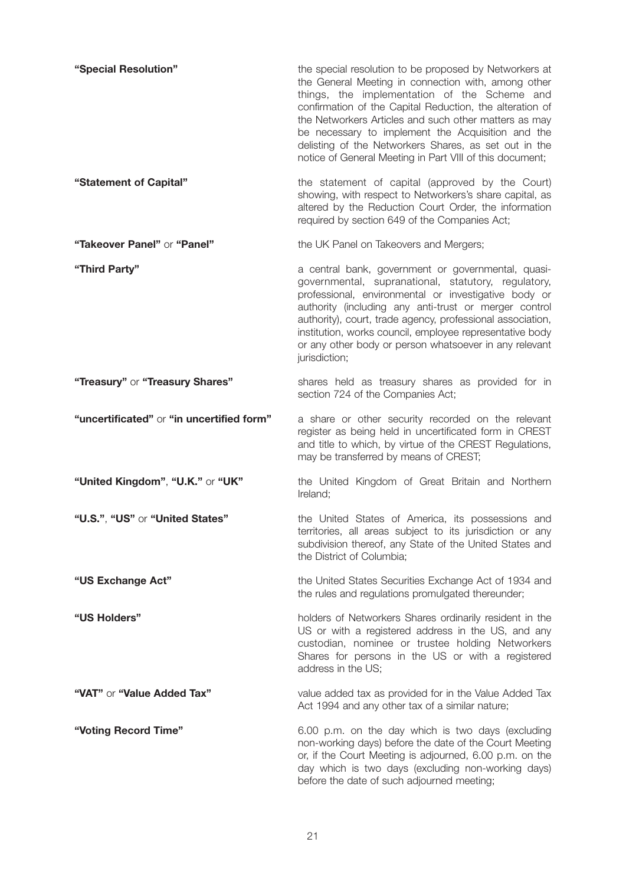| | |
|---|---|
| **"Special Resolution"** | the special resolution to be proposed by Networkers at the General Meeting in connection with, among other things, the implementation of the Scheme and confirmation of the Capital Reduction, the alteration of the Networkers Articles and such other matters as may be necessary to implement the Acquisition and the delisting of the Networkers Shares, as set out in the notice of General Meeting in Part VIII of this document; |
| **"Statement of Capital"** | the statement of capital (approved by the Court) showing, with respect to Networkers's share capital, as altered by the Reduction Court Order, the information required by section 649 of the Companies Act; |
| **"Takeover Panel"** or **"Panel"** | the UK Panel on Takeovers and Mergers; |
| **"Third Party"** | a central bank, government or governmental, quasi-governmental, supranational, statutory, regulatory, professional, environmental or investigative body or authority (including any anti-trust or merger control authority), court, trade agency, professional association, institution, works council, employee representative body or any other body or person whatsoever in any relevant jurisdiction; |
| **"Treasury"** or **"Treasury Shares"** | shares held as treasury shares as provided for in section 724 of the Companies Act; |
| **"uncertificated"** or **"in uncertified form"** | a share or other security recorded on the relevant register as being held in uncertificated form in CREST and title to which, by virtue of the CREST Regulations, may be transferred by means of CREST; |
| **"United Kingdom"**, **"U.K."** or **"UK"** | the United Kingdom of Great Britain and Northern Ireland; |
| **"U.S."**, **"US"** or **"United States"** | the United States of America, its possessions and territories, all areas subject to its jurisdiction or any subdivision thereof, any State of the United States and the District of Columbia; |
| **"US Exchange Act"** | the United States Securities Exchange Act of 1934 and the rules and regulations promulgated thereunder; |
| **"US Holders"** | holders of Networkers Shares ordinarily resident in the US or with a registered address in the US, and any custodian, nominee or trustee holding Networkers Shares for persons in the US or with a registered address in the US; |
| **"VAT"** or **"Value Added Tax"** | value added tax as provided for in the Value Added Tax Act 1994 and any other tax of a similar nature; |
| **"Voting Record Time"** | 6.00 p.m. on the day which is two days (excluding non-working days) before the date of the Court Meeting or, if the Court Meeting is adjourned, 6.00 p.m. on the day which is two days (excluding non-working days) before the date of such adjourned meeting; |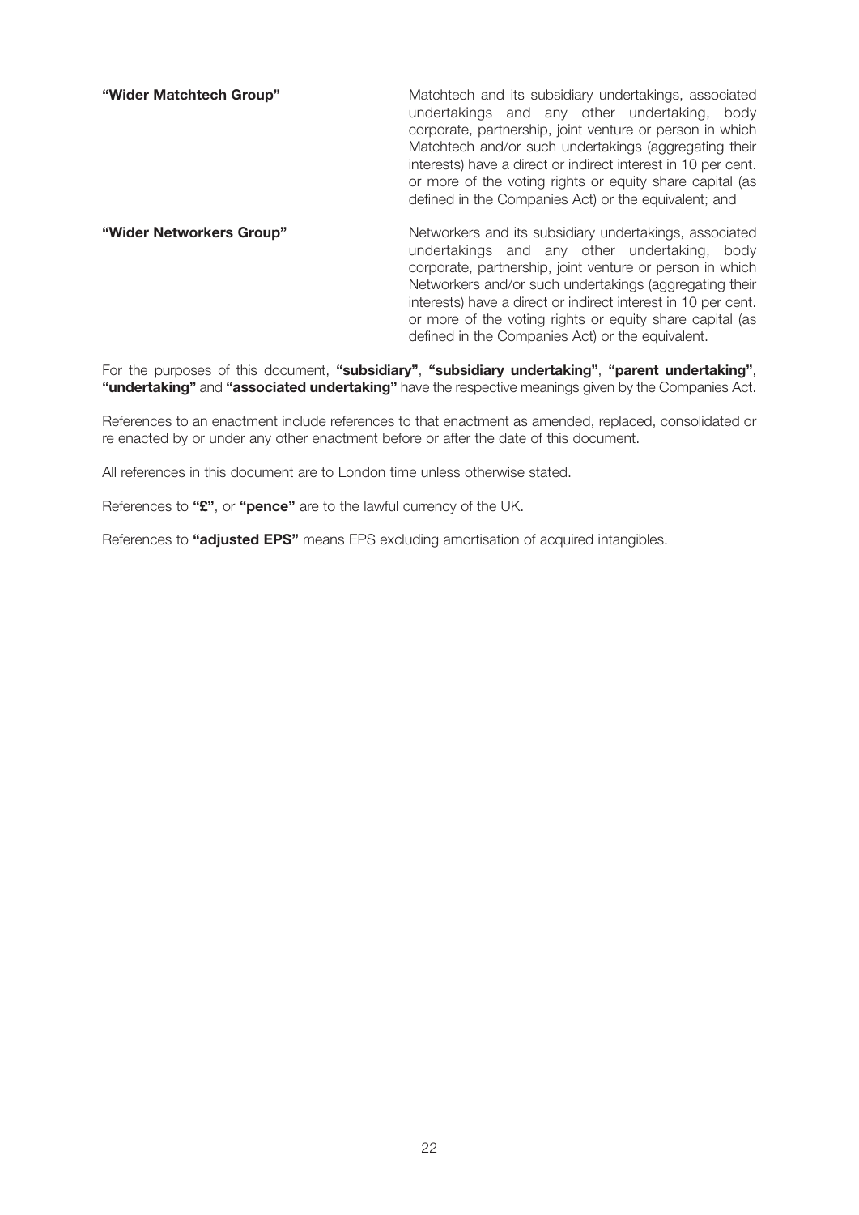| | |
|---|---|
| **"Wider Matchtech Group"** | Matchtech and its subsidiary undertakings, associated undertakings and any other undertaking, body corporate, partnership, joint venture or person in which Matchtech and/or such undertakings (aggregating their interests) have a direct or indirect interest in 10 per cent. or more of the voting rights or equity share capital (as defined in the Companies Act) or the equivalent; and |
| **"Wider Networkers Group"** | Networkers and its subsidiary undertakings, associated undertakings and any other undertaking, body corporate, partnership, joint venture or person in which Networkers and/or such undertakings (aggregating their interests) have a direct or indirect interest in 10 per cent. or more of the voting rights or equity share capital (as defined in the Companies Act) or the equivalent. |

For the purposes of this document, **"subsidiary"**, **"subsidiary undertaking"**, **"parent undertaking"**, **"undertaking"** and **"associated undertaking"** have the respective meanings given by the Companies Act.

References to an enactment include references to that enactment as amended, replaced, consolidated or re enacted by or under any other enactment before or after the date of this document.

All references in this document are to London time unless otherwise stated.

References to **"£"**, or **"pence"** are to the lawful currency of the UK.

References to **"adjusted EPS"** means EPS excluding amortisation of acquired intangibles.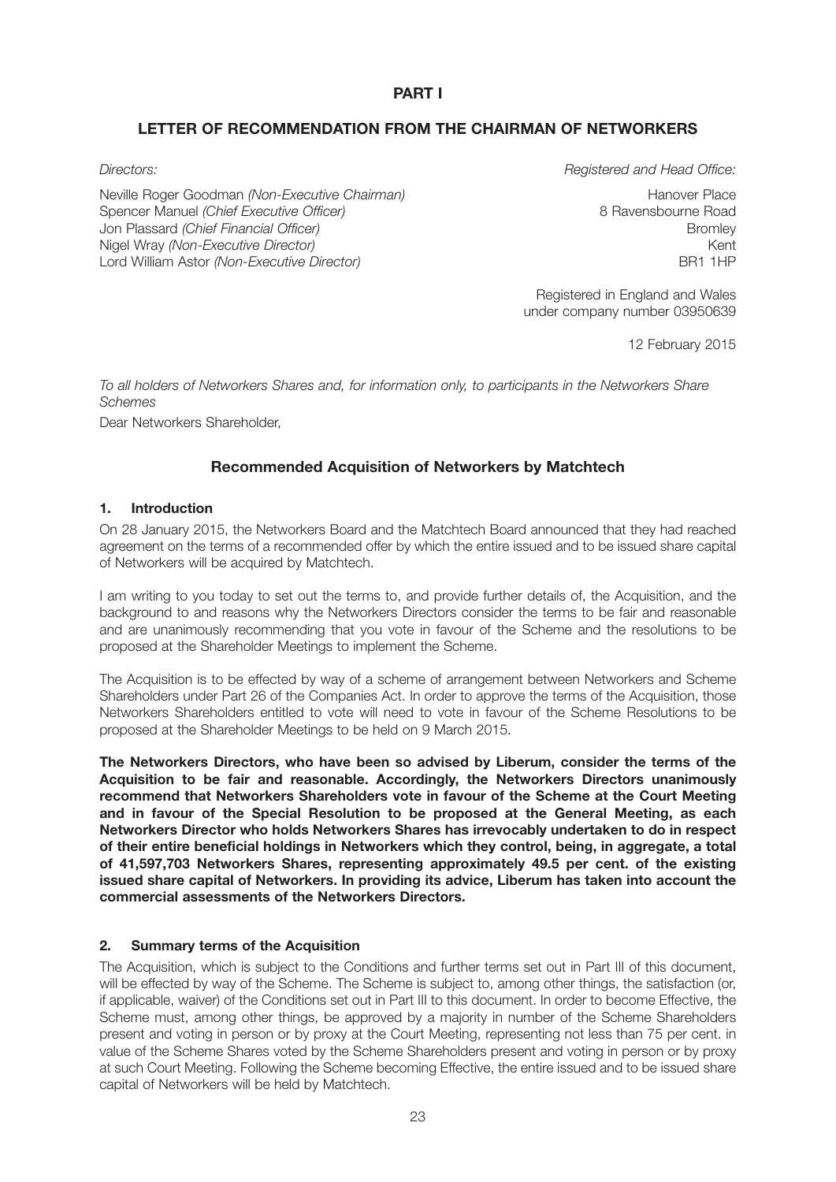# PART I

## LETTER OF RECOMMENDATION FROM THE CHAIRMAN OF NETWORKERS

*Directors:*

Neville Roger Goodman *(Non-Executive Chairman)*
Spencer Manuel *(Chief Executive Officer)*
Jon Plassard *(Chief Financial Officer)*
Nigel Wray *(Non-Executive Director)*
Lord William Astor *(Non-Executive Director)*

*Registered and Head Office:*

Hanover Place
8 Ravensbourne Road
Bromley
Kent
BR1 1HP

Registered in England and Wales
under company number 03950639

12 February 2015

*To all holders of Networkers Shares and, for information only, to participants in the Networkers Share Schemes*

Dear Networkers Shareholder,

## Recommended Acquisition of Networkers by Matchtech

### 1. Introduction

On 28 January 2015, the Networkers Board and the Matchtech Board announced that they had reached agreement on the terms of a recommended offer by which the entire issued and to be issued share capital of Networkers will be acquired by Matchtech.

I am writing to you today to set out the terms to, and provide further details of, the Acquisition, and the background to and reasons why the Networkers Directors consider the terms to be fair and reasonable and are unanimously recommending that you vote in favour of the Scheme and the resolutions to be proposed at the Shareholder Meetings to implement the Scheme.

The Acquisition is to be effected by way of a scheme of arrangement between Networkers and Scheme Shareholders under Part 26 of the Companies Act. In order to approve the terms of the Acquisition, those Networkers Shareholders entitled to vote will need to vote in favour of the Scheme Resolutions to be proposed at the Shareholder Meetings to be held on 9 March 2015.

**The Networkers Directors, who have been so advised by Liberum, consider the terms of the Acquisition to be fair and reasonable. Accordingly, the Networkers Directors unanimously recommend that Networkers Shareholders vote in favour of the Scheme at the Court Meeting and in favour of the Special Resolution to be proposed at the General Meeting, as each Networkers Director who holds Networkers Shares has irrevocably undertaken to do in respect of their entire beneficial holdings in Networkers which they control, being, in aggregate, a total of 41,597,703 Networkers Shares, representing approximately 49.5 per cent. of the existing issued share capital of Networkers. In providing its advice, Liberum has taken into account the commercial assessments of the Networkers Directors.**

### 2. Summary terms of the Acquisition

The Acquisition, which is subject to the Conditions and further terms set out in Part III of this document, will be effected by way of the Scheme. The Scheme is subject to, among other things, the satisfaction (or, if applicable, waiver) of the Conditions set out in Part III to this document. In order to become Effective, the Scheme must, among other things, be approved by a majority in number of the Scheme Shareholders present and voting in person or by proxy at the Court Meeting, representing not less than 75 per cent. in value of the Scheme Shares voted by the Scheme Shareholders present and voting in person or by proxy at such Court Meeting. Following the Scheme becoming Effective, the entire issued and to be issued share capital of Networkers will be held by Matchtech.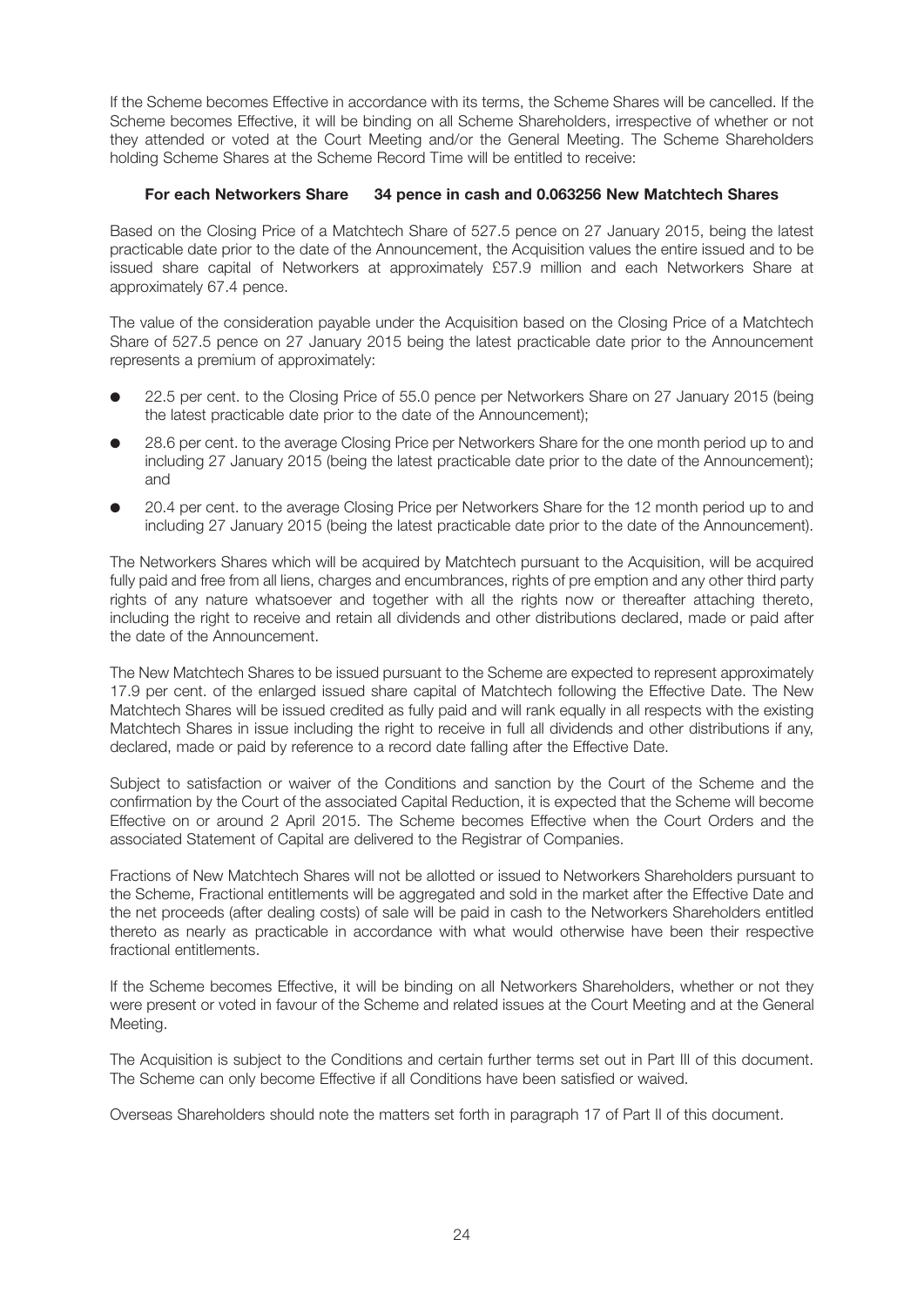If the Scheme becomes Effective in accordance with its terms, the Scheme Shares will be cancelled. If the Scheme becomes Effective, it will be binding on all Scheme Shareholders, irrespective of whether or not they attended or voted at the Court Meeting and/or the General Meeting. The Scheme Shareholders holding Scheme Shares at the Scheme Record Time will be entitled to receive:

**For each Networkers Share 34 pence in cash and 0.063256 New Matchtech Shares**

Based on the Closing Price of a Matchtech Share of 527.5 pence on 27 January 2015, being the latest practicable date prior to the date of the Announcement, the Acquisition values the entire issued and to be issued share capital of Networkers at approximately £57.9 million and each Networkers Share at approximately 67.4 pence.

The value of the consideration payable under the Acquisition based on the Closing Price of a Matchtech Share of 527.5 pence on 27 January 2015 being the latest practicable date prior to the Announcement represents a premium of approximately:

- 22.5 per cent. to the Closing Price of 55.0 pence per Networkers Share on 27 January 2015 (being the latest practicable date prior to the date of the Announcement);
- 28.6 per cent. to the average Closing Price per Networkers Share for the one month period up to and including 27 January 2015 (being the latest practicable date prior to the date of the Announcement); and
- 20.4 per cent. to the average Closing Price per Networkers Share for the 12 month period up to and including 27 January 2015 (being the latest practicable date prior to the date of the Announcement).

The Networkers Shares which will be acquired by Matchtech pursuant to the Acquisition, will be acquired fully paid and free from all liens, charges and encumbrances, rights of pre emption and any other third party rights of any nature whatsoever and together with all the rights now or thereafter attaching thereto, including the right to receive and retain all dividends and other distributions declared, made or paid after the date of the Announcement.

The New Matchtech Shares to be issued pursuant to the Scheme are expected to represent approximately 17.9 per cent. of the enlarged issued share capital of Matchtech following the Effective Date. The New Matchtech Shares will be issued credited as fully paid and will rank equally in all respects with the existing Matchtech Shares in issue including the right to receive in full all dividends and other distributions if any, declared, made or paid by reference to a record date falling after the Effective Date.

Subject to satisfaction or waiver of the Conditions and sanction by the Court of the Scheme and the confirmation by the Court of the associated Capital Reduction, it is expected that the Scheme will become Effective on or around 2 April 2015. The Scheme becomes Effective when the Court Orders and the associated Statement of Capital are delivered to the Registrar of Companies.

Fractions of New Matchtech Shares will not be allotted or issued to Networkers Shareholders pursuant to the Scheme, Fractional entitlements will be aggregated and sold in the market after the Effective Date and the net proceeds (after dealing costs) of sale will be paid in cash to the Networkers Shareholders entitled thereto as nearly as practicable in accordance with what would otherwise have been their respective fractional entitlements.

If the Scheme becomes Effective, it will be binding on all Networkers Shareholders, whether or not they were present or voted in favour of the Scheme and related issues at the Court Meeting and at the General Meeting.

The Acquisition is subject to the Conditions and certain further terms set out in Part III of this document. The Scheme can only become Effective if all Conditions have been satisfied or waived.

Overseas Shareholders should note the matters set forth in paragraph 17 of Part II of this document.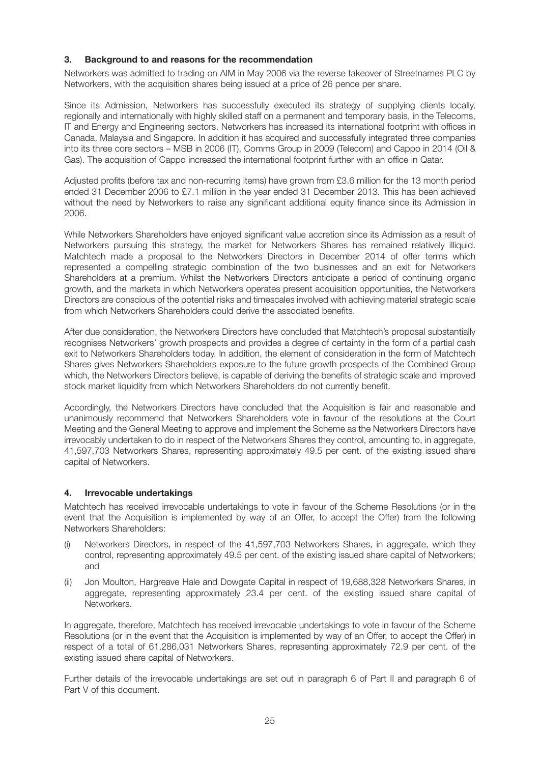## 3. Background to and reasons for the recommendation

Networkers was admitted to trading on AIM in May 2006 via the reverse takeover of Streetnames PLC by Networkers, with the acquisition shares being issued at a price of 26 pence per share.

Since its Admission, Networkers has successfully executed its strategy of supplying clients locally, regionally and internationally with highly skilled staff on a permanent and temporary basis, in the Telecoms, IT and Energy and Engineering sectors. Networkers has increased its international footprint with offices in Canada, Malaysia and Singapore. In addition it has acquired and successfully integrated three companies into its three core sectors – MSB in 2006 (IT), Comms Group in 2009 (Telecom) and Cappo in 2014 (Oil & Gas). The acquisition of Cappo increased the international footprint further with an office in Qatar.

Adjusted profits (before tax and non-recurring items) have grown from £3.6 million for the 13 month period ended 31 December 2006 to £7.1 million in the year ended 31 December 2013. This has been achieved without the need by Networkers to raise any significant additional equity finance since its Admission in 2006.

While Networkers Shareholders have enjoyed significant value accretion since its Admission as a result of Networkers pursuing this strategy, the market for Networkers Shares has remained relatively illiquid. Matchtech made a proposal to the Networkers Directors in December 2014 of offer terms which represented a compelling strategic combination of the two businesses and an exit for Networkers Shareholders at a premium. Whilst the Networkers Directors anticipate a period of continuing organic growth, and the markets in which Networkers operates present acquisition opportunities, the Networkers Directors are conscious of the potential risks and timescales involved with achieving material strategic scale from which Networkers Shareholders could derive the associated benefits.

After due consideration, the Networkers Directors have concluded that Matchtech's proposal substantially recognises Networkers' growth prospects and provides a degree of certainty in the form of a partial cash exit to Networkers Shareholders today. In addition, the element of consideration in the form of Matchtech Shares gives Networkers Shareholders exposure to the future growth prospects of the Combined Group which, the Networkers Directors believe, is capable of deriving the benefits of strategic scale and improved stock market liquidity from which Networkers Shareholders do not currently benefit.

Accordingly, the Networkers Directors have concluded that the Acquisition is fair and reasonable and unanimously recommend that Networkers Shareholders vote in favour of the resolutions at the Court Meeting and the General Meeting to approve and implement the Scheme as the Networkers Directors have irrevocably undertaken to do in respect of the Networkers Shares they control, amounting to, in aggregate, 41,597,703 Networkers Shares, representing approximately 49.5 per cent. of the existing issued share capital of Networkers.

## 4. Irrevocable undertakings

Matchtech has received irrevocable undertakings to vote in favour of the Scheme Resolutions (or in the event that the Acquisition is implemented by way of an Offer, to accept the Offer) from the following Networkers Shareholders:

(i) Networkers Directors, in respect of the 41,597,703 Networkers Shares, in aggregate, which they control, representing approximately 49.5 per cent. of the existing issued share capital of Networkers; and

(ii) Jon Moulton, Hargreave Hale and Dowgate Capital in respect of 19,688,328 Networkers Shares, in aggregate, representing approximately 23.4 per cent. of the existing issued share capital of Networkers.

In aggregate, therefore, Matchtech has received irrevocable undertakings to vote in favour of the Scheme Resolutions (or in the event that the Acquisition is implemented by way of an Offer, to accept the Offer) in respect of a total of 61,286,031 Networkers Shares, representing approximately 72.9 per cent. of the existing issued share capital of Networkers.

Further details of the irrevocable undertakings are set out in paragraph 6 of Part II and paragraph 6 of Part V of this document.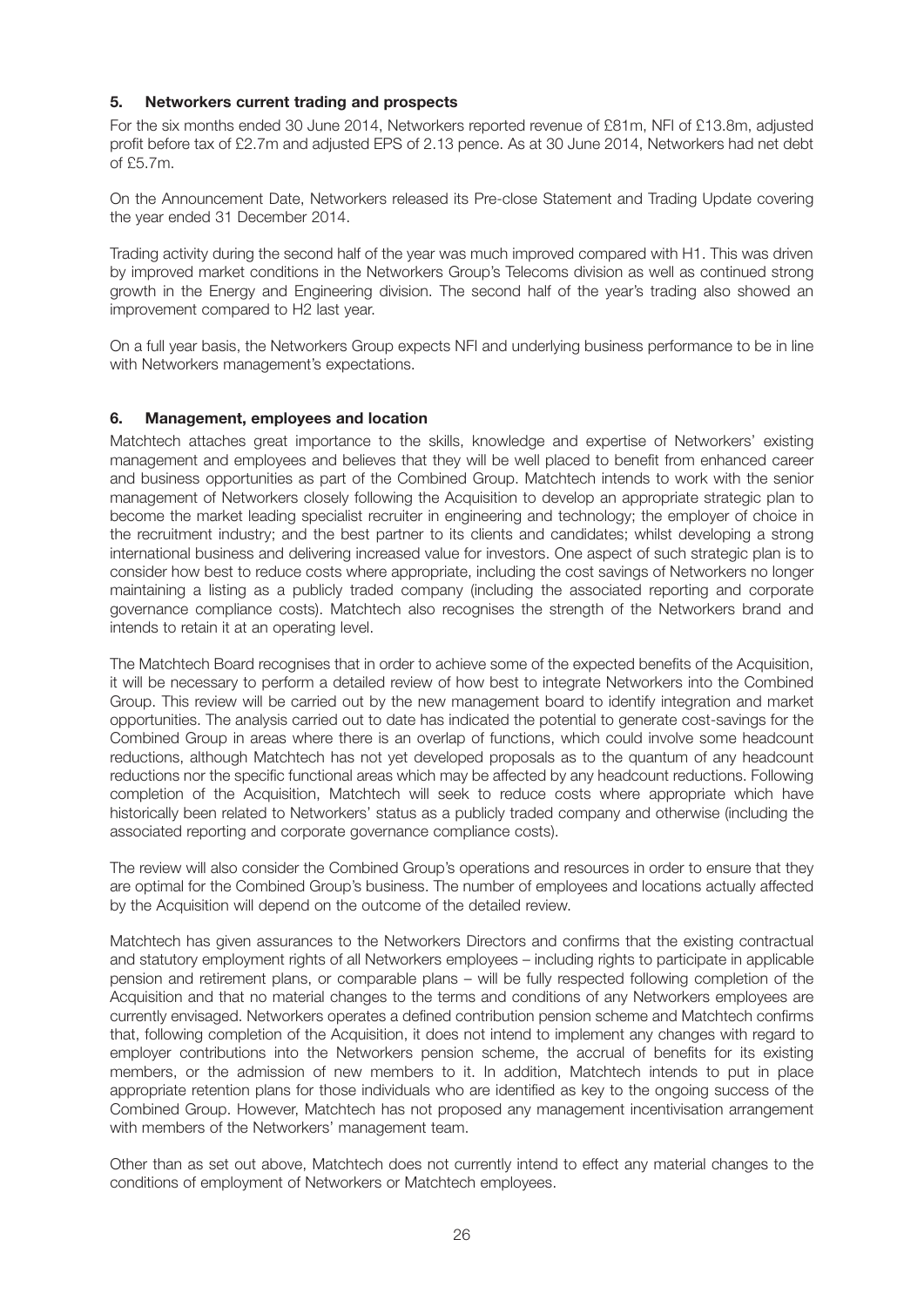## 5. Networkers current trading and prospects

For the six months ended 30 June 2014, Networkers reported revenue of £81m, NFI of £13.8m, adjusted profit before tax of £2.7m and adjusted EPS of 2.13 pence. As at 30 June 2014, Networkers had net debt of £5.7m.

On the Announcement Date, Networkers released its Pre-close Statement and Trading Update covering the year ended 31 December 2014.

Trading activity during the second half of the year was much improved compared with H1. This was driven by improved market conditions in the Networkers Group's Telecoms division as well as continued strong growth in the Energy and Engineering division. The second half of the year's trading also showed an improvement compared to H2 last year.

On a full year basis, the Networkers Group expects NFI and underlying business performance to be in line with Networkers management's expectations.

## 6. Management, employees and location

Matchtech attaches great importance to the skills, knowledge and expertise of Networkers' existing management and employees and believes that they will be well placed to benefit from enhanced career and business opportunities as part of the Combined Group. Matchtech intends to work with the senior management of Networkers closely following the Acquisition to develop an appropriate strategic plan to become the market leading specialist recruiter in engineering and technology; the employer of choice in the recruitment industry; and the best partner to its clients and candidates; whilst developing a strong international business and delivering increased value for investors. One aspect of such strategic plan is to consider how best to reduce costs where appropriate, including the cost savings of Networkers no longer maintaining a listing as a publicly traded company (including the associated reporting and corporate governance compliance costs). Matchtech also recognises the strength of the Networkers brand and intends to retain it at an operating level.

The Matchtech Board recognises that in order to achieve some of the expected benefits of the Acquisition, it will be necessary to perform a detailed review of how best to integrate Networkers into the Combined Group. This review will be carried out by the new management board to identify integration and market opportunities. The analysis carried out to date has indicated the potential to generate cost-savings for the Combined Group in areas where there is an overlap of functions, which could involve some headcount reductions, although Matchtech has not yet developed proposals as to the quantum of any headcount reductions nor the specific functional areas which may be affected by any headcount reductions. Following completion of the Acquisition, Matchtech will seek to reduce costs where appropriate which have historically been related to Networkers' status as a publicly traded company and otherwise (including the associated reporting and corporate governance compliance costs).

The review will also consider the Combined Group's operations and resources in order to ensure that they are optimal for the Combined Group's business. The number of employees and locations actually affected by the Acquisition will depend on the outcome of the detailed review.

Matchtech has given assurances to the Networkers Directors and confirms that the existing contractual and statutory employment rights of all Networkers employees – including rights to participate in applicable pension and retirement plans, or comparable plans – will be fully respected following completion of the Acquisition and that no material changes to the terms and conditions of any Networkers employees are currently envisaged. Networkers operates a defined contribution pension scheme and Matchtech confirms that, following completion of the Acquisition, it does not intend to implement any changes with regard to employer contributions into the Networkers pension scheme, the accrual of benefits for its existing members, or the admission of new members to it. In addition, Matchtech intends to put in place appropriate retention plans for those individuals who are identified as key to the ongoing success of the Combined Group. However, Matchtech has not proposed any management incentivisation arrangement with members of the Networkers' management team.

Other than as set out above, Matchtech does not currently intend to effect any material changes to the conditions of employment of Networkers or Matchtech employees.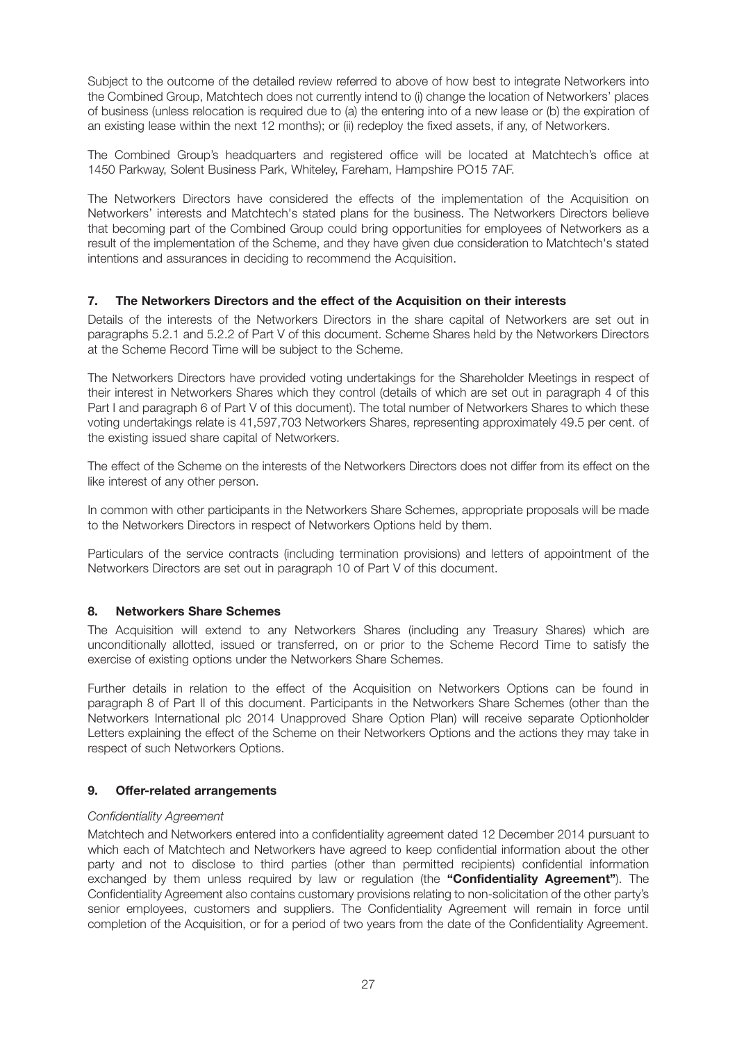Subject to the outcome of the detailed review referred to above of how best to integrate Networkers into the Combined Group, Matchtech does not currently intend to (i) change the location of Networkers' places of business (unless relocation is required due to (a) the entering into of a new lease or (b) the expiration of an existing lease within the next 12 months); or (ii) redeploy the fixed assets, if any, of Networkers.

The Combined Group's headquarters and registered office will be located at Matchtech's office at 1450 Parkway, Solent Business Park, Whiteley, Fareham, Hampshire PO15 7AF.

The Networkers Directors have considered the effects of the implementation of the Acquisition on Networkers' interests and Matchtech's stated plans for the business. The Networkers Directors believe that becoming part of the Combined Group could bring opportunities for employees of Networkers as a result of the implementation of the Scheme, and they have given due consideration to Matchtech's stated intentions and assurances in deciding to recommend the Acquisition.

## 7. The Networkers Directors and the effect of the Acquisition on their interests

Details of the interests of the Networkers Directors in the share capital of Networkers are set out in paragraphs 5.2.1 and 5.2.2 of Part V of this document. Scheme Shares held by the Networkers Directors at the Scheme Record Time will be subject to the Scheme.

The Networkers Directors have provided voting undertakings for the Shareholder Meetings in respect of their interest in Networkers Shares which they control (details of which are set out in paragraph 4 of this Part I and paragraph 6 of Part V of this document). The total number of Networkers Shares to which these voting undertakings relate is 41,597,703 Networkers Shares, representing approximately 49.5 per cent. of the existing issued share capital of Networkers.

The effect of the Scheme on the interests of the Networkers Directors does not differ from its effect on the like interest of any other person.

In common with other participants in the Networkers Share Schemes, appropriate proposals will be made to the Networkers Directors in respect of Networkers Options held by them.

Particulars of the service contracts (including termination provisions) and letters of appointment of the Networkers Directors are set out in paragraph 10 of Part V of this document.

## 8. Networkers Share Schemes

The Acquisition will extend to any Networkers Shares (including any Treasury Shares) which are unconditionally allotted, issued or transferred, on or prior to the Scheme Record Time to satisfy the exercise of existing options under the Networkers Share Schemes.

Further details in relation to the effect of the Acquisition on Networkers Options can be found in paragraph 8 of Part II of this document. Participants in the Networkers Share Schemes (other than the Networkers International plc 2014 Unapproved Share Option Plan) will receive separate Optionholder Letters explaining the effect of the Scheme on their Networkers Options and the actions they may take in respect of such Networkers Options.

## 9. Offer-related arrangements

*Confidentiality Agreement*

Matchtech and Networkers entered into a confidentiality agreement dated 12 December 2014 pursuant to which each of Matchtech and Networkers have agreed to keep confidential information about the other party and not to disclose to third parties (other than permitted recipients) confidential information exchanged by them unless required by law or regulation (the **"Confidentiality Agreement"**). The Confidentiality Agreement also contains customary provisions relating to non-solicitation of the other party's senior employees, customers and suppliers. The Confidentiality Agreement will remain in force until completion of the Acquisition, or for a period of two years from the date of the Confidentiality Agreement.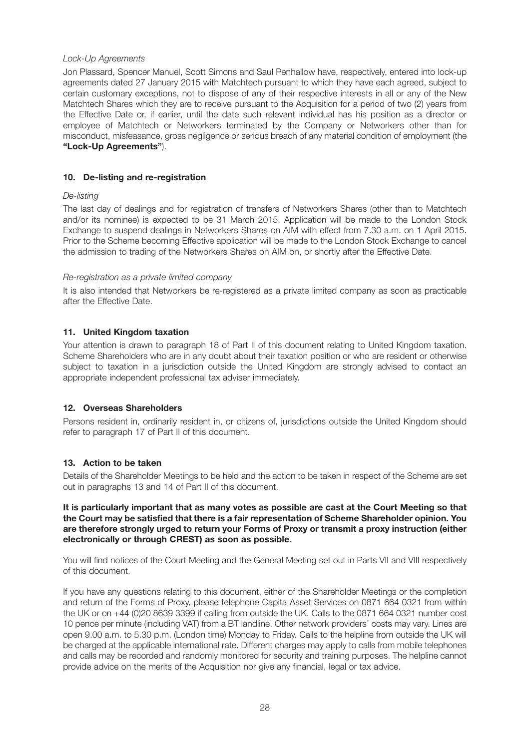*Lock-Up Agreements*

Jon Plassard, Spencer Manuel, Scott Simons and Saul Penhallow have, respectively, entered into lock-up agreements dated 27 January 2015 with Matchtech pursuant to which they have each agreed, subject to certain customary exceptions, not to dispose of any of their respective interests in all or any of the New Matchtech Shares which they are to receive pursuant to the Acquisition for a period of two (2) years from the Effective Date or, if earlier, until the date such relevant individual has his position as a director or employee of Matchtech or Networkers terminated by the Company or Networkers other than for misconduct, misfeasance, gross negligence or serious breach of any material condition of employment (the **"Lock-Up Agreements"**).

## 10. De-listing and re-registration

*De-listing*

The last day of dealings and for registration of transfers of Networkers Shares (other than to Matchtech and/or its nominee) is expected to be 31 March 2015. Application will be made to the London Stock Exchange to suspend dealings in Networkers Shares on AIM with effect from 7.30 a.m. on 1 April 2015. Prior to the Scheme becoming Effective application will be made to the London Stock Exchange to cancel the admission to trading of the Networkers Shares on AIM on, or shortly after the Effective Date.

*Re-registration as a private limited company*

It is also intended that Networkers be re-registered as a private limited company as soon as practicable after the Effective Date.

## 11. United Kingdom taxation

Your attention is drawn to paragraph 18 of Part II of this document relating to United Kingdom taxation. Scheme Shareholders who are in any doubt about their taxation position or who are resident or otherwise subject to taxation in a jurisdiction outside the United Kingdom are strongly advised to contact an appropriate independent professional tax adviser immediately.

## 12. Overseas Shareholders

Persons resident in, ordinarily resident in, or citizens of, jurisdictions outside the United Kingdom should refer to paragraph 17 of Part II of this document.

## 13. Action to be taken

Details of the Shareholder Meetings to be held and the action to be taken in respect of the Scheme are set out in paragraphs 13 and 14 of Part II of this document.

**It is particularly important that as many votes as possible are cast at the Court Meeting so that the Court may be satisfied that there is a fair representation of Scheme Shareholder opinion. You are therefore strongly urged to return your Forms of Proxy or transmit a proxy instruction (either electronically or through CREST) as soon as possible.**

You will find notices of the Court Meeting and the General Meeting set out in Parts VII and VIII respectively of this document.

If you have any questions relating to this document, either of the Shareholder Meetings or the completion and return of the Forms of Proxy, please telephone Capita Asset Services on 0871 664 0321 from within the UK or on +44 (0)20 8639 3399 if calling from outside the UK. Calls to the 0871 664 0321 number cost 10 pence per minute (including VAT) from a BT landline. Other network providers' costs may vary. Lines are open 9.00 a.m. to 5.30 p.m. (London time) Monday to Friday. Calls to the helpline from outside the UK will be charged at the applicable international rate. Different charges may apply to calls from mobile telephones and calls may be recorded and randomly monitored for security and training purposes. The helpline cannot provide advice on the merits of the Acquisition nor give any financial, legal or tax advice.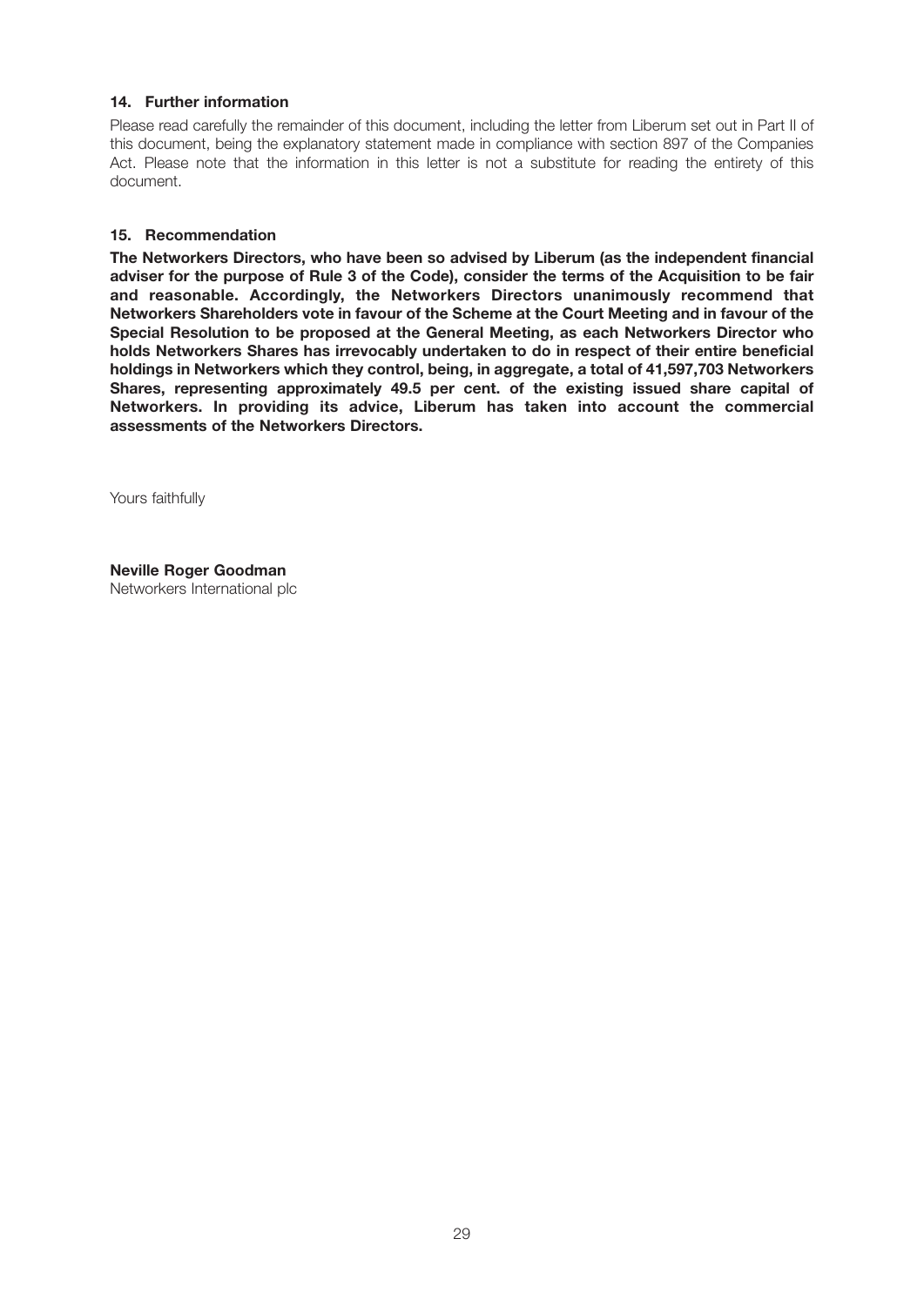### 14. Further information

Please read carefully the remainder of this document, including the letter from Liberum set out in Part II of this document, being the explanatory statement made in compliance with section 897 of the Companies Act. Please note that the information in this letter is not a substitute for reading the entirety of this document.

### 15. Recommendation

**The Networkers Directors, who have been so advised by Liberum (as the independent financial adviser for the purpose of Rule 3 of the Code), consider the terms of the Acquisition to be fair and reasonable. Accordingly, the Networkers Directors unanimously recommend that Networkers Shareholders vote in favour of the Scheme at the Court Meeting and in favour of the Special Resolution to be proposed at the General Meeting, as each Networkers Director who holds Networkers Shares has irrevocably undertaken to do in respect of their entire beneficial holdings in Networkers which they control, being, in aggregate, a total of 41,597,703 Networkers Shares, representing approximately 49.5 per cent. of the existing issued share capital of Networkers. In providing its advice, Liberum has taken into account the commercial assessments of the Networkers Directors.**

Yours faithfully

**Neville Roger Goodman**
Networkers International plc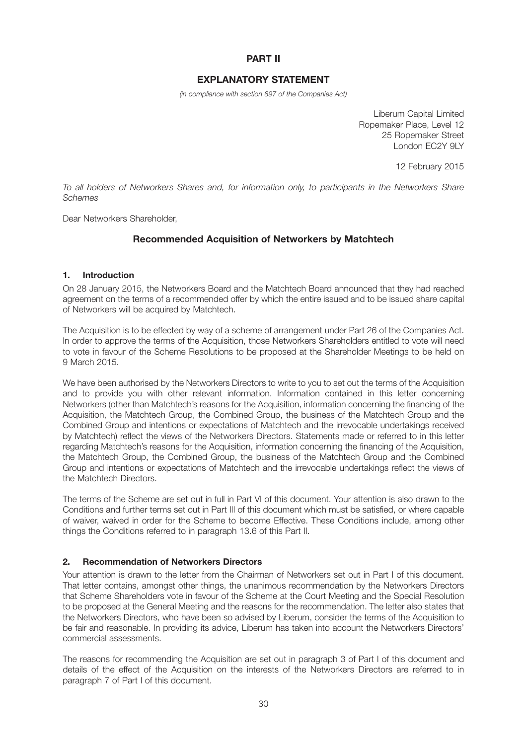# PART II

## EXPLANATORY STATEMENT

*(in compliance with section 897 of the Companies Act)*

Liberum Capital Limited
Ropemaker Place, Level 12
25 Ropemaker Street
London EC2Y 9LY

12 February 2015

*To all holders of Networkers Shares and, for information only, to participants in the Networkers Share Schemes*

Dear Networkers Shareholder,

### Recommended Acquisition of Networkers by Matchtech

#### 1. Introduction

On 28 January 2015, the Networkers Board and the Matchtech Board announced that they had reached agreement on the terms of a recommended offer by which the entire issued and to be issued share capital of Networkers will be acquired by Matchtech.

The Acquisition is to be effected by way of a scheme of arrangement under Part 26 of the Companies Act. In order to approve the terms of the Acquisition, those Networkers Shareholders entitled to vote will need to vote in favour of the Scheme Resolutions to be proposed at the Shareholder Meetings to be held on 9 March 2015.

We have been authorised by the Networkers Directors to write to you to set out the terms of the Acquisition and to provide you with other relevant information. Information contained in this letter concerning Networkers (other than Matchtech's reasons for the Acquisition, information concerning the financing of the Acquisition, the Matchtech Group, the Combined Group, the business of the Matchtech Group and the Combined Group and intentions or expectations of Matchtech and the irrevocable undertakings received by Matchtech) reflect the views of the Networkers Directors. Statements made or referred to in this letter regarding Matchtech's reasons for the Acquisition, information concerning the financing of the Acquisition, the Matchtech Group, the Combined Group, the business of the Matchtech Group and the Combined Group and intentions or expectations of Matchtech and the irrevocable undertakings reflect the views of the Matchtech Directors.

The terms of the Scheme are set out in full in Part VI of this document. Your attention is also drawn to the Conditions and further terms set out in Part III of this document which must be satisfied, or where capable of waiver, waived in order for the Scheme to become Effective. These Conditions include, among other things the Conditions referred to in paragraph 13.6 of this Part II.

#### 2. Recommendation of Networkers Directors

Your attention is drawn to the letter from the Chairman of Networkers set out in Part I of this document. That letter contains, amongst other things, the unanimous recommendation by the Networkers Directors that Scheme Shareholders vote in favour of the Scheme at the Court Meeting and the Special Resolution to be proposed at the General Meeting and the reasons for the recommendation. The letter also states that the Networkers Directors, who have been so advised by Liberum, consider the terms of the Acquisition to be fair and reasonable. In providing its advice, Liberum has taken into account the Networkers Directors' commercial assessments.

The reasons for recommending the Acquisition are set out in paragraph 3 of Part I of this document and details of the effect of the Acquisition on the interests of the Networkers Directors are referred to in paragraph 7 of Part I of this document.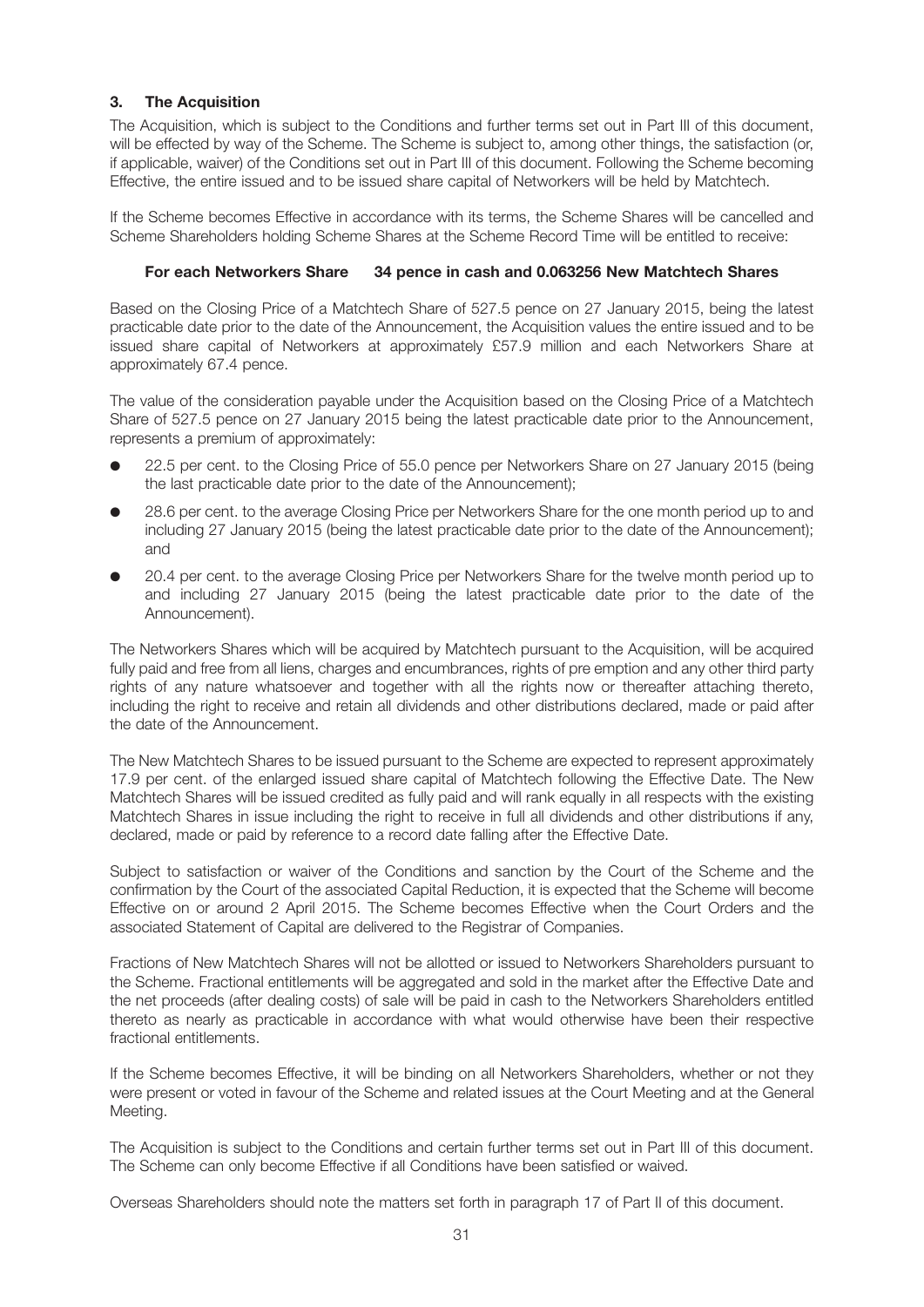### 3. The Acquisition

The Acquisition, which is subject to the Conditions and further terms set out in Part III of this document, will be effected by way of the Scheme. The Scheme is subject to, among other things, the satisfaction (or, if applicable, waiver) of the Conditions set out in Part III of this document. Following the Scheme becoming Effective, the entire issued and to be issued share capital of Networkers will be held by Matchtech.

If the Scheme becomes Effective in accordance with its terms, the Scheme Shares will be cancelled and Scheme Shareholders holding Scheme Shares at the Scheme Record Time will be entitled to receive:

**For each Networkers Share 34 pence in cash and 0.063256 New Matchtech Shares**

Based on the Closing Price of a Matchtech Share of 527.5 pence on 27 January 2015, being the latest practicable date prior to the date of the Announcement, the Acquisition values the entire issued and to be issued share capital of Networkers at approximately £57.9 million and each Networkers Share at approximately 67.4 pence.

The value of the consideration payable under the Acquisition based on the Closing Price of a Matchtech Share of 527.5 pence on 27 January 2015 being the latest practicable date prior to the Announcement, represents a premium of approximately:

- 22.5 per cent. to the Closing Price of 55.0 pence per Networkers Share on 27 January 2015 (being the last practicable date prior to the date of the Announcement);
- 28.6 per cent. to the average Closing Price per Networkers Share for the one month period up to and including 27 January 2015 (being the latest practicable date prior to the date of the Announcement); and
- 20.4 per cent. to the average Closing Price per Networkers Share for the twelve month period up to and including 27 January 2015 (being the latest practicable date prior to the date of the Announcement).

The Networkers Shares which will be acquired by Matchtech pursuant to the Acquisition, will be acquired fully paid and free from all liens, charges and encumbrances, rights of pre emption and any other third party rights of any nature whatsoever and together with all the rights now or thereafter attaching thereto, including the right to receive and retain all dividends and other distributions declared, made or paid after the date of the Announcement.

The New Matchtech Shares to be issued pursuant to the Scheme are expected to represent approximately 17.9 per cent. of the enlarged issued share capital of Matchtech following the Effective Date. The New Matchtech Shares will be issued credited as fully paid and will rank equally in all respects with the existing Matchtech Shares in issue including the right to receive in full all dividends and other distributions if any, declared, made or paid by reference to a record date falling after the Effective Date.

Subject to satisfaction or waiver of the Conditions and sanction by the Court of the Scheme and the confirmation by the Court of the associated Capital Reduction, it is expected that the Scheme will become Effective on or around 2 April 2015. The Scheme becomes Effective when the Court Orders and the associated Statement of Capital are delivered to the Registrar of Companies.

Fractions of New Matchtech Shares will not be allotted or issued to Networkers Shareholders pursuant to the Scheme. Fractional entitlements will be aggregated and sold in the market after the Effective Date and the net proceeds (after dealing costs) of sale will be paid in cash to the Networkers Shareholders entitled thereto as nearly as practicable in accordance with what would otherwise have been their respective fractional entitlements.

If the Scheme becomes Effective, it will be binding on all Networkers Shareholders, whether or not they were present or voted in favour of the Scheme and related issues at the Court Meeting and at the General Meeting.

The Acquisition is subject to the Conditions and certain further terms set out in Part III of this document. The Scheme can only become Effective if all Conditions have been satisfied or waived.

Overseas Shareholders should note the matters set forth in paragraph 17 of Part II of this document.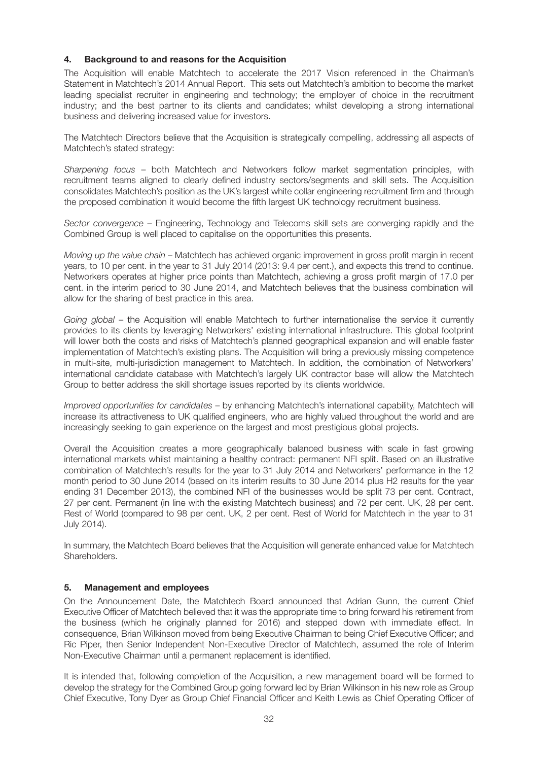## 4. Background to and reasons for the Acquisition

The Acquisition will enable Matchtech to accelerate the 2017 Vision referenced in the Chairman's Statement in Matchtech's 2014 Annual Report. This sets out Matchtech's ambition to become the market leading specialist recruiter in engineering and technology; the employer of choice in the recruitment industry; and the best partner to its clients and candidates; whilst developing a strong international business and delivering increased value for investors.

The Matchtech Directors believe that the Acquisition is strategically compelling, addressing all aspects of Matchtech's stated strategy:

*Sharpening focus* – both Matchtech and Networkers follow market segmentation principles, with recruitment teams aligned to clearly defined industry sectors/segments and skill sets. The Acquisition consolidates Matchtech's position as the UK's largest white collar engineering recruitment firm and through the proposed combination it would become the fifth largest UK technology recruitment business.

*Sector convergence* – Engineering, Technology and Telecoms skill sets are converging rapidly and the Combined Group is well placed to capitalise on the opportunities this presents.

*Moving up the value chain* – Matchtech has achieved organic improvement in gross profit margin in recent years, to 10 per cent. in the year to 31 July 2014 (2013: 9.4 per cent.), and expects this trend to continue. Networkers operates at higher price points than Matchtech, achieving a gross profit margin of 17.0 per cent. in the interim period to 30 June 2014, and Matchtech believes that the business combination will allow for the sharing of best practice in this area.

*Going global* – the Acquisition will enable Matchtech to further internationalise the service it currently provides to its clients by leveraging Networkers' existing international infrastructure. This global footprint will lower both the costs and risks of Matchtech's planned geographical expansion and will enable faster implementation of Matchtech's existing plans. The Acquisition will bring a previously missing competence in multi-site, multi-jurisdiction management to Matchtech. In addition, the combination of Networkers' international candidate database with Matchtech's largely UK contractor base will allow the Matchtech Group to better address the skill shortage issues reported by its clients worldwide.

*Improved opportunities for candidates* – by enhancing Matchtech's international capability, Matchtech will increase its attractiveness to UK qualified engineers, who are highly valued throughout the world and are increasingly seeking to gain experience on the largest and most prestigious global projects.

Overall the Acquisition creates a more geographically balanced business with scale in fast growing international markets whilst maintaining a healthy contract: permanent NFI split. Based on an illustrative combination of Matchtech's results for the year to 31 July 2014 and Networkers' performance in the 12 month period to 30 June 2014 (based on its interim results to 30 June 2014 plus H2 results for the year ending 31 December 2013), the combined NFI of the businesses would be split 73 per cent. Contract, 27 per cent. Permanent (in line with the existing Matchtech business) and 72 per cent. UK, 28 per cent. Rest of World (compared to 98 per cent. UK, 2 per cent. Rest of World for Matchtech in the year to 31 July 2014).

In summary, the Matchtech Board believes that the Acquisition will generate enhanced value for Matchtech Shareholders.

## 5. Management and employees

On the Announcement Date, the Matchtech Board announced that Adrian Gunn, the current Chief Executive Officer of Matchtech believed that it was the appropriate time to bring forward his retirement from the business (which he originally planned for 2016) and stepped down with immediate effect. In consequence, Brian Wilkinson moved from being Executive Chairman to being Chief Executive Officer; and Ric Piper, then Senior Independent Non-Executive Director of Matchtech, assumed the role of Interim Non-Executive Chairman until a permanent replacement is identified.

It is intended that, following completion of the Acquisition, a new management board will be formed to develop the strategy for the Combined Group going forward led by Brian Wilkinson in his new role as Group Chief Executive, Tony Dyer as Group Chief Financial Officer and Keith Lewis as Chief Operating Officer of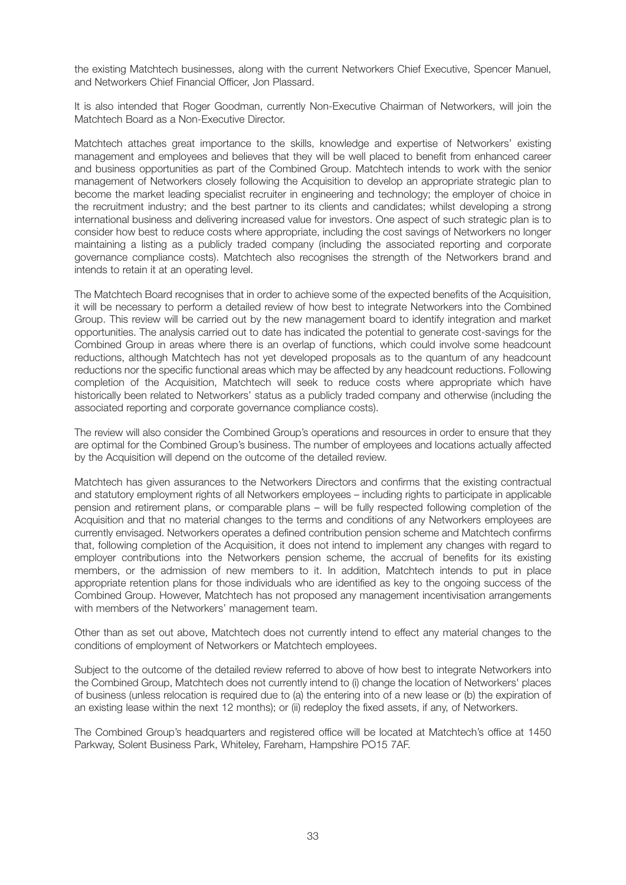the existing Matchtech businesses, along with the current Networkers Chief Executive, Spencer Manuel, and Networkers Chief Financial Officer, Jon Plassard.

It is also intended that Roger Goodman, currently Non-Executive Chairman of Networkers, will join the Matchtech Board as a Non-Executive Director.

Matchtech attaches great importance to the skills, knowledge and expertise of Networkers' existing management and employees and believes that they will be well placed to benefit from enhanced career and business opportunities as part of the Combined Group. Matchtech intends to work with the senior management of Networkers closely following the Acquisition to develop an appropriate strategic plan to become the market leading specialist recruiter in engineering and technology; the employer of choice in the recruitment industry; and the best partner to its clients and candidates; whilst developing a strong international business and delivering increased value for investors. One aspect of such strategic plan is to consider how best to reduce costs where appropriate, including the cost savings of Networkers no longer maintaining a listing as a publicly traded company (including the associated reporting and corporate governance compliance costs). Matchtech also recognises the strength of the Networkers brand and intends to retain it at an operating level.

The Matchtech Board recognises that in order to achieve some of the expected benefits of the Acquisition, it will be necessary to perform a detailed review of how best to integrate Networkers into the Combined Group. This review will be carried out by the new management board to identify integration and market opportunities. The analysis carried out to date has indicated the potential to generate cost-savings for the Combined Group in areas where there is an overlap of functions, which could involve some headcount reductions, although Matchtech has not yet developed proposals as to the quantum of any headcount reductions nor the specific functional areas which may be affected by any headcount reductions. Following completion of the Acquisition, Matchtech will seek to reduce costs where appropriate which have historically been related to Networkers' status as a publicly traded company and otherwise (including the associated reporting and corporate governance compliance costs).

The review will also consider the Combined Group's operations and resources in order to ensure that they are optimal for the Combined Group's business. The number of employees and locations actually affected by the Acquisition will depend on the outcome of the detailed review.

Matchtech has given assurances to the Networkers Directors and confirms that the existing contractual and statutory employment rights of all Networkers employees – including rights to participate in applicable pension and retirement plans, or comparable plans – will be fully respected following completion of the Acquisition and that no material changes to the terms and conditions of any Networkers employees are currently envisaged. Networkers operates a defined contribution pension scheme and Matchtech confirms that, following completion of the Acquisition, it does not intend to implement any changes with regard to employer contributions into the Networkers pension scheme, the accrual of benefits for its existing members, or the admission of new members to it. In addition, Matchtech intends to put in place appropriate retention plans for those individuals who are identified as key to the ongoing success of the Combined Group. However, Matchtech has not proposed any management incentivisation arrangements with members of the Networkers' management team.

Other than as set out above, Matchtech does not currently intend to effect any material changes to the conditions of employment of Networkers or Matchtech employees.

Subject to the outcome of the detailed review referred to above of how best to integrate Networkers into the Combined Group, Matchtech does not currently intend to (i) change the location of Networkers' places of business (unless relocation is required due to (a) the entering into of a new lease or (b) the expiration of an existing lease within the next 12 months); or (ii) redeploy the fixed assets, if any, of Networkers.

The Combined Group's headquarters and registered office will be located at Matchtech's office at 1450 Parkway, Solent Business Park, Whiteley, Fareham, Hampshire PO15 7AF.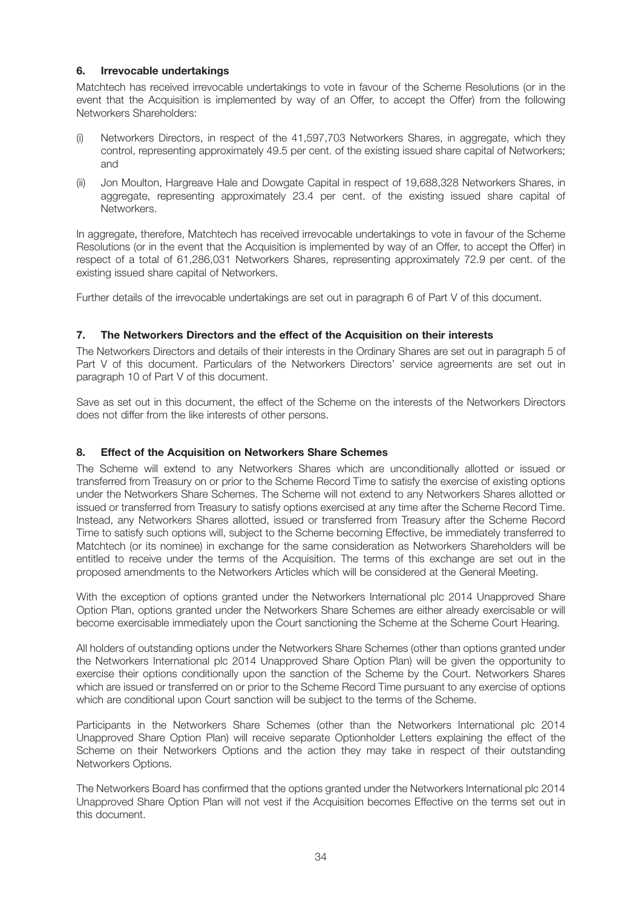## 6. Irrevocable undertakings

Matchtech has received irrevocable undertakings to vote in favour of the Scheme Resolutions (or in the event that the Acquisition is implemented by way of an Offer, to accept the Offer) from the following Networkers Shareholders:

(i) Networkers Directors, in respect of the 41,597,703 Networkers Shares, in aggregate, which they control, representing approximately 49.5 per cent. of the existing issued share capital of Networkers; and

(ii) Jon Moulton, Hargreave Hale and Dowgate Capital in respect of 19,688,328 Networkers Shares, in aggregate, representing approximately 23.4 per cent. of the existing issued share capital of Networkers.

In aggregate, therefore, Matchtech has received irrevocable undertakings to vote in favour of the Scheme Resolutions (or in the event that the Acquisition is implemented by way of an Offer, to accept the Offer) in respect of a total of 61,286,031 Networkers Shares, representing approximately 72.9 per cent. of the existing issued share capital of Networkers.

Further details of the irrevocable undertakings are set out in paragraph 6 of Part V of this document.

## 7. The Networkers Directors and the effect of the Acquisition on their interests

The Networkers Directors and details of their interests in the Ordinary Shares are set out in paragraph 5 of Part V of this document. Particulars of the Networkers Directors' service agreements are set out in paragraph 10 of Part V of this document.

Save as set out in this document, the effect of the Scheme on the interests of the Networkers Directors does not differ from the like interests of other persons.

## 8. Effect of the Acquisition on Networkers Share Schemes

The Scheme will extend to any Networkers Shares which are unconditionally allotted or issued or transferred from Treasury on or prior to the Scheme Record Time to satisfy the exercise of existing options under the Networkers Share Schemes. The Scheme will not extend to any Networkers Shares allotted or issued or transferred from Treasury to satisfy options exercised at any time after the Scheme Record Time. Instead, any Networkers Shares allotted, issued or transferred from Treasury after the Scheme Record Time to satisfy such options will, subject to the Scheme becoming Effective, be immediately transferred to Matchtech (or its nominee) in exchange for the same consideration as Networkers Shareholders will be entitled to receive under the terms of the Acquisition. The terms of this exchange are set out in the proposed amendments to the Networkers Articles which will be considered at the General Meeting.

With the exception of options granted under the Networkers International plc 2014 Unapproved Share Option Plan, options granted under the Networkers Share Schemes are either already exercisable or will become exercisable immediately upon the Court sanctioning the Scheme at the Scheme Court Hearing.

All holders of outstanding options under the Networkers Share Schemes (other than options granted under the Networkers International plc 2014 Unapproved Share Option Plan) will be given the opportunity to exercise their options conditionally upon the sanction of the Scheme by the Court. Networkers Shares which are issued or transferred on or prior to the Scheme Record Time pursuant to any exercise of options which are conditional upon Court sanction will be subject to the terms of the Scheme.

Participants in the Networkers Share Schemes (other than the Networkers International plc 2014 Unapproved Share Option Plan) will receive separate Optionholder Letters explaining the effect of the Scheme on their Networkers Options and the action they may take in respect of their outstanding Networkers Options.

The Networkers Board has confirmed that the options granted under the Networkers International plc 2014 Unapproved Share Option Plan will not vest if the Acquisition becomes Effective on the terms set out in this document.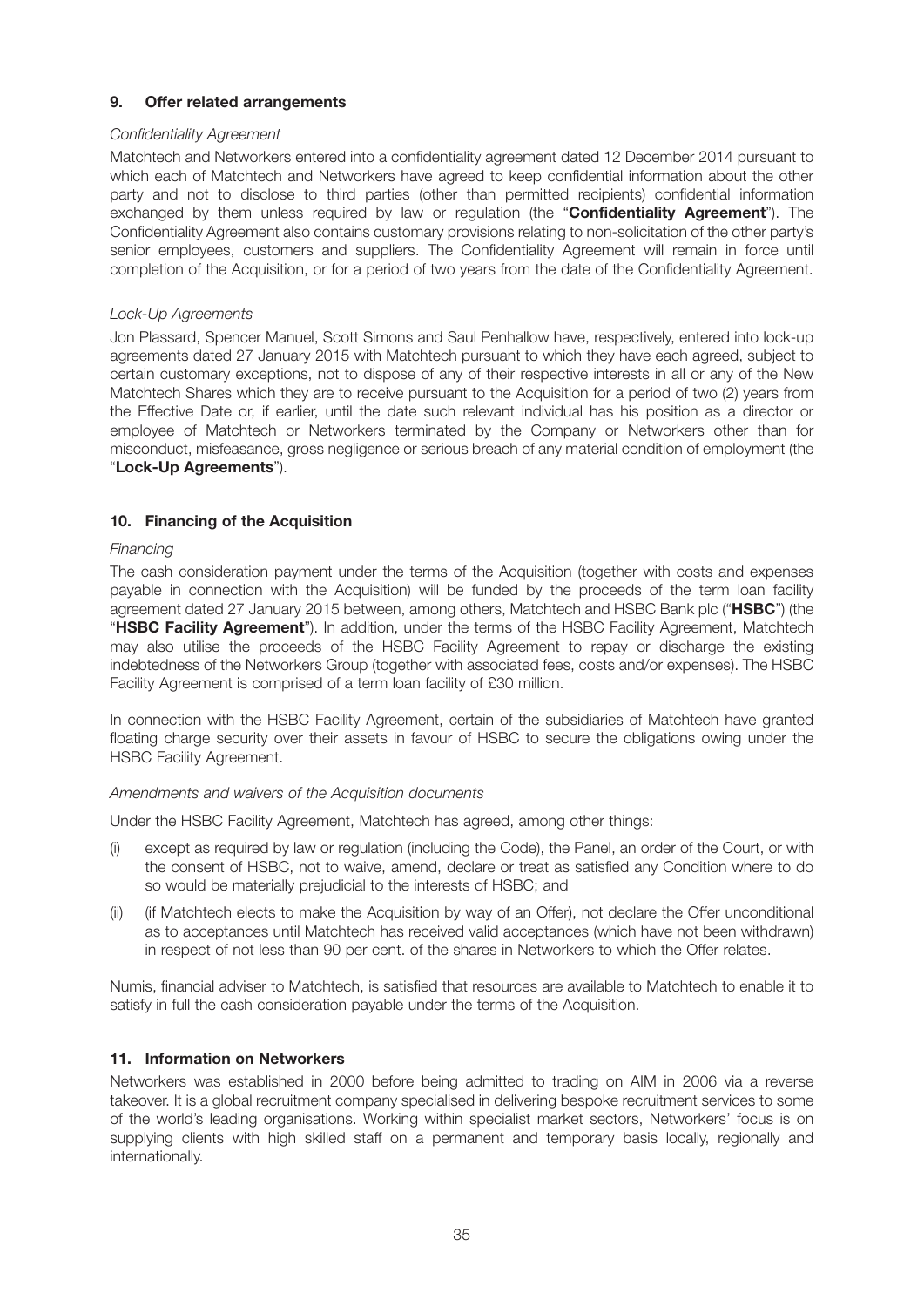## 9. Offer related arrangements

*Confidentiality Agreement*

Matchtech and Networkers entered into a confidentiality agreement dated 12 December 2014 pursuant to which each of Matchtech and Networkers have agreed to keep confidential information about the other party and not to disclose to third parties (other than permitted recipients) confidential information exchanged by them unless required by law or regulation (the "**Confidentiality Agreement**"). The Confidentiality Agreement also contains customary provisions relating to non-solicitation of the other party's senior employees, customers and suppliers. The Confidentiality Agreement will remain in force until completion of the Acquisition, or for a period of two years from the date of the Confidentiality Agreement.

*Lock-Up Agreements*

Jon Plassard, Spencer Manuel, Scott Simons and Saul Penhallow have, respectively, entered into lock-up agreements dated 27 January 2015 with Matchtech pursuant to which they have each agreed, subject to certain customary exceptions, not to dispose of any of their respective interests in all or any of the New Matchtech Shares which they are to receive pursuant to the Acquisition for a period of two (2) years from the Effective Date or, if earlier, until the date such relevant individual has his position as a director or employee of Matchtech or Networkers terminated by the Company or Networkers other than for misconduct, misfeasance, gross negligence or serious breach of any material condition of employment (the "**Lock-Up Agreements**").

## 10. Financing of the Acquisition

*Financing*

The cash consideration payment under the terms of the Acquisition (together with costs and expenses payable in connection with the Acquisition) will be funded by the proceeds of the term loan facility agreement dated 27 January 2015 between, among others, Matchtech and HSBC Bank plc ("**HSBC**") (the "**HSBC Facility Agreement**"). In addition, under the terms of the HSBC Facility Agreement, Matchtech may also utilise the proceeds of the HSBC Facility Agreement to repay or discharge the existing indebtedness of the Networkers Group (together with associated fees, costs and/or expenses). The HSBC Facility Agreement is comprised of a term loan facility of £30 million.

In connection with the HSBC Facility Agreement, certain of the subsidiaries of Matchtech have granted floating charge security over their assets in favour of HSBC to secure the obligations owing under the HSBC Facility Agreement.

*Amendments and waivers of the Acquisition documents*

Under the HSBC Facility Agreement, Matchtech has agreed, among other things:

(i) except as required by law or regulation (including the Code), the Panel, an order of the Court, or with the consent of HSBC, not to waive, amend, declare or treat as satisfied any Condition where to do so would be materially prejudicial to the interests of HSBC; and

(ii) (if Matchtech elects to make the Acquisition by way of an Offer), not declare the Offer unconditional as to acceptances until Matchtech has received valid acceptances (which have not been withdrawn) in respect of not less than 90 per cent. of the shares in Networkers to which the Offer relates.

Numis, financial adviser to Matchtech, is satisfied that resources are available to Matchtech to enable it to satisfy in full the cash consideration payable under the terms of the Acquisition.

## 11. Information on Networkers

Networkers was established in 2000 before being admitted to trading on AIM in 2006 via a reverse takeover. It is a global recruitment company specialised in delivering bespoke recruitment services to some of the world's leading organisations. Working within specialist market sectors, Networkers' focus is on supplying clients with high skilled staff on a permanent and temporary basis locally, regionally and internationally.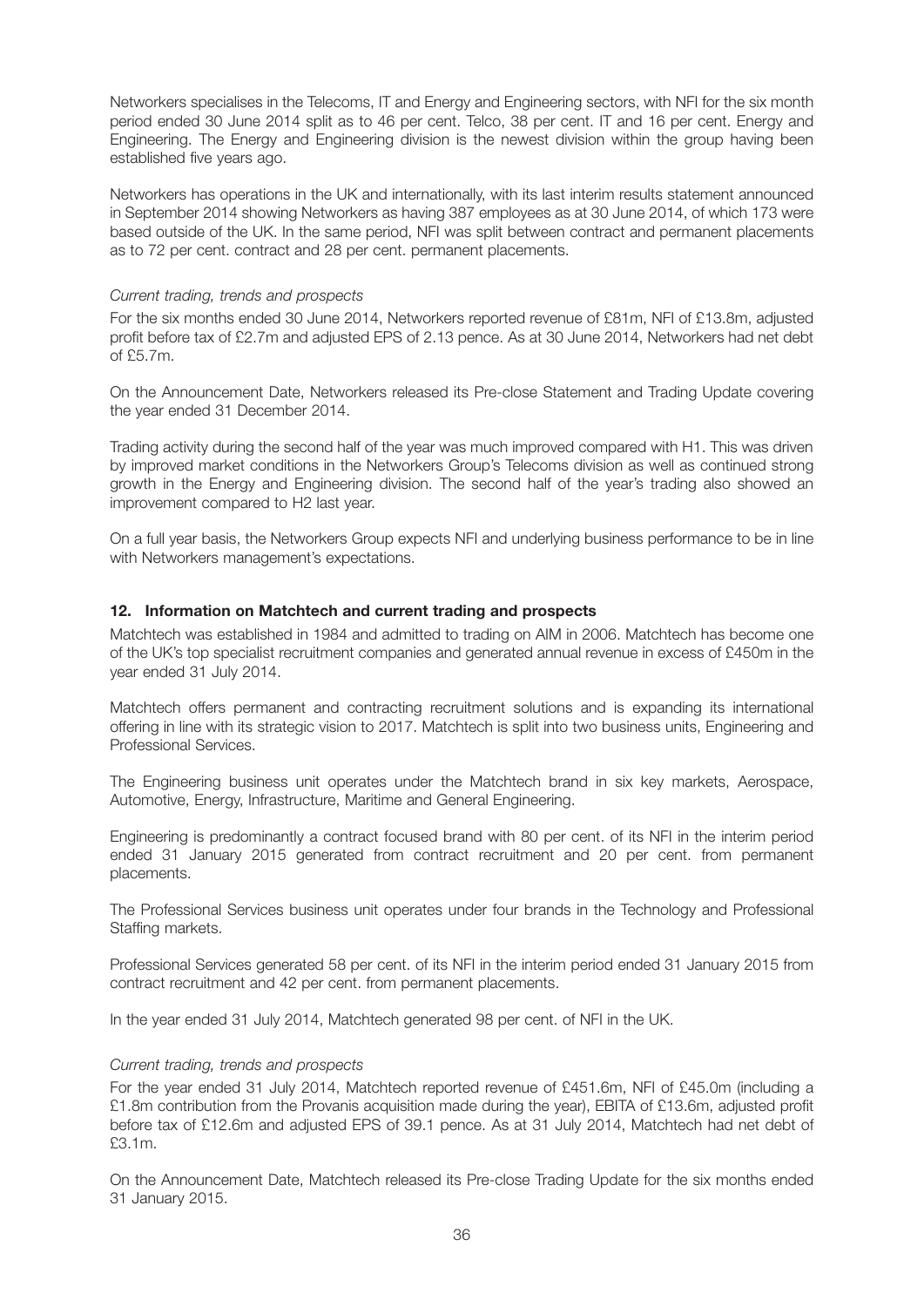Networkers specialises in the Telecoms, IT and Energy and Engineering sectors, with NFI for the six month period ended 30 June 2014 split as to 46 per cent. Telco, 38 per cent. IT and 16 per cent. Energy and Engineering. The Energy and Engineering division is the newest division within the group having been established five years ago.

Networkers has operations in the UK and internationally, with its last interim results statement announced in September 2014 showing Networkers as having 387 employees as at 30 June 2014, of which 173 were based outside of the UK. In the same period, NFI was split between contract and permanent placements as to 72 per cent. contract and 28 per cent. permanent placements.

*Current trading, trends and prospects*

For the six months ended 30 June 2014, Networkers reported revenue of £81m, NFI of £13.8m, adjusted profit before tax of £2.7m and adjusted EPS of 2.13 pence. As at 30 June 2014, Networkers had net debt of £5.7m.

On the Announcement Date, Networkers released its Pre-close Statement and Trading Update covering the year ended 31 December 2014.

Trading activity during the second half of the year was much improved compared with H1. This was driven by improved market conditions in the Networkers Group's Telecoms division as well as continued strong growth in the Energy and Engineering division. The second half of the year's trading also showed an improvement compared to H2 last year.

On a full year basis, the Networkers Group expects NFI and underlying business performance to be in line with Networkers management's expectations.

## 12. Information on Matchtech and current trading and prospects

Matchtech was established in 1984 and admitted to trading on AIM in 2006. Matchtech has become one of the UK's top specialist recruitment companies and generated annual revenue in excess of £450m in the year ended 31 July 2014.

Matchtech offers permanent and contracting recruitment solutions and is expanding its international offering in line with its strategic vision to 2017. Matchtech is split into two business units, Engineering and Professional Services.

The Engineering business unit operates under the Matchtech brand in six key markets, Aerospace, Automotive, Energy, Infrastructure, Maritime and General Engineering.

Engineering is predominantly a contract focused brand with 80 per cent. of its NFI in the interim period ended 31 January 2015 generated from contract recruitment and 20 per cent. from permanent placements.

The Professional Services business unit operates under four brands in the Technology and Professional Staffing markets.

Professional Services generated 58 per cent. of its NFI in the interim period ended 31 January 2015 from contract recruitment and 42 per cent. from permanent placements.

In the year ended 31 July 2014, Matchtech generated 98 per cent. of NFI in the UK.

*Current trading, trends and prospects*

For the year ended 31 July 2014, Matchtech reported revenue of £451.6m, NFI of £45.0m (including a £1.8m contribution from the Provanis acquisition made during the year), EBITA of £13.6m, adjusted profit before tax of £12.6m and adjusted EPS of 39.1 pence. As at 31 July 2014, Matchtech had net debt of £3.1m.

On the Announcement Date, Matchtech released its Pre-close Trading Update for the six months ended 31 January 2015.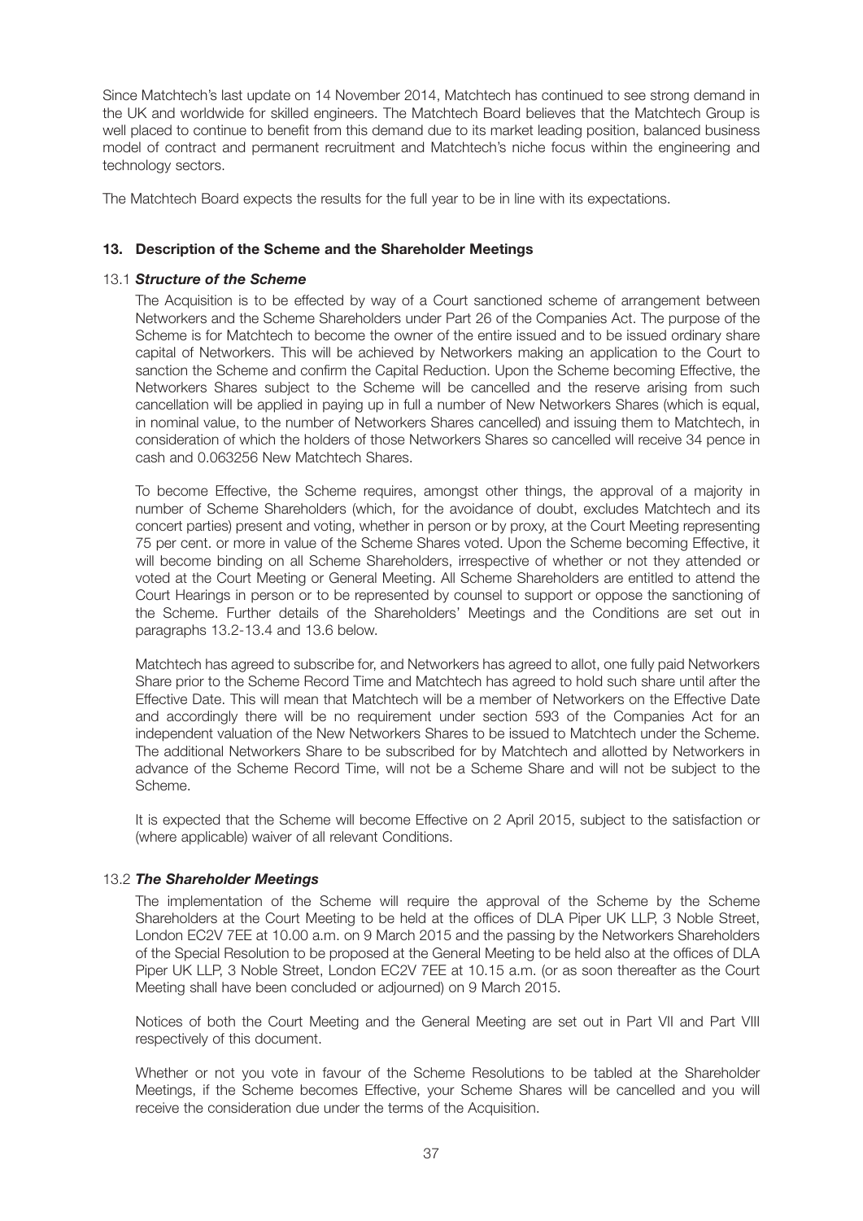Since Matchtech's last update on 14 November 2014, Matchtech has continued to see strong demand in the UK and worldwide for skilled engineers. The Matchtech Board believes that the Matchtech Group is well placed to continue to benefit from this demand due to its market leading position, balanced business model of contract and permanent recruitment and Matchtech's niche focus within the engineering and technology sectors.

The Matchtech Board expects the results for the full year to be in line with its expectations.

## 13. Description of the Scheme and the Shareholder Meetings

### 13.1 *Structure of the Scheme*

The Acquisition is to be effected by way of a Court sanctioned scheme of arrangement between Networkers and the Scheme Shareholders under Part 26 of the Companies Act. The purpose of the Scheme is for Matchtech to become the owner of the entire issued and to be issued ordinary share capital of Networkers. This will be achieved by Networkers making an application to the Court to sanction the Scheme and confirm the Capital Reduction. Upon the Scheme becoming Effective, the Networkers Shares subject to the Scheme will be cancelled and the reserve arising from such cancellation will be applied in paying up in full a number of New Networkers Shares (which is equal, in nominal value, to the number of Networkers Shares cancelled) and issuing them to Matchtech, in consideration of which the holders of those Networkers Shares so cancelled will receive 34 pence in cash and 0.063256 New Matchtech Shares.

To become Effective, the Scheme requires, amongst other things, the approval of a majority in number of Scheme Shareholders (which, for the avoidance of doubt, excludes Matchtech and its concert parties) present and voting, whether in person or by proxy, at the Court Meeting representing 75 per cent. or more in value of the Scheme Shares voted. Upon the Scheme becoming Effective, it will become binding on all Scheme Shareholders, irrespective of whether or not they attended or voted at the Court Meeting or General Meeting. All Scheme Shareholders are entitled to attend the Court Hearings in person or to be represented by counsel to support or oppose the sanctioning of the Scheme. Further details of the Shareholders' Meetings and the Conditions are set out in paragraphs 13.2-13.4 and 13.6 below.

Matchtech has agreed to subscribe for, and Networkers has agreed to allot, one fully paid Networkers Share prior to the Scheme Record Time and Matchtech has agreed to hold such share until after the Effective Date. This will mean that Matchtech will be a member of Networkers on the Effective Date and accordingly there will be no requirement under section 593 of the Companies Act for an independent valuation of the New Networkers Shares to be issued to Matchtech under the Scheme. The additional Networkers Share to be subscribed for by Matchtech and allotted by Networkers in advance of the Scheme Record Time, will not be a Scheme Share and will not be subject to the Scheme.

It is expected that the Scheme will become Effective on 2 April 2015, subject to the satisfaction or (where applicable) waiver of all relevant Conditions.

### 13.2 *The Shareholder Meetings*

The implementation of the Scheme will require the approval of the Scheme by the Scheme Shareholders at the Court Meeting to be held at the offices of DLA Piper UK LLP, 3 Noble Street, London EC2V 7EE at 10.00 a.m. on 9 March 2015 and the passing by the Networkers Shareholders of the Special Resolution to be proposed at the General Meeting to be held also at the offices of DLA Piper UK LLP, 3 Noble Street, London EC2V 7EE at 10.15 a.m. (or as soon thereafter as the Court Meeting shall have been concluded or adjourned) on 9 March 2015.

Notices of both the Court Meeting and the General Meeting are set out in Part VII and Part VIII respectively of this document.

Whether or not you vote in favour of the Scheme Resolutions to be tabled at the Shareholder Meetings, if the Scheme becomes Effective, your Scheme Shares will be cancelled and you will receive the consideration due under the terms of the Acquisition.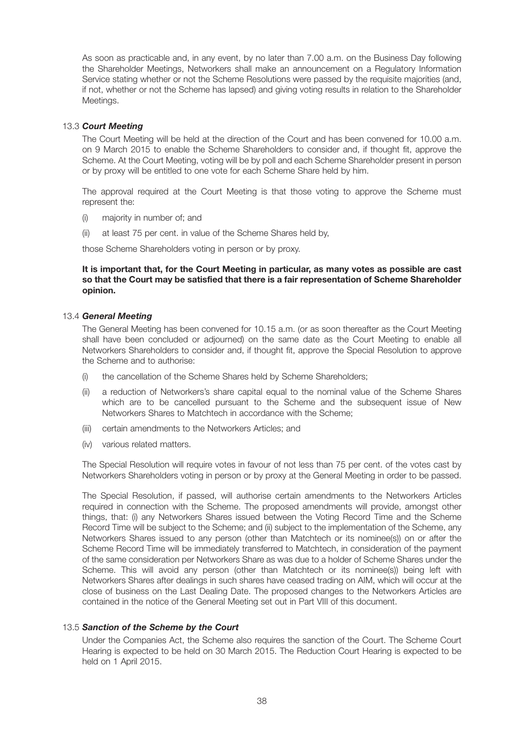As soon as practicable and, in any event, by no later than 7.00 a.m. on the Business Day following the Shareholder Meetings, Networkers shall make an announcement on a Regulatory Information Service stating whether or not the Scheme Resolutions were passed by the requisite majorities (and, if not, whether or not the Scheme has lapsed) and giving voting results in relation to the Shareholder Meetings.

### 13.3 *Court Meeting*

The Court Meeting will be held at the direction of the Court and has been convened for 10.00 a.m. on 9 March 2015 to enable the Scheme Shareholders to consider and, if thought fit, approve the Scheme. At the Court Meeting, voting will be by poll and each Scheme Shareholder present in person or by proxy will be entitled to one vote for each Scheme Share held by him.

The approval required at the Court Meeting is that those voting to approve the Scheme must represent the:

(i) majority in number of; and

(ii) at least 75 per cent. in value of the Scheme Shares held by,

those Scheme Shareholders voting in person or by proxy.

**It is important that, for the Court Meeting in particular, as many votes as possible are cast so that the Court may be satisfied that there is a fair representation of Scheme Shareholder opinion.**

### 13.4 *General Meeting*

The General Meeting has been convened for 10.15 a.m. (or as soon thereafter as the Court Meeting shall have been concluded or adjourned) on the same date as the Court Meeting to enable all Networkers Shareholders to consider and, if thought fit, approve the Special Resolution to approve the Scheme and to authorise:

(i) the cancellation of the Scheme Shares held by Scheme Shareholders;

(ii) a reduction of Networkers's share capital equal to the nominal value of the Scheme Shares which are to be cancelled pursuant to the Scheme and the subsequent issue of New Networkers Shares to Matchtech in accordance with the Scheme;

(iii) certain amendments to the Networkers Articles; and

(iv) various related matters.

The Special Resolution will require votes in favour of not less than 75 per cent. of the votes cast by Networkers Shareholders voting in person or by proxy at the General Meeting in order to be passed.

The Special Resolution, if passed, will authorise certain amendments to the Networkers Articles required in connection with the Scheme. The proposed amendments will provide, amongst other things, that: (i) any Networkers Shares issued between the Voting Record Time and the Scheme Record Time will be subject to the Scheme; and (ii) subject to the implementation of the Scheme, any Networkers Shares issued to any person (other than Matchtech or its nominee(s)) on or after the Scheme Record Time will be immediately transferred to Matchtech, in consideration of the payment of the same consideration per Networkers Share as was due to a holder of Scheme Shares under the Scheme. This will avoid any person (other than Matchtech or its nominee(s)) being left with Networkers Shares after dealings in such shares have ceased trading on AIM, which will occur at the close of business on the Last Dealing Date. The proposed changes to the Networkers Articles are contained in the notice of the General Meeting set out in Part VIII of this document.

### 13.5 *Sanction of the Scheme by the Court*

Under the Companies Act, the Scheme also requires the sanction of the Court. The Scheme Court Hearing is expected to be held on 30 March 2015. The Reduction Court Hearing is expected to be held on 1 April 2015.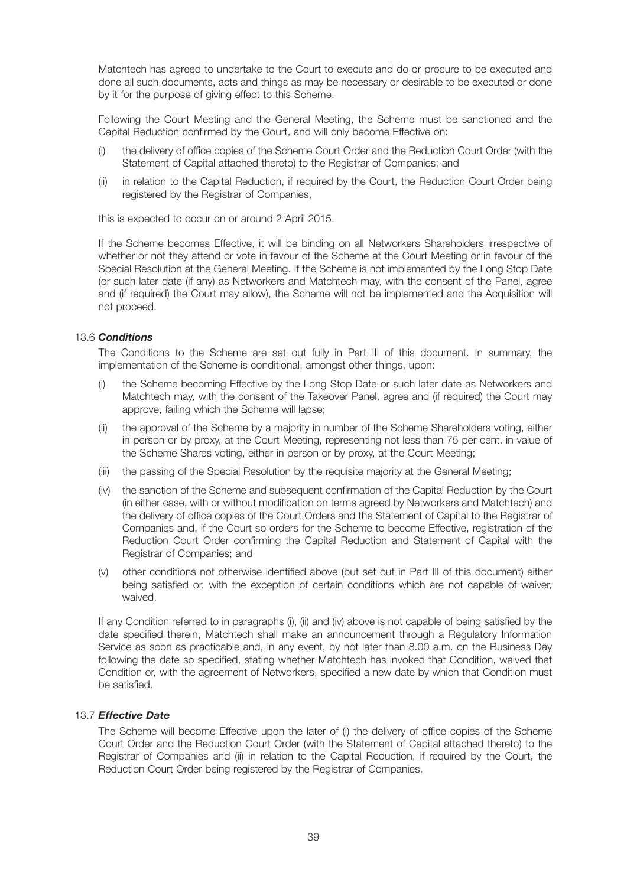Matchtech has agreed to undertake to the Court to execute and do or procure to be executed and done all such documents, acts and things as may be necessary or desirable to be executed or done by it for the purpose of giving effect to this Scheme.

Following the Court Meeting and the General Meeting, the Scheme must be sanctioned and the Capital Reduction confirmed by the Court, and will only become Effective on:

(i) the delivery of office copies of the Scheme Court Order and the Reduction Court Order (with the Statement of Capital attached thereto) to the Registrar of Companies; and

(ii) in relation to the Capital Reduction, if required by the Court, the Reduction Court Order being registered by the Registrar of Companies,

this is expected to occur on or around 2 April 2015.

If the Scheme becomes Effective, it will be binding on all Networkers Shareholders irrespective of whether or not they attend or vote in favour of the Scheme at the Court Meeting or in favour of the Special Resolution at the General Meeting. If the Scheme is not implemented by the Long Stop Date (or such later date (if any) as Networkers and Matchtech may, with the consent of the Panel, agree and (if required) the Court may allow), the Scheme will not be implemented and the Acquisition will not proceed.

### 13.6 ***Conditions***

The Conditions to the Scheme are set out fully in Part III of this document. In summary, the implementation of the Scheme is conditional, amongst other things, upon:

(i) the Scheme becoming Effective by the Long Stop Date or such later date as Networkers and Matchtech may, with the consent of the Takeover Panel, agree and (if required) the Court may approve, failing which the Scheme will lapse;

(ii) the approval of the Scheme by a majority in number of the Scheme Shareholders voting, either in person or by proxy, at the Court Meeting, representing not less than 75 per cent. in value of the Scheme Shares voting, either in person or by proxy, at the Court Meeting;

(iii) the passing of the Special Resolution by the requisite majority at the General Meeting;

(iv) the sanction of the Scheme and subsequent confirmation of the Capital Reduction by the Court (in either case, with or without modification on terms agreed by Networkers and Matchtech) and the delivery of office copies of the Court Orders and the Statement of Capital to the Registrar of Companies and, if the Court so orders for the Scheme to become Effective, registration of the Reduction Court Order confirming the Capital Reduction and Statement of Capital with the Registrar of Companies; and

(v) other conditions not otherwise identified above (but set out in Part III of this document) either being satisfied or, with the exception of certain conditions which are not capable of waiver, waived.

If any Condition referred to in paragraphs (i), (ii) and (iv) above is not capable of being satisfied by the date specified therein, Matchtech shall make an announcement through a Regulatory Information Service as soon as practicable and, in any event, by not later than 8.00 a.m. on the Business Day following the date so specified, stating whether Matchtech has invoked that Condition, waived that Condition or, with the agreement of Networkers, specified a new date by which that Condition must be satisfied.

### 13.7 ***Effective Date***

The Scheme will become Effective upon the later of (i) the delivery of office copies of the Scheme Court Order and the Reduction Court Order (with the Statement of Capital attached thereto) to the Registrar of Companies and (ii) in relation to the Capital Reduction, if required by the Court, the Reduction Court Order being registered by the Registrar of Companies.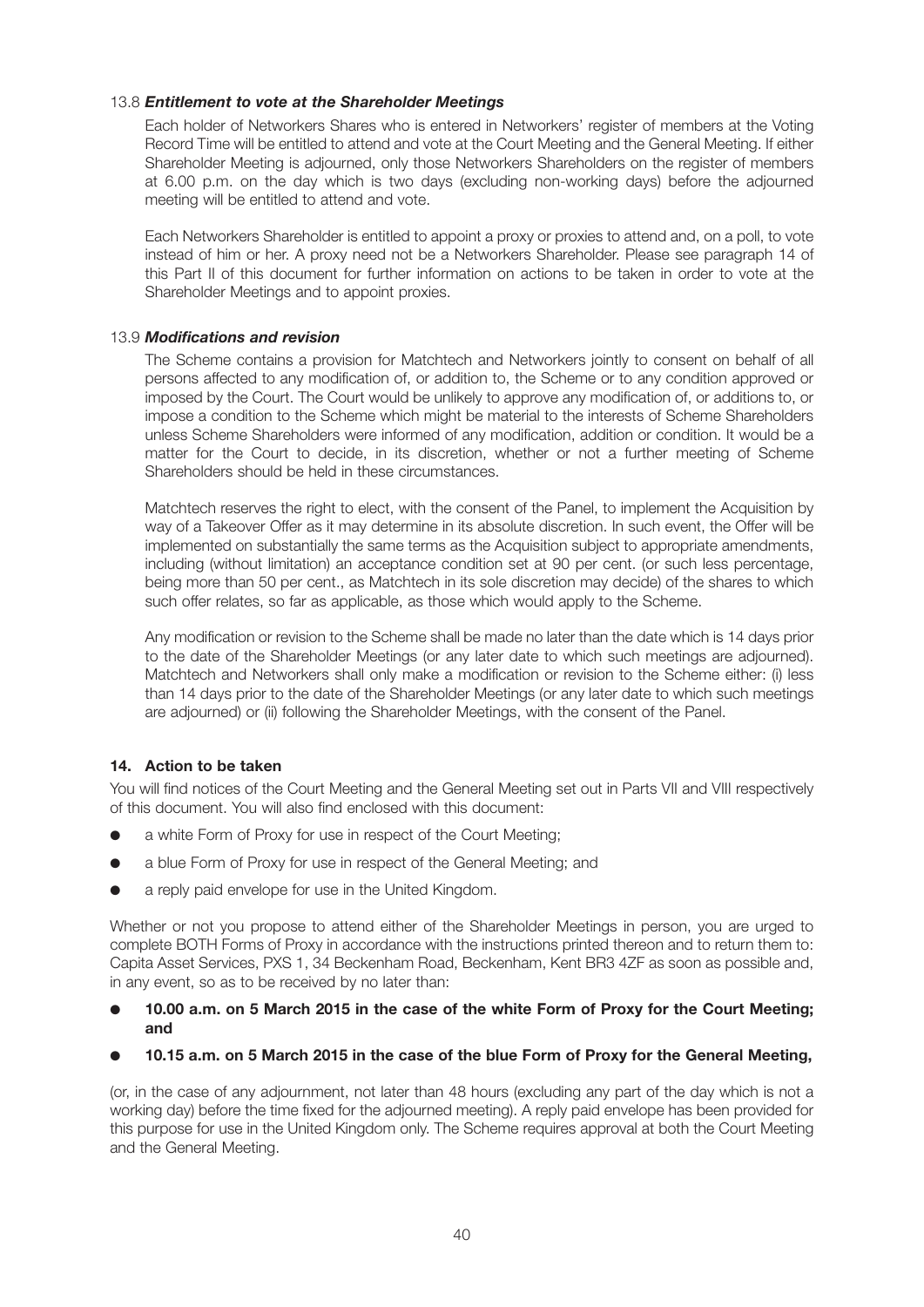### 13.8 *Entitlement to vote at the Shareholder Meetings*

Each holder of Networkers Shares who is entered in Networkers' register of members at the Voting Record Time will be entitled to attend and vote at the Court Meeting and the General Meeting. If either Shareholder Meeting is adjourned, only those Networkers Shareholders on the register of members at 6.00 p.m. on the day which is two days (excluding non-working days) before the adjourned meeting will be entitled to attend and vote.

Each Networkers Shareholder is entitled to appoint a proxy or proxies to attend and, on a poll, to vote instead of him or her. A proxy need not be a Networkers Shareholder. Please see paragraph 14 of this Part II of this document for further information on actions to be taken in order to vote at the Shareholder Meetings and to appoint proxies.

### 13.9 *Modifications and revision*

The Scheme contains a provision for Matchtech and Networkers jointly to consent on behalf of all persons affected to any modification of, or addition to, the Scheme or to any condition approved or imposed by the Court. The Court would be unlikely to approve any modification of, or additions to, or impose a condition to the Scheme which might be material to the interests of Scheme Shareholders unless Scheme Shareholders were informed of any modification, addition or condition. It would be a matter for the Court to decide, in its discretion, whether or not a further meeting of Scheme Shareholders should be held in these circumstances.

Matchtech reserves the right to elect, with the consent of the Panel, to implement the Acquisition by way of a Takeover Offer as it may determine in its absolute discretion. In such event, the Offer will be implemented on substantially the same terms as the Acquisition subject to appropriate amendments, including (without limitation) an acceptance condition set at 90 per cent. (or such less percentage, being more than 50 per cent., as Matchtech in its sole discretion may decide) of the shares to which such offer relates, so far as applicable, as those which would apply to the Scheme.

Any modification or revision to the Scheme shall be made no later than the date which is 14 days prior to the date of the Shareholder Meetings (or any later date to which such meetings are adjourned). Matchtech and Networkers shall only make a modification or revision to the Scheme either: (i) less than 14 days prior to the date of the Shareholder Meetings (or any later date to which such meetings are adjourned) or (ii) following the Shareholder Meetings, with the consent of the Panel.

## 14. Action to be taken

You will find notices of the Court Meeting and the General Meeting set out in Parts VII and VIII respectively of this document. You will also find enclosed with this document:

- a white Form of Proxy for use in respect of the Court Meeting;
- a blue Form of Proxy for use in respect of the General Meeting; and
- a reply paid envelope for use in the United Kingdom.

Whether or not you propose to attend either of the Shareholder Meetings in person, you are urged to complete BOTH Forms of Proxy in accordance with the instructions printed thereon and to return them to: Capita Asset Services, PXS 1, 34 Beckenham Road, Beckenham, Kent BR3 4ZF as soon as possible and, in any event, so as to be received by no later than:

- **10.00 a.m. on 5 March 2015 in the case of the white Form of Proxy for the Court Meeting; and**
- **10.15 a.m. on 5 March 2015 in the case of the blue Form of Proxy for the General Meeting,**

(or, in the case of any adjournment, not later than 48 hours (excluding any part of the day which is not a working day) before the time fixed for the adjourned meeting). A reply paid envelope has been provided for this purpose for use in the United Kingdom only. The Scheme requires approval at both the Court Meeting and the General Meeting.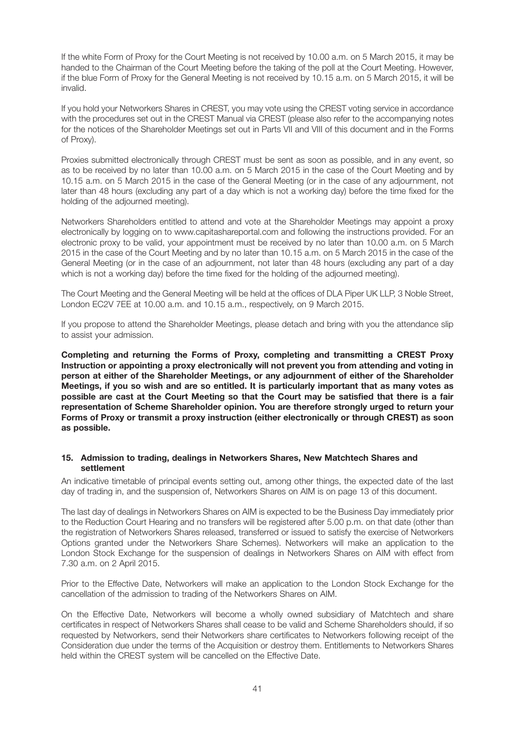If the white Form of Proxy for the Court Meeting is not received by 10.00 a.m. on 5 March 2015, it may be handed to the Chairman of the Court Meeting before the taking of the poll at the Court Meeting. However, if the blue Form of Proxy for the General Meeting is not received by 10.15 a.m. on 5 March 2015, it will be invalid.

If you hold your Networkers Shares in CREST, you may vote using the CREST voting service in accordance with the procedures set out in the CREST Manual via CREST (please also refer to the accompanying notes for the notices of the Shareholder Meetings set out in Parts VII and VIII of this document and in the Forms of Proxy).

Proxies submitted electronically through CREST must be sent as soon as possible, and in any event, so as to be received by no later than 10.00 a.m. on 5 March 2015 in the case of the Court Meeting and by 10.15 a.m. on 5 March 2015 in the case of the General Meeting (or in the case of any adjournment, not later than 48 hours (excluding any part of a day which is not a working day) before the time fixed for the holding of the adjourned meeting).

Networkers Shareholders entitled to attend and vote at the Shareholder Meetings may appoint a proxy electronically by logging on to www.capitashareportal.com and following the instructions provided. For an electronic proxy to be valid, your appointment must be received by no later than 10.00 a.m. on 5 March 2015 in the case of the Court Meeting and by no later than 10.15 a.m. on 5 March 2015 in the case of the General Meeting (or in the case of an adjournment, not later than 48 hours (excluding any part of a day which is not a working day) before the time fixed for the holding of the adjourned meeting).

The Court Meeting and the General Meeting will be held at the offices of DLA Piper UK LLP, 3 Noble Street, London EC2V 7EE at 10.00 a.m. and 10.15 a.m., respectively, on 9 March 2015.

If you propose to attend the Shareholder Meetings, please detach and bring with you the attendance slip to assist your admission.

**Completing and returning the Forms of Proxy, completing and transmitting a CREST Proxy Instruction or appointing a proxy electronically will not prevent you from attending and voting in person at either of the Shareholder Meetings, or any adjournment of either of the Shareholder Meetings, if you so wish and are so entitled. It is particularly important that as many votes as possible are cast at the Court Meeting so that the Court may be satisfied that there is a fair representation of Scheme Shareholder opinion. You are therefore strongly urged to return your Forms of Proxy or transmit a proxy instruction (either electronically or through CREST) as soon as possible.**

### 15. Admission to trading, dealings in Networkers Shares, New Matchtech Shares and settlement

An indicative timetable of principal events setting out, among other things, the expected date of the last day of trading in, and the suspension of, Networkers Shares on AIM is on page 13 of this document.

The last day of dealings in Networkers Shares on AIM is expected to be the Business Day immediately prior to the Reduction Court Hearing and no transfers will be registered after 5.00 p.m. on that date (other than the registration of Networkers Shares released, transferred or issued to satisfy the exercise of Networkers Options granted under the Networkers Share Schemes). Networkers will make an application to the London Stock Exchange for the suspension of dealings in Networkers Shares on AIM with effect from 7.30 a.m. on 2 April 2015.

Prior to the Effective Date, Networkers will make an application to the London Stock Exchange for the cancellation of the admission to trading of the Networkers Shares on AIM.

On the Effective Date, Networkers will become a wholly owned subsidiary of Matchtech and share certificates in respect of Networkers Shares shall cease to be valid and Scheme Shareholders should, if so requested by Networkers, send their Networkers share certificates to Networkers following receipt of the Consideration due under the terms of the Acquisition or destroy them. Entitlements to Networkers Shares held within the CREST system will be cancelled on the Effective Date.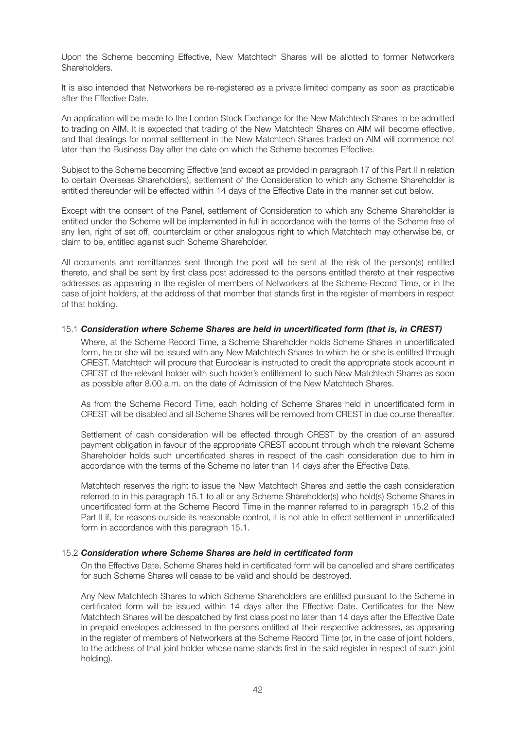Upon the Scheme becoming Effective, New Matchtech Shares will be allotted to former Networkers Shareholders.

It is also intended that Networkers be re-registered as a private limited company as soon as practicable after the Effective Date.

An application will be made to the London Stock Exchange for the New Matchtech Shares to be admitted to trading on AIM. It is expected that trading of the New Matchtech Shares on AIM will become effective, and that dealings for normal settlement in the New Matchtech Shares traded on AIM will commence not later than the Business Day after the date on which the Scheme becomes Effective.

Subject to the Scheme becoming Effective (and except as provided in paragraph 17 of this Part II in relation to certain Overseas Shareholders), settlement of the Consideration to which any Scheme Shareholder is entitled thereunder will be effected within 14 days of the Effective Date in the manner set out below.

Except with the consent of the Panel, settlement of Consideration to which any Scheme Shareholder is entitled under the Scheme will be implemented in full in accordance with the terms of the Scheme free of any lien, right of set off, counterclaim or other analogous right to which Matchtech may otherwise be, or claim to be, entitled against such Scheme Shareholder.

All documents and remittances sent through the post will be sent at the risk of the person(s) entitled thereto, and shall be sent by first class post addressed to the persons entitled thereto at their respective addresses as appearing in the register of members of Networkers at the Scheme Record Time, or in the case of joint holders, at the address of that member that stands first in the register of members in respect of that holding.

15.1 ***Consideration where Scheme Shares are held in uncertificated form (that is, in CREST)***

Where, at the Scheme Record Time, a Scheme Shareholder holds Scheme Shares in uncertificated form, he or she will be issued with any New Matchtech Shares to which he or she is entitled through CREST. Matchtech will procure that Euroclear is instructed to credit the appropriate stock account in CREST of the relevant holder with such holder's entitlement to such New Matchtech Shares as soon as possible after 8.00 a.m. on the date of Admission of the New Matchtech Shares.

As from the Scheme Record Time, each holding of Scheme Shares held in uncertificated form in CREST will be disabled and all Scheme Shares will be removed from CREST in due course thereafter.

Settlement of cash consideration will be effected through CREST by the creation of an assured payment obligation in favour of the appropriate CREST account through which the relevant Scheme Shareholder holds such uncertificated shares in respect of the cash consideration due to him in accordance with the terms of the Scheme no later than 14 days after the Effective Date.

Matchtech reserves the right to issue the New Matchtech Shares and settle the cash consideration referred to in this paragraph 15.1 to all or any Scheme Shareholder(s) who hold(s) Scheme Shares in uncertificated form at the Scheme Record Time in the manner referred to in paragraph 15.2 of this Part II if, for reasons outside its reasonable control, it is not able to effect settlement in uncertificated form in accordance with this paragraph 15.1.

15.2 ***Consideration where Scheme Shares are held in certificated form***

On the Effective Date, Scheme Shares held in certificated form will be cancelled and share certificates for such Scheme Shares will cease to be valid and should be destroyed.

Any New Matchtech Shares to which Scheme Shareholders are entitled pursuant to the Scheme in certificated form will be issued within 14 days after the Effective Date. Certificates for the New Matchtech Shares will be despatched by first class post no later than 14 days after the Effective Date in prepaid envelopes addressed to the persons entitled at their respective addresses, as appearing in the register of members of Networkers at the Scheme Record Time (or, in the case of joint holders, to the address of that joint holder whose name stands first in the said register in respect of such joint holding).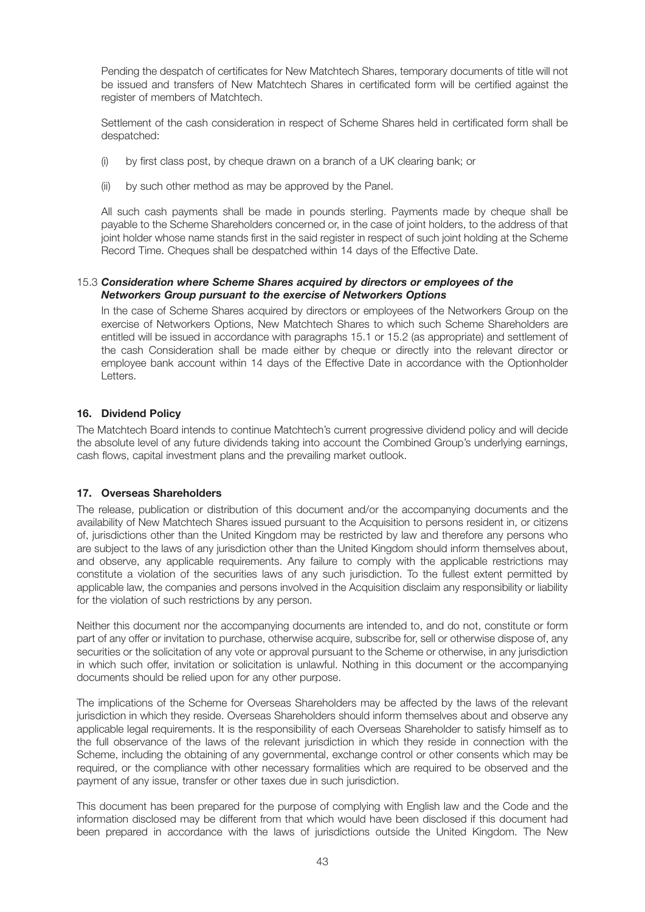Pending the despatch of certificates for New Matchtech Shares, temporary documents of title will not be issued and transfers of New Matchtech Shares in certificated form will be certified against the register of members of Matchtech.

Settlement of the cash consideration in respect of Scheme Shares held in certificated form shall be despatched:

(i) by first class post, by cheque drawn on a branch of a UK clearing bank; or

(ii) by such other method as may be approved by the Panel.

All such cash payments shall be made in pounds sterling. Payments made by cheque shall be payable to the Scheme Shareholders concerned or, in the case of joint holders, to the address of that joint holder whose name stands first in the said register in respect of such joint holding at the Scheme Record Time. Cheques shall be despatched within 14 days of the Effective Date.

### 15.3 *Consideration where Scheme Shares acquired by directors or employees of the Networkers Group pursuant to the exercise of Networkers Options*

In the case of Scheme Shares acquired by directors or employees of the Networkers Group on the exercise of Networkers Options, New Matchtech Shares to which such Scheme Shareholders are entitled will be issued in accordance with paragraphs 15.1 or 15.2 (as appropriate) and settlement of the cash Consideration shall be made either by cheque or directly into the relevant director or employee bank account within 14 days of the Effective Date in accordance with the Optionholder Letters.

## 16. Dividend Policy

The Matchtech Board intends to continue Matchtech's current progressive dividend policy and will decide the absolute level of any future dividends taking into account the Combined Group's underlying earnings, cash flows, capital investment plans and the prevailing market outlook.

## 17. Overseas Shareholders

The release, publication or distribution of this document and/or the accompanying documents and the availability of New Matchtech Shares issued pursuant to the Acquisition to persons resident in, or citizens of, jurisdictions other than the United Kingdom may be restricted by law and therefore any persons who are subject to the laws of any jurisdiction other than the United Kingdom should inform themselves about, and observe, any applicable requirements. Any failure to comply with the applicable restrictions may constitute a violation of the securities laws of any such jurisdiction. To the fullest extent permitted by applicable law, the companies and persons involved in the Acquisition disclaim any responsibility or liability for the violation of such restrictions by any person.

Neither this document nor the accompanying documents are intended to, and do not, constitute or form part of any offer or invitation to purchase, otherwise acquire, subscribe for, sell or otherwise dispose of, any securities or the solicitation of any vote or approval pursuant to the Scheme or otherwise, in any jurisdiction in which such offer, invitation or solicitation is unlawful. Nothing in this document or the accompanying documents should be relied upon for any other purpose.

The implications of the Scheme for Overseas Shareholders may be affected by the laws of the relevant jurisdiction in which they reside. Overseas Shareholders should inform themselves about and observe any applicable legal requirements. It is the responsibility of each Overseas Shareholder to satisfy himself as to the full observance of the laws of the relevant jurisdiction in which they reside in connection with the Scheme, including the obtaining of any governmental, exchange control or other consents which may be required, or the compliance with other necessary formalities which are required to be observed and the payment of any issue, transfer or other taxes due in such jurisdiction.

This document has been prepared for the purpose of complying with English law and the Code and the information disclosed may be different from that which would have been disclosed if this document had been prepared in accordance with the laws of jurisdictions outside the United Kingdom. The New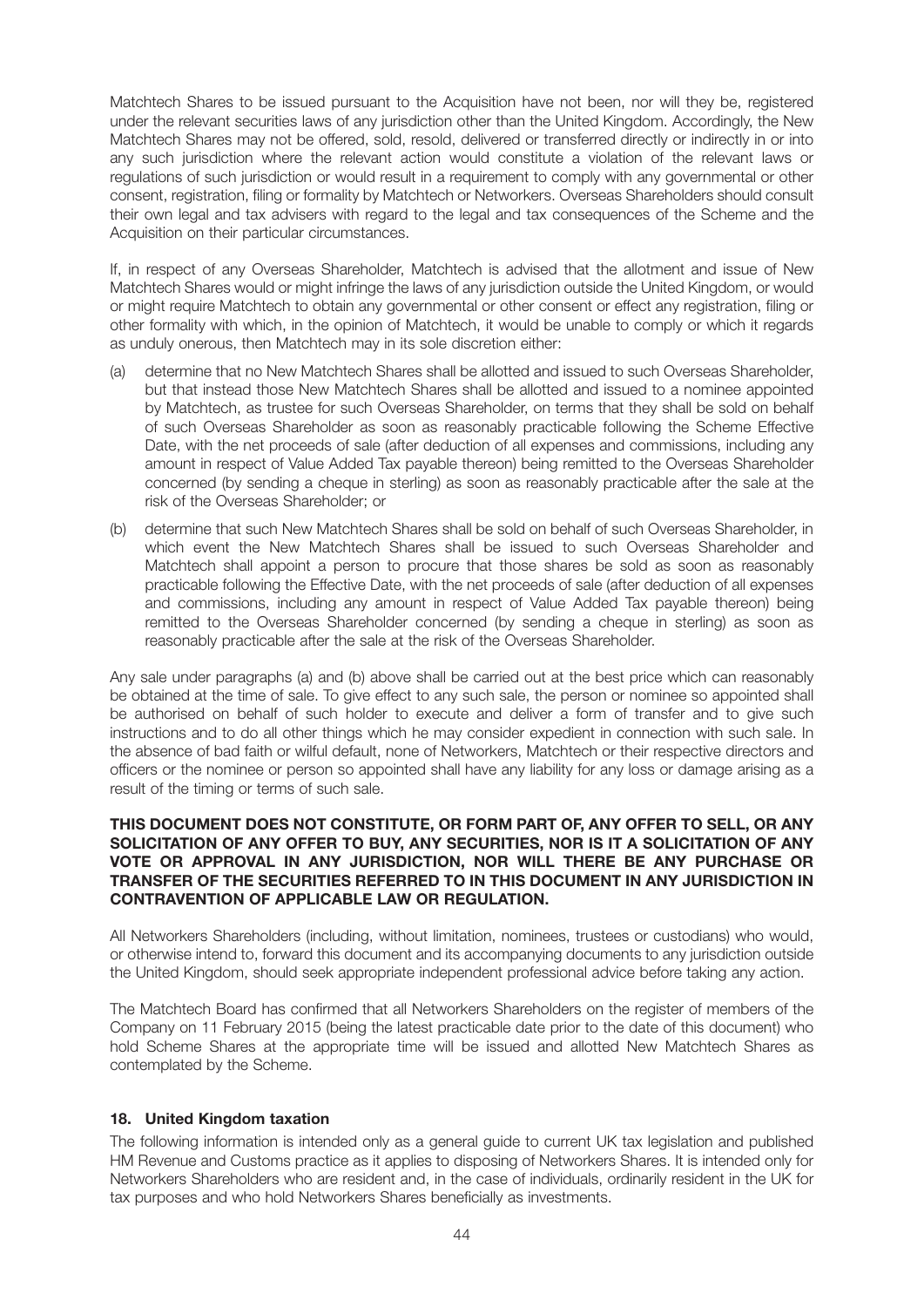Matchtech Shares to be issued pursuant to the Acquisition have not been, nor will they be, registered under the relevant securities laws of any jurisdiction other than the United Kingdom. Accordingly, the New Matchtech Shares may not be offered, sold, resold, delivered or transferred directly or indirectly in or into any such jurisdiction where the relevant action would constitute a violation of the relevant laws or regulations of such jurisdiction or would result in a requirement to comply with any governmental or other consent, registration, filing or formality by Matchtech or Networkers. Overseas Shareholders should consult their own legal and tax advisers with regard to the legal and tax consequences of the Scheme and the Acquisition on their particular circumstances.

If, in respect of any Overseas Shareholder, Matchtech is advised that the allotment and issue of New Matchtech Shares would or might infringe the laws of any jurisdiction outside the United Kingdom, or would or might require Matchtech to obtain any governmental or other consent or effect any registration, filing or other formality with which, in the opinion of Matchtech, it would be unable to comply or which it regards as unduly onerous, then Matchtech may in its sole discretion either:

(a) determine that no New Matchtech Shares shall be allotted and issued to such Overseas Shareholder, but that instead those New Matchtech Shares shall be allotted and issued to a nominee appointed by Matchtech, as trustee for such Overseas Shareholder, on terms that they shall be sold on behalf of such Overseas Shareholder as soon as reasonably practicable following the Scheme Effective Date, with the net proceeds of sale (after deduction of all expenses and commissions, including any amount in respect of Value Added Tax payable thereon) being remitted to the Overseas Shareholder concerned (by sending a cheque in sterling) as soon as reasonably practicable after the sale at the risk of the Overseas Shareholder; or

(b) determine that such New Matchtech Shares shall be sold on behalf of such Overseas Shareholder, in which event the New Matchtech Shares shall be issued to such Overseas Shareholder and Matchtech shall appoint a person to procure that those shares be sold as soon as reasonably practicable following the Effective Date, with the net proceeds of sale (after deduction of all expenses and commissions, including any amount in respect of Value Added Tax payable thereon) being remitted to the Overseas Shareholder concerned (by sending a cheque in sterling) as soon as reasonably practicable after the sale at the risk of the Overseas Shareholder.

Any sale under paragraphs (a) and (b) above shall be carried out at the best price which can reasonably be obtained at the time of sale. To give effect to any such sale, the person or nominee so appointed shall be authorised on behalf of such holder to execute and deliver a form of transfer and to give such instructions and to do all other things which he may consider expedient in connection with such sale. In the absence of bad faith or wilful default, none of Networkers, Matchtech or their respective directors and officers or the nominee or person so appointed shall have any liability for any loss or damage arising as a result of the timing or terms of such sale.

**THIS DOCUMENT DOES NOT CONSTITUTE, OR FORM PART OF, ANY OFFER TO SELL, OR ANY SOLICITATION OF ANY OFFER TO BUY, ANY SECURITIES, NOR IS IT A SOLICITATION OF ANY VOTE OR APPROVAL IN ANY JURISDICTION, NOR WILL THERE BE ANY PURCHASE OR TRANSFER OF THE SECURITIES REFERRED TO IN THIS DOCUMENT IN ANY JURISDICTION IN CONTRAVENTION OF APPLICABLE LAW OR REGULATION.**

All Networkers Shareholders (including, without limitation, nominees, trustees or custodians) who would, or otherwise intend to, forward this document and its accompanying documents to any jurisdiction outside the United Kingdom, should seek appropriate independent professional advice before taking any action.

The Matchtech Board has confirmed that all Networkers Shareholders on the register of members of the Company on 11 February 2015 (being the latest practicable date prior to the date of this document) who hold Scheme Shares at the appropriate time will be issued and allotted New Matchtech Shares as contemplated by the Scheme.

## 18. United Kingdom taxation

The following information is intended only as a general guide to current UK tax legislation and published HM Revenue and Customs practice as it applies to disposing of Networkers Shares. It is intended only for Networkers Shareholders who are resident and, in the case of individuals, ordinarily resident in the UK for tax purposes and who hold Networkers Shares beneficially as investments.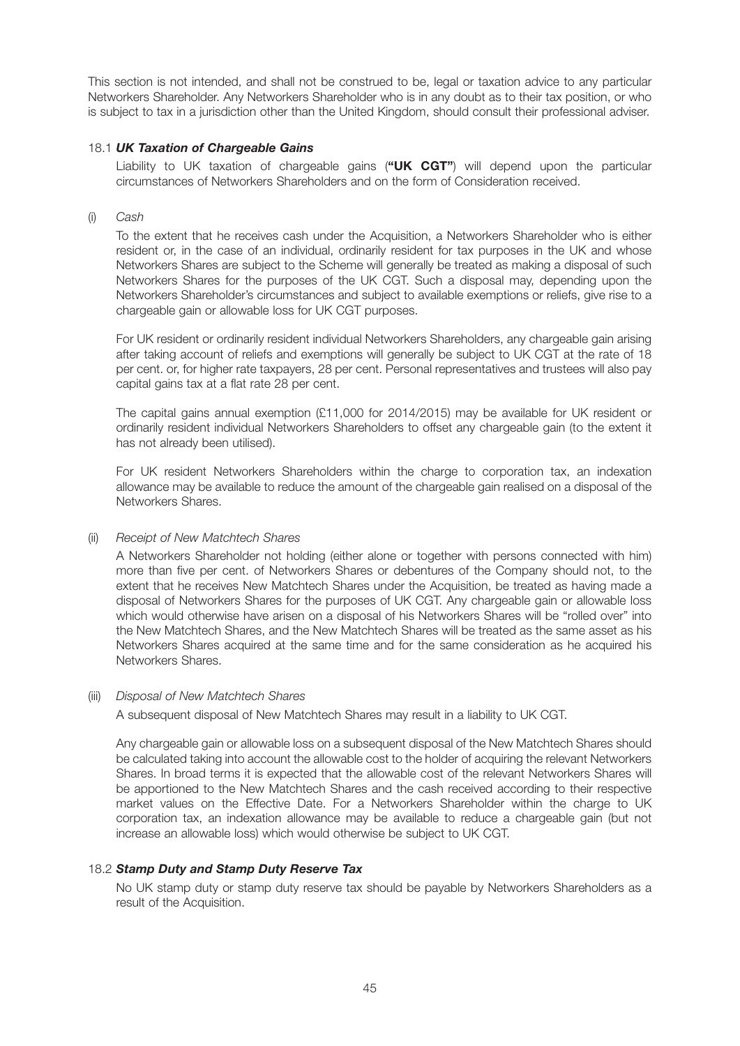This section is not intended, and shall not be construed to be, legal or taxation advice to any particular Networkers Shareholder. Any Networkers Shareholder who is in any doubt as to their tax position, or who is subject to tax in a jurisdiction other than the United Kingdom, should consult their professional adviser.

### 18.1 ***UK Taxation of Chargeable Gains***

Liability to UK taxation of chargeable gains (**"UK CGT"**) will depend upon the particular circumstances of Networkers Shareholders and on the form of Consideration received.

(i) *Cash*

To the extent that he receives cash under the Acquisition, a Networkers Shareholder who is either resident or, in the case of an individual, ordinarily resident for tax purposes in the UK and whose Networkers Shares are subject to the Scheme will generally be treated as making a disposal of such Networkers Shares for the purposes of the UK CGT. Such a disposal may, depending upon the Networkers Shareholder's circumstances and subject to available exemptions or reliefs, give rise to a chargeable gain or allowable loss for UK CGT purposes.

For UK resident or ordinarily resident individual Networkers Shareholders, any chargeable gain arising after taking account of reliefs and exemptions will generally be subject to UK CGT at the rate of 18 per cent. or, for higher rate taxpayers, 28 per cent. Personal representatives and trustees will also pay capital gains tax at a flat rate 28 per cent.

The capital gains annual exemption (£11,000 for 2014/2015) may be available for UK resident or ordinarily resident individual Networkers Shareholders to offset any chargeable gain (to the extent it has not already been utilised).

For UK resident Networkers Shareholders within the charge to corporation tax, an indexation allowance may be available to reduce the amount of the chargeable gain realised on a disposal of the Networkers Shares.

(ii) *Receipt of New Matchtech Shares*

A Networkers Shareholder not holding (either alone or together with persons connected with him) more than five per cent. of Networkers Shares or debentures of the Company should not, to the extent that he receives New Matchtech Shares under the Acquisition, be treated as having made a disposal of Networkers Shares for the purposes of UK CGT. Any chargeable gain or allowable loss which would otherwise have arisen on a disposal of his Networkers Shares will be "rolled over" into the New Matchtech Shares, and the New Matchtech Shares will be treated as the same asset as his Networkers Shares acquired at the same time and for the same consideration as he acquired his Networkers Shares.

(iii) *Disposal of New Matchtech Shares*

A subsequent disposal of New Matchtech Shares may result in a liability to UK CGT.

Any chargeable gain or allowable loss on a subsequent disposal of the New Matchtech Shares should be calculated taking into account the allowable cost to the holder of acquiring the relevant Networkers Shares. In broad terms it is expected that the allowable cost of the relevant Networkers Shares will be apportioned to the New Matchtech Shares and the cash received according to their respective market values on the Effective Date. For a Networkers Shareholder within the charge to UK corporation tax, an indexation allowance may be available to reduce a chargeable gain (but not increase an allowable loss) which would otherwise be subject to UK CGT.

### 18.2 ***Stamp Duty and Stamp Duty Reserve Tax***

No UK stamp duty or stamp duty reserve tax should be payable by Networkers Shareholders as a result of the Acquisition.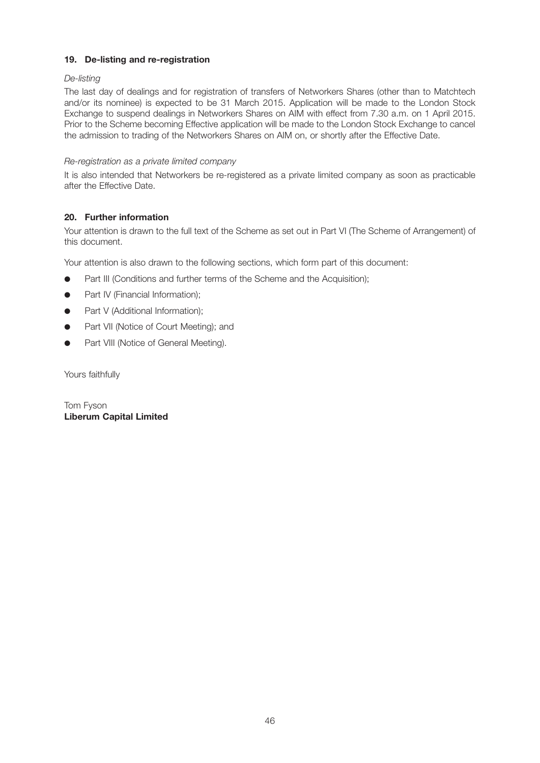## 19. De-listing and re-registration

*De-listing*

The last day of dealings and for registration of transfers of Networkers Shares (other than to Matchtech and/or its nominee) is expected to be 31 March 2015. Application will be made to the London Stock Exchange to suspend dealings in Networkers Shares on AIM with effect from 7.30 a.m. on 1 April 2015. Prior to the Scheme becoming Effective application will be made to the London Stock Exchange to cancel the admission to trading of the Networkers Shares on AIM on, or shortly after the Effective Date.

*Re-registration as a private limited company*

It is also intended that Networkers be re-registered as a private limited company as soon as practicable after the Effective Date.

## 20. Further information

Your attention is drawn to the full text of the Scheme as set out in Part VI (The Scheme of Arrangement) of this document.

Your attention is also drawn to the following sections, which form part of this document:

- Part III (Conditions and further terms of the Scheme and the Acquisition);
- Part IV (Financial Information);
- Part V (Additional Information);
- Part VII (Notice of Court Meeting); and
- Part VIII (Notice of General Meeting).

Yours faithfully

Tom Fyson
**Liberum Capital Limited**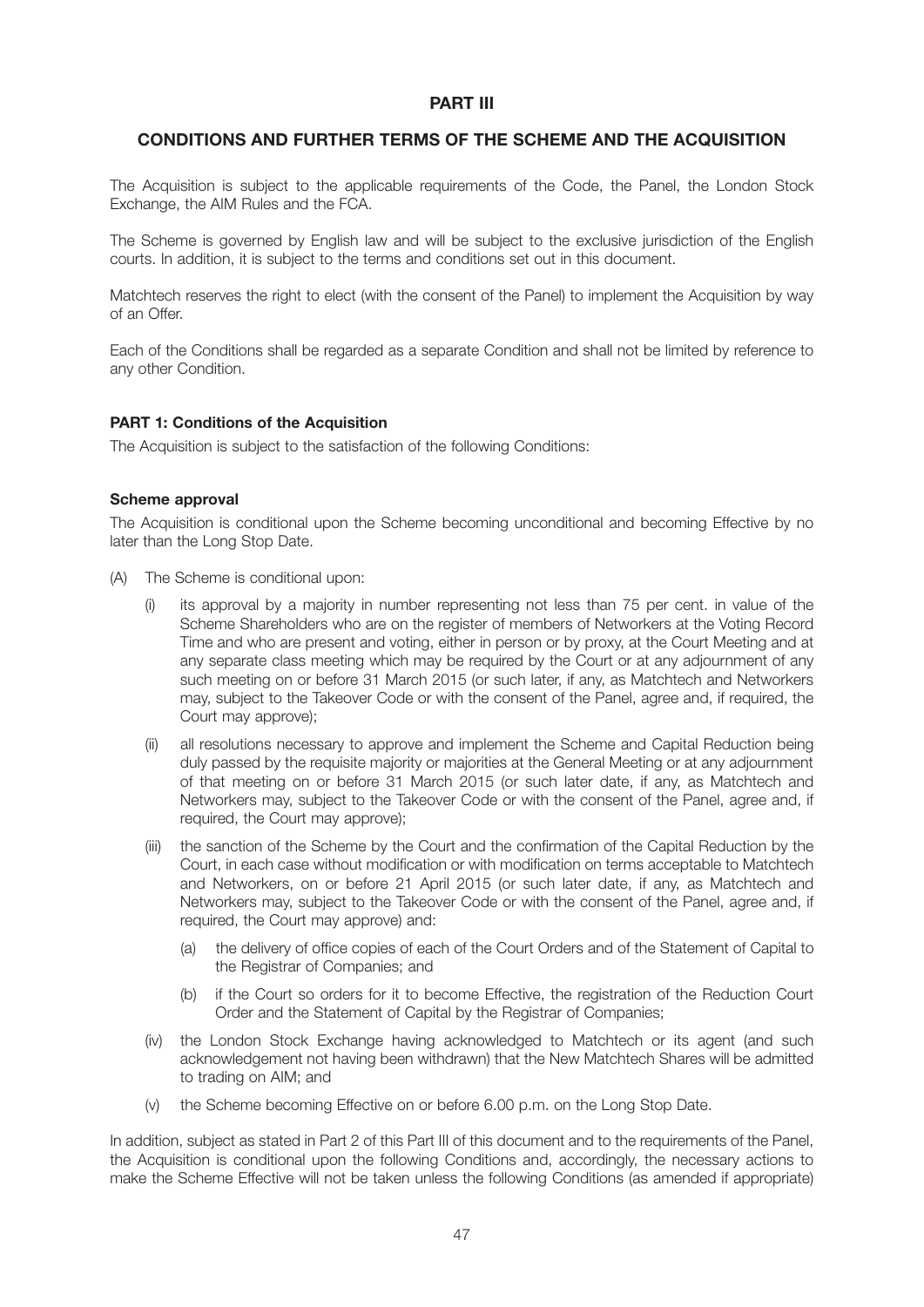## PART III

## CONDITIONS AND FURTHER TERMS OF THE SCHEME AND THE ACQUISITION

The Acquisition is subject to the applicable requirements of the Code, the Panel, the London Stock Exchange, the AIM Rules and the FCA.

The Scheme is governed by English law and will be subject to the exclusive jurisdiction of the English courts. In addition, it is subject to the terms and conditions set out in this document.

Matchtech reserves the right to elect (with the consent of the Panel) to implement the Acquisition by way of an Offer.

Each of the Conditions shall be regarded as a separate Condition and shall not be limited by reference to any other Condition.

### PART 1: Conditions of the Acquisition

The Acquisition is subject to the satisfaction of the following Conditions:

#### Scheme approval

The Acquisition is conditional upon the Scheme becoming unconditional and becoming Effective by no later than the Long Stop Date.

(A) The Scheme is conditional upon:

- (i) its approval by a majority in number representing not less than 75 per cent. in value of the Scheme Shareholders who are on the register of members of Networkers at the Voting Record Time and who are present and voting, either in person or by proxy, at the Court Meeting and at any separate class meeting which may be required by the Court or at any adjournment of any such meeting on or before 31 March 2015 (or such later, if any, as Matchtech and Networkers may, subject to the Takeover Code or with the consent of the Panel, agree and, if required, the Court may approve);
- (ii) all resolutions necessary to approve and implement the Scheme and Capital Reduction being duly passed by the requisite majority or majorities at the General Meeting or at any adjournment of that meeting on or before 31 March 2015 (or such later date, if any, as Matchtech and Networkers may, subject to the Takeover Code or with the consent of the Panel, agree and, if required, the Court may approve);
- (iii) the sanction of the Scheme by the Court and the confirmation of the Capital Reduction by the Court, in each case without modification or with modification on terms acceptable to Matchtech and Networkers, on or before 21 April 2015 (or such later date, if any, as Matchtech and Networkers may, subject to the Takeover Code or with the consent of the Panel, agree and, if required, the Court may approve) and:
  - (a) the delivery of office copies of each of the Court Orders and of the Statement of Capital to the Registrar of Companies; and
  - (b) if the Court so orders for it to become Effective, the registration of the Reduction Court Order and the Statement of Capital by the Registrar of Companies;
- (iv) the London Stock Exchange having acknowledged to Matchtech or its agent (and such acknowledgement not having been withdrawn) that the New Matchtech Shares will be admitted to trading on AIM; and
- (v) the Scheme becoming Effective on or before 6.00 p.m. on the Long Stop Date.

In addition, subject as stated in Part 2 of this Part III of this document and to the requirements of the Panel, the Acquisition is conditional upon the following Conditions and, accordingly, the necessary actions to make the Scheme Effective will not be taken unless the following Conditions (as amended if appropriate)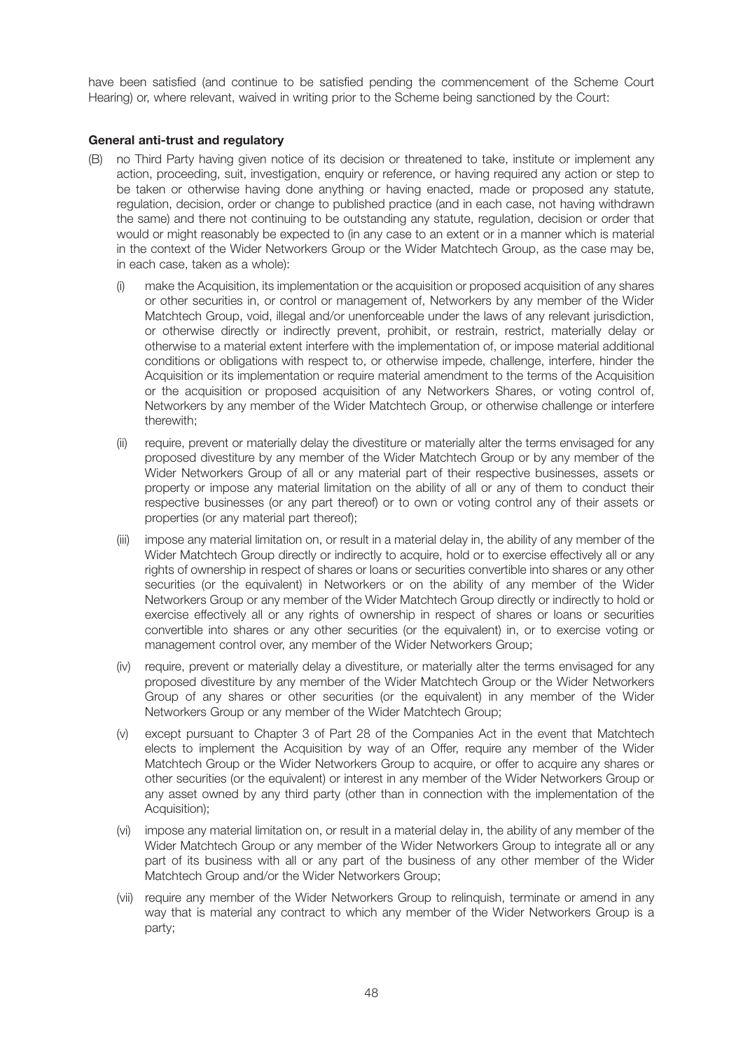have been satisfied (and continue to be satisfied pending the commencement of the Scheme Court Hearing) or, where relevant, waived in writing prior to the Scheme being sanctioned by the Court:

**General anti-trust and regulatory**

(B) no Third Party having given notice of its decision or threatened to take, institute or implement any action, proceeding, suit, investigation, enquiry or reference, or having required any action or step to be taken or otherwise having done anything or having enacted, made or proposed any statute, regulation, decision, order or change to published practice (and in each case, not having withdrawn the same) and there not continuing to be outstanding any statute, regulation, decision or order that would or might reasonably be expected to (in any case to an extent or in a manner which is material in the context of the Wider Networkers Group or the Wider Matchtech Group, as the case may be, in each case, taken as a whole):

  (i) make the Acquisition, its implementation or the acquisition or proposed acquisition of any shares or other securities in, or control or management of, Networkers by any member of the Wider Matchtech Group, void, illegal and/or unenforceable under the laws of any relevant jurisdiction, or otherwise directly or indirectly prevent, prohibit, or restrain, restrict, materially delay or otherwise to a material extent interfere with the implementation of, or impose material additional conditions or obligations with respect to, or otherwise impede, challenge, interfere, hinder the Acquisition or its implementation or require material amendment to the terms of the Acquisition or the acquisition or proposed acquisition of any Networkers Shares, or voting control of, Networkers by any member of the Wider Matchtech Group, or otherwise challenge or interfere therewith;

  (ii) require, prevent or materially delay the divestiture or materially alter the terms envisaged for any proposed divestiture by any member of the Wider Matchtech Group or by any member of the Wider Networkers Group of all or any material part of their respective businesses, assets or property or impose any material limitation on the ability of all or any of them to conduct their respective businesses (or any part thereof) or to own or voting control any of their assets or properties (or any material part thereof);

  (iii) impose any material limitation on, or result in a material delay in, the ability of any member of the Wider Matchtech Group directly or indirectly to acquire, hold or to exercise effectively all or any rights of ownership in respect of shares or loans or securities convertible into shares or any other securities (or the equivalent) in Networkers or on the ability of any member of the Wider Networkers Group or any member of the Wider Matchtech Group directly or indirectly to hold or exercise effectively all or any rights of ownership in respect of shares or loans or securities convertible into shares or any other securities (or the equivalent) in, or to exercise voting or management control over, any member of the Wider Networkers Group;

  (iv) require, prevent or materially delay a divestiture, or materially alter the terms envisaged for any proposed divestiture by any member of the Wider Matchtech Group or the Wider Networkers Group of any shares or other securities (or the equivalent) in any member of the Wider Networkers Group or any member of the Wider Matchtech Group;

  (v) except pursuant to Chapter 3 of Part 28 of the Companies Act in the event that Matchtech elects to implement the Acquisition by way of an Offer, require any member of the Wider Matchtech Group or the Wider Networkers Group to acquire, or offer to acquire any shares or other securities (or the equivalent) or interest in any member of the Wider Networkers Group or any asset owned by any third party (other than in connection with the implementation of the Acquisition);

  (vi) impose any material limitation on, or result in a material delay in, the ability of any member of the Wider Matchtech Group or any member of the Wider Networkers Group to integrate all or any part of its business with all or any part of the business of any other member of the Wider Matchtech Group and/or the Wider Networkers Group;

  (vii) require any member of the Wider Networkers Group to relinquish, terminate or amend in any way that is material any contract to which any member of the Wider Networkers Group is a party;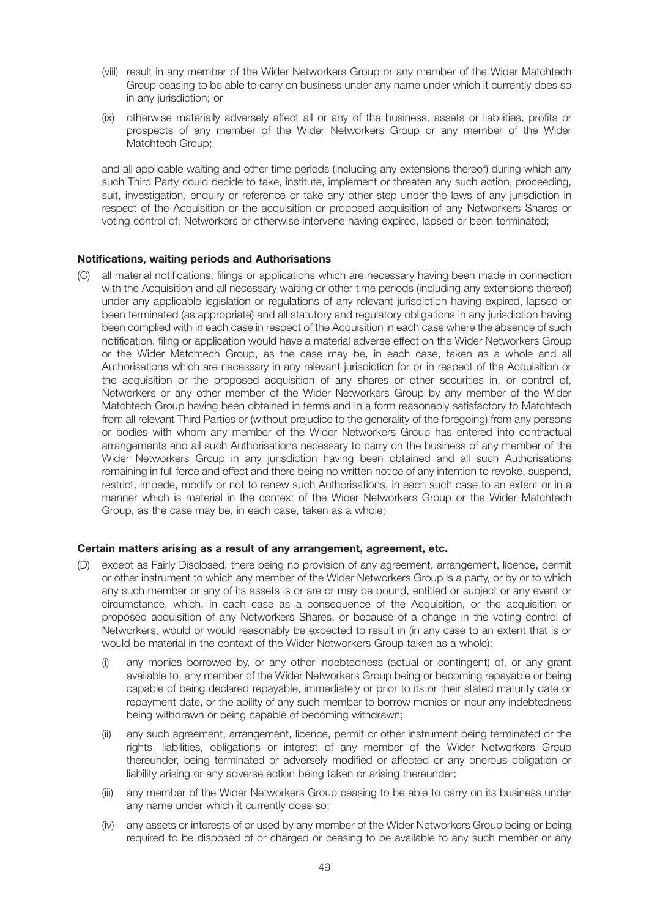(viii) result in any member of the Wider Networkers Group or any member of the Wider Matchtech Group ceasing to be able to carry on business under any name under which it currently does so in any jurisdiction; or

(ix) otherwise materially adversely affect all or any of the business, assets or liabilities, profits or prospects of any member of the Wider Networkers Group or any member of the Wider Matchtech Group;

and all applicable waiting and other time periods (including any extensions thereof) during which any such Third Party could decide to take, institute, implement or threaten any such action, proceeding, suit, investigation, enquiry or reference or take any other step under the laws of any jurisdiction in respect of the Acquisition or the acquisition or proposed acquisition of any Networkers Shares or voting control of, Networkers or otherwise intervene having expired, lapsed or been terminated;

**Notifications, waiting periods and Authorisations**

(C) all material notifications, filings or applications which are necessary having been made in connection with the Acquisition and all necessary waiting or other time periods (including any extensions thereof) under any applicable legislation or regulations of any relevant jurisdiction having expired, lapsed or been terminated (as appropriate) and all statutory and regulatory obligations in any jurisdiction having been complied with in each case in respect of the Acquisition in each case where the absence of such notification, filing or application would have a material adverse effect on the Wider Networkers Group or the Wider Matchtech Group, as the case may be, in each case, taken as a whole and all Authorisations which are necessary in any relevant jurisdiction for or in respect of the Acquisition or the acquisition or the proposed acquisition of any shares or other securities in, or control of, Networkers or any other member of the Wider Networkers Group by any member of the Wider Matchtech Group having been obtained in terms and in a form reasonably satisfactory to Matchtech from all relevant Third Parties or (without prejudice to the generality of the foregoing) from any persons or bodies with whom any member of the Wider Networkers Group has entered into contractual arrangements and all such Authorisations necessary to carry on the business of any member of the Wider Networkers Group in any jurisdiction having been obtained and all such Authorisations remaining in full force and effect and there being no written notice of any intention to revoke, suspend, restrict, impede, modify or not to renew such Authorisations, in each such case to an extent or in a manner which is material in the context of the Wider Networkers Group or the Wider Matchtech Group, as the case may be, in each case, taken as a whole;

**Certain matters arising as a result of any arrangement, agreement, etc.**

(D) except as Fairly Disclosed, there being no provision of any agreement, arrangement, licence, permit or other instrument to which any member of the Wider Networkers Group is a party, or by or to which any such member or any of its assets is or are or may be bound, entitled or subject or any event or circumstance, which, in each case as a consequence of the Acquisition, or the acquisition or proposed acquisition of any Networkers Shares, or because of a change in the voting control of Networkers, would or would reasonably be expected to result in (in any case to an extent that is or would be material in the context of the Wider Networkers Group taken as a whole):

(i) any monies borrowed by, or any other indebtedness (actual or contingent) of, or any grant available to, any member of the Wider Networkers Group being or becoming repayable or being capable of being declared repayable, immediately or prior to its or their stated maturity date or repayment date, or the ability of any such member to borrow monies or incur any indebtedness being withdrawn or being capable of becoming withdrawn;

(ii) any such agreement, arrangement, licence, permit or other instrument being terminated or the rights, liabilities, obligations or interest of any member of the Wider Networkers Group thereunder, being terminated or adversely modified or affected or any onerous obligation or liability arising or any adverse action being taken or arising thereunder;

(iii) any member of the Wider Networkers Group ceasing to be able to carry on its business under any name under which it currently does so;

(iv) any assets or interests of or used by any member of the Wider Networkers Group being or being required to be disposed of or charged or ceasing to be available to any such member or any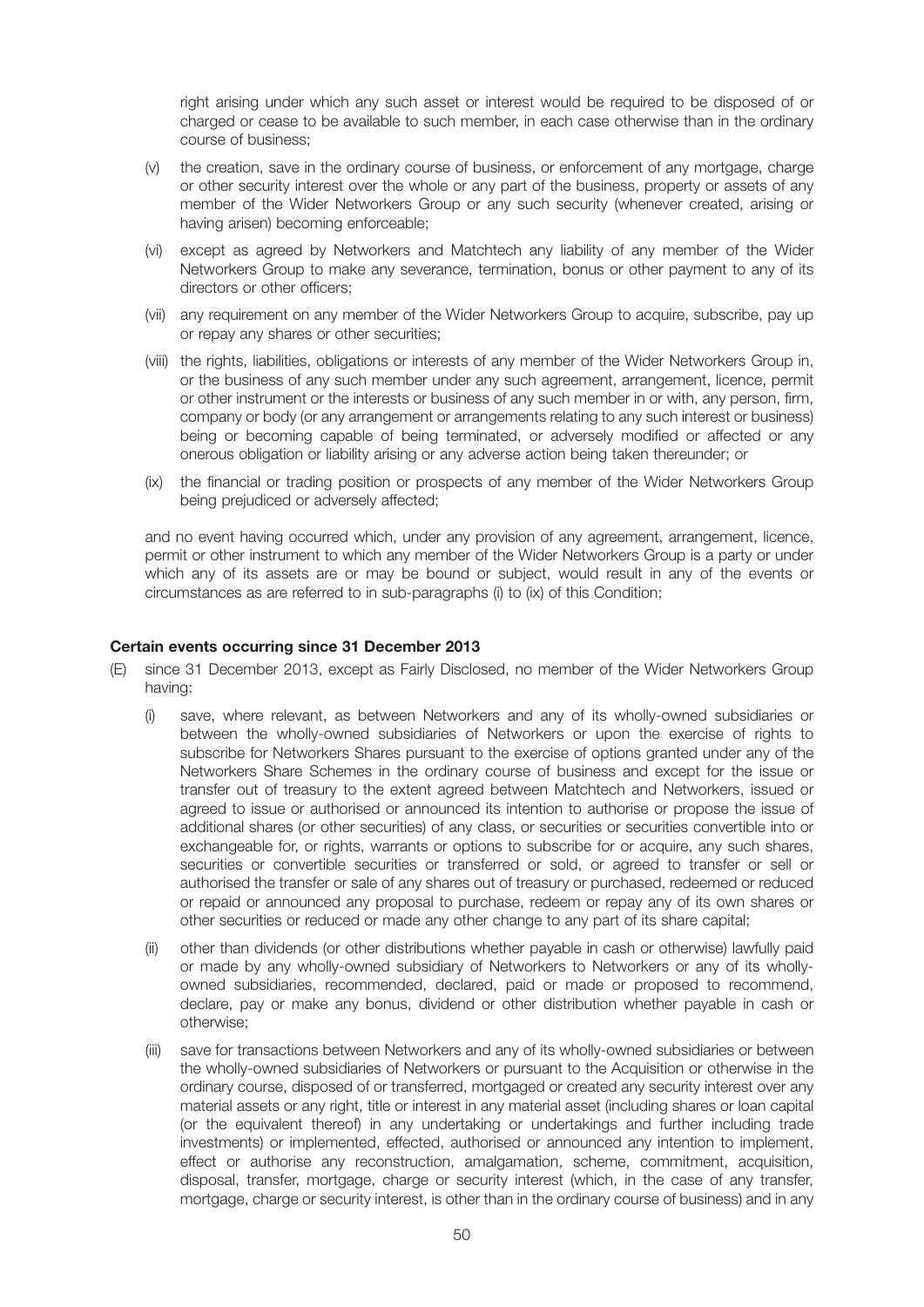right arising under which any such asset or interest would be required to be disposed of or charged or cease to be available to such member, in each case otherwise than in the ordinary course of business;

(v) the creation, save in the ordinary course of business, or enforcement of any mortgage, charge or other security interest over the whole or any part of the business, property or assets of any member of the Wider Networkers Group or any such security (whenever created, arising or having arisen) becoming enforceable;

(vi) except as agreed by Networkers and Matchtech any liability of any member of the Wider Networkers Group to make any severance, termination, bonus or other payment to any of its directors or other officers;

(vii) any requirement on any member of the Wider Networkers Group to acquire, subscribe, pay up or repay any shares or other securities;

(viii) the rights, liabilities, obligations or interests of any member of the Wider Networkers Group in, or the business of any such member under any such agreement, arrangement, licence, permit or other instrument or the interests or business of any such member in or with, any person, firm, company or body (or any arrangement or arrangements relating to any such interest or business) being or becoming capable of being terminated, or adversely modified or affected or any onerous obligation or liability arising or any adverse action being taken thereunder; or

(ix) the financial or trading position or prospects of any member of the Wider Networkers Group being prejudiced or adversely affected;

and no event having occurred which, under any provision of any agreement, arrangement, licence, permit or other instrument to which any member of the Wider Networkers Group is a party or under which any of its assets are or may be bound or subject, would result in any of the events or circumstances as are referred to in sub-paragraphs (i) to (ix) of this Condition;

**Certain events occurring since 31 December 2013**

(E) since 31 December 2013, except as Fairly Disclosed, no member of the Wider Networkers Group having:

(i) save, where relevant, as between Networkers and any of its wholly-owned subsidiaries or between the wholly-owned subsidiaries of Networkers or upon the exercise of rights to subscribe for Networkers Shares pursuant to the exercise of options granted under any of the Networkers Share Schemes in the ordinary course of business and except for the issue or transfer out of treasury to the extent agreed between Matchtech and Networkers, issued or agreed to issue or authorised or announced its intention to authorise or propose the issue of additional shares (or other securities) of any class, or securities or securities convertible into or exchangeable for, or rights, warrants or options to subscribe for or acquire, any such shares, securities or convertible securities or transferred or sold, or agreed to transfer or sell or authorised the transfer or sale of any shares out of treasury or purchased, redeemed or reduced or repaid or announced any proposal to purchase, redeem or repay any of its own shares or other securities or reduced or made any other change to any part of its share capital;

(ii) other than dividends (or other distributions whether payable in cash or otherwise) lawfully paid or made by any wholly-owned subsidiary of Networkers to Networkers or any of its wholly-owned subsidiaries, recommended, declared, paid or made or proposed to recommend, declare, pay or make any bonus, dividend or other distribution whether payable in cash or otherwise;

(iii) save for transactions between Networkers and any of its wholly-owned subsidiaries or between the wholly-owned subsidiaries of Networkers or pursuant to the Acquisition or otherwise in the ordinary course, disposed of or transferred, mortgaged or created any security interest over any material assets or any right, title or interest in any material asset (including shares or loan capital (or the equivalent thereof) in any undertaking or undertakings and further including trade investments) or implemented, effected, authorised or announced any intention to implement, effect or authorise any reconstruction, amalgamation, scheme, commitment, acquisition, disposal, transfer, mortgage, charge or security interest (which, in the case of any transfer, mortgage, charge or security interest, is other than in the ordinary course of business) and in any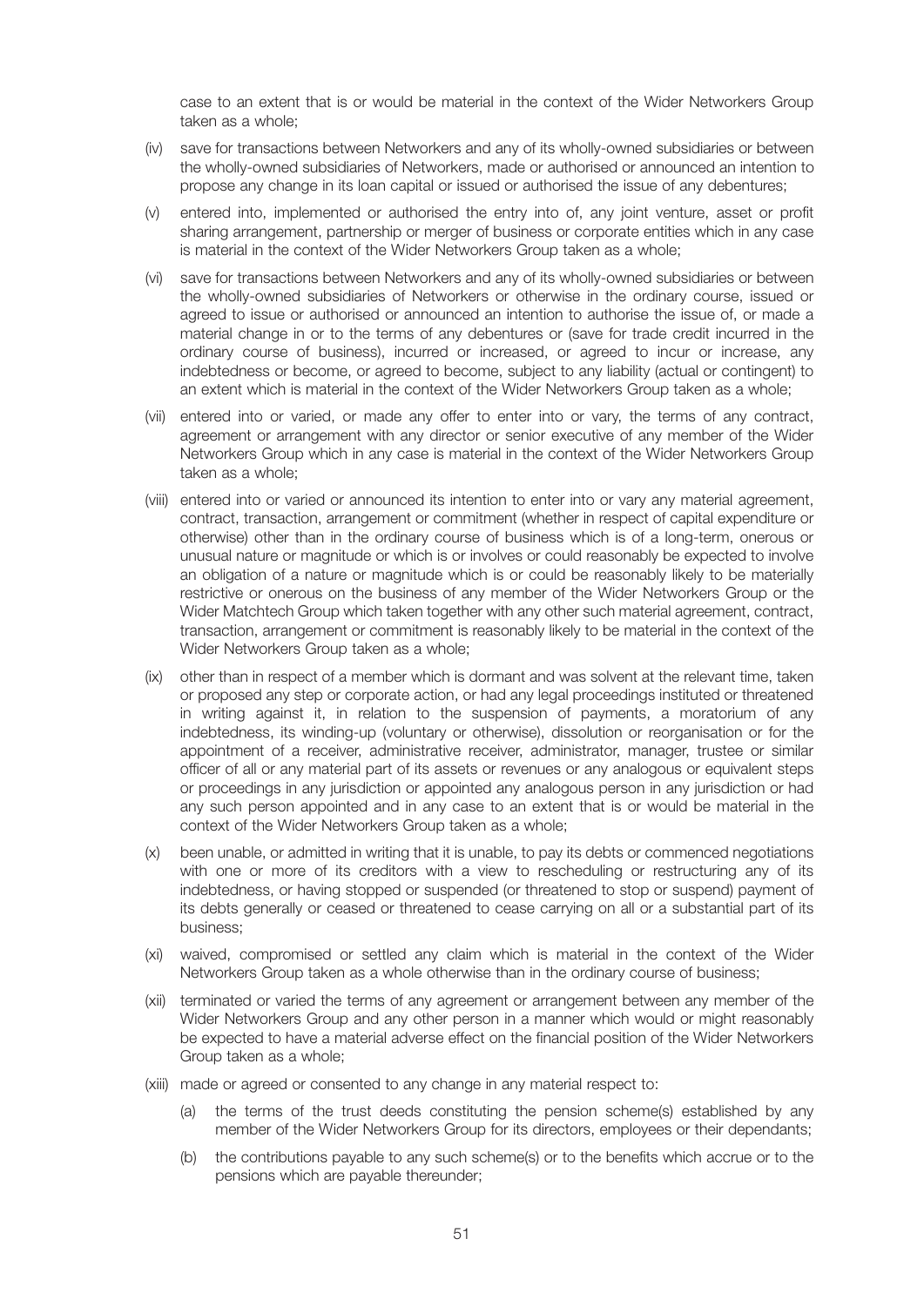case to an extent that is or would be material in the context of the Wider Networkers Group taken as a whole;

(iv) save for transactions between Networkers and any of its wholly-owned subsidiaries or between the wholly-owned subsidiaries of Networkers, made or authorised or announced an intention to propose any change in its loan capital or issued or authorised the issue of any debentures;

(v) entered into, implemented or authorised the entry into of, any joint venture, asset or profit sharing arrangement, partnership or merger of business or corporate entities which in any case is material in the context of the Wider Networkers Group taken as a whole;

(vi) save for transactions between Networkers and any of its wholly-owned subsidiaries or between the wholly-owned subsidiaries of Networkers or otherwise in the ordinary course, issued or agreed to issue or authorised or announced an intention to authorise the issue of, or made a material change in or to the terms of any debentures or (save for trade credit incurred in the ordinary course of business), incurred or increased, or agreed to incur or increase, any indebtedness or become, or agreed to become, subject to any liability (actual or contingent) to an extent which is material in the context of the Wider Networkers Group taken as a whole;

(vii) entered into or varied, or made any offer to enter into or vary, the terms of any contract, agreement or arrangement with any director or senior executive of any member of the Wider Networkers Group which in any case is material in the context of the Wider Networkers Group taken as a whole;

(viii) entered into or varied or announced its intention to enter into or vary any material agreement, contract, transaction, arrangement or commitment (whether in respect of capital expenditure or otherwise) other than in the ordinary course of business which is of a long-term, onerous or unusual nature or magnitude or which is or involves or could reasonably be expected to involve an obligation of a nature or magnitude which is or could be reasonably likely to be materially restrictive or onerous on the business of any member of the Wider Networkers Group or the Wider Matchtech Group which taken together with any other such material agreement, contract, transaction, arrangement or commitment is reasonably likely to be material in the context of the Wider Networkers Group taken as a whole;

(ix) other than in respect of a member which is dormant and was solvent at the relevant time, taken or proposed any step or corporate action, or had any legal proceedings instituted or threatened in writing against it, in relation to the suspension of payments, a moratorium of any indebtedness, its winding-up (voluntary or otherwise), dissolution or reorganisation or for the appointment of a receiver, administrative receiver, administrator, manager, trustee or similar officer of all or any material part of its assets or revenues or any analogous or equivalent steps or proceedings in any jurisdiction or appointed any analogous person in any jurisdiction or had any such person appointed and in any case to an extent that is or would be material in the context of the Wider Networkers Group taken as a whole;

(x) been unable, or admitted in writing that it is unable, to pay its debts or commenced negotiations with one or more of its creditors with a view to rescheduling or restructuring any of its indebtedness, or having stopped or suspended (or threatened to stop or suspend) payment of its debts generally or ceased or threatened to cease carrying on all or a substantial part of its business;

(xi) waived, compromised or settled any claim which is material in the context of the Wider Networkers Group taken as a whole otherwise than in the ordinary course of business;

(xii) terminated or varied the terms of any agreement or arrangement between any member of the Wider Networkers Group and any other person in a manner which would or might reasonably be expected to have a material adverse effect on the financial position of the Wider Networkers Group taken as a whole;

(xiii) made or agreed or consented to any change in any material respect to:

   (a) the terms of the trust deeds constituting the pension scheme(s) established by any member of the Wider Networkers Group for its directors, employees or their dependants;

   (b) the contributions payable to any such scheme(s) or to the benefits which accrue or to the pensions which are payable thereunder;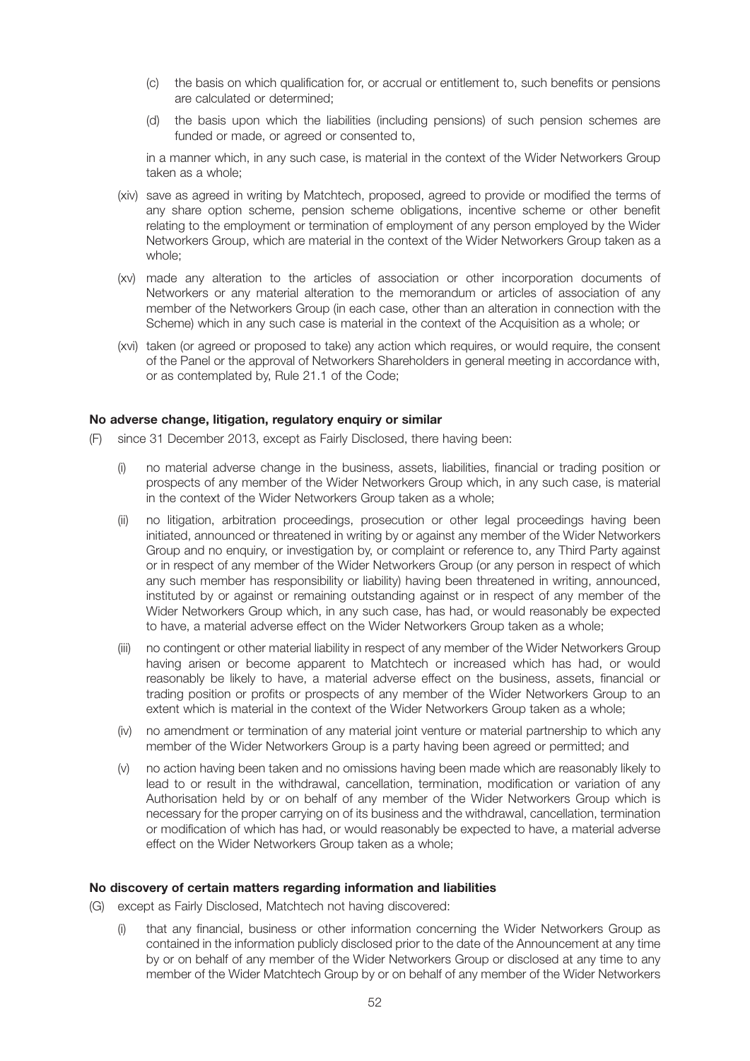(c) the basis on which qualification for, or accrual or entitlement to, such benefits or pensions are calculated or determined;

(d) the basis upon which the liabilities (including pensions) of such pension schemes are funded or made, or agreed or consented to,

in a manner which, in any such case, is material in the context of the Wider Networkers Group taken as a whole;

(xiv) save as agreed in writing by Matchtech, proposed, agreed to provide or modified the terms of any share option scheme, pension scheme obligations, incentive scheme or other benefit relating to the employment or termination of employment of any person employed by the Wider Networkers Group, which are material in the context of the Wider Networkers Group taken as a whole;

(xv) made any alteration to the articles of association or other incorporation documents of Networkers or any material alteration to the memorandum or articles of association of any member of the Networkers Group (in each case, other than an alteration in connection with the Scheme) which in any such case is material in the context of the Acquisition as a whole; or

(xvi) taken (or agreed or proposed to take) any action which requires, or would require, the consent of the Panel or the approval of Networkers Shareholders in general meeting in accordance with, or as contemplated by, Rule 21.1 of the Code;

**No adverse change, litigation, regulatory enquiry or similar**

(F) since 31 December 2013, except as Fairly Disclosed, there having been:

(i) no material adverse change in the business, assets, liabilities, financial or trading position or prospects of any member of the Wider Networkers Group which, in any such case, is material in the context of the Wider Networkers Group taken as a whole;

(ii) no litigation, arbitration proceedings, prosecution or other legal proceedings having been initiated, announced or threatened in writing by or against any member of the Wider Networkers Group and no enquiry, or investigation by, or complaint or reference to, any Third Party against or in respect of any member of the Wider Networkers Group (or any person in respect of which any such member has responsibility or liability) having been threatened in writing, announced, instituted by or against or remaining outstanding against or in respect of any member of the Wider Networkers Group which, in any such case, has had, or would reasonably be expected to have, a material adverse effect on the Wider Networkers Group taken as a whole;

(iii) no contingent or other material liability in respect of any member of the Wider Networkers Group having arisen or become apparent to Matchtech or increased which has had, or would reasonably be likely to have, a material adverse effect on the business, assets, financial or trading position or profits or prospects of any member of the Wider Networkers Group to an extent which is material in the context of the Wider Networkers Group taken as a whole;

(iv) no amendment or termination of any material joint venture or material partnership to which any member of the Wider Networkers Group is a party having been agreed or permitted; and

(v) no action having been taken and no omissions having been made which are reasonably likely to lead to or result in the withdrawal, cancellation, termination, modification or variation of any Authorisation held by or on behalf of any member of the Wider Networkers Group which is necessary for the proper carrying on of its business and the withdrawal, cancellation, termination or modification of which has had, or would reasonably be expected to have, a material adverse effect on the Wider Networkers Group taken as a whole;

**No discovery of certain matters regarding information and liabilities**

(G) except as Fairly Disclosed, Matchtech not having discovered:

(i) that any financial, business or other information concerning the Wider Networkers Group as contained in the information publicly disclosed prior to the date of the Announcement at any time by or on behalf of any member of the Wider Networkers Group or disclosed at any time to any member of the Wider Matchtech Group by or on behalf of any member of the Wider Networkers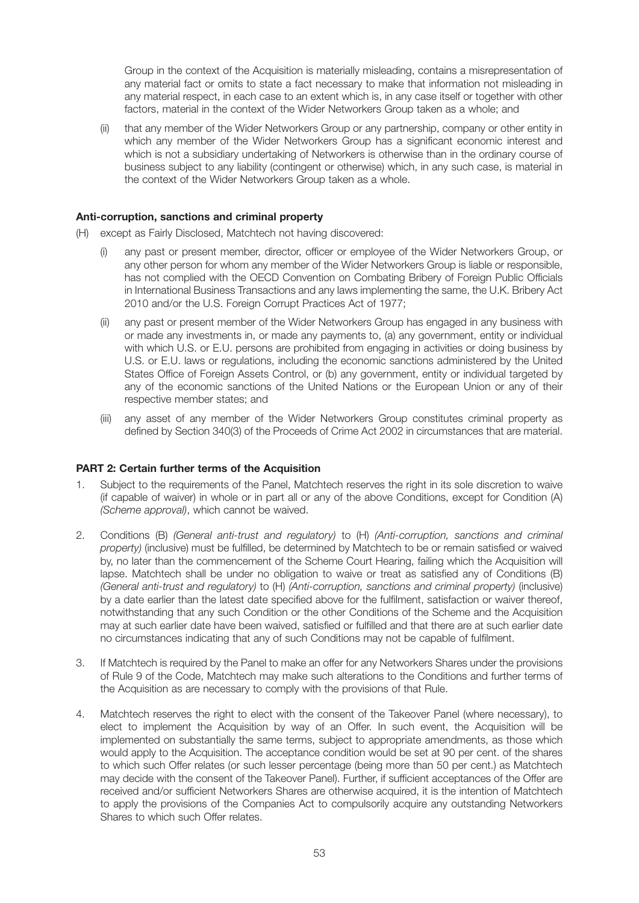Group in the context of the Acquisition is materially misleading, contains a misrepresentation of any material fact or omits to state a fact necessary to make that information not misleading in any material respect, in each case to an extent which is, in any case itself or together with other factors, material in the context of the Wider Networkers Group taken as a whole; and

(ii) that any member of the Wider Networkers Group or any partnership, company or other entity in which any member of the Wider Networkers Group has a significant economic interest and which is not a subsidiary undertaking of Networkers is otherwise than in the ordinary course of business subject to any liability (contingent or otherwise) which, in any such case, is material in the context of the Wider Networkers Group taken as a whole.

**Anti-corruption, sanctions and criminal property**

(H) except as Fairly Disclosed, Matchtech not having discovered:

(i) any past or present member, director, officer or employee of the Wider Networkers Group, or any other person for whom any member of the Wider Networkers Group is liable or responsible, has not complied with the OECD Convention on Combating Bribery of Foreign Public Officials in International Business Transactions and any laws implementing the same, the U.K. Bribery Act 2010 and/or the U.S. Foreign Corrupt Practices Act of 1977;

(ii) any past or present member of the Wider Networkers Group has engaged in any business with or made any investments in, or made any payments to, (a) any government, entity or individual with which U.S. or E.U. persons are prohibited from engaging in activities or doing business by U.S. or E.U. laws or regulations, including the economic sanctions administered by the United States Office of Foreign Assets Control, or (b) any government, entity or individual targeted by any of the economic sanctions of the United Nations or the European Union or any of their respective member states; and

(iii) any asset of any member of the Wider Networkers Group constitutes criminal property as defined by Section 340(3) of the Proceeds of Crime Act 2002 in circumstances that are material.

**PART 2: Certain further terms of the Acquisition**

1. Subject to the requirements of the Panel, Matchtech reserves the right in its sole discretion to waive (if capable of waiver) in whole or in part all or any of the above Conditions, except for Condition (A) *(Scheme approval)*, which cannot be waived.

2. Conditions (B) *(General anti-trust and regulatory)* to (H) *(Anti-corruption, sanctions and criminal property)* (inclusive) must be fulfilled, be determined by Matchtech to be or remain satisfied or waived by, no later than the commencement of the Scheme Court Hearing, failing which the Acquisition will lapse. Matchtech shall be under no obligation to waive or treat as satisfied any of Conditions (B) *(General anti-trust and regulatory)* to (H) *(Anti-corruption, sanctions and criminal property)* (inclusive) by a date earlier than the latest date specified above for the fulfilment, satisfaction or waiver thereof, notwithstanding that any such Condition or the other Conditions of the Scheme and the Acquisition may at such earlier date have been waived, satisfied or fulfilled and that there are at such earlier date no circumstances indicating that any of such Conditions may not be capable of fulfilment.

3. If Matchtech is required by the Panel to make an offer for any Networkers Shares under the provisions of Rule 9 of the Code, Matchtech may make such alterations to the Conditions and further terms of the Acquisition as are necessary to comply with the provisions of that Rule.

4. Matchtech reserves the right to elect with the consent of the Takeover Panel (where necessary), to elect to implement the Acquisition by way of an Offer. In such event, the Acquisition will be implemented on substantially the same terms, subject to appropriate amendments, as those which would apply to the Acquisition. The acceptance condition would be set at 90 per cent. of the shares to which such Offer relates (or such lesser percentage (being more than 50 per cent.) as Matchtech may decide with the consent of the Takeover Panel). Further, if sufficient acceptances of the Offer are received and/or sufficient Networkers Shares are otherwise acquired, it is the intention of Matchtech to apply the provisions of the Companies Act to compulsorily acquire any outstanding Networkers Shares to which such Offer relates.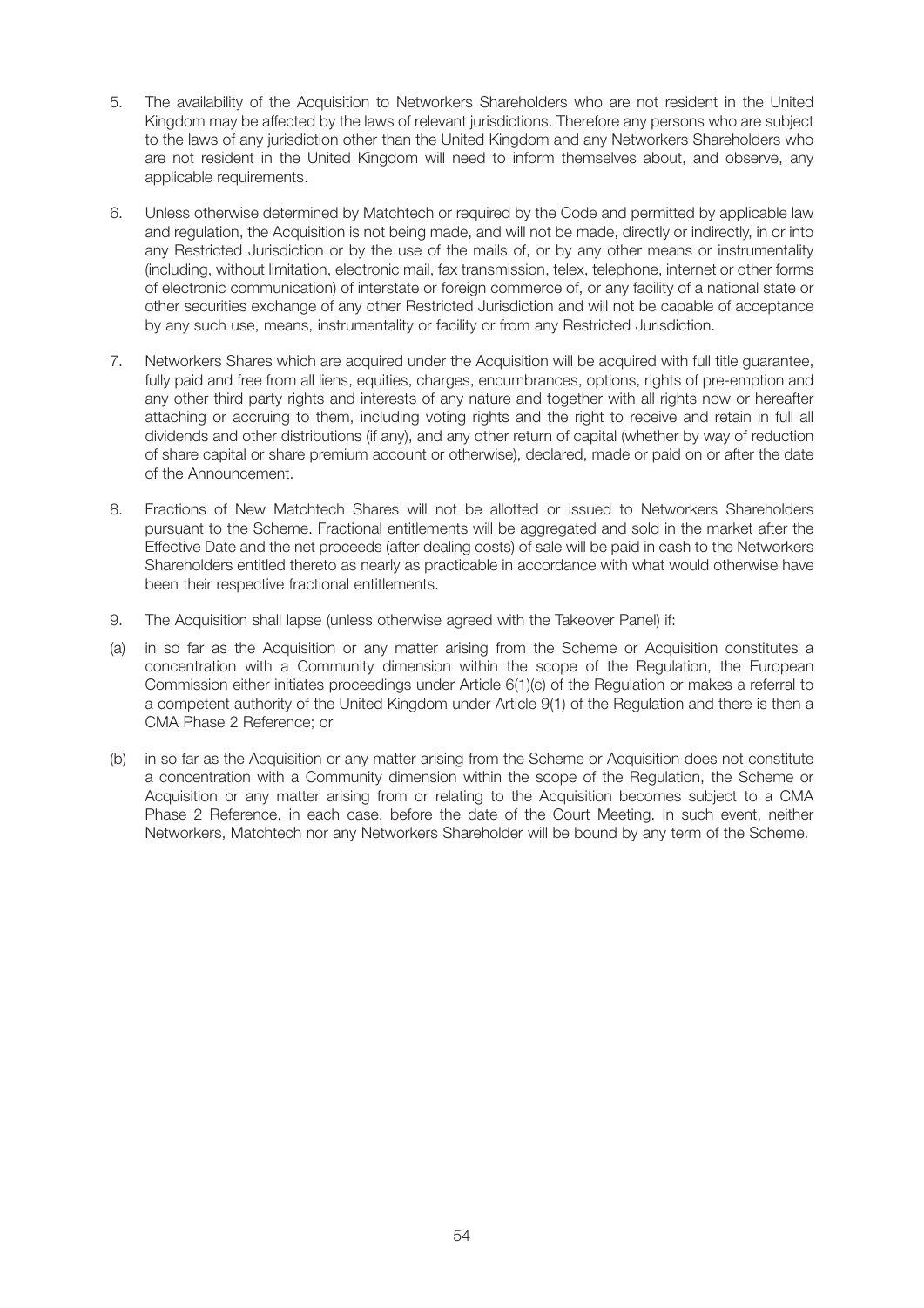5. The availability of the Acquisition to Networkers Shareholders who are not resident in the United Kingdom may be affected by the laws of relevant jurisdictions. Therefore any persons who are subject to the laws of any jurisdiction other than the United Kingdom and any Networkers Shareholders who are not resident in the United Kingdom will need to inform themselves about, and observe, any applicable requirements.

6. Unless otherwise determined by Matchtech or required by the Code and permitted by applicable law and regulation, the Acquisition is not being made, and will not be made, directly or indirectly, in or into any Restricted Jurisdiction or by the use of the mails of, or by any other means or instrumentality (including, without limitation, electronic mail, fax transmission, telex, telephone, internet or other forms of electronic communication) of interstate or foreign commerce of, or any facility of a national state or other securities exchange of any other Restricted Jurisdiction and will not be capable of acceptance by any such use, means, instrumentality or facility or from any Restricted Jurisdiction.

7. Networkers Shares which are acquired under the Acquisition will be acquired with full title guarantee, fully paid and free from all liens, equities, charges, encumbrances, options, rights of pre-emption and any other third party rights and interests of any nature and together with all rights now or hereafter attaching or accruing to them, including voting rights and the right to receive and retain in full all dividends and other distributions (if any), and any other return of capital (whether by way of reduction of share capital or share premium account or otherwise), declared, made or paid on or after the date of the Announcement.

8. Fractions of New Matchtech Shares will not be allotted or issued to Networkers Shareholders pursuant to the Scheme. Fractional entitlements will be aggregated and sold in the market after the Effective Date and the net proceeds (after dealing costs) of sale will be paid in cash to the Networkers Shareholders entitled thereto as nearly as practicable in accordance with what would otherwise have been their respective fractional entitlements.

9. The Acquisition shall lapse (unless otherwise agreed with the Takeover Panel) if:

(a) in so far as the Acquisition or any matter arising from the Scheme or Acquisition constitutes a concentration with a Community dimension within the scope of the Regulation, the European Commission either initiates proceedings under Article 6(1)(c) of the Regulation or makes a referral to a competent authority of the United Kingdom under Article 9(1) of the Regulation and there is then a CMA Phase 2 Reference; or

(b) in so far as the Acquisition or any matter arising from the Scheme or Acquisition does not constitute a concentration with a Community dimension within the scope of the Regulation, the Scheme or Acquisition or any matter arising from or relating to the Acquisition becomes subject to a CMA Phase 2 Reference, in each case, before the date of the Court Meeting. In such event, neither Networkers, Matchtech nor any Networkers Shareholder will be bound by any term of the Scheme.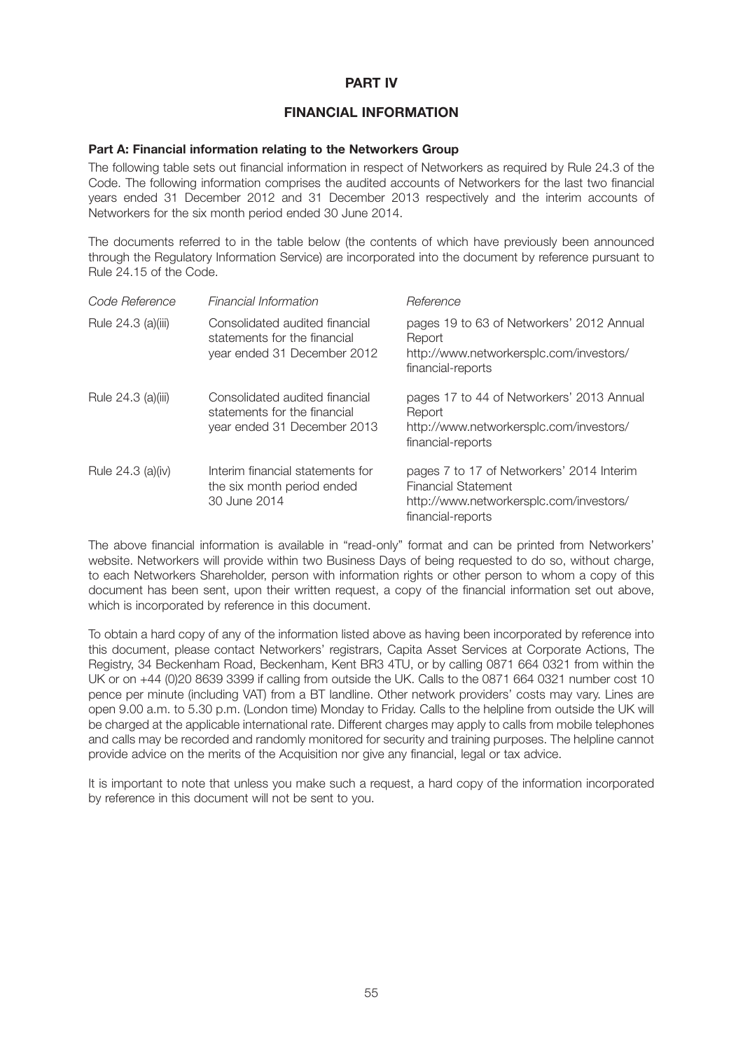# PART IV

# FINANCIAL INFORMATION

### Part A: Financial information relating to the Networkers Group

The following table sets out financial information in respect of Networkers as required by Rule 24.3 of the Code. The following information comprises the audited accounts of Networkers for the last two financial years ended 31 December 2012 and 31 December 2013 respectively and the interim accounts of Networkers for the six month period ended 30 June 2014.

The documents referred to in the table below (the contents of which have previously been announced through the Regulatory Information Service) are incorporated into the document by reference pursuant to Rule 24.15 of the Code.

| *Code Reference* | *Financial Information* | *Reference* |
|---|---|---|
| Rule 24.3 (a)(iii) | Consolidated audited financial statements for the financial year ended 31 December 2012 | pages 19 to 63 of Networkers' 2012 Annual Report http://www.networkersplc.com/investors/financial-reports |
| Rule 24.3 (a)(iii) | Consolidated audited financial statements for the financial year ended 31 December 2013 | pages 17 to 44 of Networkers' 2013 Annual Report http://www.networkersplc.com/investors/financial-reports |
| Rule 24.3 (a)(iv) | Interim financial statements for the six month period ended 30 June 2014 | pages 7 to 17 of Networkers' 2014 Interim Financial Statement http://www.networkersplc.com/investors/financial-reports |

The above financial information is available in "read-only" format and can be printed from Networkers' website. Networkers will provide within two Business Days of being requested to do so, without charge, to each Networkers Shareholder, person with information rights or other person to whom a copy of this document has been sent, upon their written request, a copy of the financial information set out above, which is incorporated by reference in this document.

To obtain a hard copy of any of the information listed above as having been incorporated by reference into this document, please contact Networkers' registrars, Capita Asset Services at Corporate Actions, The Registry, 34 Beckenham Road, Beckenham, Kent BR3 4TU, or by calling 0871 664 0321 from within the UK or on +44 (0)20 8639 3399 if calling from outside the UK. Calls to the 0871 664 0321 number cost 10 pence per minute (including VAT) from a BT landline. Other network providers' costs may vary. Lines are open 9.00 a.m. to 5.30 p.m. (London time) Monday to Friday. Calls to the helpline from outside the UK will be charged at the applicable international rate. Different charges may apply to calls from mobile telephones and calls may be recorded and randomly monitored for security and training purposes. The helpline cannot provide advice on the merits of the Acquisition nor give any financial, legal or tax advice.

It is important to note that unless you make such a request, a hard copy of the information incorporated by reference in this document will not be sent to you.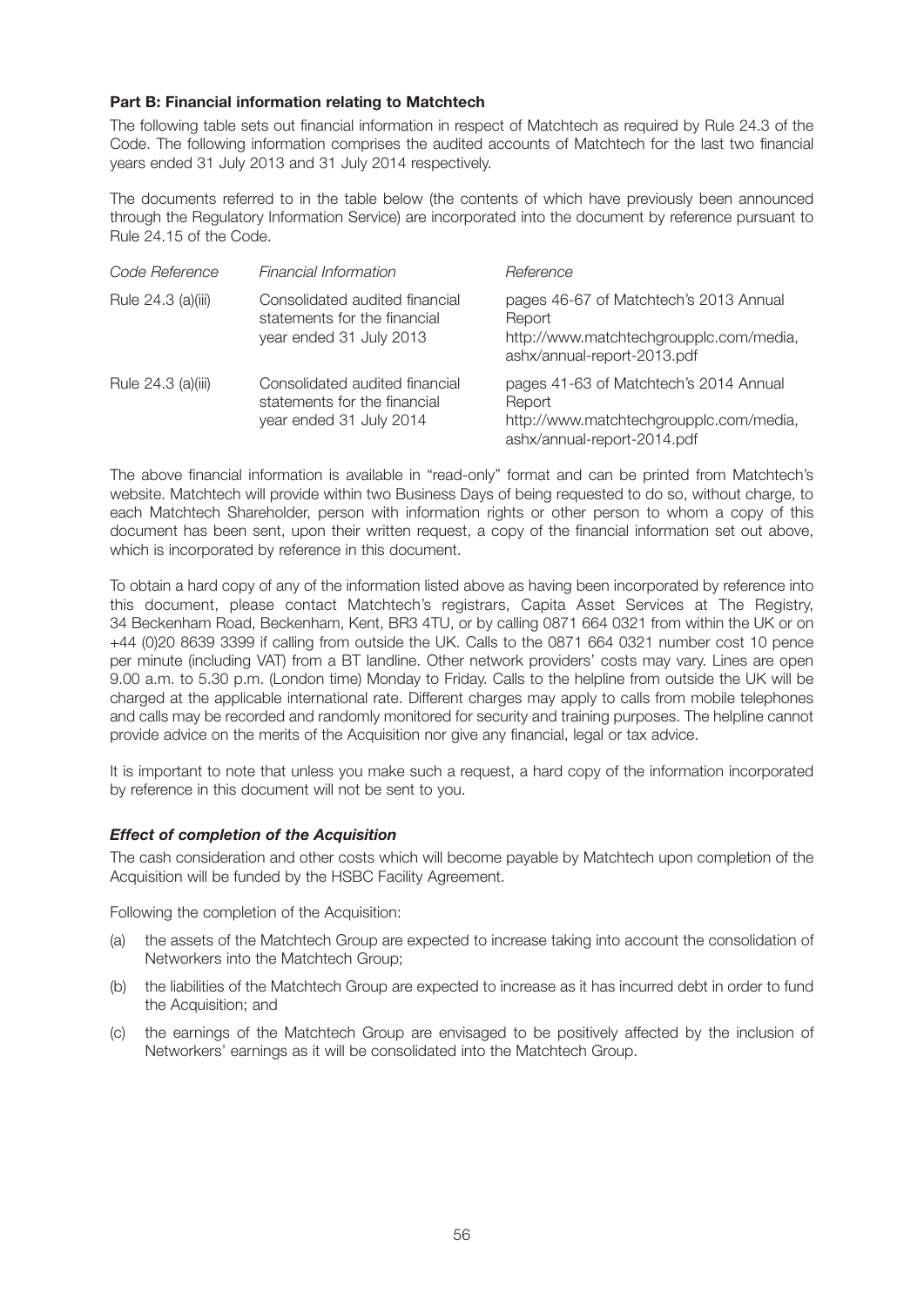**Part B: Financial information relating to Matchtech**

The following table sets out financial information in respect of Matchtech as required by Rule 24.3 of the Code. The following information comprises the audited accounts of Matchtech for the last two financial years ended 31 July 2013 and 31 July 2014 respectively.

The documents referred to in the table below (the contents of which have previously been announced through the Regulatory Information Service) are incorporated into the document by reference pursuant to Rule 24.15 of the Code.

| *Code Reference* | *Financial Information* | *Reference* |
|---|---|---|
| Rule 24.3 (a)(iii) | Consolidated audited financial statements for the financial year ended 31 July 2013 | pages 46-67 of Matchtech's 2013 Annual Report http://www.matchtechgroupplc.com/media, ashx/annual-report-2013.pdf |
| Rule 24.3 (a)(iii) | Consolidated audited financial statements for the financial year ended 31 July 2014 | pages 41-63 of Matchtech's 2014 Annual Report http://www.matchtechgroupplc.com/media, ashx/annual-report-2014.pdf |

The above financial information is available in "read-only" format and can be printed from Matchtech's website. Matchtech will provide within two Business Days of being requested to do so, without charge, to each Matchtech Shareholder, person with information rights or other person to whom a copy of this document has been sent, upon their written request, a copy of the financial information set out above, which is incorporated by reference in this document.

To obtain a hard copy of any of the information listed above as having been incorporated by reference into this document, please contact Matchtech's registrars, Capita Asset Services at The Registry, 34 Beckenham Road, Beckenham, Kent, BR3 4TU, or by calling 0871 664 0321 from within the UK or on +44 (0)20 8639 3399 if calling from outside the UK. Calls to the 0871 664 0321 number cost 10 pence per minute (including VAT) from a BT landline. Other network providers' costs may vary. Lines are open 9.00 a.m. to 5.30 p.m. (London time) Monday to Friday. Calls to the helpline from outside the UK will be charged at the applicable international rate. Different charges may apply to calls from mobile telephones and calls may be recorded and randomly monitored for security and training purposes. The helpline cannot provide advice on the merits of the Acquisition nor give any financial, legal or tax advice.

It is important to note that unless you make such a request, a hard copy of the information incorporated by reference in this document will not be sent to you.

***Effect of completion of the Acquisition***

The cash consideration and other costs which will become payable by Matchtech upon completion of the Acquisition will be funded by the HSBC Facility Agreement.

Following the completion of the Acquisition:

(a) the assets of the Matchtech Group are expected to increase taking into account the consolidation of Networkers into the Matchtech Group;

(b) the liabilities of the Matchtech Group are expected to increase as it has incurred debt in order to fund the Acquisition; and

(c) the earnings of the Matchtech Group are envisaged to be positively affected by the inclusion of Networkers' earnings as it will be consolidated into the Matchtech Group.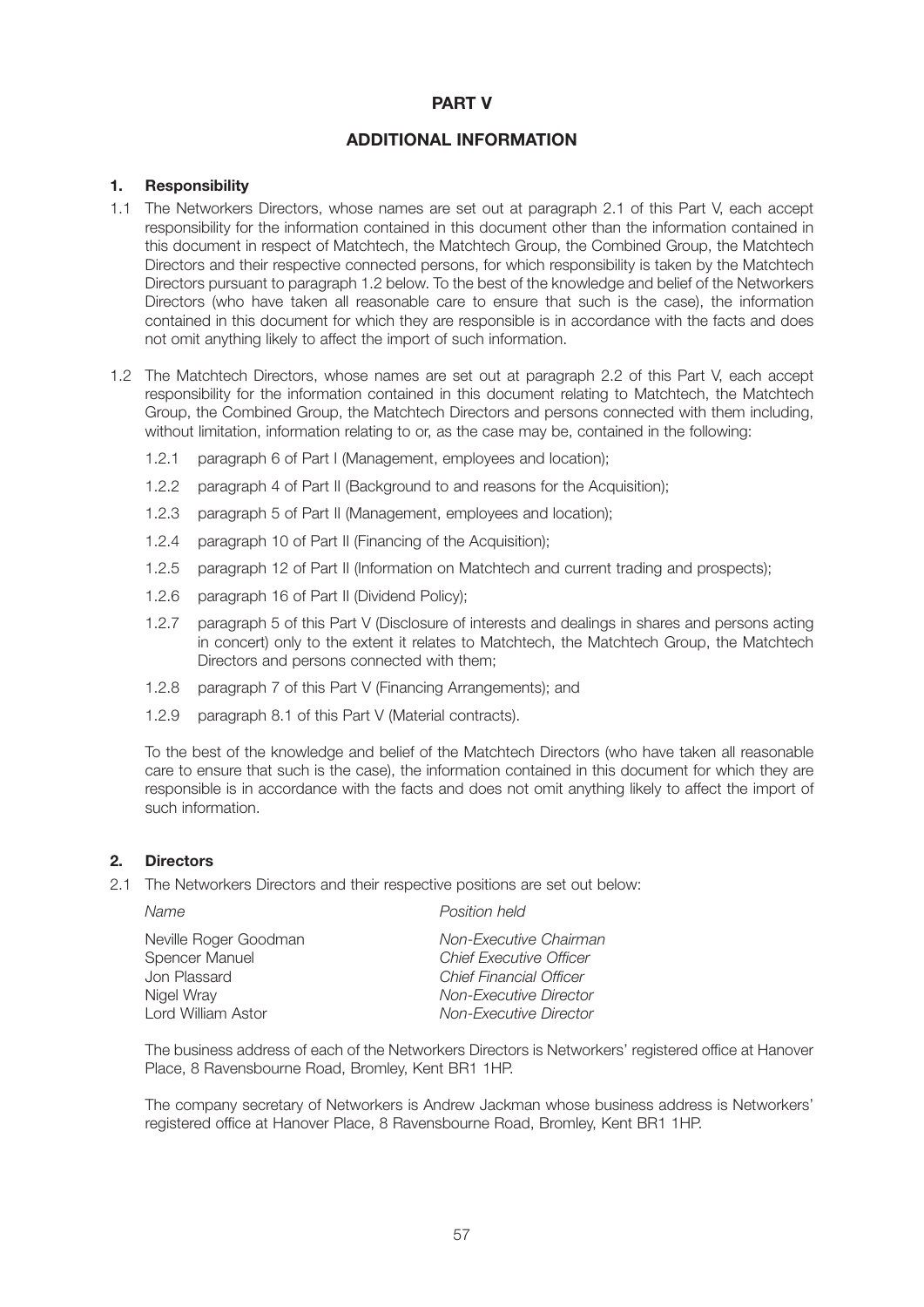# PART V

# ADDITIONAL INFORMATION

## 1. Responsibility

1.1 The Networkers Directors, whose names are set out at paragraph 2.1 of this Part V, each accept responsibility for the information contained in this document other than the information contained in this document in respect of Matchtech, the Matchtech Group, the Combined Group, the Matchtech Directors and their respective connected persons, for which responsibility is taken by the Matchtech Directors pursuant to paragraph 1.2 below. To the best of the knowledge and belief of the Networkers Directors (who have taken all reasonable care to ensure that such is the case), the information contained in this document for which they are responsible is in accordance with the facts and does not omit anything likely to affect the import of such information.

1.2 The Matchtech Directors, whose names are set out at paragraph 2.2 of this Part V, each accept responsibility for the information contained in this document relating to Matchtech, the Matchtech Group, the Combined Group, the Matchtech Directors and persons connected with them including, without limitation, information relating to or, as the case may be, contained in the following:

1.2.1 paragraph 6 of Part I (Management, employees and location);

1.2.2 paragraph 4 of Part II (Background to and reasons for the Acquisition);

1.2.3 paragraph 5 of Part II (Management, employees and location);

1.2.4 paragraph 10 of Part II (Financing of the Acquisition);

1.2.5 paragraph 12 of Part II (Information on Matchtech and current trading and prospects);

1.2.6 paragraph 16 of Part II (Dividend Policy);

1.2.7 paragraph 5 of this Part V (Disclosure of interests and dealings in shares and persons acting in concert) only to the extent it relates to Matchtech, the Matchtech Group, the Matchtech Directors and persons connected with them;

1.2.8 paragraph 7 of this Part V (Financing Arrangements); and

1.2.9 paragraph 8.1 of this Part V (Material contracts).

To the best of the knowledge and belief of the Matchtech Directors (who have taken all reasonable care to ensure that such is the case), the information contained in this document for which they are responsible is in accordance with the facts and does not omit anything likely to affect the import of such information.

## 2. Directors

2.1 The Networkers Directors and their respective positions are set out below:

| *Name* | *Position held* |
|---|---|
| Neville Roger Goodman | *Non-Executive Chairman* |
| Spencer Manuel | *Chief Executive Officer* |
| Jon Plassard | *Chief Financial Officer* |
| Nigel Wray | *Non-Executive Director* |
| Lord William Astor | *Non-Executive Director* |

The business address of each of the Networkers Directors is Networkers' registered office at Hanover Place, 8 Ravensbourne Road, Bromley, Kent BR1 1HP.

The company secretary of Networkers is Andrew Jackman whose business address is Networkers' registered office at Hanover Place, 8 Ravensbourne Road, Bromley, Kent BR1 1HP.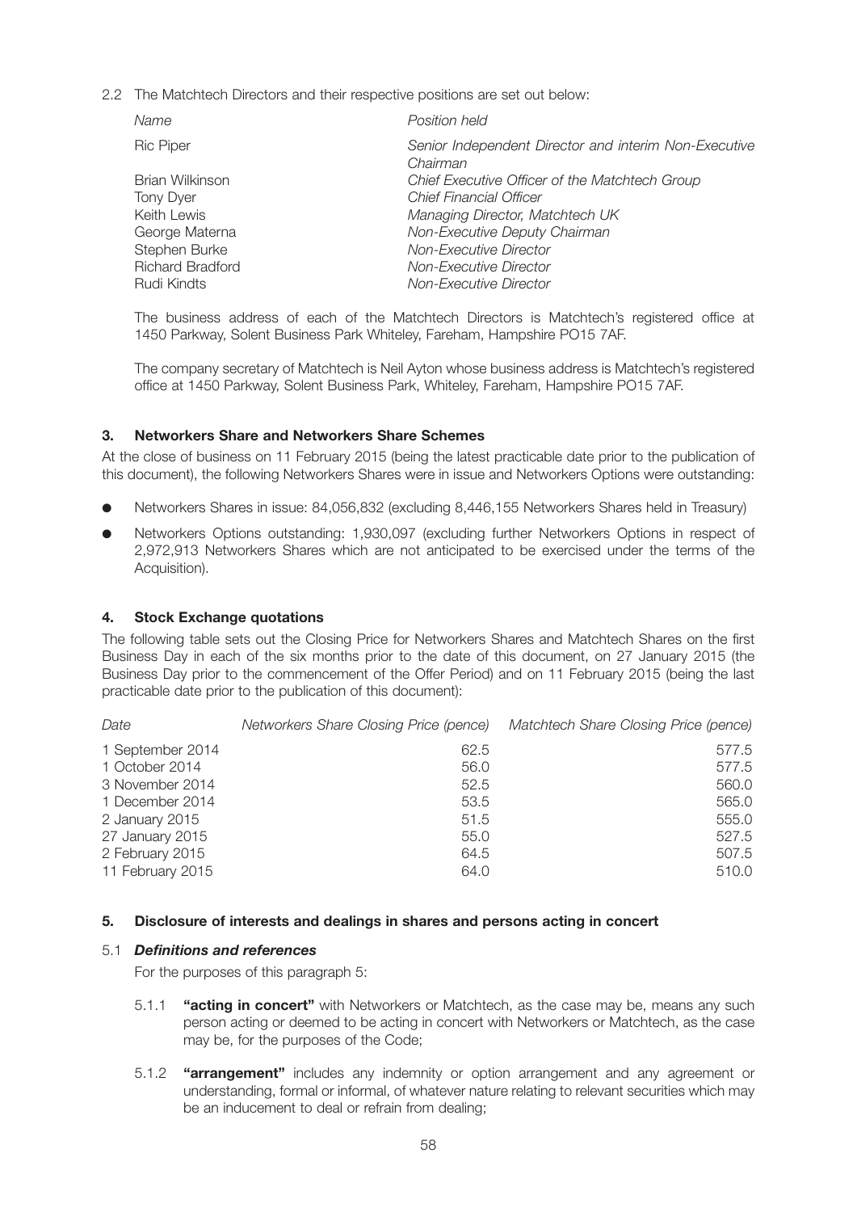2.2 The Matchtech Directors and their respective positions are set out below:

| *Name* | *Position held* |
|---|---|
| Ric Piper | *Senior Independent Director and interim Non-Executive Chairman* |
| Brian Wilkinson | *Chief Executive Officer of the Matchtech Group* |
| Tony Dyer | *Chief Financial Officer* |
| Keith Lewis | *Managing Director, Matchtech UK* |
| George Materna | *Non-Executive Deputy Chairman* |
| Stephen Burke | *Non-Executive Director* |
| Richard Bradford | *Non-Executive Director* |
| Rudi Kindts | *Non-Executive Director* |

The business address of each of the Matchtech Directors is Matchtech's registered office at 1450 Parkway, Solent Business Park Whiteley, Fareham, Hampshire PO15 7AF.

The company secretary of Matchtech is Neil Ayton whose business address is Matchtech's registered office at 1450 Parkway, Solent Business Park, Whiteley, Fareham, Hampshire PO15 7AF.

## 3. Networkers Share and Networkers Share Schemes

At the close of business on 11 February 2015 (being the latest practicable date prior to the publication of this document), the following Networkers Shares were in issue and Networkers Options were outstanding:

- Networkers Shares in issue: 84,056,832 (excluding 8,446,155 Networkers Shares held in Treasury)
- Networkers Options outstanding: 1,930,097 (excluding further Networkers Options in respect of 2,972,913 Networkers Shares which are not anticipated to be exercised under the terms of the Acquisition).

## 4. Stock Exchange quotations

The following table sets out the Closing Price for Networkers Shares and Matchtech Shares on the first Business Day in each of the six months prior to the date of this document, on 27 January 2015 (the Business Day prior to the commencement of the Offer Period) and on 11 February 2015 (being the last practicable date prior to the publication of this document):

| *Date* | *Networkers Share Closing Price (pence)* | *Matchtech Share Closing Price (pence)* |
|---|---|---|
| 1 September 2014 | 62.5 | 577.5 |
| 1 October 2014 | 56.0 | 577.5 |
| 3 November 2014 | 52.5 | 560.0 |
| 1 December 2014 | 53.5 | 565.0 |
| 2 January 2015 | 51.5 | 555.0 |
| 27 January 2015 | 55.0 | 527.5 |
| 2 February 2015 | 64.5 | 507.5 |
| 11 February 2015 | 64.0 | 510.0 |

## 5. Disclosure of interests and dealings in shares and persons acting in concert

### 5.1 *Definitions and references*

For the purposes of this paragraph 5:

5.1.1 **"acting in concert"** with Networkers or Matchtech, as the case may be, means any such person acting or deemed to be acting in concert with Networkers or Matchtech, as the case may be, for the purposes of the Code;

5.1.2 **"arrangement"** includes any indemnity or option arrangement and any agreement or understanding, formal or informal, of whatever nature relating to relevant securities which may be an inducement to deal or refrain from dealing;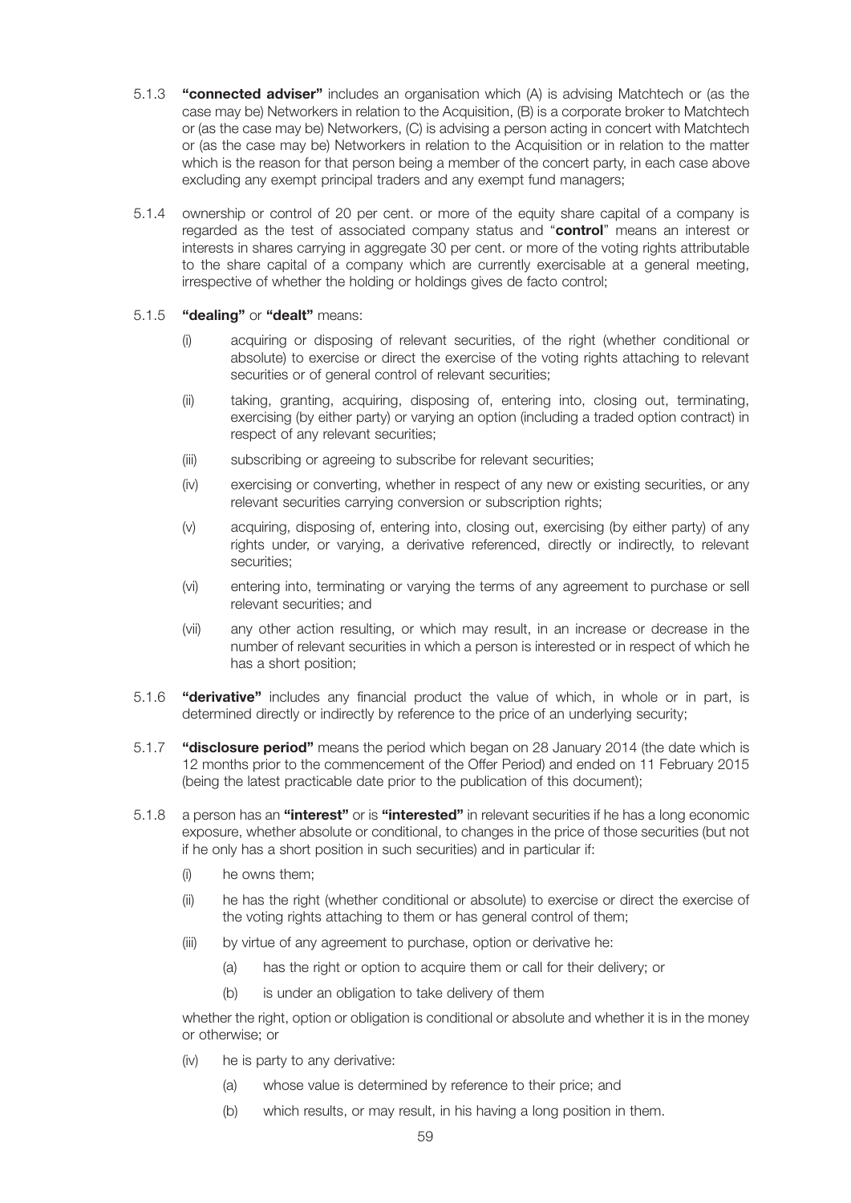5.1.3 **"connected adviser"** includes an organisation which (A) is advising Matchtech or (as the case may be) Networkers in relation to the Acquisition, (B) is a corporate broker to Matchtech or (as the case may be) Networkers, (C) is advising a person acting in concert with Matchtech or (as the case may be) Networkers in relation to the Acquisition or in relation to the matter which is the reason for that person being a member of the concert party, in each case above excluding any exempt principal traders and any exempt fund managers;

5.1.4 ownership or control of 20 per cent. or more of the equity share capital of a company is regarded as the test of associated company status and "**control**" means an interest or interests in shares carrying in aggregate 30 per cent. or more of the voting rights attributable to the share capital of a company which are currently exercisable at a general meeting, irrespective of whether the holding or holdings gives de facto control;

5.1.5 **"dealing"** or **"dealt"** means:

- (i) acquiring or disposing of relevant securities, of the right (whether conditional or absolute) to exercise or direct the exercise of the voting rights attaching to relevant securities or of general control of relevant securities;
- (ii) taking, granting, acquiring, disposing of, entering into, closing out, terminating, exercising (by either party) or varying an option (including a traded option contract) in respect of any relevant securities;
- (iii) subscribing or agreeing to subscribe for relevant securities;
- (iv) exercising or converting, whether in respect of any new or existing securities, or any relevant securities carrying conversion or subscription rights;
- (v) acquiring, disposing of, entering into, closing out, exercising (by either party) of any rights under, or varying, a derivative referenced, directly or indirectly, to relevant securities;
- (vi) entering into, terminating or varying the terms of any agreement to purchase or sell relevant securities; and
- (vii) any other action resulting, or which may result, in an increase or decrease in the number of relevant securities in which a person is interested or in respect of which he has a short position;

5.1.6 **"derivative"** includes any financial product the value of which, in whole or in part, is determined directly or indirectly by reference to the price of an underlying security;

5.1.7 **"disclosure period"** means the period which began on 28 January 2014 (the date which is 12 months prior to the commencement of the Offer Period) and ended on 11 February 2015 (being the latest practicable date prior to the publication of this document);

5.1.8 a person has an **"interest"** or is **"interested"** in relevant securities if he has a long economic exposure, whether absolute or conditional, to changes in the price of those securities (but not if he only has a short position in such securities) and in particular if:

- (i) he owns them;
- (ii) he has the right (whether conditional or absolute) to exercise or direct the exercise of the voting rights attaching to them or has general control of them;
- (iii) by virtue of any agreement to purchase, option or derivative he:
  - (a) has the right or option to acquire them or call for their delivery; or
  - (b) is under an obligation to take delivery of them

whether the right, option or obligation is conditional or absolute and whether it is in the money or otherwise; or

- (iv) he is party to any derivative:
  - (a) whose value is determined by reference to their price; and
  - (b) which results, or may result, in his having a long position in them.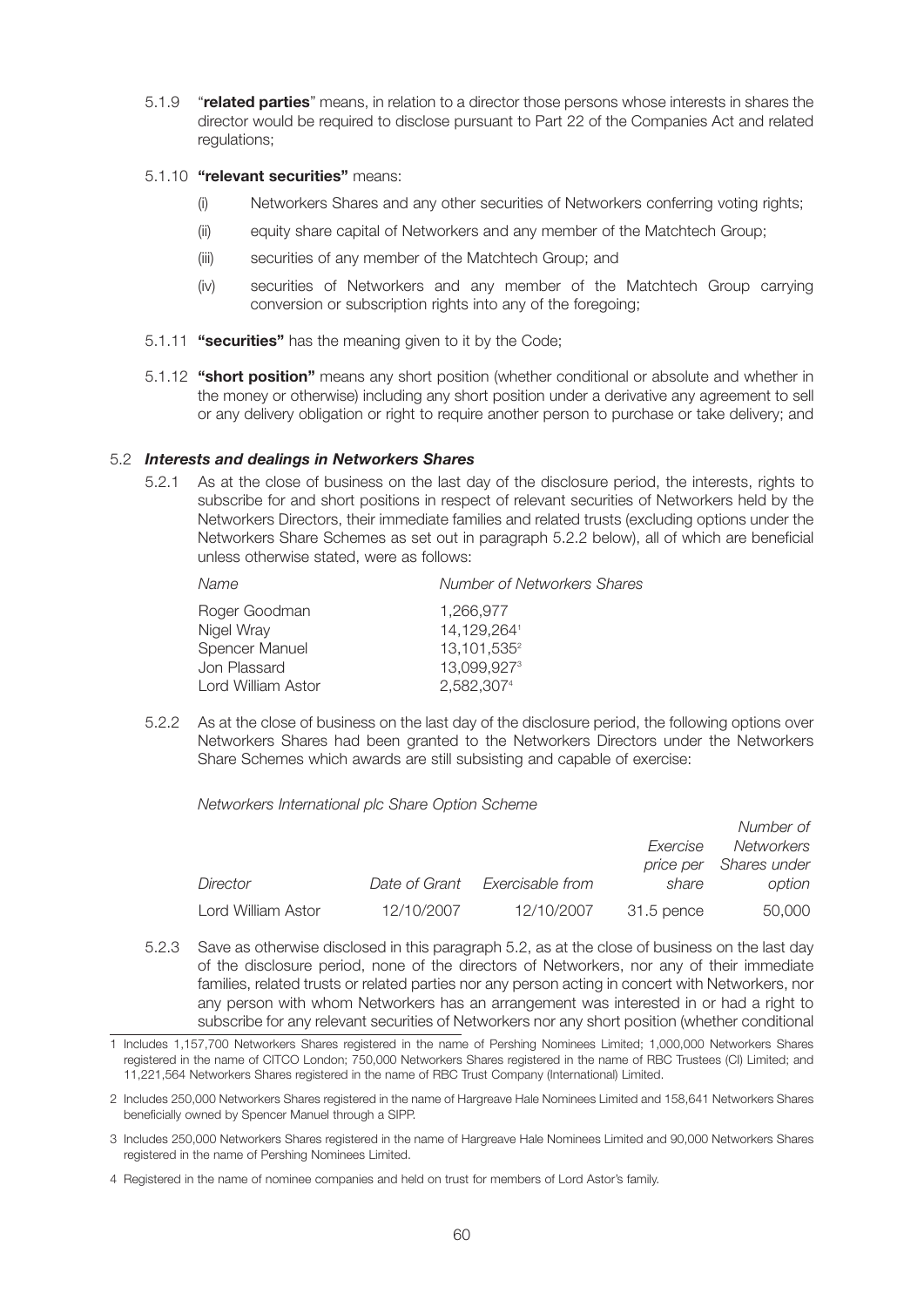5.1.9 "**related parties**" means, in relation to a director those persons whose interests in shares the director would be required to disclose pursuant to Part 22 of the Companies Act and related regulations;

5.1.10 **"relevant securities"** means:

(i) Networkers Shares and any other securities of Networkers conferring voting rights;

(ii) equity share capital of Networkers and any member of the Matchtech Group;

(iii) securities of any member of the Matchtech Group; and

(iv) securities of Networkers and any member of the Matchtech Group carrying conversion or subscription rights into any of the foregoing;

5.1.11 **"securities"** has the meaning given to it by the Code;

5.1.12 **"short position"** means any short position (whether conditional or absolute and whether in the money or otherwise) including any short position under a derivative any agreement to sell or any delivery obligation or right to require another person to purchase or take delivery; and

### 5.2 ***Interests and dealings in Networkers Shares***

5.2.1 As at the close of business on the last day of the disclosure period, the interests, rights to subscribe for and short positions in respect of relevant securities of Networkers held by the Networkers Directors, their immediate families and related trusts (excluding options under the Networkers Share Schemes as set out in paragraph 5.2.2 below), all of which are beneficial unless otherwise stated, were as follows:

| *Name* | *Number of Networkers Shares* |
|---|---|
| Roger Goodman | 1,266,977 |
| Nigel Wray | 14,129,264[1] |
| Spencer Manuel | 13,101,535[2] |
| Jon Plassard | 13,099,927[3] |
| Lord William Astor | 2,582,307[4] |

5.2.2 As at the close of business on the last day of the disclosure period, the following options over Networkers Shares had been granted to the Networkers Directors under the Networkers Share Schemes which awards are still subsisting and capable of exercise:

*Networkers International plc Share Option Scheme*

| *Director* | *Date of Grant* | *Exercisable from* | *Exercise price per share* | *Number of Networkers Shares under option* |
|---|---|---|---|---|
| Lord William Astor | 12/10/2007 | 12/10/2007 | 31.5 pence | 50,000 |

5.2.3 Save as otherwise disclosed in this paragraph 5.2, as at the close of business on the last day of the disclosure period, none of the directors of Networkers, nor any of their immediate families, related trusts or related parties nor any person acting in concert with Networkers, nor any person with whom Networkers has an arrangement was interested in or had a right to subscribe for any relevant securities of Networkers nor any short position (whether conditional

---

1 Includes 1,157,700 Networkers Shares registered in the name of Pershing Nominees Limited; 1,000,000 Networkers Shares registered in the name of CITCO London; 750,000 Networkers Shares registered in the name of RBC Trustees (CI) Limited; and 11,221,564 Networkers Shares registered in the name of RBC Trust Company (International) Limited.

2 Includes 250,000 Networkers Shares registered in the name of Hargreave Hale Nominees Limited and 158,641 Networkers Shares beneficially owned by Spencer Manuel through a SIPP.

3 Includes 250,000 Networkers Shares registered in the name of Hargreave Hale Nominees Limited and 90,000 Networkers Shares registered in the name of Pershing Nominees Limited.

4 Registered in the name of nominee companies and held on trust for members of Lord Astor's family.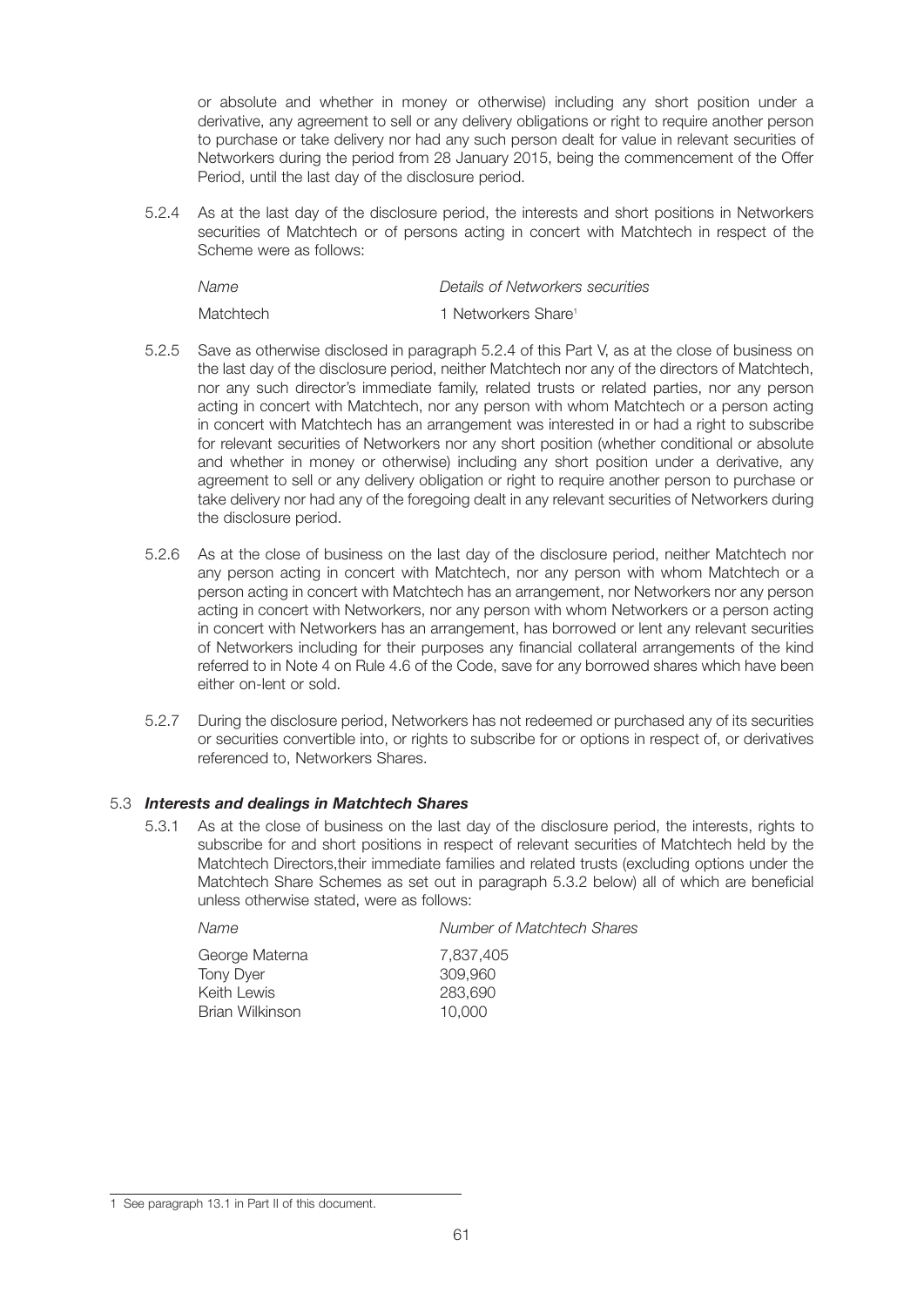or absolute and whether in money or otherwise) including any short position under a derivative, any agreement to sell or any delivery obligations or right to require another person to purchase or take delivery nor had any such person dealt for value in relevant securities of Networkers during the period from 28 January 2015, being the commencement of the Offer Period, until the last day of the disclosure period.

5.2.4 As at the last day of the disclosure period, the interests and short positions in Networkers securities of Matchtech or of persons acting in concert with Matchtech in respect of the Scheme were as follows:

| *Name* | *Details of Networkers securities* |
|---|---|
| Matchtech | 1 Networkers Share[1] |

5.2.5 Save as otherwise disclosed in paragraph 5.2.4 of this Part V, as at the close of business on the last day of the disclosure period, neither Matchtech nor any of the directors of Matchtech, nor any such director's immediate family, related trusts or related parties, nor any person acting in concert with Matchtech, nor any person with whom Matchtech or a person acting in concert with Matchtech has an arrangement was interested in or had a right to subscribe for relevant securities of Networkers nor any short position (whether conditional or absolute and whether in money or otherwise) including any short position under a derivative, any agreement to sell or any delivery obligation or right to require another person to purchase or take delivery nor had any of the foregoing dealt in any relevant securities of Networkers during the disclosure period.

5.2.6 As at the close of business on the last day of the disclosure period, neither Matchtech nor any person acting in concert with Matchtech, nor any person with whom Matchtech or a person acting in concert with Matchtech has an arrangement, nor Networkers nor any person acting in concert with Networkers, nor any person with whom Networkers or a person acting in concert with Networkers has an arrangement, has borrowed or lent any relevant securities of Networkers including for their purposes any financial collateral arrangements of the kind referred to in Note 4 on Rule 4.6 of the Code, save for any borrowed shares which have been either on-lent or sold.

5.2.7 During the disclosure period, Networkers has not redeemed or purchased any of its securities or securities convertible into, or rights to subscribe for or options in respect of, or derivatives referenced to, Networkers Shares.

### 5.3 *Interests and dealings in Matchtech Shares*

5.3.1 As at the close of business on the last day of the disclosure period, the interests, rights to subscribe for and short positions in respect of relevant securities of Matchtech held by the Matchtech Directors,their immediate families and related trusts (excluding options under the Matchtech Share Schemes as set out in paragraph 5.3.2 below) all of which are beneficial unless otherwise stated, were as follows:

| *Name* | *Number of Matchtech Shares* |
|---|---|
| George Materna | 7,837,405 |
| Tony Dyer | 309,960 |
| Keith Lewis | 283,690 |
| Brian Wilkinson | 10,000 |

1 See paragraph 13.1 in Part II of this document.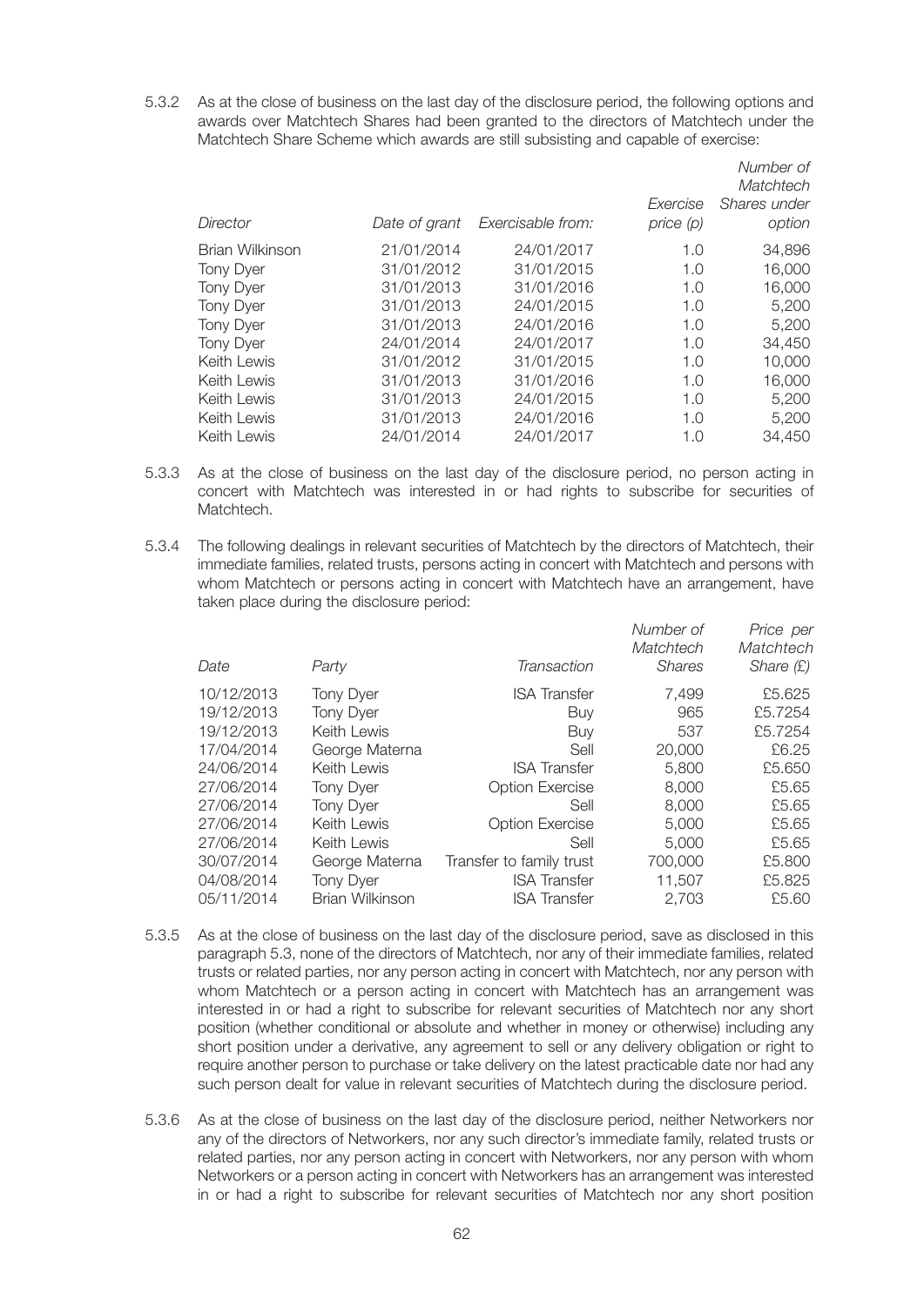5.3.2 As at the close of business on the last day of the disclosure period, the following options and awards over Matchtech Shares had been granted to the directors of Matchtech under the Matchtech Share Scheme which awards are still subsisting and capable of exercise:

| *Director* | *Date of grant* | *Exercisable from:* | *Exercise price (p)* | *Number of Matchtech Shares under option* |
|---|---|---|---|---|
| Brian Wilkinson | 21/01/2014 | 24/01/2017 | 1.0 | 34,896 |
| Tony Dyer | 31/01/2012 | 31/01/2015 | 1.0 | 16,000 |
| Tony Dyer | 31/01/2013 | 31/01/2016 | 1.0 | 16,000 |
| Tony Dyer | 31/01/2013 | 24/01/2015 | 1.0 | 5,200 |
| Tony Dyer | 31/01/2013 | 24/01/2016 | 1.0 | 5,200 |
| Tony Dyer | 24/01/2014 | 24/01/2017 | 1.0 | 34,450 |
| Keith Lewis | 31/01/2012 | 31/01/2015 | 1.0 | 10,000 |
| Keith Lewis | 31/01/2013 | 31/01/2016 | 1.0 | 16,000 |
| Keith Lewis | 31/01/2013 | 24/01/2015 | 1.0 | 5,200 |
| Keith Lewis | 31/01/2013 | 24/01/2016 | 1.0 | 5,200 |
| Keith Lewis | 24/01/2014 | 24/01/2017 | 1.0 | 34,450 |

5.3.3 As at the close of business on the last day of the disclosure period, no person acting in concert with Matchtech was interested in or had rights to subscribe for securities of Matchtech.

5.3.4 The following dealings in relevant securities of Matchtech by the directors of Matchtech, their immediate families, related trusts, persons acting in concert with Matchtech and persons with whom Matchtech or persons acting in concert with Matchtech have an arrangement, have taken place during the disclosure period:

| *Date* | *Party* | *Transaction* | *Number of Matchtech Shares* | *Price per Matchtech Share (£)* |
|---|---|---|---|---|
| 10/12/2013 | Tony Dyer | ISA Transfer | 7,499 | £5.625 |
| 19/12/2013 | Tony Dyer | Buy | 965 | £5.7254 |
| 19/12/2013 | Keith Lewis | Buy | 537 | £5.7254 |
| 17/04/2014 | George Materna | Sell | 20,000 | £6.25 |
| 24/06/2014 | Keith Lewis | ISA Transfer | 5,800 | £5.650 |
| 27/06/2014 | Tony Dyer | Option Exercise | 8,000 | £5.65 |
| 27/06/2014 | Tony Dyer | Sell | 8,000 | £5.65 |
| 27/06/2014 | Keith Lewis | Option Exercise | 5,000 | £5.65 |
| 27/06/2014 | Keith Lewis | Sell | 5,000 | £5.65 |
| 30/07/2014 | George Materna | Transfer to family trust | 700,000 | £5.800 |
| 04/08/2014 | Tony Dyer | ISA Transfer | 11,507 | £5.825 |
| 05/11/2014 | Brian Wilkinson | ISA Transfer | 2,703 | £5.60 |

5.3.5 As at the close of business on the last day of the disclosure period, save as disclosed in this paragraph 5.3, none of the directors of Matchtech, nor any of their immediate families, related trusts or related parties, nor any person acting in concert with Matchtech, nor any person with whom Matchtech or a person acting in concert with Matchtech has an arrangement was interested in or had a right to subscribe for relevant securities of Matchtech nor any short position (whether conditional or absolute and whether in money or otherwise) including any short position under a derivative, any agreement to sell or any delivery obligation or right to require another person to purchase or take delivery on the latest practicable date nor had any such person dealt for value in relevant securities of Matchtech during the disclosure period.

5.3.6 As at the close of business on the last day of the disclosure period, neither Networkers nor any of the directors of Networkers, nor any such director's immediate family, related trusts or related parties, nor any person acting in concert with Networkers, nor any person with whom Networkers or a person acting in concert with Networkers has an arrangement was interested in or had a right to subscribe for relevant securities of Matchtech nor any short position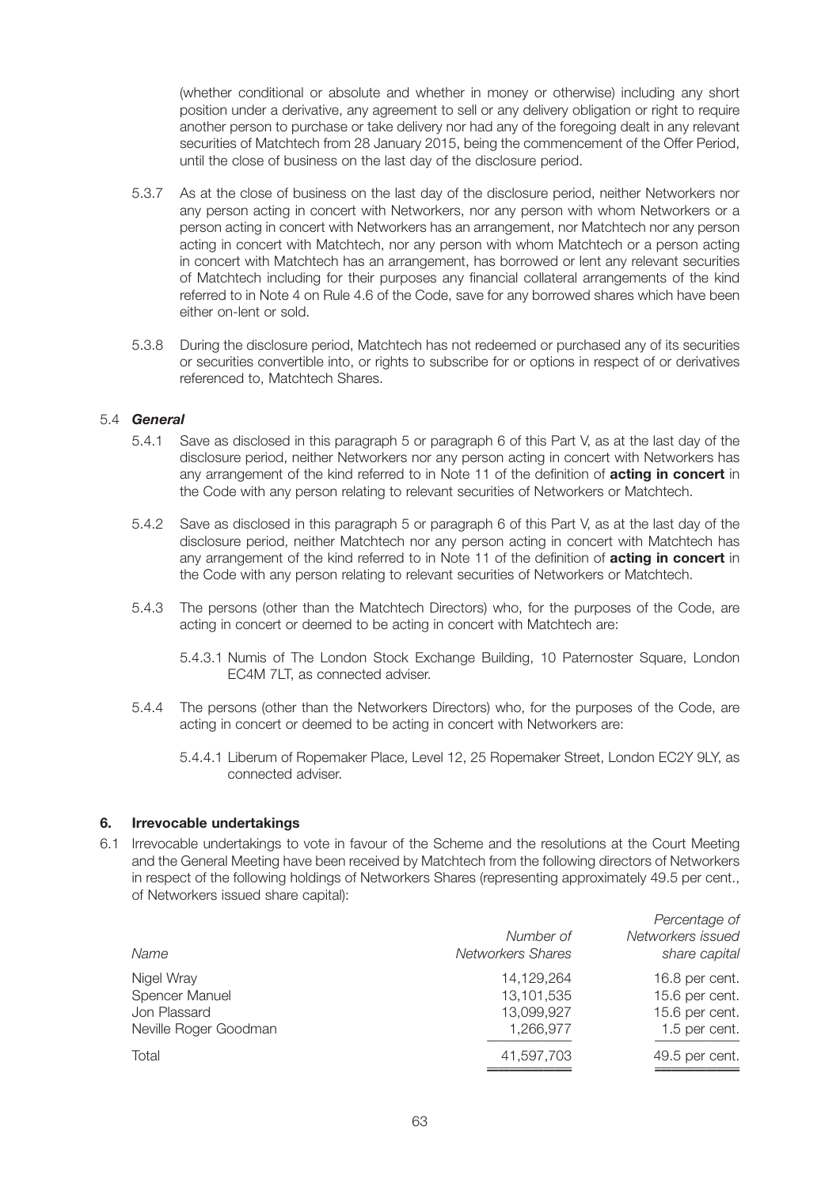(whether conditional or absolute and whether in money or otherwise) including any short position under a derivative, any agreement to sell or any delivery obligation or right to require another person to purchase or take delivery nor had any of the foregoing dealt in any relevant securities of Matchtech from 28 January 2015, being the commencement of the Offer Period, until the close of business on the last day of the disclosure period.

5.3.7 As at the close of business on the last day of the disclosure period, neither Networkers nor any person acting in concert with Networkers, nor any person with whom Networkers or a person acting in concert with Networkers has an arrangement, nor Matchtech nor any person acting in concert with Matchtech, nor any person with whom Matchtech or a person acting in concert with Matchtech has an arrangement, has borrowed or lent any relevant securities of Matchtech including for their purposes any financial collateral arrangements of the kind referred to in Note 4 on Rule 4.6 of the Code, save for any borrowed shares which have been either on-lent or sold.

5.3.8 During the disclosure period, Matchtech has not redeemed or purchased any of its securities or securities convertible into, or rights to subscribe for or options in respect of or derivatives referenced to, Matchtech Shares.

5.4 ***General***

5.4.1 Save as disclosed in this paragraph 5 or paragraph 6 of this Part V, as at the last day of the disclosure period, neither Networkers nor any person acting in concert with Networkers has any arrangement of the kind referred to in Note 11 of the definition of **acting in concert** in the Code with any person relating to relevant securities of Networkers or Matchtech.

5.4.2 Save as disclosed in this paragraph 5 or paragraph 6 of this Part V, as at the last day of the disclosure period, neither Matchtech nor any person acting in concert with Matchtech has any arrangement of the kind referred to in Note 11 of the definition of **acting in concert** in the Code with any person relating to relevant securities of Networkers or Matchtech.

5.4.3 The persons (other than the Matchtech Directors) who, for the purposes of the Code, are acting in concert or deemed to be acting in concert with Matchtech are:

5.4.3.1 Numis of The London Stock Exchange Building, 10 Paternoster Square, London EC4M 7LT, as connected adviser.

5.4.4 The persons (other than the Networkers Directors) who, for the purposes of the Code, are acting in concert or deemed to be acting in concert with Networkers are:

5.4.4.1 Liberum of Ropemaker Place, Level 12, 25 Ropemaker Street, London EC2Y 9LY, as connected adviser.

## 6. Irrevocable undertakings

6.1 Irrevocable undertakings to vote in favour of the Scheme and the resolutions at the Court Meeting and the General Meeting have been received by Matchtech from the following directors of Networkers in respect of the following holdings of Networkers Shares (representing approximately 49.5 per cent., of Networkers issued share capital):

| *Name* | *Number of Networkers Shares* | *Percentage of Networkers issued share capital* |
|---|---|---|
| Nigel Wray | 14,129,264 | 16.8 per cent. |
| Spencer Manuel | 13,101,535 | 15.6 per cent. |
| Jon Plassard | 13,099,927 | 15.6 per cent. |
| Neville Roger Goodman | 1,266,977 | 1.5 per cent. |
| Total | 41,597,703 | 49.5 per cent. |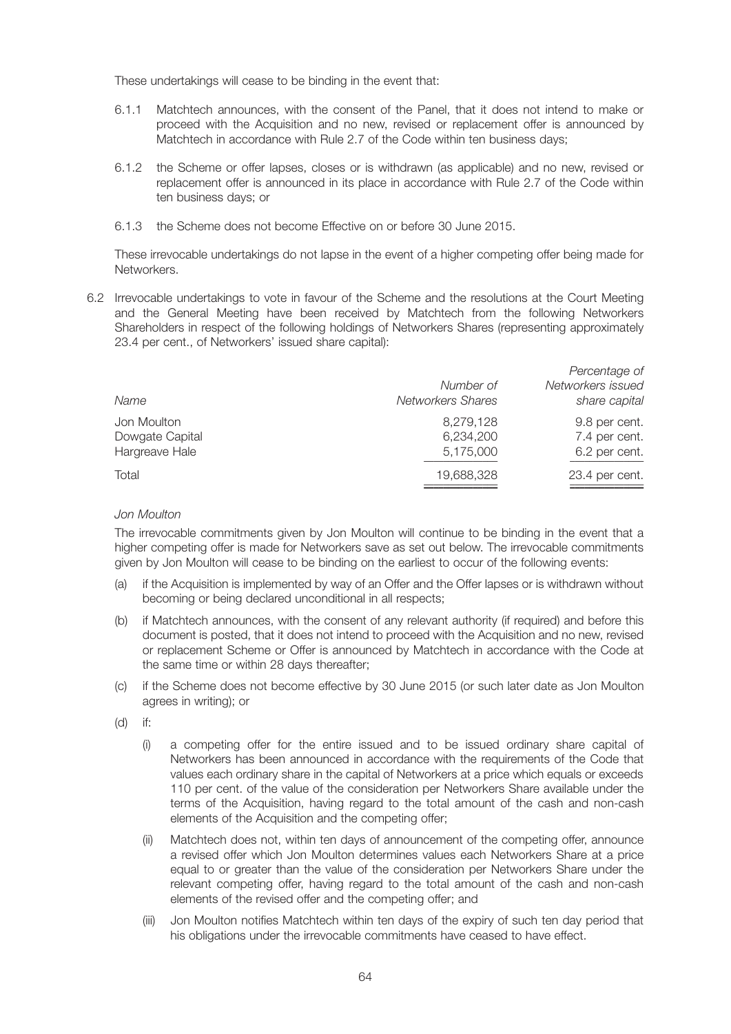These undertakings will cease to be binding in the event that:

6.1.1 Matchtech announces, with the consent of the Panel, that it does not intend to make or proceed with the Acquisition and no new, revised or replacement offer is announced by Matchtech in accordance with Rule 2.7 of the Code within ten business days;

6.1.2 the Scheme or offer lapses, closes or is withdrawn (as applicable) and no new, revised or replacement offer is announced in its place in accordance with Rule 2.7 of the Code within ten business days; or

6.1.3 the Scheme does not become Effective on or before 30 June 2015.

These irrevocable undertakings do not lapse in the event of a higher competing offer being made for Networkers.

6.2 Irrevocable undertakings to vote in favour of the Scheme and the resolutions at the Court Meeting and the General Meeting have been received by Matchtech from the following Networkers Shareholders in respect of the following holdings of Networkers Shares (representing approximately 23.4 per cent., of Networkers' issued share capital):

| *Name* | *Number of Networkers Shares* | *Percentage of Networkers issued share capital* |
|---|---|---|
| Jon Moulton | 8,279,128 | 9.8 per cent. |
| Dowgate Capital | 6,234,200 | 7.4 per cent. |
| Hargreave Hale | 5,175,000 | 6.2 per cent. |
| Total | 19,688,328 | 23.4 per cent. |

*Jon Moulton*

The irrevocable commitments given by Jon Moulton will continue to be binding in the event that a higher competing offer is made for Networkers save as set out below. The irrevocable commitments given by Jon Moulton will cease to be binding on the earliest to occur of the following events:

(a) if the Acquisition is implemented by way of an Offer and the Offer lapses or is withdrawn without becoming or being declared unconditional in all respects;

(b) if Matchtech announces, with the consent of any relevant authority (if required) and before this document is posted, that it does not intend to proceed with the Acquisition and no new, revised or replacement Scheme or Offer is announced by Matchtech in accordance with the Code at the same time or within 28 days thereafter;

(c) if the Scheme does not become effective by 30 June 2015 (or such later date as Jon Moulton agrees in writing); or

(d) if:

(i) a competing offer for the entire issued and to be issued ordinary share capital of Networkers has been announced in accordance with the requirements of the Code that values each ordinary share in the capital of Networkers at a price which equals or exceeds 110 per cent. of the value of the consideration per Networkers Share available under the terms of the Acquisition, having regard to the total amount of the cash and non-cash elements of the Acquisition and the competing offer;

(ii) Matchtech does not, within ten days of announcement of the competing offer, announce a revised offer which Jon Moulton determines values each Networkers Share at a price equal to or greater than the value of the consideration per Networkers Share under the relevant competing offer, having regard to the total amount of the cash and non-cash elements of the revised offer and the competing offer; and

(iii) Jon Moulton notifies Matchtech within ten days of the expiry of such ten day period that his obligations under the irrevocable commitments have ceased to have effect.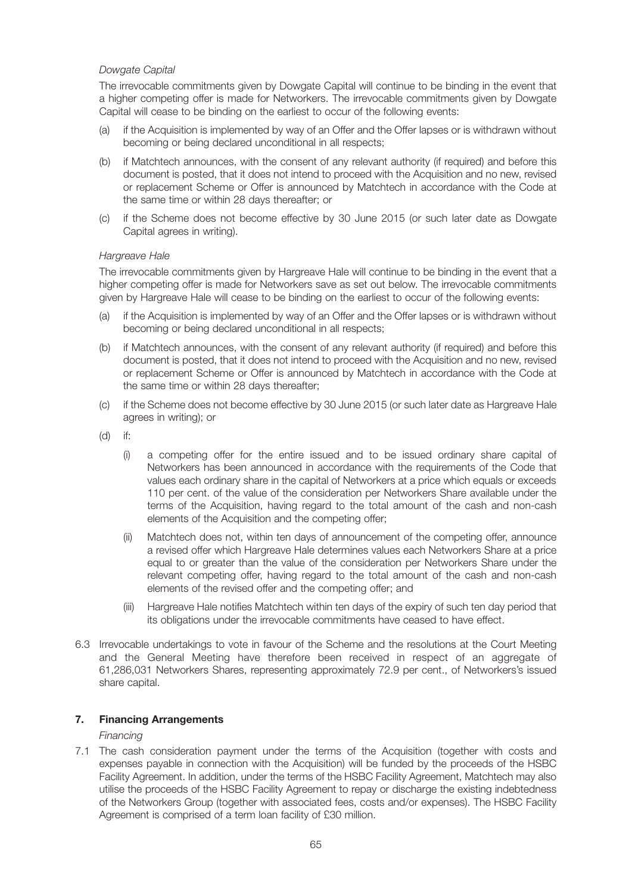*Dowgate Capital*

The irrevocable commitments given by Dowgate Capital will continue to be binding in the event that a higher competing offer is made for Networkers. The irrevocable commitments given by Dowgate Capital will cease to be binding on the earliest to occur of the following events:

(a) if the Acquisition is implemented by way of an Offer and the Offer lapses or is withdrawn without becoming or being declared unconditional in all respects;

(b) if Matchtech announces, with the consent of any relevant authority (if required) and before this document is posted, that it does not intend to proceed with the Acquisition and no new, revised or replacement Scheme or Offer is announced by Matchtech in accordance with the Code at the same time or within 28 days thereafter; or

(c) if the Scheme does not become effective by 30 June 2015 (or such later date as Dowgate Capital agrees in writing).

*Hargreave Hale*

The irrevocable commitments given by Hargreave Hale will continue to be binding in the event that a higher competing offer is made for Networkers save as set out below. The irrevocable commitments given by Hargreave Hale will cease to be binding on the earliest to occur of the following events:

(a) if the Acquisition is implemented by way of an Offer and the Offer lapses or is withdrawn without becoming or being declared unconditional in all respects;

(b) if Matchtech announces, with the consent of any relevant authority (if required) and before this document is posted, that it does not intend to proceed with the Acquisition and no new, revised or replacement Scheme or Offer is announced by Matchtech in accordance with the Code at the same time or within 28 days thereafter;

(c) if the Scheme does not become effective by 30 June 2015 (or such later date as Hargreave Hale agrees in writing); or

(d) if:

(i) a competing offer for the entire issued and to be issued ordinary share capital of Networkers has been announced in accordance with the requirements of the Code that values each ordinary share in the capital of Networkers at a price which equals or exceeds 110 per cent. of the value of the consideration per Networkers Share available under the terms of the Acquisition, having regard to the total amount of the cash and non-cash elements of the Acquisition and the competing offer;

(ii) Matchtech does not, within ten days of announcement of the competing offer, announce a revised offer which Hargreave Hale determines values each Networkers Share at a price equal to or greater than the value of the consideration per Networkers Share under the relevant competing offer, having regard to the total amount of the cash and non-cash elements of the revised offer and the competing offer; and

(iii) Hargreave Hale notifies Matchtech within ten days of the expiry of such ten day period that its obligations under the irrevocable commitments have ceased to have effect.

6.3 Irrevocable undertakings to vote in favour of the Scheme and the resolutions at the Court Meeting and the General Meeting have therefore been received in respect of an aggregate of 61,286,031 Networkers Shares, representing approximately 72.9 per cent., of Networkers's issued share capital.

## 7. Financing Arrangements

*Financing*

7.1 The cash consideration payment under the terms of the Acquisition (together with costs and expenses payable in connection with the Acquisition) will be funded by the proceeds of the HSBC Facility Agreement. In addition, under the terms of the HSBC Facility Agreement, Matchtech may also utilise the proceeds of the HSBC Facility Agreement to repay or discharge the existing indebtedness of the Networkers Group (together with associated fees, costs and/or expenses). The HSBC Facility Agreement is comprised of a term loan facility of £30 million.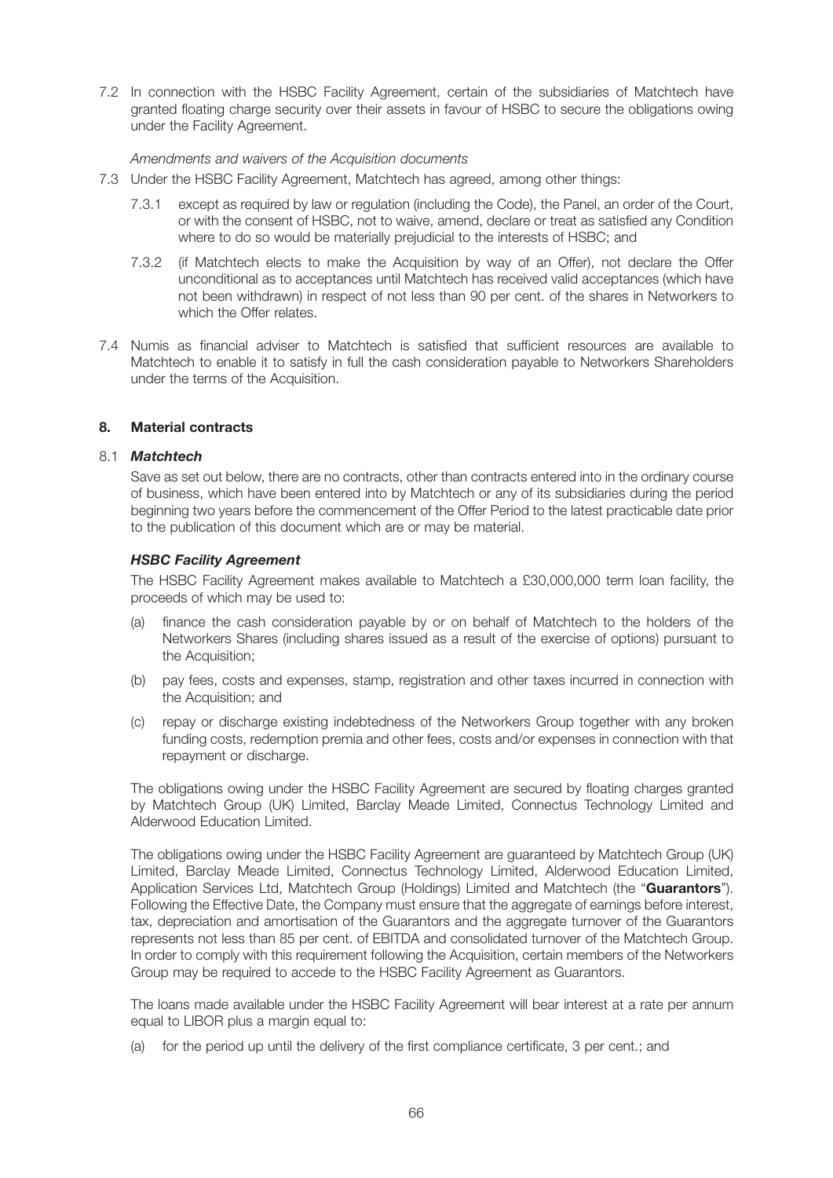7.2 In connection with the HSBC Facility Agreement, certain of the subsidiaries of Matchtech have granted floating charge security over their assets in favour of HSBC to secure the obligations owing under the Facility Agreement.

*Amendments and waivers of the Acquisition documents*

7.3 Under the HSBC Facility Agreement, Matchtech has agreed, among other things:

7.3.1 except as required by law or regulation (including the Code), the Panel, an order of the Court, or with the consent of HSBC, not to waive, amend, declare or treat as satisfied any Condition where to do so would be materially prejudicial to the interests of HSBC; and

7.3.2 (if Matchtech elects to make the Acquisition by way of an Offer), not declare the Offer unconditional as to acceptances until Matchtech has received valid acceptances (which have not been withdrawn) in respect of not less than 90 per cent. of the shares in Networkers to which the Offer relates.

7.4 Numis as financial adviser to Matchtech is satisfied that sufficient resources are available to Matchtech to enable it to satisfy in full the cash consideration payable to Networkers Shareholders under the terms of the Acquisition.

## 8. Material contracts

### 8.1 *Matchtech*

Save as set out below, there are no contracts, other than contracts entered into in the ordinary course of business, which have been entered into by Matchtech or any of its subsidiaries during the period beginning two years before the commencement of the Offer Period to the latest practicable date prior to the publication of this document which are or may be material.

#### *HSBC Facility Agreement*

The HSBC Facility Agreement makes available to Matchtech a £30,000,000 term loan facility, the proceeds of which may be used to:

(a) finance the cash consideration payable by or on behalf of Matchtech to the holders of the Networkers Shares (including shares issued as a result of the exercise of options) pursuant to the Acquisition;

(b) pay fees, costs and expenses, stamp, registration and other taxes incurred in connection with the Acquisition; and

(c) repay or discharge existing indebtedness of the Networkers Group together with any broken funding costs, redemption premia and other fees, costs and/or expenses in connection with that repayment or discharge.

The obligations owing under the HSBC Facility Agreement are secured by floating charges granted by Matchtech Group (UK) Limited, Barclay Meade Limited, Connectus Technology Limited and Alderwood Education Limited.

The obligations owing under the HSBC Facility Agreement are guaranteed by Matchtech Group (UK) Limited, Barclay Meade Limited, Connectus Technology Limited, Alderwood Education Limited, Application Services Ltd, Matchtech Group (Holdings) Limited and Matchtech (the "**Guarantors**"). Following the Effective Date, the Company must ensure that the aggregate of earnings before interest, tax, depreciation and amortisation of the Guarantors and the aggregate turnover of the Guarantors represents not less than 85 per cent. of EBITDA and consolidated turnover of the Matchtech Group. In order to comply with this requirement following the Acquisition, certain members of the Networkers Group may be required to accede to the HSBC Facility Agreement as Guarantors.

The loans made available under the HSBC Facility Agreement will bear interest at a rate per annum equal to LIBOR plus a margin equal to:

(a) for the period up until the delivery of the first compliance certificate, 3 per cent.; and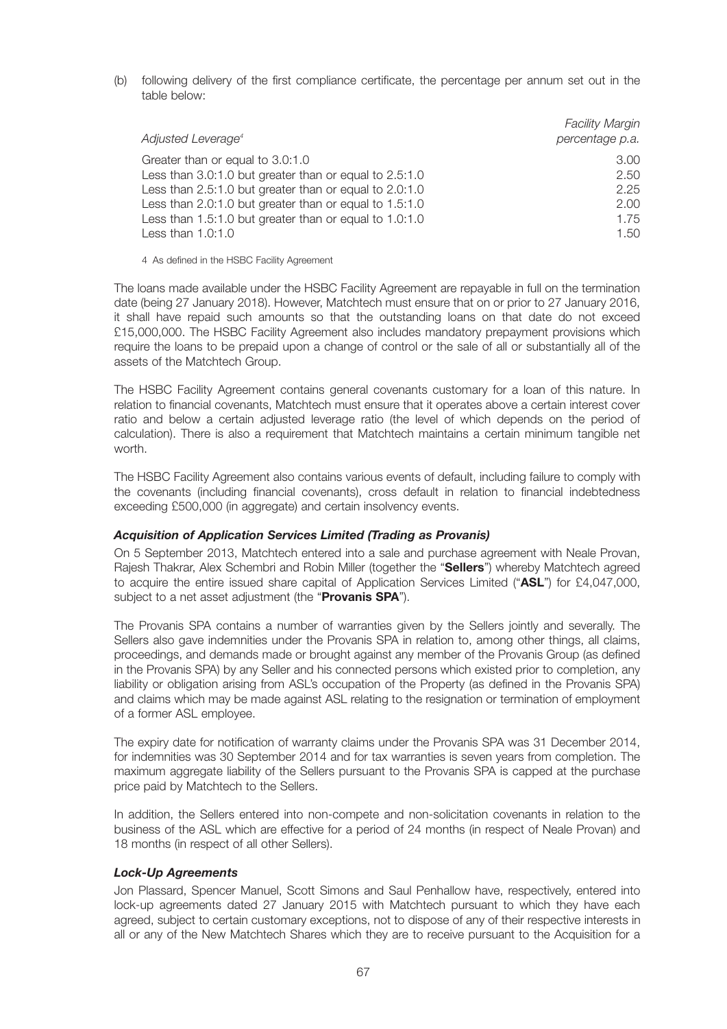(b) following delivery of the first compliance certificate, the percentage per annum set out in the table below:

| *Adjusted Leverage*[4] | *Facility Margin percentage p.a.* |
|---|---|
| Greater than or equal to 3.0:1.0 | 3.00 |
| Less than 3.0:1.0 but greater than or equal to 2.5:1.0 | 2.50 |
| Less than 2.5:1.0 but greater than or equal to 2.0:1.0 | 2.25 |
| Less than 2.0:1.0 but greater than or equal to 1.5:1.0 | 2.00 |
| Less than 1.5:1.0 but greater than or equal to 1.0:1.0 | 1.75 |
| Less than 1.0:1.0 | 1.50 |

4 As defined in the HSBC Facility Agreement

The loans made available under the HSBC Facility Agreement are repayable in full on the termination date (being 27 January 2018). However, Matchtech must ensure that on or prior to 27 January 2016, it shall have repaid such amounts so that the outstanding loans on that date do not exceed £15,000,000. The HSBC Facility Agreement also includes mandatory prepayment provisions which require the loans to be prepaid upon a change of control or the sale of all or substantially all of the assets of the Matchtech Group.

The HSBC Facility Agreement contains general covenants customary for a loan of this nature. In relation to financial covenants, Matchtech must ensure that it operates above a certain interest cover ratio and below a certain adjusted leverage ratio (the level of which depends on the period of calculation). There is also a requirement that Matchtech maintains a certain minimum tangible net worth.

The HSBC Facility Agreement also contains various events of default, including failure to comply with the covenants (including financial covenants), cross default in relation to financial indebtedness exceeding £500,000 (in aggregate) and certain insolvency events.

### *Acquisition of Application Services Limited (Trading as Provanis)*

On 5 September 2013, Matchtech entered into a sale and purchase agreement with Neale Provan, Rajesh Thakrar, Alex Schembri and Robin Miller (together the "**Sellers**") whereby Matchtech agreed to acquire the entire issued share capital of Application Services Limited ("**ASL**") for £4,047,000, subject to a net asset adjustment (the "**Provanis SPA**").

The Provanis SPA contains a number of warranties given by the Sellers jointly and severally. The Sellers also gave indemnities under the Provanis SPA in relation to, among other things, all claims, proceedings, and demands made or brought against any member of the Provanis Group (as defined in the Provanis SPA) by any Seller and his connected persons which existed prior to completion, any liability or obligation arising from ASL's occupation of the Property (as defined in the Provanis SPA) and claims which may be made against ASL relating to the resignation or termination of employment of a former ASL employee.

The expiry date for notification of warranty claims under the Provanis SPA was 31 December 2014, for indemnities was 30 September 2014 and for tax warranties is seven years from completion. The maximum aggregate liability of the Sellers pursuant to the Provanis SPA is capped at the purchase price paid by Matchtech to the Sellers.

In addition, the Sellers entered into non-compete and non-solicitation covenants in relation to the business of the ASL which are effective for a period of 24 months (in respect of Neale Provan) and 18 months (in respect of all other Sellers).

### *Lock-Up Agreements*

Jon Plassard, Spencer Manuel, Scott Simons and Saul Penhallow have, respectively, entered into lock-up agreements dated 27 January 2015 with Matchtech pursuant to which they have each agreed, subject to certain customary exceptions, not to dispose of any of their respective interests in all or any of the New Matchtech Shares which they are to receive pursuant to the Acquisition for a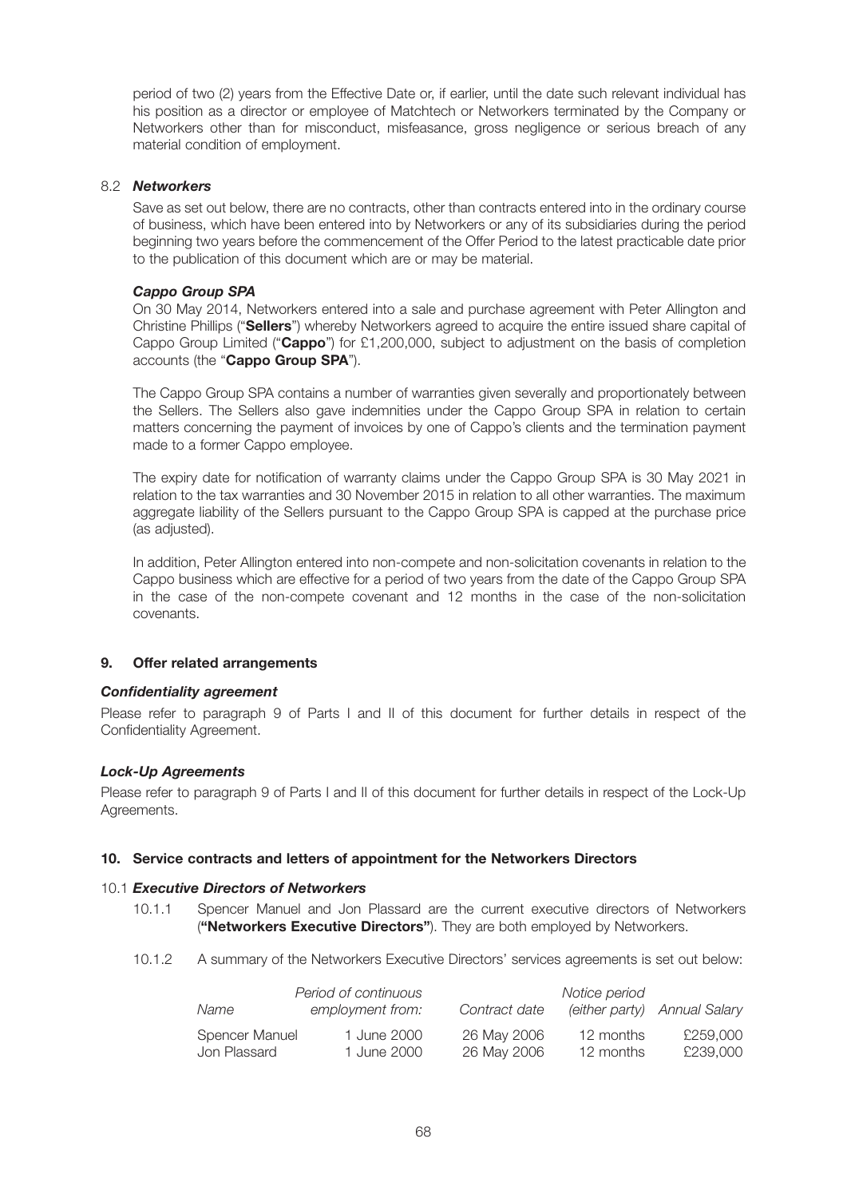period of two (2) years from the Effective Date or, if earlier, until the date such relevant individual has his position as a director or employee of Matchtech or Networkers terminated by the Company or Networkers other than for misconduct, misfeasance, gross negligence or serious breach of any material condition of employment.

### 8.2 *Networkers*

Save as set out below, there are no contracts, other than contracts entered into in the ordinary course of business, which have been entered into by Networkers or any of its subsidiaries during the period beginning two years before the commencement of the Offer Period to the latest practicable date prior to the publication of this document which are or may be material.

***Cappo Group SPA***

On 30 May 2014, Networkers entered into a sale and purchase agreement with Peter Allington and Christine Phillips ("**Sellers**") whereby Networkers agreed to acquire the entire issued share capital of Cappo Group Limited ("**Cappo**") for £1,200,000, subject to adjustment on the basis of completion accounts (the "**Cappo Group SPA**").

The Cappo Group SPA contains a number of warranties given severally and proportionately between the Sellers. The Sellers also gave indemnities under the Cappo Group SPA in relation to certain matters concerning the payment of invoices by one of Cappo's clients and the termination payment made to a former Cappo employee.

The expiry date for notification of warranty claims under the Cappo Group SPA is 30 May 2021 in relation to the tax warranties and 30 November 2015 in relation to all other warranties. The maximum aggregate liability of the Sellers pursuant to the Cappo Group SPA is capped at the purchase price (as adjusted).

In addition, Peter Allington entered into non-compete and non-solicitation covenants in relation to the Cappo business which are effective for a period of two years from the date of the Cappo Group SPA in the case of the non-compete covenant and 12 months in the case of the non-solicitation covenants.

## 9. Offer related arrangements

***Confidentiality agreement***

Please refer to paragraph 9 of Parts I and II of this document for further details in respect of the Confidentiality Agreement.

***Lock-Up Agreements***

Please refer to paragraph 9 of Parts I and II of this document for further details in respect of the Lock-Up Agreements.

## 10. Service contracts and letters of appointment for the Networkers Directors

### 10.1 *Executive Directors of Networkers*

10.1.1 Spencer Manuel and Jon Plassard are the current executive directors of Networkers (**"Networkers Executive Directors"**). They are both employed by Networkers.

10.1.2 A summary of the Networkers Executive Directors' services agreements is set out below:

| *Name* | *Period of continuous employment from:* | *Contract date* | *Notice period (either party)* | *Annual Salary* |
|---|---|---|---|---|
| Spencer Manuel | 1 June 2000 | 26 May 2006 | 12 months | £259,000 |
| Jon Plassard | 1 June 2000 | 26 May 2006 | 12 months | £239,000 |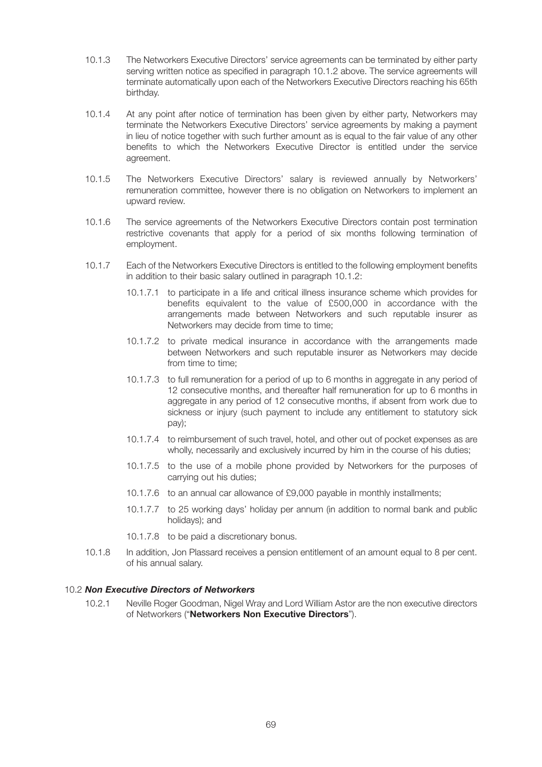10.1.3 The Networkers Executive Directors' service agreements can be terminated by either party serving written notice as specified in paragraph 10.1.2 above. The service agreements will terminate automatically upon each of the Networkers Executive Directors reaching his 65th birthday.

10.1.4 At any point after notice of termination has been given by either party, Networkers may terminate the Networkers Executive Directors' service agreements by making a payment in lieu of notice together with such further amount as is equal to the fair value of any other benefits to which the Networkers Executive Director is entitled under the service agreement.

10.1.5 The Networkers Executive Directors' salary is reviewed annually by Networkers' remuneration committee, however there is no obligation on Networkers to implement an upward review.

10.1.6 The service agreements of the Networkers Executive Directors contain post termination restrictive covenants that apply for a period of six months following termination of employment.

10.1.7 Each of the Networkers Executive Directors is entitled to the following employment benefits in addition to their basic salary outlined in paragraph 10.1.2:

10.1.7.1 to participate in a life and critical illness insurance scheme which provides for benefits equivalent to the value of £500,000 in accordance with the arrangements made between Networkers and such reputable insurer as Networkers may decide from time to time;

10.1.7.2 to private medical insurance in accordance with the arrangements made between Networkers and such reputable insurer as Networkers may decide from time to time;

10.1.7.3 to full remuneration for a period of up to 6 months in aggregate in any period of 12 consecutive months, and thereafter half remuneration for up to 6 months in aggregate in any period of 12 consecutive months, if absent from work due to sickness or injury (such payment to include any entitlement to statutory sick pay);

10.1.7.4 to reimbursement of such travel, hotel, and other out of pocket expenses as are wholly, necessarily and exclusively incurred by him in the course of his duties;

10.1.7.5 to the use of a mobile phone provided by Networkers for the purposes of carrying out his duties;

10.1.7.6 to an annual car allowance of £9,000 payable in monthly installments;

10.1.7.7 to 25 working days' holiday per annum (in addition to normal bank and public holidays); and

10.1.7.8 to be paid a discretionary bonus.

10.1.8 In addition, Jon Plassard receives a pension entitlement of an amount equal to 8 per cent. of his annual salary.

### 10.2 *Non Executive Directors of Networkers*

10.2.1 Neville Roger Goodman, Nigel Wray and Lord William Astor are the non executive directors of Networkers ("**Networkers Non Executive Directors**").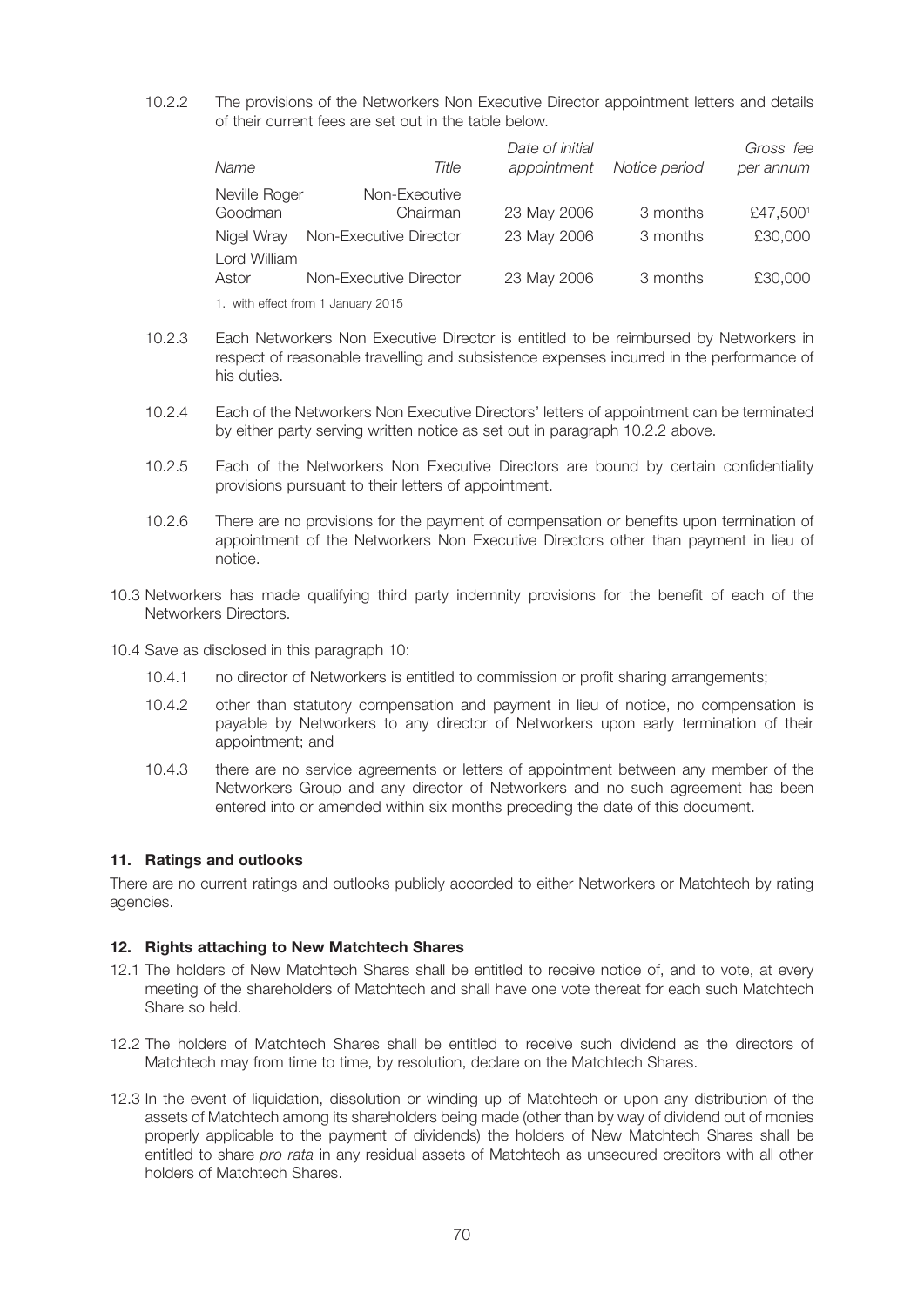10.2.2 The provisions of the Networkers Non Executive Director appointment letters and details of their current fees are set out in the table below.

| *Name* | *Title* | *Date of initial appointment* | *Notice period* | *Gross fee per annum* |
|---|---|---|---|---|
| Neville Roger Goodman | Non-Executive Chairman | 23 May 2006 | 3 months | £47,500[1] |
| Nigel Wray | Non-Executive Director | 23 May 2006 | 3 months | £30,000 |
| Lord William Astor | Non-Executive Director | 23 May 2006 | 3 months | £30,000 |

1. with effect from 1 January 2015

10.2.3 Each Networkers Non Executive Director is entitled to be reimbursed by Networkers in respect of reasonable travelling and subsistence expenses incurred in the performance of his duties.

10.2.4 Each of the Networkers Non Executive Directors' letters of appointment can be terminated by either party serving written notice as set out in paragraph 10.2.2 above.

10.2.5 Each of the Networkers Non Executive Directors are bound by certain confidentiality provisions pursuant to their letters of appointment.

10.2.6 There are no provisions for the payment of compensation or benefits upon termination of appointment of the Networkers Non Executive Directors other than payment in lieu of notice.

10.3 Networkers has made qualifying third party indemnity provisions for the benefit of each of the Networkers Directors.

10.4 Save as disclosed in this paragraph 10:

10.4.1 no director of Networkers is entitled to commission or profit sharing arrangements;

10.4.2 other than statutory compensation and payment in lieu of notice, no compensation is payable by Networkers to any director of Networkers upon early termination of their appointment; and

10.4.3 there are no service agreements or letters of appointment between any member of the Networkers Group and any director of Networkers and no such agreement has been entered into or amended within six months preceding the date of this document.

## 11. Ratings and outlooks

There are no current ratings and outlooks publicly accorded to either Networkers or Matchtech by rating agencies.

## 12. Rights attaching to New Matchtech Shares

12.1 The holders of New Matchtech Shares shall be entitled to receive notice of, and to vote, at every meeting of the shareholders of Matchtech and shall have one vote thereat for each such Matchtech Share so held.

12.2 The holders of Matchtech Shares shall be entitled to receive such dividend as the directors of Matchtech may from time to time, by resolution, declare on the Matchtech Shares.

12.3 In the event of liquidation, dissolution or winding up of Matchtech or upon any distribution of the assets of Matchtech among its shareholders being made (other than by way of dividend out of monies properly applicable to the payment of dividends) the holders of New Matchtech Shares shall be entitled to share *pro rata* in any residual assets of Matchtech as unsecured creditors with all other holders of Matchtech Shares.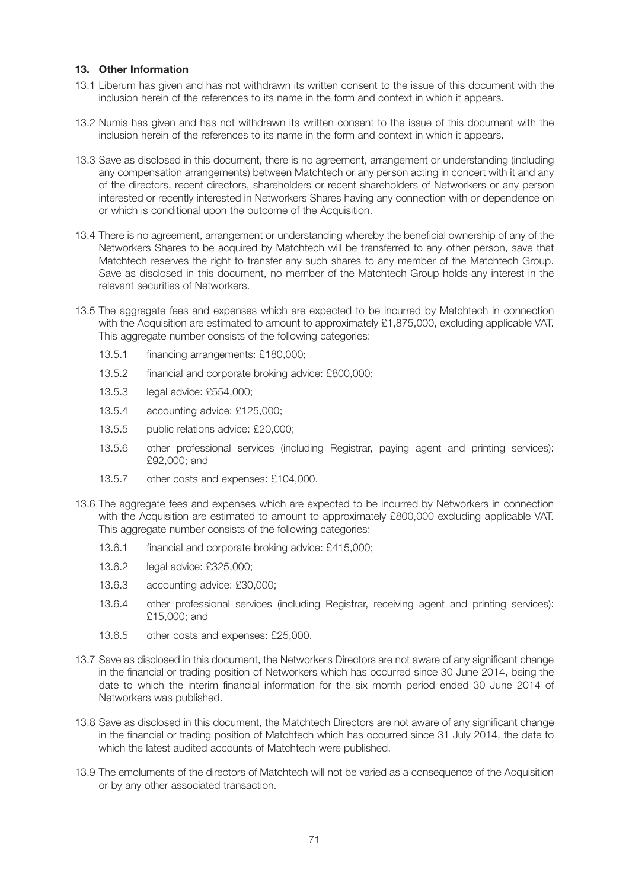## 13. Other Information

13.1 Liberum has given and has not withdrawn its written consent to the issue of this document with the inclusion herein of the references to its name in the form and context in which it appears.

13.2 Numis has given and has not withdrawn its written consent to the issue of this document with the inclusion herein of the references to its name in the form and context in which it appears.

13.3 Save as disclosed in this document, there is no agreement, arrangement or understanding (including any compensation arrangements) between Matchtech or any person acting in concert with it and any of the directors, recent directors, shareholders or recent shareholders of Networkers or any person interested or recently interested in Networkers Shares having any connection with or dependence on or which is conditional upon the outcome of the Acquisition.

13.4 There is no agreement, arrangement or understanding whereby the beneficial ownership of any of the Networkers Shares to be acquired by Matchtech will be transferred to any other person, save that Matchtech reserves the right to transfer any such shares to any member of the Matchtech Group. Save as disclosed in this document, no member of the Matchtech Group holds any interest in the relevant securities of Networkers.

13.5 The aggregate fees and expenses which are expected to be incurred by Matchtech in connection with the Acquisition are estimated to amount to approximately £1,875,000, excluding applicable VAT. This aggregate number consists of the following categories:

- 13.5.1 financing arrangements: £180,000;
- 13.5.2 financial and corporate broking advice: £800,000;
- 13.5.3 legal advice: £554,000;
- 13.5.4 accounting advice: £125,000;
- 13.5.5 public relations advice: £20,000;
- 13.5.6 other professional services (including Registrar, paying agent and printing services): £92,000; and
- 13.5.7 other costs and expenses: £104,000.

13.6 The aggregate fees and expenses which are expected to be incurred by Networkers in connection with the Acquisition are estimated to amount to approximately £800,000 excluding applicable VAT. This aggregate number consists of the following categories:

- 13.6.1 financial and corporate broking advice: £415,000;
- 13.6.2 legal advice: £325,000;
- 13.6.3 accounting advice: £30,000;
- 13.6.4 other professional services (including Registrar, receiving agent and printing services): £15,000; and
- 13.6.5 other costs and expenses: £25,000.

13.7 Save as disclosed in this document, the Networkers Directors are not aware of any significant change in the financial or trading position of Networkers which has occurred since 30 June 2014, being the date to which the interim financial information for the six month period ended 30 June 2014 of Networkers was published.

13.8 Save as disclosed in this document, the Matchtech Directors are not aware of any significant change in the financial or trading position of Matchtech which has occurred since 31 July 2014, the date to which the latest audited accounts of Matchtech were published.

13.9 The emoluments of the directors of Matchtech will not be varied as a consequence of the Acquisition or by any other associated transaction.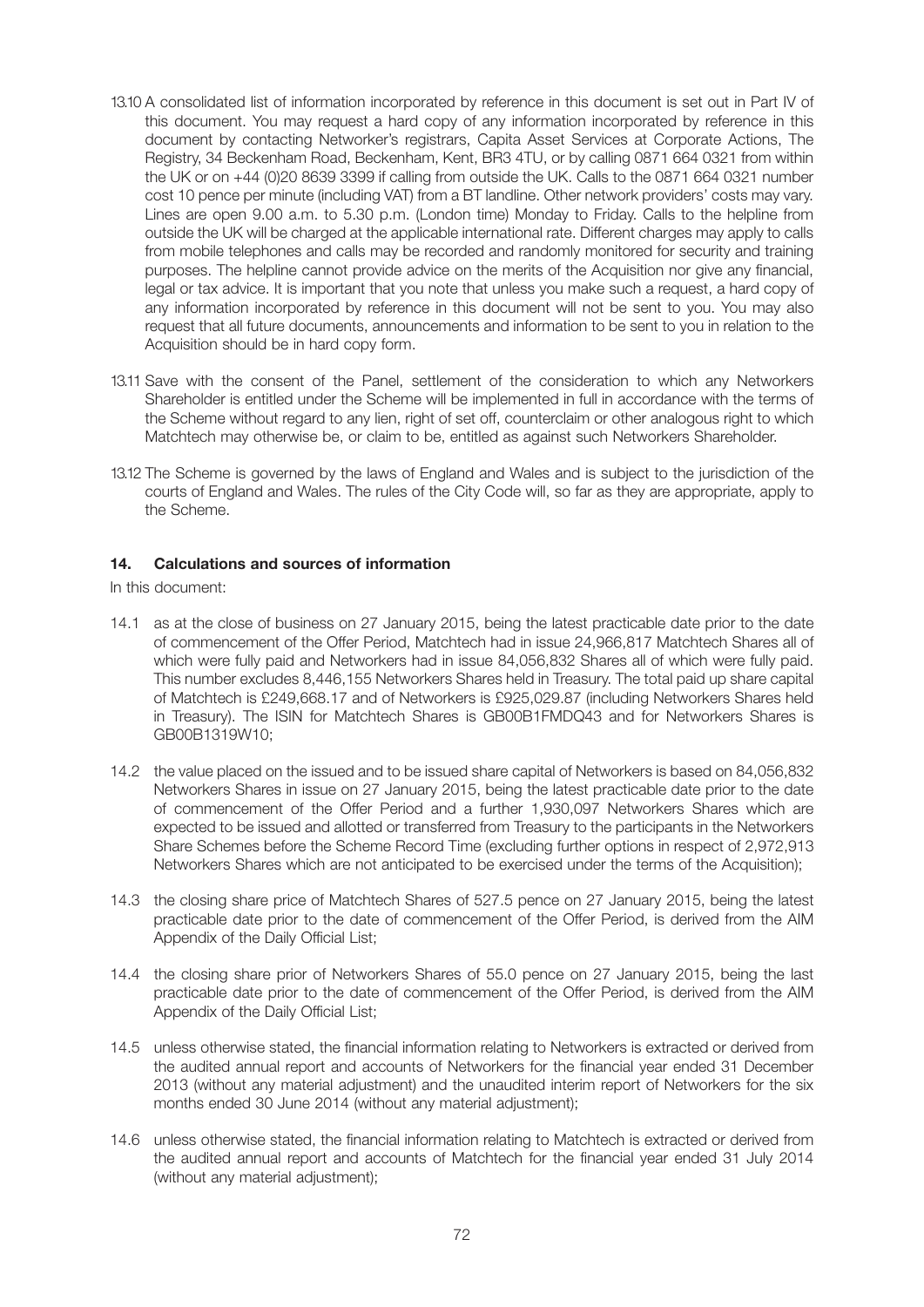13.10 A consolidated list of information incorporated by reference in this document is set out in Part IV of this document. You may request a hard copy of any information incorporated by reference in this document by contacting Networker's registrars, Capita Asset Services at Corporate Actions, The Registry, 34 Beckenham Road, Beckenham, Kent, BR3 4TU, or by calling 0871 664 0321 from within the UK or on +44 (0)20 8639 3399 if calling from outside the UK. Calls to the 0871 664 0321 number cost 10 pence per minute (including VAT) from a BT landline. Other network providers' costs may vary. Lines are open 9.00 a.m. to 5.30 p.m. (London time) Monday to Friday. Calls to the helpline from outside the UK will be charged at the applicable international rate. Different charges may apply to calls from mobile telephones and calls may be recorded and randomly monitored for security and training purposes. The helpline cannot provide advice on the merits of the Acquisition nor give any financial, legal or tax advice. It is important that you note that unless you make such a request, a hard copy of any information incorporated by reference in this document will not be sent to you. You may also request that all future documents, announcements and information to be sent to you in relation to the Acquisition should be in hard copy form.

13.11 Save with the consent of the Panel, settlement of the consideration to which any Networkers Shareholder is entitled under the Scheme will be implemented in full in accordance with the terms of the Scheme without regard to any lien, right of set off, counterclaim or other analogous right to which Matchtech may otherwise be, or claim to be, entitled as against such Networkers Shareholder.

13.12 The Scheme is governed by the laws of England and Wales and is subject to the jurisdiction of the courts of England and Wales. The rules of the City Code will, so far as they are appropriate, apply to the Scheme.

## 14. Calculations and sources of information

In this document:

14.1 as at the close of business on 27 January 2015, being the latest practicable date prior to the date of commencement of the Offer Period, Matchtech had in issue 24,966,817 Matchtech Shares all of which were fully paid and Networkers had in issue 84,056,832 Shares all of which were fully paid. This number excludes 8,446,155 Networkers Shares held in Treasury. The total paid up share capital of Matchtech is £249,668.17 and of Networkers is £925,029.87 (including Networkers Shares held in Treasury). The ISIN for Matchtech Shares is GB00B1FMDQ43 and for Networkers Shares is GB00B1319W10;

14.2 the value placed on the issued and to be issued share capital of Networkers is based on 84,056,832 Networkers Shares in issue on 27 January 2015, being the latest practicable date prior to the date of commencement of the Offer Period and a further 1,930,097 Networkers Shares which are expected to be issued and allotted or transferred from Treasury to the participants in the Networkers Share Schemes before the Scheme Record Time (excluding further options in respect of 2,972,913 Networkers Shares which are not anticipated to be exercised under the terms of the Acquisition);

14.3 the closing share price of Matchtech Shares of 527.5 pence on 27 January 2015, being the latest practicable date prior to the date of commencement of the Offer Period, is derived from the AIM Appendix of the Daily Official List;

14.4 the closing share prior of Networkers Shares of 55.0 pence on 27 January 2015, being the last practicable date prior to the date of commencement of the Offer Period, is derived from the AIM Appendix of the Daily Official List;

14.5 unless otherwise stated, the financial information relating to Networkers is extracted or derived from the audited annual report and accounts of Networkers for the financial year ended 31 December 2013 (without any material adjustment) and the unaudited interim report of Networkers for the six months ended 30 June 2014 (without any material adjustment);

14.6 unless otherwise stated, the financial information relating to Matchtech is extracted or derived from the audited annual report and accounts of Matchtech for the financial year ended 31 July 2014 (without any material adjustment);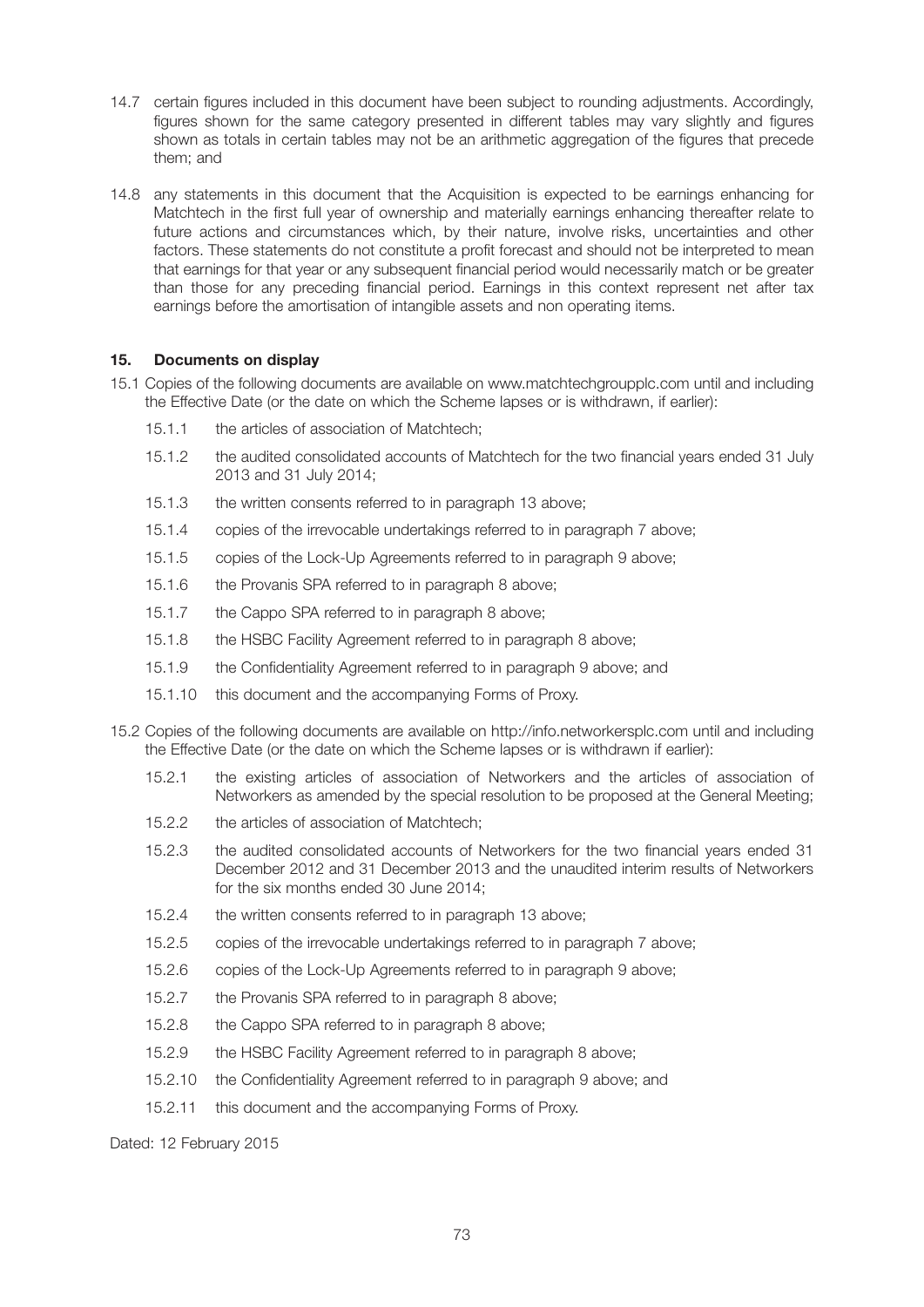14.7 certain figures included in this document have been subject to rounding adjustments. Accordingly, figures shown for the same category presented in different tables may vary slightly and figures shown as totals in certain tables may not be an arithmetic aggregation of the figures that precede them; and

14.8 any statements in this document that the Acquisition is expected to be earnings enhancing for Matchtech in the first full year of ownership and materially earnings enhancing thereafter relate to future actions and circumstances which, by their nature, involve risks, uncertainties and other factors. These statements do not constitute a profit forecast and should not be interpreted to mean that earnings for that year or any subsequent financial period would necessarily match or be greater than those for any preceding financial period. Earnings in this context represent net after tax earnings before the amortisation of intangible assets and non operating items.

## 15. Documents on display

15.1 Copies of the following documents are available on www.matchtechgroupplc.com until and including the Effective Date (or the date on which the Scheme lapses or is withdrawn, if earlier):

- 15.1.1 the articles of association of Matchtech;
- 15.1.2 the audited consolidated accounts of Matchtech for the two financial years ended 31 July 2013 and 31 July 2014;
- 15.1.3 the written consents referred to in paragraph 13 above;
- 15.1.4 copies of the irrevocable undertakings referred to in paragraph 7 above;
- 15.1.5 copies of the Lock-Up Agreements referred to in paragraph 9 above;
- 15.1.6 the Provanis SPA referred to in paragraph 8 above;
- 15.1.7 the Cappo SPA referred to in paragraph 8 above;
- 15.1.8 the HSBC Facility Agreement referred to in paragraph 8 above;
- 15.1.9 the Confidentiality Agreement referred to in paragraph 9 above; and
- 15.1.10 this document and the accompanying Forms of Proxy.

15.2 Copies of the following documents are available on http://info.networkersplc.com until and including the Effective Date (or the date on which the Scheme lapses or is withdrawn if earlier):

- 15.2.1 the existing articles of association of Networkers and the articles of association of Networkers as amended by the special resolution to be proposed at the General Meeting;
- 15.2.2 the articles of association of Matchtech;
- 15.2.3 the audited consolidated accounts of Networkers for the two financial years ended 31 December 2012 and 31 December 2013 and the unaudited interim results of Networkers for the six months ended 30 June 2014;
- 15.2.4 the written consents referred to in paragraph 13 above;
- 15.2.5 copies of the irrevocable undertakings referred to in paragraph 7 above;
- 15.2.6 copies of the Lock-Up Agreements referred to in paragraph 9 above;
- 15.2.7 the Provanis SPA referred to in paragraph 8 above;
- 15.2.8 the Cappo SPA referred to in paragraph 8 above;
- 15.2.9 the HSBC Facility Agreement referred to in paragraph 8 above;
- 15.2.10 the Confidentiality Agreement referred to in paragraph 9 above; and
- 15.2.11 this document and the accompanying Forms of Proxy.

Dated: 12 February 2015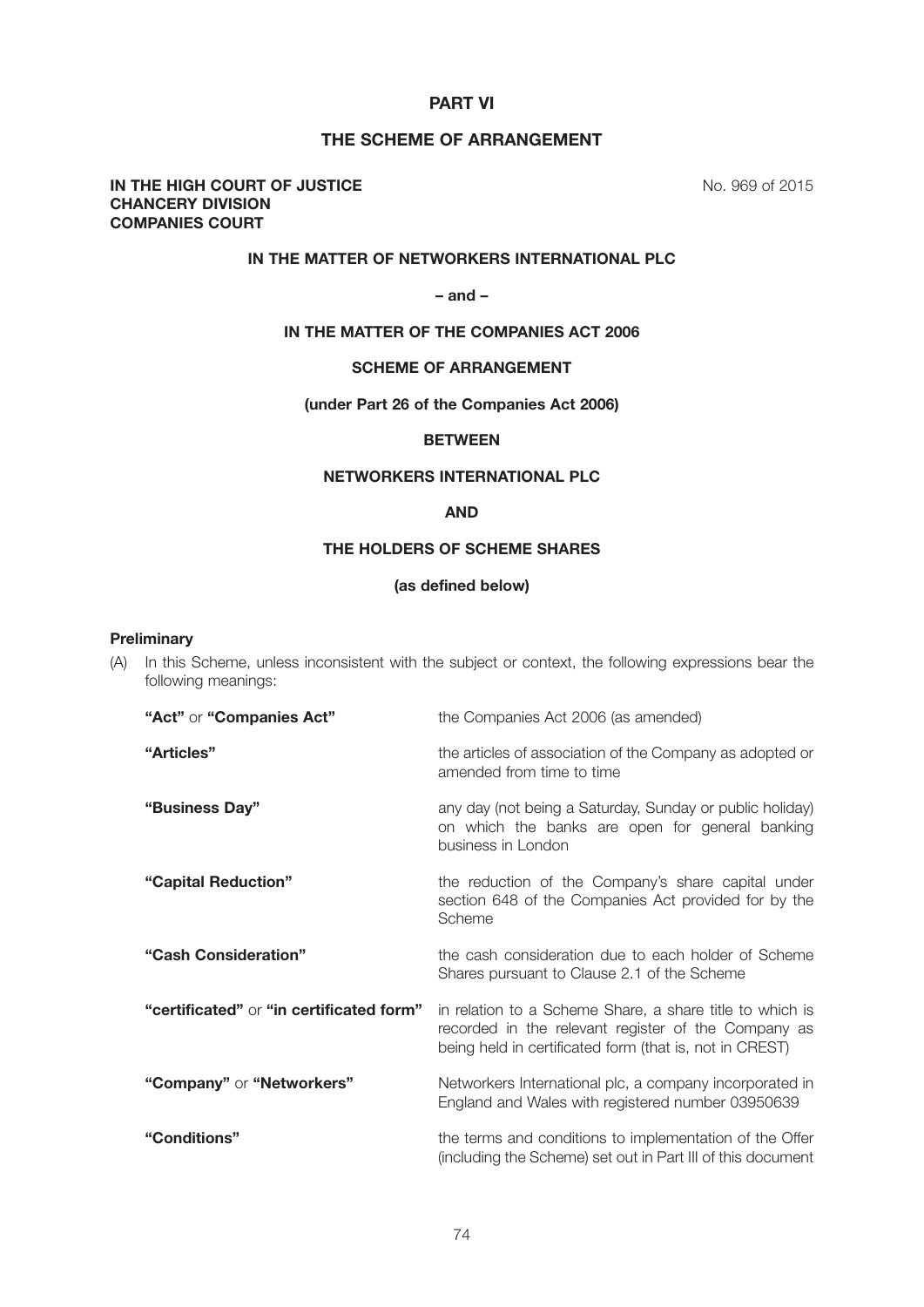# PART VI

## THE SCHEME OF ARRANGEMENT

**IN THE HIGH COURT OF JUSTICE**
**CHANCERY DIVISION**
**COMPANIES COURT**

No. 969 of 2015

**IN THE MATTER OF NETWORKERS INTERNATIONAL PLC**

**– and –**

**IN THE MATTER OF THE COMPANIES ACT 2006**

**SCHEME OF ARRANGEMENT**

**(under Part 26 of the Companies Act 2006)**

**BETWEEN**

**NETWORKERS INTERNATIONAL PLC**

**AND**

**THE HOLDERS OF SCHEME SHARES**

**(as defined below)**

### Preliminary

(A) In this Scheme, unless inconsistent with the subject or context, the following expressions bear the following meanings:

| | |
|---|---|
| **"Act"** or **"Companies Act"** | the Companies Act 2006 (as amended) |
| **"Articles"** | the articles of association of the Company as adopted or amended from time to time |
| **"Business Day"** | any day (not being a Saturday, Sunday or public holiday) on which the banks are open for general banking business in London |
| **"Capital Reduction"** | the reduction of the Company's share capital under section 648 of the Companies Act provided for by the Scheme |
| **"Cash Consideration"** | the cash consideration due to each holder of Scheme Shares pursuant to Clause 2.1 of the Scheme |
| **"certificated"** or **"in certificated form"** | in relation to a Scheme Share, a share title to which is recorded in the relevant register of the Company as being held in certificated form (that is, not in CREST) |
| **"Company"** or **"Networkers"** | Networkers International plc, a company incorporated in England and Wales with registered number 03950639 |
| **"Conditions"** | the terms and conditions to implementation of the Offer (including the Scheme) set out in Part III of this document |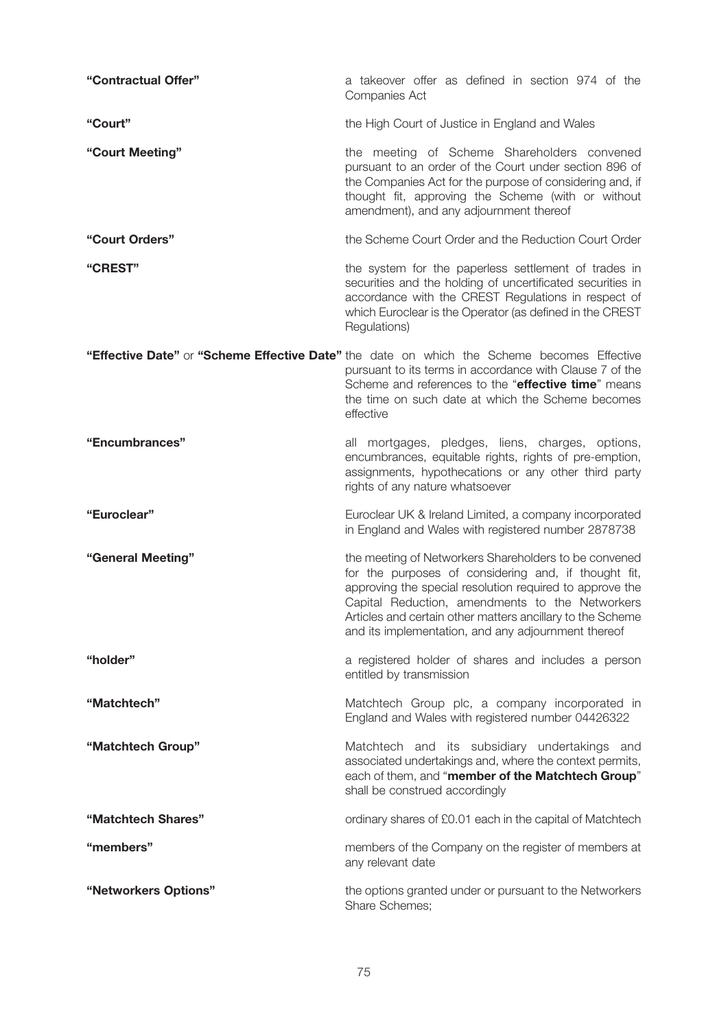**"Contractual Offer"** a takeover offer as defined in section 974 of the Companies Act

**"Court"** the High Court of Justice in England and Wales

**"Court Meeting"** the meeting of Scheme Shareholders convened pursuant to an order of the Court under section 896 of the Companies Act for the purpose of considering and, if thought fit, approving the Scheme (with or without amendment), and any adjournment thereof

**"Court Orders"** the Scheme Court Order and the Reduction Court Order

**"CREST"** the system for the paperless settlement of trades in securities and the holding of uncertificated securities in accordance with the CREST Regulations in respect of which Euroclear is the Operator (as defined in the CREST Regulations)

**"Effective Date"** or **"Scheme Effective Date"** the date on which the Scheme becomes Effective pursuant to its terms in accordance with Clause 7 of the Scheme and references to the "**effective time**" means the time on such date at which the Scheme becomes effective

**"Encumbrances"** all mortgages, pledges, liens, charges, options, encumbrances, equitable rights, rights of pre-emption, assignments, hypothecations or any other third party rights of any nature whatsoever

**"Euroclear"** Euroclear UK & Ireland Limited, a company incorporated in England and Wales with registered number 2878738

**"General Meeting"** the meeting of Networkers Shareholders to be convened for the purposes of considering and, if thought fit, approving the special resolution required to approve the Capital Reduction, amendments to the Networkers Articles and certain other matters ancillary to the Scheme and its implementation, and any adjournment thereof

**"holder"** a registered holder of shares and includes a person entitled by transmission

**"Matchtech"** Matchtech Group plc, a company incorporated in England and Wales with registered number 04426322

**"Matchtech Group"** Matchtech and its subsidiary undertakings and associated undertakings and, where the context permits, each of them, and "**member of the Matchtech Group**" shall be construed accordingly

**"Matchtech Shares"** ordinary shares of £0.01 each in the capital of Matchtech

**"members"** members of the Company on the register of members at any relevant date

**"Networkers Options"** the options granted under or pursuant to the Networkers Share Schemes;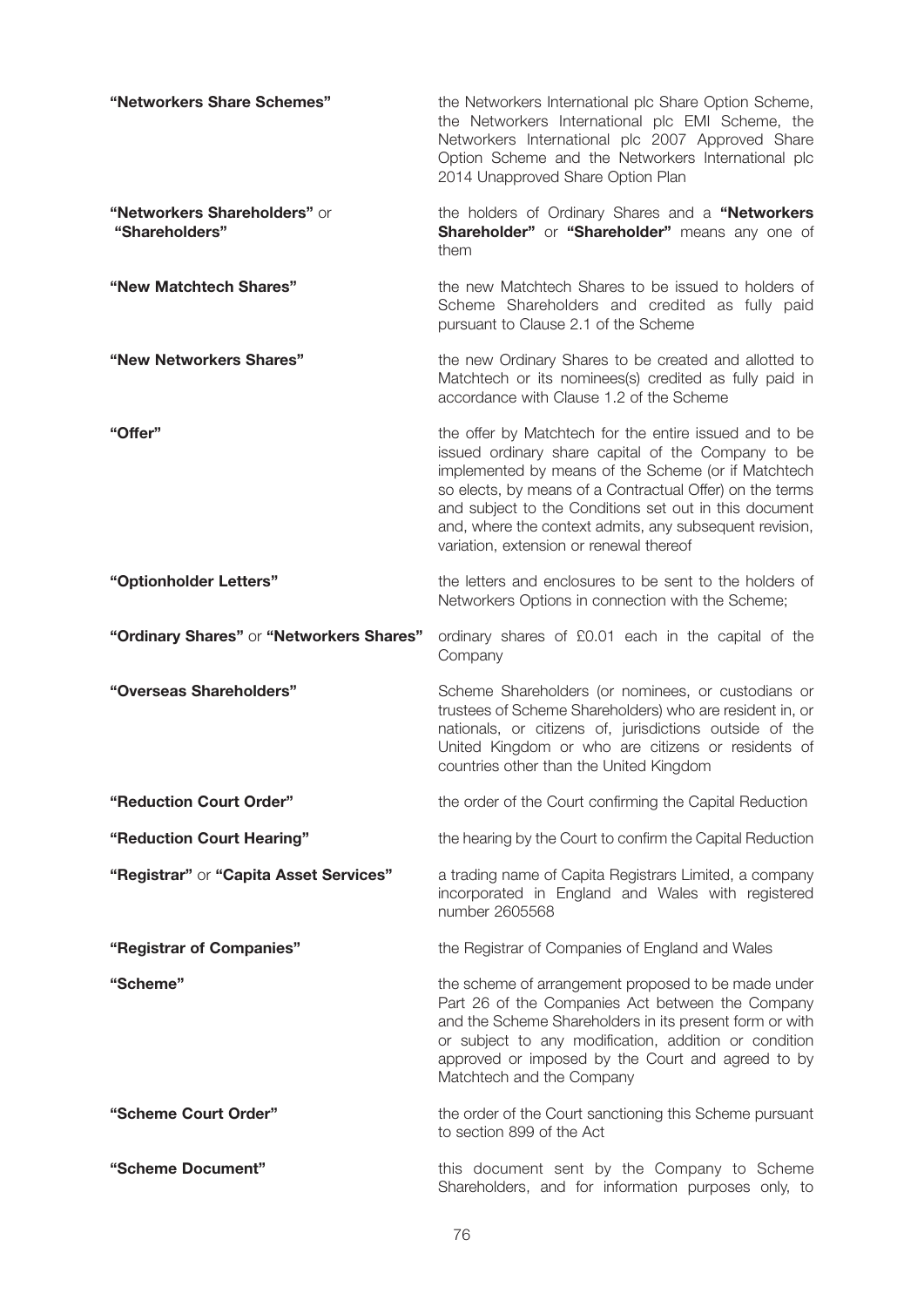| | |
|---|---|
| **"Networkers Share Schemes"** | the Networkers International plc Share Option Scheme, the Networkers International plc EMI Scheme, the Networkers International plc 2007 Approved Share Option Scheme and the Networkers International plc 2014 Unapproved Share Option Plan |
| **"Networkers Shareholders"** or **"Shareholders"** | the holders of Ordinary Shares and a **"Networkers Shareholder"** or **"Shareholder"** means any one of them |
| **"New Matchtech Shares"** | the new Matchtech Shares to be issued to holders of Scheme Shareholders and credited as fully paid pursuant to Clause 2.1 of the Scheme |
| **"New Networkers Shares"** | the new Ordinary Shares to be created and allotted to Matchtech or its nominees(s) credited as fully paid in accordance with Clause 1.2 of the Scheme |
| **"Offer"** | the offer by Matchtech for the entire issued and to be issued ordinary share capital of the Company to be implemented by means of the Scheme (or if Matchtech so elects, by means of a Contractual Offer) on the terms and subject to the Conditions set out in this document and, where the context admits, any subsequent revision, variation, extension or renewal thereof |
| **"Optionholder Letters"** | the letters and enclosures to be sent to the holders of Networkers Options in connection with the Scheme; |
| **"Ordinary Shares"** or **"Networkers Shares"** | ordinary shares of £0.01 each in the capital of the Company |
| **"Overseas Shareholders"** | Scheme Shareholders (or nominees, or custodians or trustees of Scheme Shareholders) who are resident in, or nationals, or citizens of, jurisdictions outside of the United Kingdom or who are citizens or residents of countries other than the United Kingdom |
| **"Reduction Court Order"** | the order of the Court confirming the Capital Reduction |
| **"Reduction Court Hearing"** | the hearing by the Court to confirm the Capital Reduction |
| **"Registrar"** or **"Capita Asset Services"** | a trading name of Capita Registrars Limited, a company incorporated in England and Wales with registered number 2605568 |
| **"Registrar of Companies"** | the Registrar of Companies of England and Wales |
| **"Scheme"** | the scheme of arrangement proposed to be made under Part 26 of the Companies Act between the Company and the Scheme Shareholders in its present form or with or subject to any modification, addition or condition approved or imposed by the Court and agreed to by Matchtech and the Company |
| **"Scheme Court Order"** | the order of the Court sanctioning this Scheme pursuant to section 899 of the Act |
| **"Scheme Document"** | this document sent by the Company to Scheme Shareholders, and for information purposes only, to |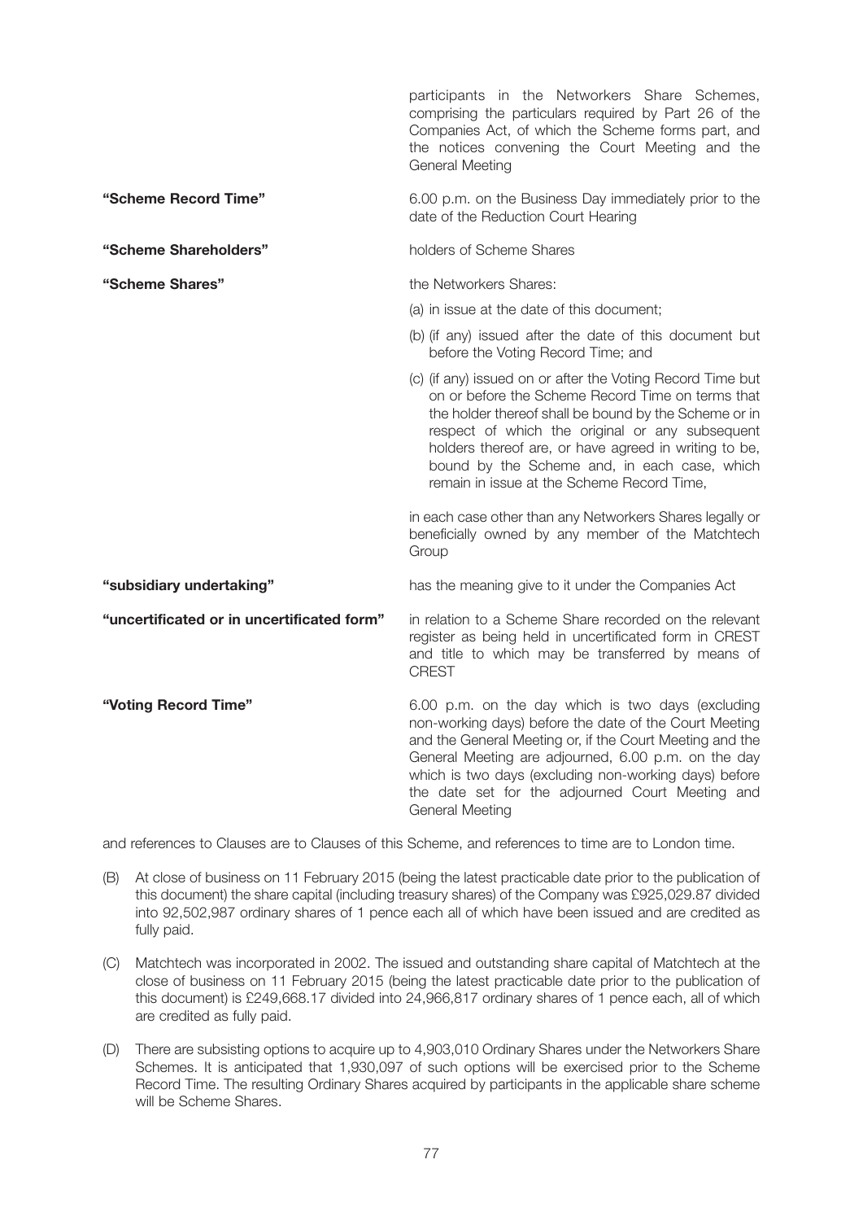| | |
|---|---|
| | participants in the Networkers Share Schemes, comprising the particulars required by Part 26 of the Companies Act, of which the Scheme forms part, and the notices convening the Court Meeting and the General Meeting |
| **"Scheme Record Time"** | 6.00 p.m. on the Business Day immediately prior to the date of the Reduction Court Hearing |
| **"Scheme Shareholders"** | holders of Scheme Shares |
| **"Scheme Shares"** | the Networkers Shares:<br>(a) in issue at the date of this document;<br>(b) (if any) issued after the date of this document but before the Voting Record Time; and<br>(c) (if any) issued on or after the Voting Record Time but on or before the Scheme Record Time on terms that the holder thereof shall be bound by the Scheme or in respect of which the original or any subsequent holders thereof are, or have agreed in writing to be, bound by the Scheme and, in each case, which remain in issue at the Scheme Record Time,<br>in each case other than any Networkers Shares legally or beneficially owned by any member of the Matchtech Group |
| **"subsidiary undertaking"** | has the meaning give to it under the Companies Act |
| **"uncertificated or in uncertificated form"** | in relation to a Scheme Share recorded on the relevant register as being held in uncertificated form in CREST and title to which may be transferred by means of CREST |
| **"Voting Record Time"** | 6.00 p.m. on the day which is two days (excluding non-working days) before the date of the Court Meeting and the General Meeting or, if the Court Meeting and the General Meeting are adjourned, 6.00 p.m. on the day which is two days (excluding non-working days) before the date set for the adjourned Court Meeting and General Meeting |

and references to Clauses are to Clauses of this Scheme, and references to time are to London time.

(B) At close of business on 11 February 2015 (being the latest practicable date prior to the publication of this document) the share capital (including treasury shares) of the Company was £925,029.87 divided into 92,502,987 ordinary shares of 1 pence each all of which have been issued and are credited as fully paid.

(C) Matchtech was incorporated in 2002. The issued and outstanding share capital of Matchtech at the close of business on 11 February 2015 (being the latest practicable date prior to the publication of this document) is £249,668.17 divided into 24,966,817 ordinary shares of 1 pence each, all of which are credited as fully paid.

(D) There are subsisting options to acquire up to 4,903,010 Ordinary Shares under the Networkers Share Schemes. It is anticipated that 1,930,097 of such options will be exercised prior to the Scheme Record Time. The resulting Ordinary Shares acquired by participants in the applicable share scheme will be Scheme Shares.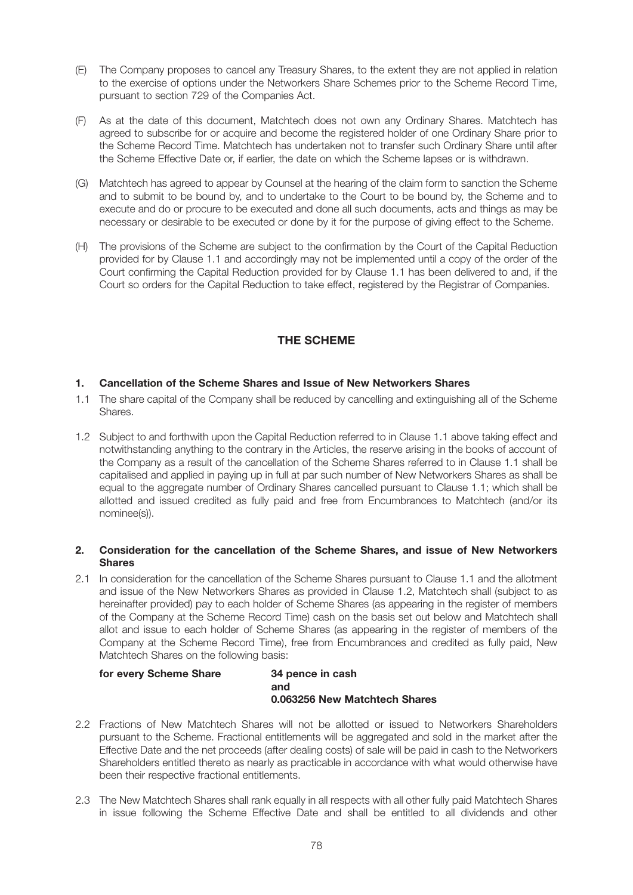(E) The Company proposes to cancel any Treasury Shares, to the extent they are not applied in relation to the exercise of options under the Networkers Share Schemes prior to the Scheme Record Time, pursuant to section 729 of the Companies Act.

(F) As at the date of this document, Matchtech does not own any Ordinary Shares. Matchtech has agreed to subscribe for or acquire and become the registered holder of one Ordinary Share prior to the Scheme Record Time. Matchtech has undertaken not to transfer such Ordinary Share until after the Scheme Effective Date or, if earlier, the date on which the Scheme lapses or is withdrawn.

(G) Matchtech has agreed to appear by Counsel at the hearing of the claim form to sanction the Scheme and to submit to be bound by, and to undertake to the Court to be bound by, the Scheme and to execute and do or procure to be executed and done all such documents, acts and things as may be necessary or desirable to be executed or done by it for the purpose of giving effect to the Scheme.

(H) The provisions of the Scheme are subject to the confirmation by the Court of the Capital Reduction provided for by Clause 1.1 and accordingly may not be implemented until a copy of the order of the Court confirming the Capital Reduction provided for by Clause 1.1 has been delivered to and, if the Court so orders for the Capital Reduction to take effect, registered by the Registrar of Companies.

## THE SCHEME

### 1. Cancellation of the Scheme Shares and Issue of New Networkers Shares

1.1 The share capital of the Company shall be reduced by cancelling and extinguishing all of the Scheme Shares.

1.2 Subject to and forthwith upon the Capital Reduction referred to in Clause 1.1 above taking effect and notwithstanding anything to the contrary in the Articles, the reserve arising in the books of account of the Company as a result of the cancellation of the Scheme Shares referred to in Clause 1.1 shall be capitalised and applied in paying up in full at par such number of New Networkers Shares as shall be equal to the aggregate number of Ordinary Shares cancelled pursuant to Clause 1.1; which shall be allotted and issued credited as fully paid and free from Encumbrances to Matchtech (and/or its nominee(s)).

### 2. Consideration for the cancellation of the Scheme Shares, and issue of New Networkers Shares

2.1 In consideration for the cancellation of the Scheme Shares pursuant to Clause 1.1 and the allotment and issue of the New Networkers Shares as provided in Clause 1.2, Matchtech shall (subject to as hereinafter provided) pay to each holder of Scheme Shares (as appearing in the register of members of the Company at the Scheme Record Time) cash on the basis set out below and Matchtech shall allot and issue to each holder of Scheme Shares (as appearing in the register of members of the Company at the Scheme Record Time), free from Encumbrances and credited as fully paid, New Matchtech Shares on the following basis:

**for every Scheme Share** **34 pence in cash**
**and**
**0.063256 New Matchtech Shares**

2.2 Fractions of New Matchtech Shares will not be allotted or issued to Networkers Shareholders pursuant to the Scheme. Fractional entitlements will be aggregated and sold in the market after the Effective Date and the net proceeds (after dealing costs) of sale will be paid in cash to the Networkers Shareholders entitled thereto as nearly as practicable in accordance with what would otherwise have been their respective fractional entitlements.

2.3 The New Matchtech Shares shall rank equally in all respects with all other fully paid Matchtech Shares in issue following the Scheme Effective Date and shall be entitled to all dividends and other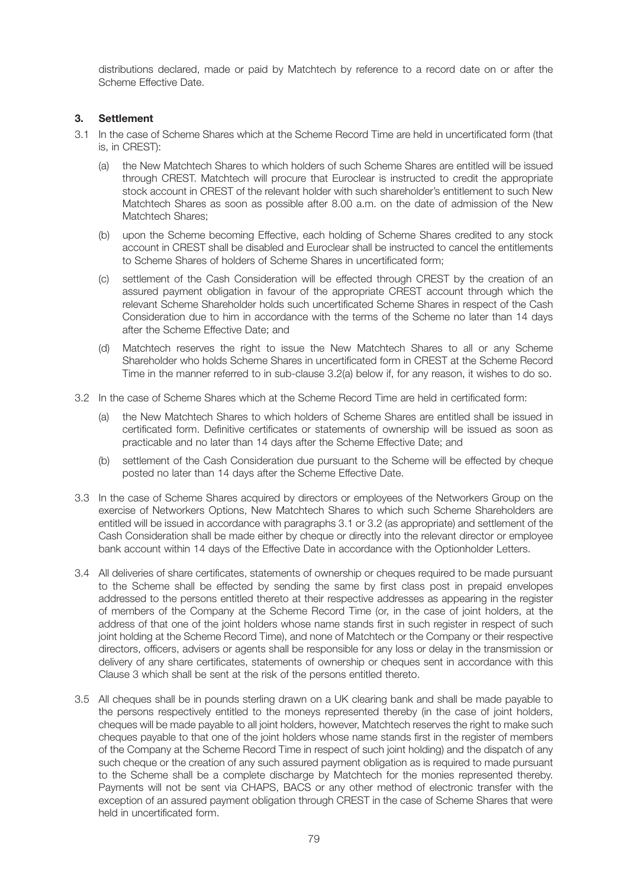distributions declared, made or paid by Matchtech by reference to a record date on or after the Scheme Effective Date.

### 3. Settlement

3.1 In the case of Scheme Shares which at the Scheme Record Time are held in uncertificated form (that is, in CREST):

(a) the New Matchtech Shares to which holders of such Scheme Shares are entitled will be issued through CREST. Matchtech will procure that Euroclear is instructed to credit the appropriate stock account in CREST of the relevant holder with such shareholder's entitlement to such New Matchtech Shares as soon as possible after 8.00 a.m. on the date of admission of the New Matchtech Shares;

(b) upon the Scheme becoming Effective, each holding of Scheme Shares credited to any stock account in CREST shall be disabled and Euroclear shall be instructed to cancel the entitlements to Scheme Shares of holders of Scheme Shares in uncertificated form;

(c) settlement of the Cash Consideration will be effected through CREST by the creation of an assured payment obligation in favour of the appropriate CREST account through which the relevant Scheme Shareholder holds such uncertificated Scheme Shares in respect of the Cash Consideration due to him in accordance with the terms of the Scheme no later than 14 days after the Scheme Effective Date; and

(d) Matchtech reserves the right to issue the New Matchtech Shares to all or any Scheme Shareholder who holds Scheme Shares in uncertificated form in CREST at the Scheme Record Time in the manner referred to in sub-clause 3.2(a) below if, for any reason, it wishes to do so.

3.2 In the case of Scheme Shares which at the Scheme Record Time are held in certificated form:

(a) the New Matchtech Shares to which holders of Scheme Shares are entitled shall be issued in certificated form. Definitive certificates or statements of ownership will be issued as soon as practicable and no later than 14 days after the Scheme Effective Date; and

(b) settlement of the Cash Consideration due pursuant to the Scheme will be effected by cheque posted no later than 14 days after the Scheme Effective Date.

3.3 In the case of Scheme Shares acquired by directors or employees of the Networkers Group on the exercise of Networkers Options, New Matchtech Shares to which such Scheme Shareholders are entitled will be issued in accordance with paragraphs 3.1 or 3.2 (as appropriate) and settlement of the Cash Consideration shall be made either by cheque or directly into the relevant director or employee bank account within 14 days of the Effective Date in accordance with the Optionholder Letters.

3.4 All deliveries of share certificates, statements of ownership or cheques required to be made pursuant to the Scheme shall be effected by sending the same by first class post in prepaid envelopes addressed to the persons entitled thereto at their respective addresses as appearing in the register of members of the Company at the Scheme Record Time (or, in the case of joint holders, at the address of that one of the joint holders whose name stands first in such register in respect of such joint holding at the Scheme Record Time), and none of Matchtech or the Company or their respective directors, officers, advisers or agents shall be responsible for any loss or delay in the transmission or delivery of any share certificates, statements of ownership or cheques sent in accordance with this Clause 3 which shall be sent at the risk of the persons entitled thereto.

3.5 All cheques shall be in pounds sterling drawn on a UK clearing bank and shall be made payable to the persons respectively entitled to the moneys represented thereby (in the case of joint holders, cheques will be made payable to all joint holders, however, Matchtech reserves the right to make such cheques payable to that one of the joint holders whose name stands first in the register of members of the Company at the Scheme Record Time in respect of such joint holding) and the dispatch of any such cheque or the creation of any such assured payment obligation as is required to made pursuant to the Scheme shall be a complete discharge by Matchtech for the monies represented thereby. Payments will not be sent via CHAPS, BACS or any other method of electronic transfer with the exception of an assured payment obligation through CREST in the case of Scheme Shares that were held in uncertificated form.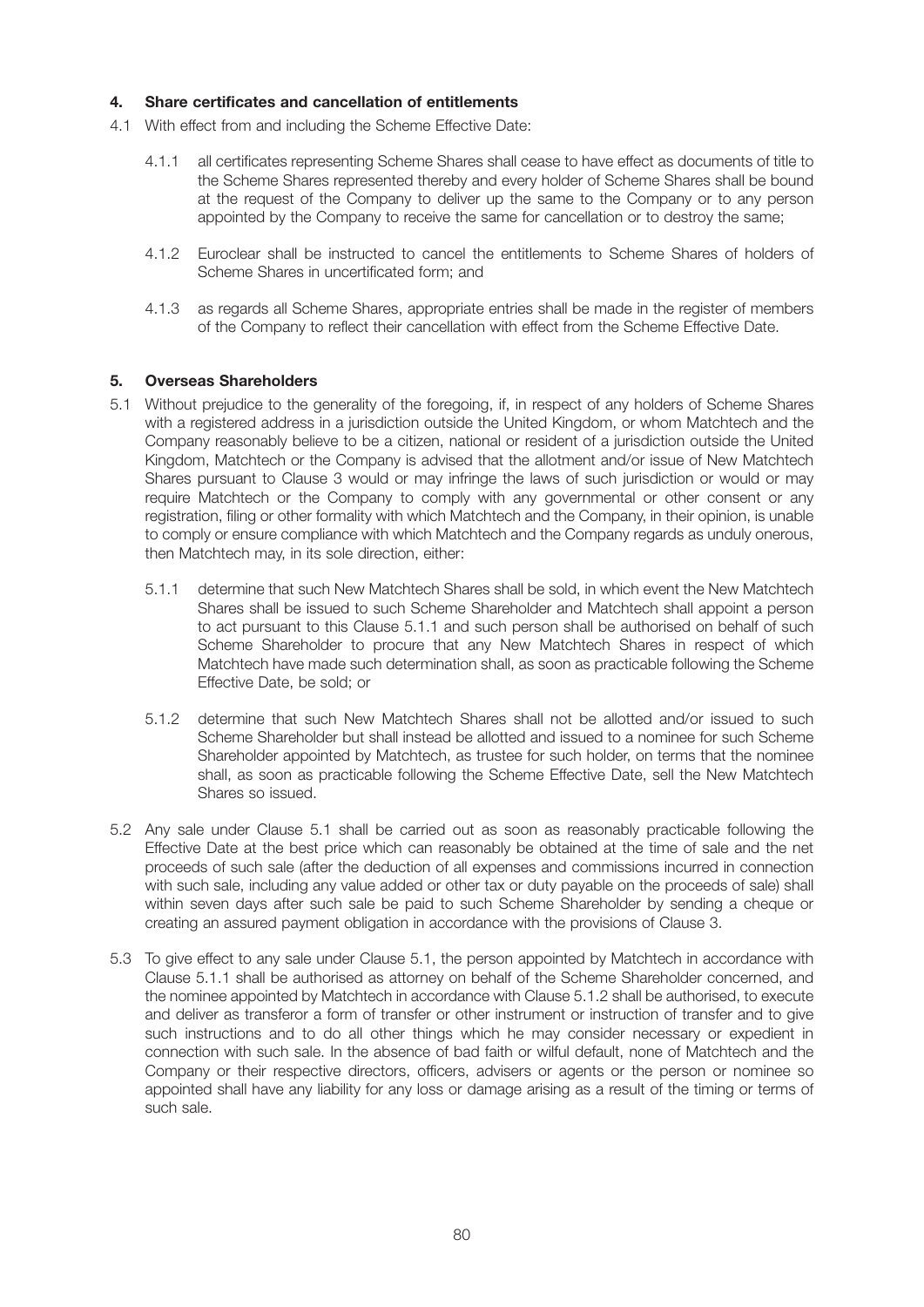## 4. Share certificates and cancellation of entitlements

4.1 With effect from and including the Scheme Effective Date:

4.1.1 all certificates representing Scheme Shares shall cease to have effect as documents of title to the Scheme Shares represented thereby and every holder of Scheme Shares shall be bound at the request of the Company to deliver up the same to the Company or to any person appointed by the Company to receive the same for cancellation or to destroy the same;

4.1.2 Euroclear shall be instructed to cancel the entitlements to Scheme Shares of holders of Scheme Shares in uncertificated form; and

4.1.3 as regards all Scheme Shares, appropriate entries shall be made in the register of members of the Company to reflect their cancellation with effect from the Scheme Effective Date.

## 5. Overseas Shareholders

5.1 Without prejudice to the generality of the foregoing, if, in respect of any holders of Scheme Shares with a registered address in a jurisdiction outside the United Kingdom, or whom Matchtech and the Company reasonably believe to be a citizen, national or resident of a jurisdiction outside the United Kingdom, Matchtech or the Company is advised that the allotment and/or issue of New Matchtech Shares pursuant to Clause 3 would or may infringe the laws of such jurisdiction or would or may require Matchtech or the Company to comply with any governmental or other consent or any registration, filing or other formality with which Matchtech and the Company, in their opinion, is unable to comply or ensure compliance with which Matchtech and the Company regards as unduly onerous, then Matchtech may, in its sole direction, either:

5.1.1 determine that such New Matchtech Shares shall be sold, in which event the New Matchtech Shares shall be issued to such Scheme Shareholder and Matchtech shall appoint a person to act pursuant to this Clause 5.1.1 and such person shall be authorised on behalf of such Scheme Shareholder to procure that any New Matchtech Shares in respect of which Matchtech have made such determination shall, as soon as practicable following the Scheme Effective Date, be sold; or

5.1.2 determine that such New Matchtech Shares shall not be allotted and/or issued to such Scheme Shareholder but shall instead be allotted and issued to a nominee for such Scheme Shareholder appointed by Matchtech, as trustee for such holder, on terms that the nominee shall, as soon as practicable following the Scheme Effective Date, sell the New Matchtech Shares so issued.

5.2 Any sale under Clause 5.1 shall be carried out as soon as reasonably practicable following the Effective Date at the best price which can reasonably be obtained at the time of sale and the net proceeds of such sale (after the deduction of all expenses and commissions incurred in connection with such sale, including any value added or other tax or duty payable on the proceeds of sale) shall within seven days after such sale be paid to such Scheme Shareholder by sending a cheque or creating an assured payment obligation in accordance with the provisions of Clause 3.

5.3 To give effect to any sale under Clause 5.1, the person appointed by Matchtech in accordance with Clause 5.1.1 shall be authorised as attorney on behalf of the Scheme Shareholder concerned, and the nominee appointed by Matchtech in accordance with Clause 5.1.2 shall be authorised, to execute and deliver as transferor a form of transfer or other instrument or instruction of transfer and to give such instructions and to do all other things which he may consider necessary or expedient in connection with such sale. In the absence of bad faith or wilful default, none of Matchtech and the Company or their respective directors, officers, advisers or agents or the person or nominee so appointed shall have any liability for any loss or damage arising as a result of the timing or terms of such sale.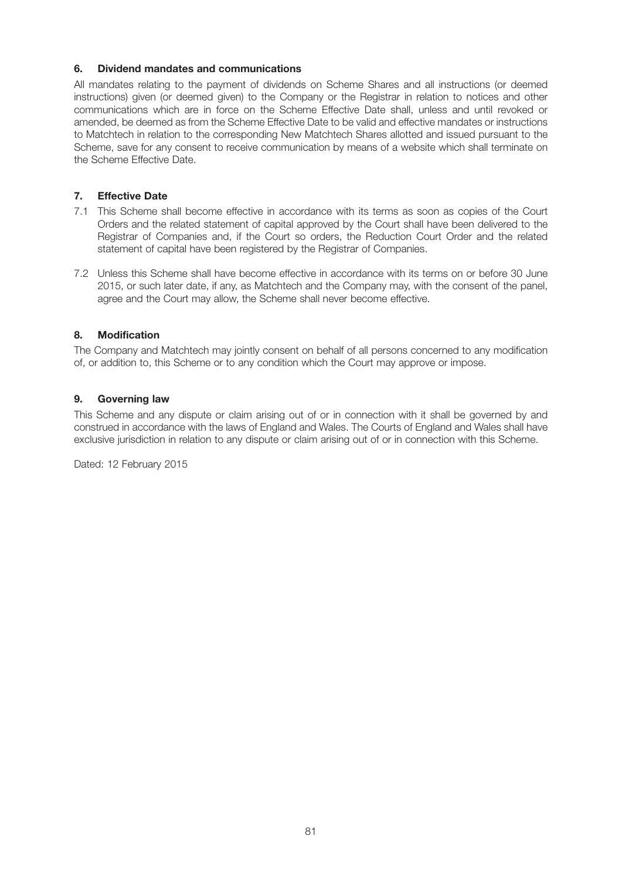## 6. Dividend mandates and communications

All mandates relating to the payment of dividends on Scheme Shares and all instructions (or deemed instructions) given (or deemed given) to the Company or the Registrar in relation to notices and other communications which are in force on the Scheme Effective Date shall, unless and until revoked or amended, be deemed as from the Scheme Effective Date to be valid and effective mandates or instructions to Matchtech in relation to the corresponding New Matchtech Shares allotted and issued pursuant to the Scheme, save for any consent to receive communication by means of a website which shall terminate on the Scheme Effective Date.

## 7. Effective Date

7.1 This Scheme shall become effective in accordance with its terms as soon as copies of the Court Orders and the related statement of capital approved by the Court shall have been delivered to the Registrar of Companies and, if the Court so orders, the Reduction Court Order and the related statement of capital have been registered by the Registrar of Companies.

7.2 Unless this Scheme shall have become effective in accordance with its terms on or before 30 June 2015, or such later date, if any, as Matchtech and the Company may, with the consent of the panel, agree and the Court may allow, the Scheme shall never become effective.

## 8. Modification

The Company and Matchtech may jointly consent on behalf of all persons concerned to any modification of, or addition to, this Scheme or to any condition which the Court may approve or impose.

## 9. Governing law

This Scheme and any dispute or claim arising out of or in connection with it shall be governed by and construed in accordance with the laws of England and Wales. The Courts of England and Wales shall have exclusive jurisdiction in relation to any dispute or claim arising out of or in connection with this Scheme.

Dated: 12 February 2015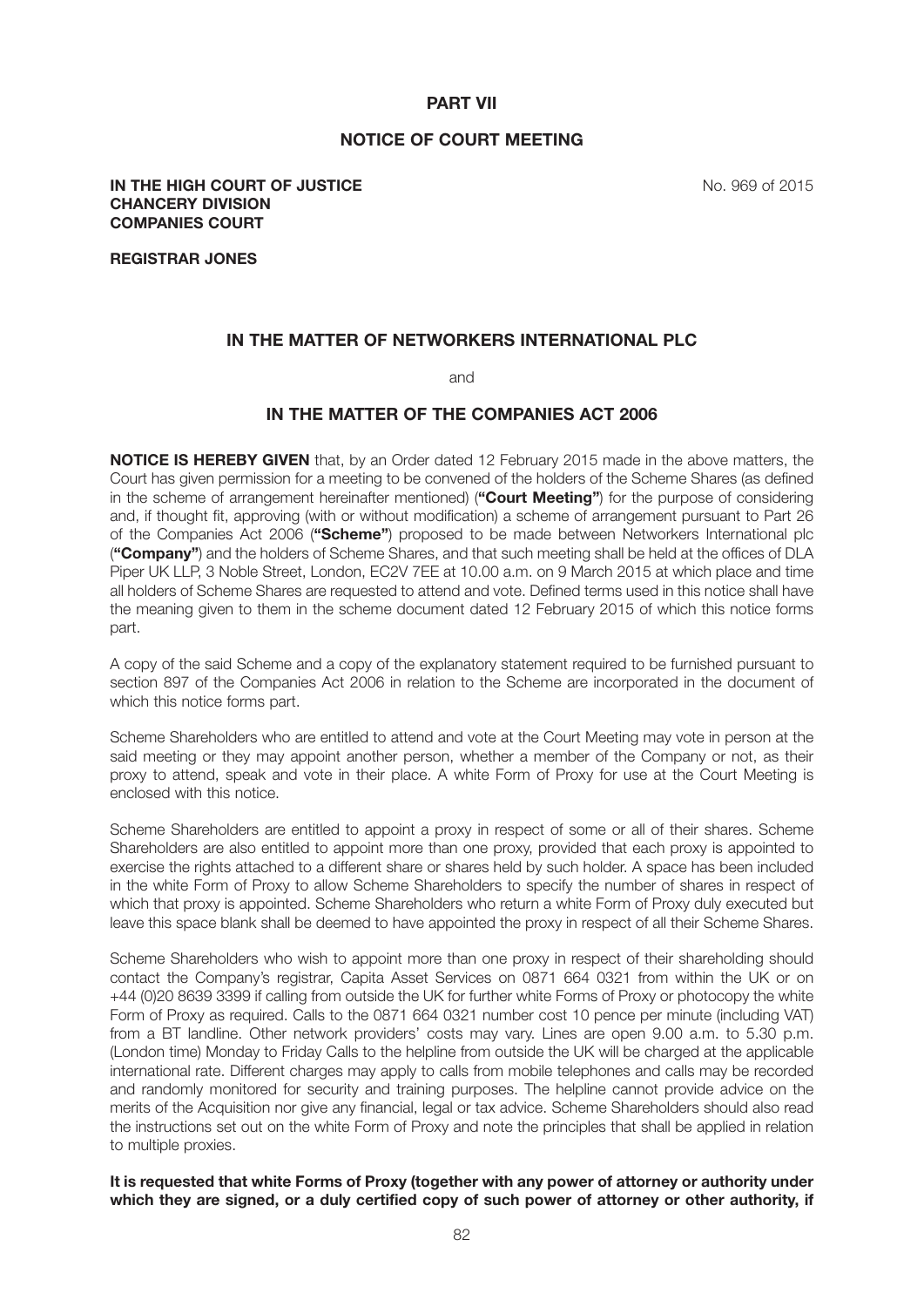# PART VII

## NOTICE OF COURT MEETING

**IN THE HIGH COURT OF JUSTICE** No. 969 of 2015
**CHANCERY DIVISION**
**COMPANIES COURT**

**REGISTRAR JONES**

### IN THE MATTER OF NETWORKERS INTERNATIONAL PLC

and

### IN THE MATTER OF THE COMPANIES ACT 2006

**NOTICE IS HEREBY GIVEN** that, by an Order dated 12 February 2015 made in the above matters, the Court has given permission for a meeting to be convened of the holders of the Scheme Shares (as defined in the scheme of arrangement hereinafter mentioned) (**"Court Meeting"**) for the purpose of considering and, if thought fit, approving (with or without modification) a scheme of arrangement pursuant to Part 26 of the Companies Act 2006 (**"Scheme"**) proposed to be made between Networkers International plc (**"Company"**) and the holders of Scheme Shares, and that such meeting shall be held at the offices of DLA Piper UK LLP, 3 Noble Street, London, EC2V 7EE at 10.00 a.m. on 9 March 2015 at which place and time all holders of Scheme Shares are requested to attend and vote. Defined terms used in this notice shall have the meaning given to them in the scheme document dated 12 February 2015 of which this notice forms part.

A copy of the said Scheme and a copy of the explanatory statement required to be furnished pursuant to section 897 of the Companies Act 2006 in relation to the Scheme are incorporated in the document of which this notice forms part.

Scheme Shareholders who are entitled to attend and vote at the Court Meeting may vote in person at the said meeting or they may appoint another person, whether a member of the Company or not, as their proxy to attend, speak and vote in their place. A white Form of Proxy for use at the Court Meeting is enclosed with this notice.

Scheme Shareholders are entitled to appoint a proxy in respect of some or all of their shares. Scheme Shareholders are also entitled to appoint more than one proxy, provided that each proxy is appointed to exercise the rights attached to a different share or shares held by such holder. A space has been included in the white Form of Proxy to allow Scheme Shareholders to specify the number of shares in respect of which that proxy is appointed. Scheme Shareholders who return a white Form of Proxy duly executed but leave this space blank shall be deemed to have appointed the proxy in respect of all their Scheme Shares.

Scheme Shareholders who wish to appoint more than one proxy in respect of their shareholding should contact the Company's registrar, Capita Asset Services on 0871 664 0321 from within the UK or on +44 (0)20 8639 3399 if calling from outside the UK for further white Forms of Proxy or photocopy the white Form of Proxy as required. Calls to the 0871 664 0321 number cost 10 pence per minute (including VAT) from a BT landline. Other network providers' costs may vary. Lines are open 9.00 a.m. to 5.30 p.m. (London time) Monday to Friday Calls to the helpline from outside the UK will be charged at the applicable international rate. Different charges may apply to calls from mobile telephones and calls may be recorded and randomly monitored for security and training purposes. The helpline cannot provide advice on the merits of the Acquisition nor give any financial, legal or tax advice. Scheme Shareholders should also read the instructions set out on the white Form of Proxy and note the principles that shall be applied in relation to multiple proxies.

**It is requested that white Forms of Proxy (together with any power of attorney or authority under which they are signed, or a duly certified copy of such power of attorney or other authority, if**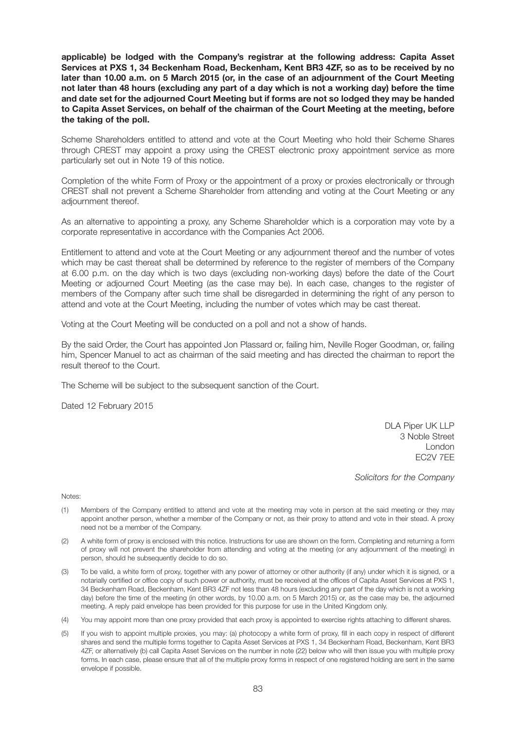**applicable) be lodged with the Company's registrar at the following address: Capita Asset Services at PXS 1, 34 Beckenham Road, Beckenham, Kent BR3 4ZF, so as to be received by no later than 10.00 a.m. on 5 March 2015 (or, in the case of an adjournment of the Court Meeting not later than 48 hours (excluding any part of a day which is not a working day) before the time and date set for the adjourned Court Meeting but if forms are not so lodged they may be handed to Capita Asset Services, on behalf of the chairman of the Court Meeting at the meeting, before the taking of the poll.**

Scheme Shareholders entitled to attend and vote at the Court Meeting who hold their Scheme Shares through CREST may appoint a proxy using the CREST electronic proxy appointment service as more particularly set out in Note 19 of this notice.

Completion of the white Form of Proxy or the appointment of a proxy or proxies electronically or through CREST shall not prevent a Scheme Shareholder from attending and voting at the Court Meeting or any adjournment thereof.

As an alternative to appointing a proxy, any Scheme Shareholder which is a corporation may vote by a corporate representative in accordance with the Companies Act 2006.

Entitlement to attend and vote at the Court Meeting or any adjournment thereof and the number of votes which may be cast thereat shall be determined by reference to the register of members of the Company at 6.00 p.m. on the day which is two days (excluding non-working days) before the date of the Court Meeting or adjourned Court Meeting (as the case may be). In each case, changes to the register of members of the Company after such time shall be disregarded in determining the right of any person to attend and vote at the Court Meeting, including the number of votes which may be cast thereat.

Voting at the Court Meeting will be conducted on a poll and not a show of hands.

By the said Order, the Court has appointed Jon Plassard or, failing him, Neville Roger Goodman, or, failing him, Spencer Manuel to act as chairman of the said meeting and has directed the chairman to report the result thereof to the Court.

The Scheme will be subject to the subsequent sanction of the Court.

Dated 12 February 2015

DLA Piper UK LLP
3 Noble Street
London
EC2V 7EE

*Solicitors for the Company*

Notes:

(1) Members of the Company entitled to attend and vote at the meeting may vote in person at the said meeting or they may appoint another person, whether a member of the Company or not, as their proxy to attend and vote in their stead. A proxy need not be a member of the Company.

(2) A white form of proxy is enclosed with this notice. Instructions for use are shown on the form. Completing and returning a form of proxy will not prevent the shareholder from attending and voting at the meeting (or any adjournment of the meeting) in person, should he subsequently decide to do so.

(3) To be valid, a white form of proxy, together with any power of attorney or other authority (if any) under which it is signed, or a notarially certified or office copy of such power or authority, must be received at the offices of Capita Asset Services at PXS 1, 34 Beckenham Road, Beckenham, Kent BR3 4ZF not less than 48 hours (excluding any part of the day which is not a working day) before the time of the meeting (in other words, by 10.00 a.m. on 5 March 2015) or, as the case may be, the adjourned meeting. A reply paid envelope has been provided for this purpose for use in the United Kingdom only.

(4) You may appoint more than one proxy provided that each proxy is appointed to exercise rights attaching to different shares.

(5) If you wish to appoint multiple proxies, you may: (a) photocopy a white form of proxy, fill in each copy in respect of different shares and send the multiple forms together to Capita Asset Services at PXS 1, 34 Beckenham Road, Beckenham, Kent BR3 4ZF, or alternatively (b) call Capita Asset Services on the number in note (22) below who will then issue you with multiple proxy forms. In each case, please ensure that all of the multiple proxy forms in respect of one registered holding are sent in the same envelope if possible.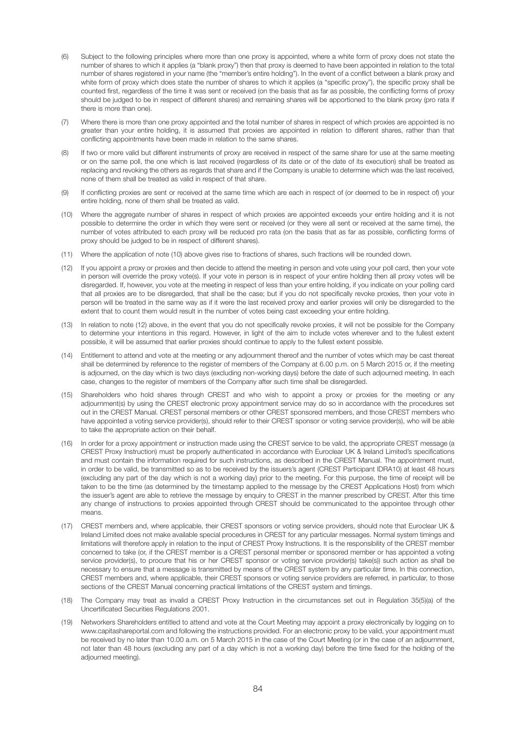(6) Subject to the following principles where more than one proxy is appointed, where a white form of proxy does not state the number of shares to which it applies (a "blank proxy") then that proxy is deemed to have been appointed in relation to the total number of shares registered in your name (the "member's entire holding"). In the event of a conflict between a blank proxy and white form of proxy which does state the number of shares to which it applies (a "specific proxy"), the specific proxy shall be counted first, regardless of the time it was sent or received (on the basis that as far as possible, the conflicting forms of proxy should be judged to be in respect of different shares) and remaining shares will be apportioned to the blank proxy (pro rata if there is more than one).

(7) Where there is more than one proxy appointed and the total number of shares in respect of which proxies are appointed is no greater than your entire holding, it is assumed that proxies are appointed in relation to different shares, rather than that conflicting appointments have been made in relation to the same shares.

(8) If two or more valid but different instruments of proxy are received in respect of the same share for use at the same meeting or on the same poll, the one which is last received (regardless of its date or of the date of its execution) shall be treated as replacing and revoking the others as regards that share and if the Company is unable to determine which was the last received, none of them shall be treated as valid in respect of that share.

(9) If conflicting proxies are sent or received at the same time which are each in respect of (or deemed to be in respect of) your entire holding, none of them shall be treated as valid.

(10) Where the aggregate number of shares in respect of which proxies are appointed exceeds your entire holding and it is not possible to determine the order in which they were sent or received (or they were all sent or received at the same time), the number of votes attributed to each proxy will be reduced pro rata (on the basis that as far as possible, conflicting forms of proxy should be judged to be in respect of different shares).

(11) Where the application of note (10) above gives rise to fractions of shares, such fractions will be rounded down.

(12) If you appoint a proxy or proxies and then decide to attend the meeting in person and vote using your poll card, then your vote in person will override the proxy vote(s). If your vote in person is in respect of your entire holding then all proxy votes will be disregarded. If, however, you vote at the meeting in respect of less than your entire holding, if you indicate on your polling card that all proxies are to be disregarded, that shall be the case; but if you do not specifically revoke proxies, then your vote in person will be treated in the same way as if it were the last received proxy and earlier proxies will only be disregarded to the extent that to count them would result in the number of votes being cast exceeding your entire holding.

(13) In relation to note (12) above, in the event that you do not specifically revoke proxies, it will not be possible for the Company to determine your intentions in this regard. However, in light of the aim to include votes wherever and to the fullest extent possible, it will be assumed that earlier proxies should continue to apply to the fullest extent possible.

(14) Entitlement to attend and vote at the meeting or any adjournment thereof and the number of votes which may be cast thereat shall be determined by reference to the register of members of the Company at 6.00 p.m. on 5 March 2015 or, if the meeting is adjourned, on the day which is two days (excluding non-working days) before the date of such adjourned meeting. In each case, changes to the register of members of the Company after such time shall be disregarded.

(15) Shareholders who hold shares through CREST and who wish to appoint a proxy or proxies for the meeting or any adjournment(s) by using the CREST electronic proxy appointment service may do so in accordance with the procedures set out in the CREST Manual. CREST personal members or other CREST sponsored members, and those CREST members who have appointed a voting service provider(s), should refer to their CREST sponsor or voting service provider(s), who will be able to take the appropriate action on their behalf.

(16) In order for a proxy appointment or instruction made using the CREST service to be valid, the appropriate CREST message (a CREST Proxy Instruction) must be properly authenticated in accordance with Euroclear UK & Ireland Limited's specifications and must contain the information required for such instructions, as described in the CREST Manual. The appointment must, in order to be valid, be transmitted so as to be received by the issuers's agent (CREST Participant IDRA10) at least 48 hours (excluding any part of the day which is not a working day) prior to the meeting. For this purpose, the time of receipt will be taken to be the time (as determined by the timestamp applied to the message by the CREST Applications Host) from which the issuer's agent are able to retrieve the message by enquiry to CREST in the manner prescribed by CREST. After this time any change of instructions to proxies appointed through CREST should be communicated to the appointee through other means.

(17) CREST members and, where applicable, their CREST sponsors or voting service providers, should note that Euroclear UK & Ireland Limited does not make available special procedures in CREST for any particular messages. Normal system timings and limitations will therefore apply in relation to the input of CREST Proxy Instructions. It is the responsibility of the CREST member concerned to take (or, if the CREST member is a CREST personal member or sponsored member or has appointed a voting service provider(s), to procure that his or her CREST sponsor or voting service provider(s) take(s)) such action as shall be necessary to ensure that a message is transmitted by means of the CREST system by any particular time. In this connection, CREST members and, where applicable, their CREST sponsors or voting service providers are referred, in particular, to those sections of the CREST Manual concerning practical limitations of the CREST system and timings.

(18) The Company may treat as invalid a CREST Proxy Instruction in the circumstances set out in Regulation 35(5)(a) of the Uncertificated Securities Regulations 2001.

(19) Networkers Shareholders entitled to attend and vote at the Court Meeting may appoint a proxy electronically by logging on to www.capitashareportal.com and following the instructions provided. For an electronic proxy to be valid, your appointment must be received by no later than 10.00 a.m. on 5 March 2015 in the case of the Court Meeting (or in the case of an adjournment, not later than 48 hours (excluding any part of a day which is not a working day) before the time fixed for the holding of the adjourned meeting).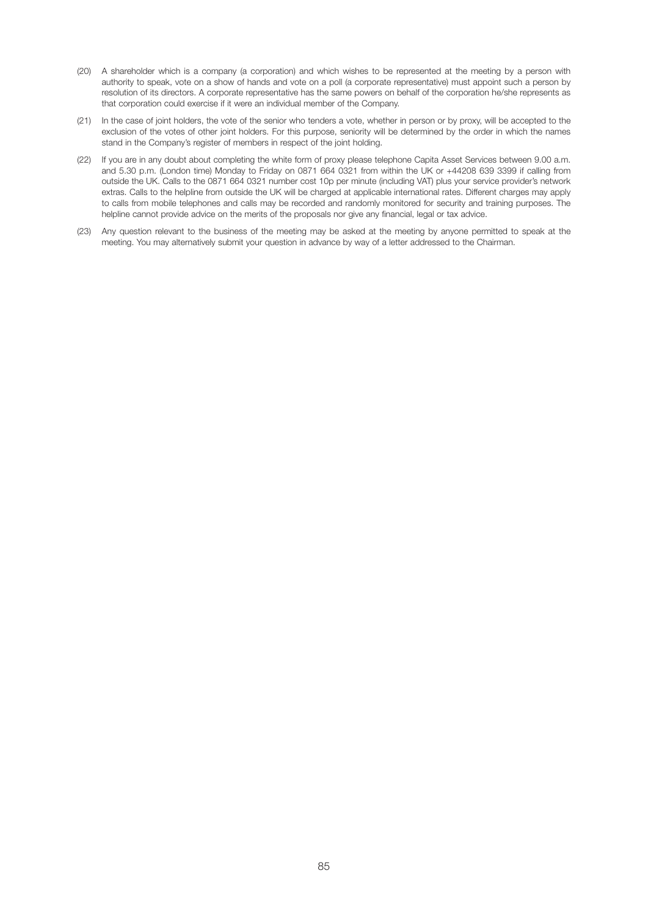(20) A shareholder which is a company (a corporation) and which wishes to be represented at the meeting by a person with authority to speak, vote on a show of hands and vote on a poll (a corporate representative) must appoint such a person by resolution of its directors. A corporate representative has the same powers on behalf of the corporation he/she represents as that corporation could exercise if it were an individual member of the Company.

(21) In the case of joint holders, the vote of the senior who tenders a vote, whether in person or by proxy, will be accepted to the exclusion of the votes of other joint holders. For this purpose, seniority will be determined by the order in which the names stand in the Company's register of members in respect of the joint holding.

(22) If you are in any doubt about completing the white form of proxy please telephone Capita Asset Services between 9.00 a.m. and 5.30 p.m. (London time) Monday to Friday on 0871 664 0321 from within the UK or +44208 639 3399 if calling from outside the UK. Calls to the 0871 664 0321 number cost 10p per minute (including VAT) plus your service provider's network extras. Calls to the helpline from outside the UK will be charged at applicable international rates. Different charges may apply to calls from mobile telephones and calls may be recorded and randomly monitored for security and training purposes. The helpline cannot provide advice on the merits of the proposals nor give any financial, legal or tax advice.

(23) Any question relevant to the business of the meeting may be asked at the meeting by anyone permitted to speak at the meeting. You may alternatively submit your question in advance by way of a letter addressed to the Chairman.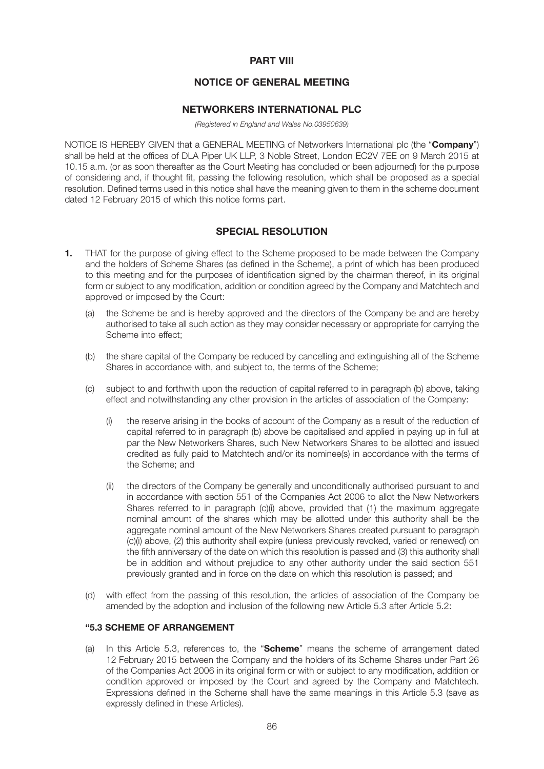# PART VIII

# NOTICE OF GENERAL MEETING

# NETWORKERS INTERNATIONAL PLC

*(Registered in England and Wales No.03950639)*

NOTICE IS HEREBY GIVEN that a GENERAL MEETING of Networkers International plc (the "**Company**") shall be held at the offices of DLA Piper UK LLP, 3 Noble Street, London EC2V 7EE on 9 March 2015 at 10.15 a.m. (or as soon thereafter as the Court Meeting has concluded or been adjourned) for the purpose of considering and, if thought fit, passing the following resolution, which shall be proposed as a special resolution. Defined terms used in this notice shall have the meaning given to them in the scheme document dated 12 February 2015 of which this notice forms part.

## SPECIAL RESOLUTION

**1.** THAT for the purpose of giving effect to the Scheme proposed to be made between the Company and the holders of Scheme Shares (as defined in the Scheme), a print of which has been produced to this meeting and for the purposes of identification signed by the chairman thereof, in its original form or subject to any modification, addition or condition agreed by the Company and Matchtech and approved or imposed by the Court:

(a) the Scheme be and is hereby approved and the directors of the Company be and are hereby authorised to take all such action as they may consider necessary or appropriate for carrying the Scheme into effect;

(b) the share capital of the Company be reduced by cancelling and extinguishing all of the Scheme Shares in accordance with, and subject to, the terms of the Scheme;

(c) subject to and forthwith upon the reduction of capital referred to in paragraph (b) above, taking effect and notwithstanding any other provision in the articles of association of the Company:

(i) the reserve arising in the books of account of the Company as a result of the reduction of capital referred to in paragraph (b) above be capitalised and applied in paying up in full at par the New Networkers Shares, such New Networkers Shares to be allotted and issued credited as fully paid to Matchtech and/or its nominee(s) in accordance with the terms of the Scheme; and

(ii) the directors of the Company be generally and unconditionally authorised pursuant to and in accordance with section 551 of the Companies Act 2006 to allot the New Networkers Shares referred to in paragraph (c)(i) above, provided that (1) the maximum aggregate nominal amount of the shares which may be allotted under this authority shall be the aggregate nominal amount of the New Networkers Shares created pursuant to paragraph (c)(i) above, (2) this authority shall expire (unless previously revoked, varied or renewed) on the fifth anniversary of the date on which this resolution is passed and (3) this authority shall be in addition and without prejudice to any other authority under the said section 551 previously granted and in force on the date on which this resolution is passed; and

(d) with effect from the passing of this resolution, the articles of association of the Company be amended by the adoption and inclusion of the following new Article 5.3 after Article 5.2:

**"5.3 SCHEME OF ARRANGEMENT**

(a) In this Article 5.3, references to, the "**Scheme**" means the scheme of arrangement dated 12 February 2015 between the Company and the holders of its Scheme Shares under Part 26 of the Companies Act 2006 in its original form or with or subject to any modification, addition or condition approved or imposed by the Court and agreed by the Company and Matchtech. Expressions defined in the Scheme shall have the same meanings in this Article 5.3 (save as expressly defined in these Articles).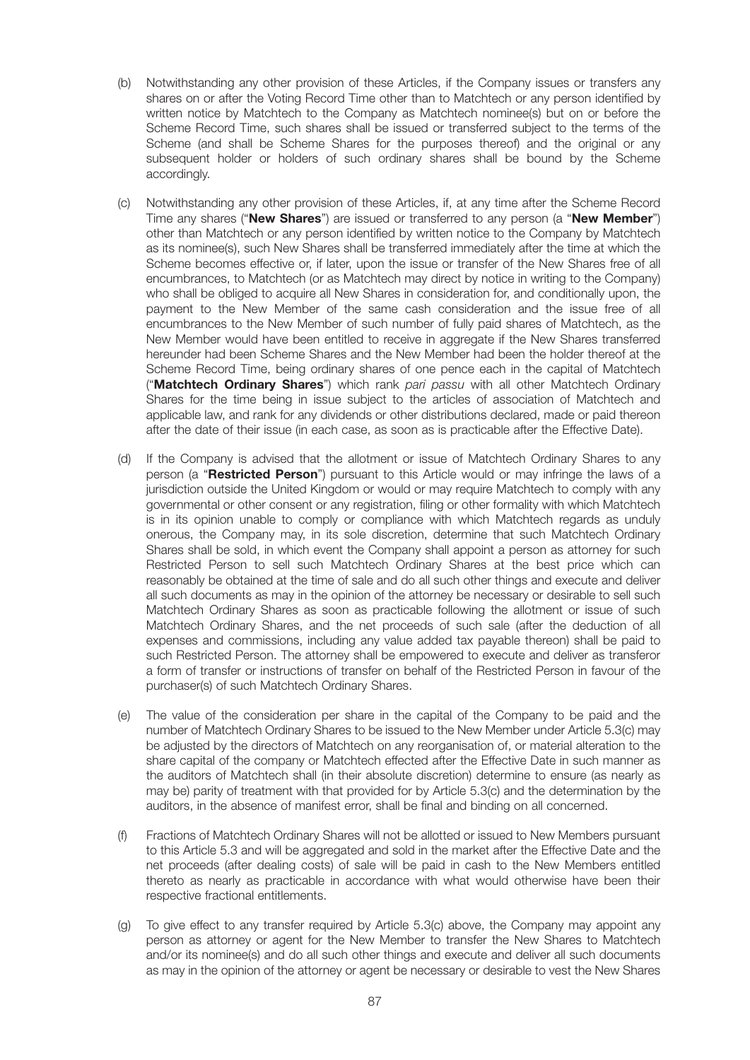(b) Notwithstanding any other provision of these Articles, if the Company issues or transfers any shares on or after the Voting Record Time other than to Matchtech or any person identified by written notice by Matchtech to the Company as Matchtech nominee(s) but on or before the Scheme Record Time, such shares shall be issued or transferred subject to the terms of the Scheme (and shall be Scheme Shares for the purposes thereof) and the original or any subsequent holder or holders of such ordinary shares shall be bound by the Scheme accordingly.

(c) Notwithstanding any other provision of these Articles, if, at any time after the Scheme Record Time any shares ("**New Shares**") are issued or transferred to any person (a "**New Member**") other than Matchtech or any person identified by written notice to the Company by Matchtech as its nominee(s), such New Shares shall be transferred immediately after the time at which the Scheme becomes effective or, if later, upon the issue or transfer of the New Shares free of all encumbrances, to Matchtech (or as Matchtech may direct by notice in writing to the Company) who shall be obliged to acquire all New Shares in consideration for, and conditionally upon, the payment to the New Member of the same cash consideration and the issue free of all encumbrances to the New Member of such number of fully paid shares of Matchtech, as the New Member would have been entitled to receive in aggregate if the New Shares transferred hereunder had been Scheme Shares and the New Member had been the holder thereof at the Scheme Record Time, being ordinary shares of one pence each in the capital of Matchtech ("**Matchtech Ordinary Shares**") which rank *pari passu* with all other Matchtech Ordinary Shares for the time being in issue subject to the articles of association of Matchtech and applicable law, and rank for any dividends or other distributions declared, made or paid thereon after the date of their issue (in each case, as soon as is practicable after the Effective Date).

(d) If the Company is advised that the allotment or issue of Matchtech Ordinary Shares to any person (a "**Restricted Person**") pursuant to this Article would or may infringe the laws of a jurisdiction outside the United Kingdom or would or may require Matchtech to comply with any governmental or other consent or any registration, filing or other formality with which Matchtech is in its opinion unable to comply or compliance with which Matchtech regards as unduly onerous, the Company may, in its sole discretion, determine that such Matchtech Ordinary Shares shall be sold, in which event the Company shall appoint a person as attorney for such Restricted Person to sell such Matchtech Ordinary Shares at the best price which can reasonably be obtained at the time of sale and do all such other things and execute and deliver all such documents as may in the opinion of the attorney be necessary or desirable to sell such Matchtech Ordinary Shares as soon as practicable following the allotment or issue of such Matchtech Ordinary Shares, and the net proceeds of such sale (after the deduction of all expenses and commissions, including any value added tax payable thereon) shall be paid to such Restricted Person. The attorney shall be empowered to execute and deliver as transferor a form of transfer or instructions of transfer on behalf of the Restricted Person in favour of the purchaser(s) of such Matchtech Ordinary Shares.

(e) The value of the consideration per share in the capital of the Company to be paid and the number of Matchtech Ordinary Shares to be issued to the New Member under Article 5.3(c) may be adjusted by the directors of Matchtech on any reorganisation of, or material alteration to the share capital of the company or Matchtech effected after the Effective Date in such manner as the auditors of Matchtech shall (in their absolute discretion) determine to ensure (as nearly as may be) parity of treatment with that provided for by Article 5.3(c) and the determination by the auditors, in the absence of manifest error, shall be final and binding on all concerned.

(f) Fractions of Matchtech Ordinary Shares will not be allotted or issued to New Members pursuant to this Article 5.3 and will be aggregated and sold in the market after the Effective Date and the net proceeds (after dealing costs) of sale will be paid in cash to the New Members entitled thereto as nearly as practicable in accordance with what would otherwise have been their respective fractional entitlements.

(g) To give effect to any transfer required by Article 5.3(c) above, the Company may appoint any person as attorney or agent for the New Member to transfer the New Shares to Matchtech and/or its nominee(s) and do all such other things and execute and deliver all such documents as may in the opinion of the attorney or agent be necessary or desirable to vest the New Shares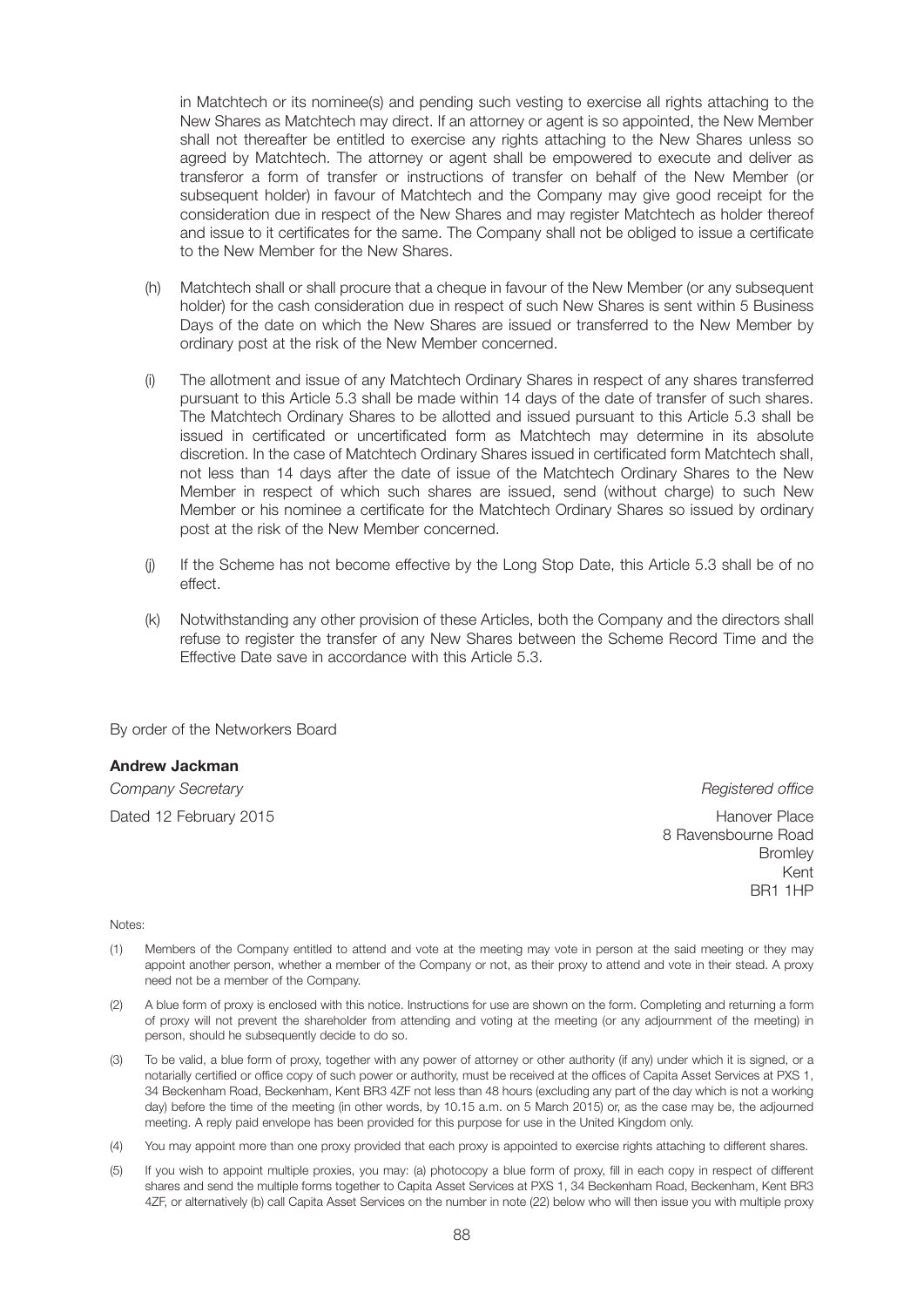in Matchtech or its nominee(s) and pending such vesting to exercise all rights attaching to the New Shares as Matchtech may direct. If an attorney or agent is so appointed, the New Member shall not thereafter be entitled to exercise any rights attaching to the New Shares unless so agreed by Matchtech. The attorney or agent shall be empowered to execute and deliver as transferor a form of transfer or instructions of transfer on behalf of the New Member (or subsequent holder) in favour of Matchtech and the Company may give good receipt for the consideration due in respect of the New Shares and may register Matchtech as holder thereof and issue to it certificates for the same. The Company shall not be obliged to issue a certificate to the New Member for the New Shares.

(h) Matchtech shall or shall procure that a cheque in favour of the New Member (or any subsequent holder) for the cash consideration due in respect of such New Shares is sent within 5 Business Days of the date on which the New Shares are issued or transferred to the New Member by ordinary post at the risk of the New Member concerned.

(i) The allotment and issue of any Matchtech Ordinary Shares in respect of any shares transferred pursuant to this Article 5.3 shall be made within 14 days of the date of transfer of such shares. The Matchtech Ordinary Shares to be allotted and issued pursuant to this Article 5.3 shall be issued in certificated or uncertificated form as Matchtech may determine in its absolute discretion. In the case of Matchtech Ordinary Shares issued in certificated form Matchtech shall, not less than 14 days after the date of issue of the Matchtech Ordinary Shares to the New Member in respect of which such shares are issued, send (without charge) to such New Member or his nominee a certificate for the Matchtech Ordinary Shares so issued by ordinary post at the risk of the New Member concerned.

(j) If the Scheme has not become effective by the Long Stop Date, this Article 5.3 shall be of no effect.

(k) Notwithstanding any other provision of these Articles, both the Company and the directors shall refuse to register the transfer of any New Shares between the Scheme Record Time and the Effective Date save in accordance with this Article 5.3.

By order of the Networkers Board

**Andrew Jackman**
*Company Secretary*
Dated 12 February 2015

*Registered office*
Hanover Place
8 Ravensbourne Road
Bromley
Kent
BR1 1HP

Notes:

(1) Members of the Company entitled to attend and vote at the meeting may vote in person at the said meeting or they may appoint another person, whether a member of the Company or not, as their proxy to attend and vote in their stead. A proxy need not be a member of the Company.

(2) A blue form of proxy is enclosed with this notice. Instructions for use are shown on the form. Completing and returning a form of proxy will not prevent the shareholder from attending and voting at the meeting (or any adjournment of the meeting) in person, should he subsequently decide to do so.

(3) To be valid, a blue form of proxy, together with any power of attorney or other authority (if any) under which it is signed, or a notarially certified or office copy of such power or authority, must be received at the offices of Capita Asset Services at PXS 1, 34 Beckenham Road, Beckenham, Kent BR3 4ZF not less than 48 hours (excluding any part of the day which is not a working day) before the time of the meeting (in other words, by 10.15 a.m. on 5 March 2015) or, as the case may be, the adjourned meeting. A reply paid envelope has been provided for this purpose for use in the United Kingdom only.

(4) You may appoint more than one proxy provided that each proxy is appointed to exercise rights attaching to different shares.

(5) If you wish to appoint multiple proxies, you may: (a) photocopy a blue form of proxy, fill in each copy in respect of different shares and send the multiple forms together to Capita Asset Services at PXS 1, 34 Beckenham Road, Beckenham, Kent BR3 4ZF, or alternatively (b) call Capita Asset Services on the number in note (22) below who will then issue you with multiple proxy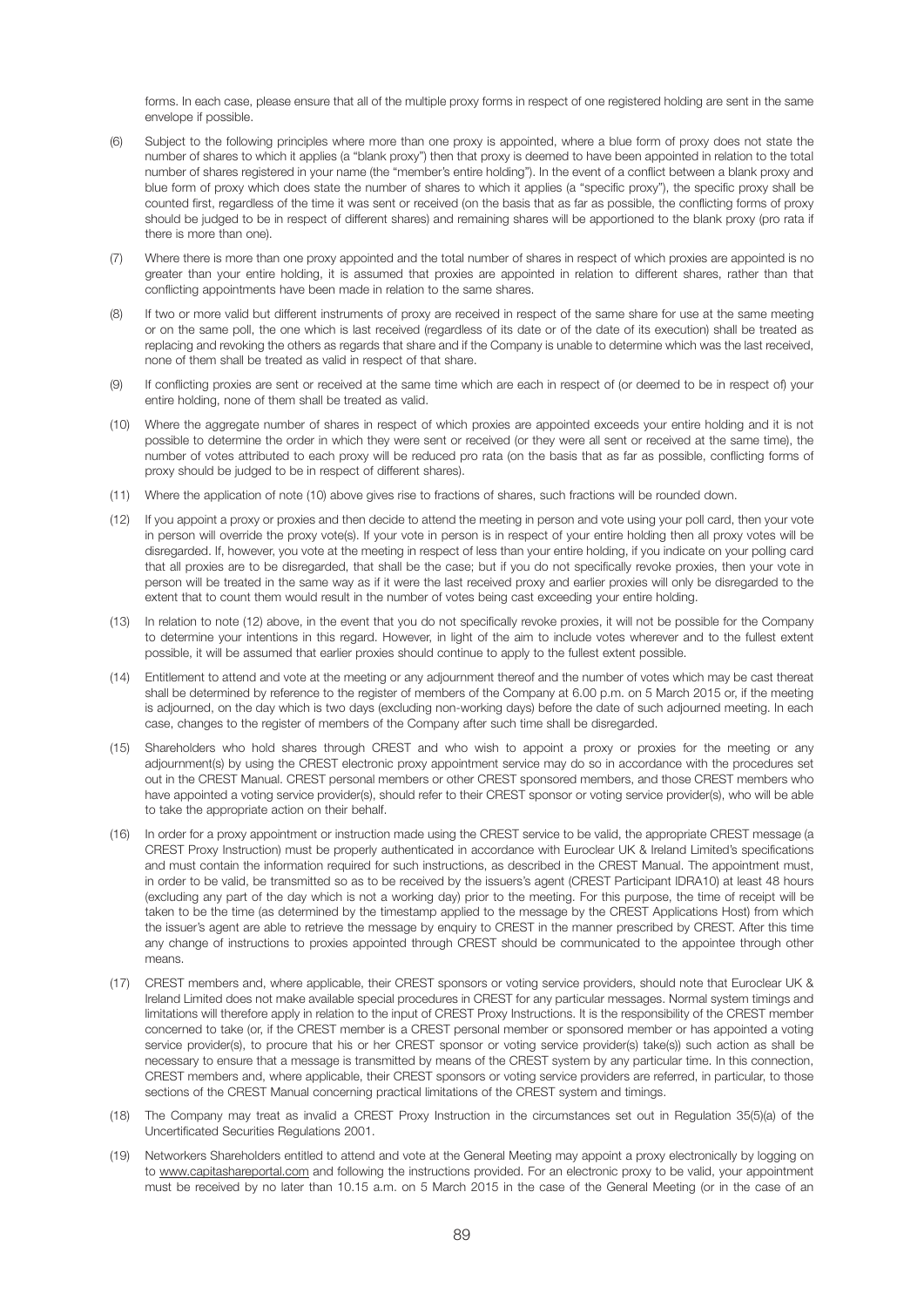forms. In each case, please ensure that all of the multiple proxy forms in respect of one registered holding are sent in the same envelope if possible.

(6) Subject to the following principles where more than one proxy is appointed, where a blue form of proxy does not state the number of shares to which it applies (a "blank proxy") then that proxy is deemed to have been appointed in relation to the total number of shares registered in your name (the "member's entire holding"). In the event of a conflict between a blank proxy and blue form of proxy which does state the number of shares to which it applies (a "specific proxy"), the specific proxy shall be counted first, regardless of the time it was sent or received (on the basis that as far as possible, the conflicting forms of proxy should be judged to be in respect of different shares) and remaining shares will be apportioned to the blank proxy (pro rata if there is more than one).

(7) Where there is more than one proxy appointed and the total number of shares in respect of which proxies are appointed is no greater than your entire holding, it is assumed that proxies are appointed in relation to different shares, rather than that conflicting appointments have been made in relation to the same shares.

(8) If two or more valid but different instruments of proxy are received in respect of the same share for use at the same meeting or on the same poll, the one which is last received (regardless of its date or of the date of its execution) shall be treated as replacing and revoking the others as regards that share and if the Company is unable to determine which was the last received, none of them shall be treated as valid in respect of that share.

(9) If conflicting proxies are sent or received at the same time which are each in respect of (or deemed to be in respect of) your entire holding, none of them shall be treated as valid.

(10) Where the aggregate number of shares in respect of which proxies are appointed exceeds your entire holding and it is not possible to determine the order in which they were sent or received (or they were all sent or received at the same time), the number of votes attributed to each proxy will be reduced pro rata (on the basis that as far as possible, conflicting forms of proxy should be judged to be in respect of different shares).

(11) Where the application of note (10) above gives rise to fractions of shares, such fractions will be rounded down.

(12) If you appoint a proxy or proxies and then decide to attend the meeting in person and vote using your poll card, then your vote in person will override the proxy vote(s). If your vote in person is in respect of your entire holding then all proxy votes will be disregarded. If, however, you vote at the meeting in respect of less than your entire holding, if you indicate on your polling card that all proxies are to be disregarded, that shall be the case; but if you do not specifically revoke proxies, then your vote in person will be treated in the same way as if it were the last received proxy and earlier proxies will only be disregarded to the extent that to count them would result in the number of votes being cast exceeding your entire holding.

(13) In relation to note (12) above, in the event that you do not specifically revoke proxies, it will not be possible for the Company to determine your intentions in this regard. However, in light of the aim to include votes wherever and to the fullest extent possible, it will be assumed that earlier proxies should continue to apply to the fullest extent possible.

(14) Entitlement to attend and vote at the meeting or any adjournment thereof and the number of votes which may be cast thereat shall be determined by reference to the register of members of the Company at 6.00 p.m. on 5 March 2015 or, if the meeting is adjourned, on the day which is two days (excluding non-working days) before the date of such adjourned meeting. In each case, changes to the register of members of the Company after such time shall be disregarded.

(15) Shareholders who hold shares through CREST and who wish to appoint a proxy or proxies for the meeting or any adjournment(s) by using the CREST electronic proxy appointment service may do so in accordance with the procedures set out in the CREST Manual. CREST personal members or other CREST sponsored members, and those CREST members who have appointed a voting service provider(s), should refer to their CREST sponsor or voting service provider(s), who will be able to take the appropriate action on their behalf.

(16) In order for a proxy appointment or instruction made using the CREST service to be valid, the appropriate CREST message (a CREST Proxy Instruction) must be properly authenticated in accordance with Euroclear UK & Ireland Limited's specifications and must contain the information required for such instructions, as described in the CREST Manual. The appointment must, in order to be valid, be transmitted so as to be received by the issuers's agent (CREST Participant IDRA10) at least 48 hours (excluding any part of the day which is not a working day) prior to the meeting. For this purpose, the time of receipt will be taken to be the time (as determined by the timestamp applied to the message by the CREST Applications Host) from which the issuer's agent are able to retrieve the message by enquiry to CREST in the manner prescribed by CREST. After this time any change of instructions to proxies appointed through CREST should be communicated to the appointee through other means.

(17) CREST members and, where applicable, their CREST sponsors or voting service providers, should note that Euroclear UK & Ireland Limited does not make available special procedures in CREST for any particular messages. Normal system timings and limitations will therefore apply in relation to the input of CREST Proxy Instructions. It is the responsibility of the CREST member concerned to take (or, if the CREST member is a CREST personal member or sponsored member or has appointed a voting service provider(s), to procure that his or her CREST sponsor or voting service provider(s) take(s)) such action as shall be necessary to ensure that a message is transmitted by means of the CREST system by any particular time. In this connection, CREST members and, where applicable, their CREST sponsors or voting service providers are referred, in particular, to those sections of the CREST Manual concerning practical limitations of the CREST system and timings.

(18) The Company may treat as invalid a CREST Proxy Instruction in the circumstances set out in Regulation 35(5)(a) of the Uncertificated Securities Regulations 2001.

(19) Networkers Shareholders entitled to attend and vote at the General Meeting may appoint a proxy electronically by logging on to www.capitashareportal.com and following the instructions provided. For an electronic proxy to be valid, your appointment must be received by no later than 10.15 a.m. on 5 March 2015 in the case of the General Meeting (or in the case of an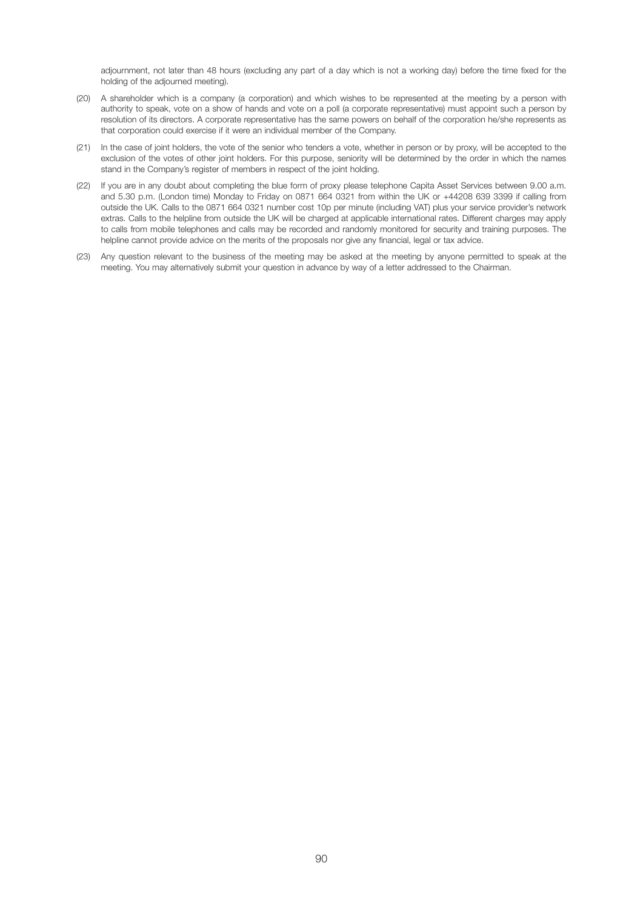adjournment, not later than 48 hours (excluding any part of a day which is not a working day) before the time fixed for the holding of the adjourned meeting).

(20) A shareholder which is a company (a corporation) and which wishes to be represented at the meeting by a person with authority to speak, vote on a show of hands and vote on a poll (a corporate representative) must appoint such a person by resolution of its directors. A corporate representative has the same powers on behalf of the corporation he/she represents as that corporation could exercise if it were an individual member of the Company.

(21) In the case of joint holders, the vote of the senior who tenders a vote, whether in person or by proxy, will be accepted to the exclusion of the votes of other joint holders. For this purpose, seniority will be determined by the order in which the names stand in the Company's register of members in respect of the joint holding.

(22) If you are in any doubt about completing the blue form of proxy please telephone Capita Asset Services between 9.00 a.m. and 5.30 p.m. (London time) Monday to Friday on 0871 664 0321 from within the UK or +44208 639 3399 if calling from outside the UK. Calls to the 0871 664 0321 number cost 10p per minute (including VAT) plus your service provider's network extras. Calls to the helpline from outside the UK will be charged at applicable international rates. Different charges may apply to calls from mobile telephones and calls may be recorded and randomly monitored for security and training purposes. The helpline cannot provide advice on the merits of the proposals nor give any financial, legal or tax advice.

(23) Any question relevant to the business of the meeting may be asked at the meeting by anyone permitted to speak at the meeting. You may alternatively submit your question in advance by way of a letter addressed to the Chairman.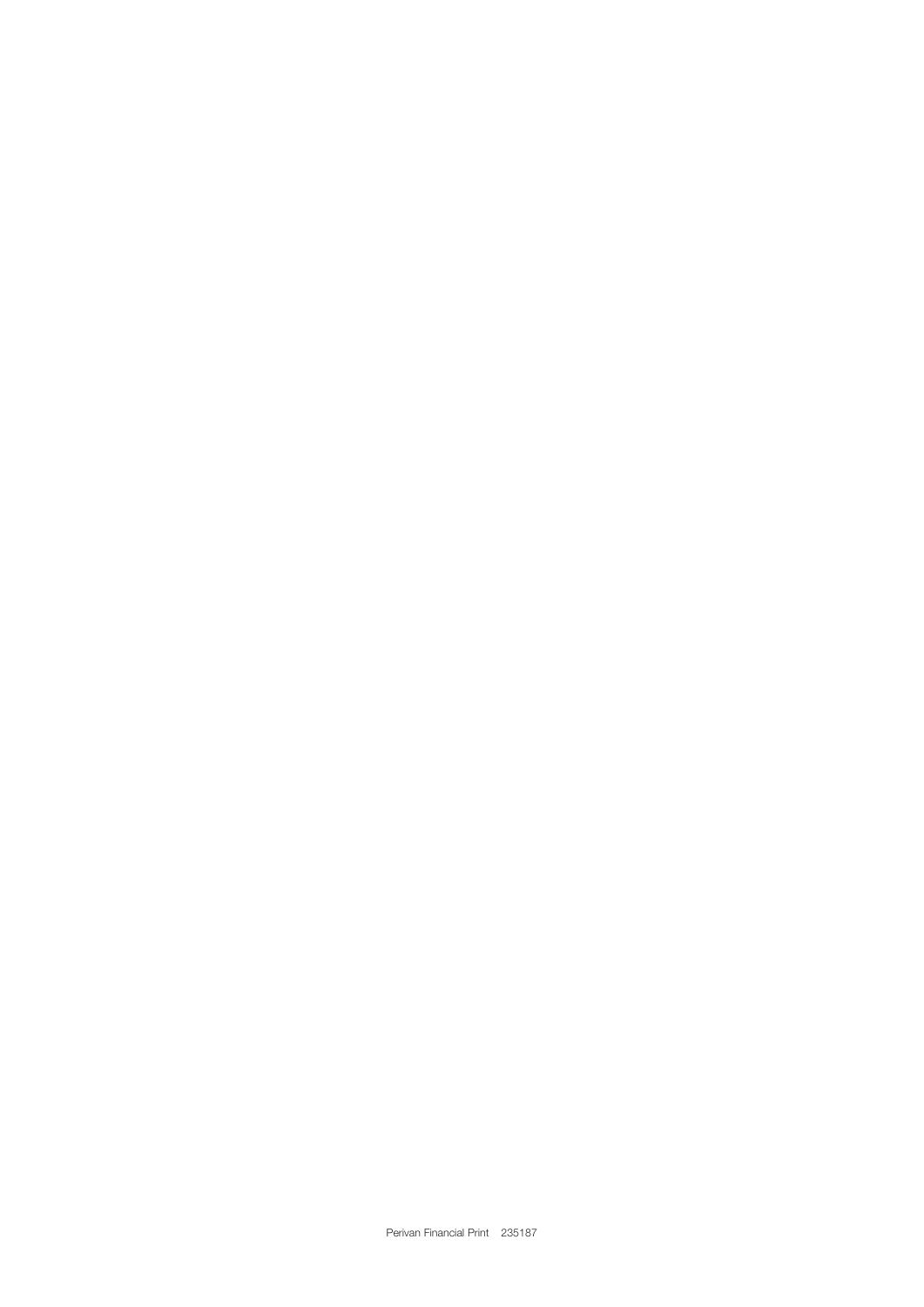Perivan Financial Print 235187